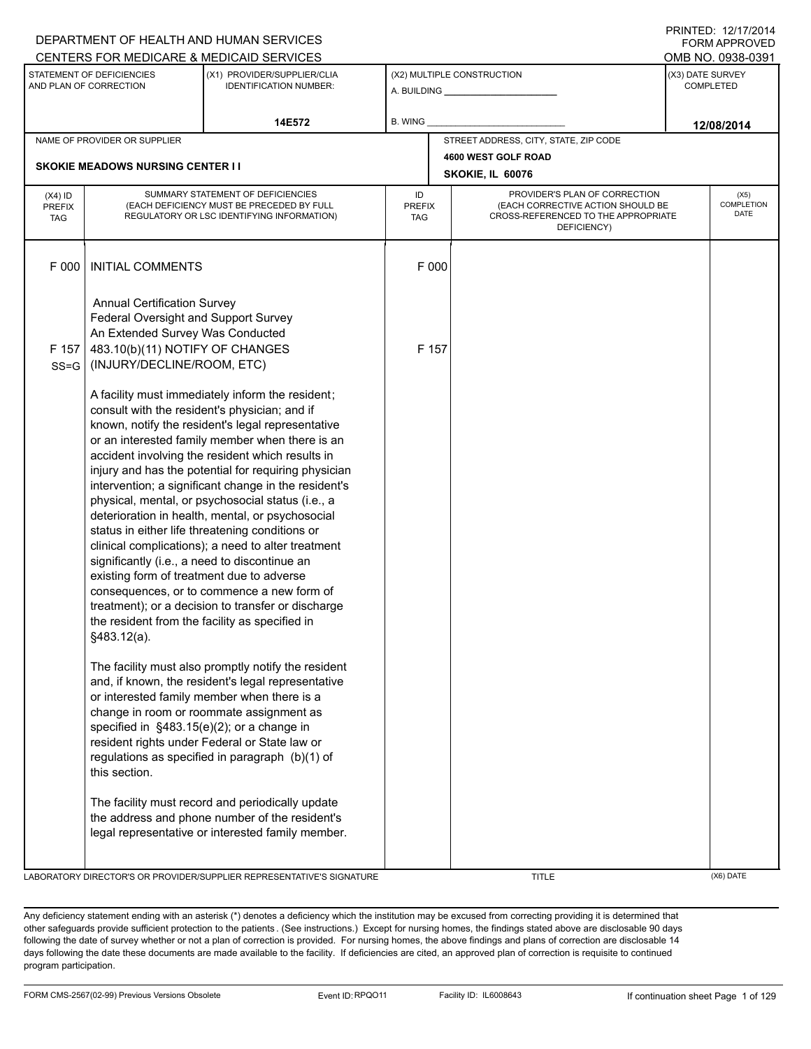DEPARTMENT OF HEALTH AND HUMAN SERVICES
CENTERS FOR MEDICARE & MEDICAID SERVICES

PRINTED: 12/17/2014
FORM APPROVED
OMB NO. 0938-0391

| STATEMENT OF DEFICIENCIES AND PLAN OF CORRECTION | (X1) PROVIDER/SUPPLIER/CLIA IDENTIFICATION NUMBER: | (X2) MULTIPLE CONSTRUCTION | (X3) DATE SURVEY COMPLETED |
|---|---|---|---|
| | 14E572 | A. BUILDING ______ B. WING ______ | 12/08/2014 |

| NAME OF PROVIDER OR SUPPLIER | STREET ADDRESS, CITY, STATE, ZIP CODE |
|---|---|
| SKOKIE MEADOWS NURSING CENTER I I | 4600 WEST GOLF ROAD SKOKIE, IL 60076 |

| (X4) ID PREFIX TAG | SUMMARY STATEMENT OF DEFICIENCIES (EACH DEFICIENCY MUST BE PRECEDED BY FULL REGULATORY OR LSC IDENTIFYING INFORMATION) | ID PREFIX TAG | PROVIDER'S PLAN OF CORRECTION (EACH CORRECTIVE ACTION SHOULD BE CROSS-REFERENCED TO THE APPROPRIATE DEFICIENCY) | (X5) COMPLETION DATE |
|---|---|---|---|---|
| F 000 | INITIAL COMMENTS<br><br>Annual Certification Survey<br>Federal Oversight and Support Survey<br>An Extended Survey Was Conducted | F 000 | | |
| F 157 SS=G | 483.10(b)(11) NOTIFY OF CHANGES (INJURY/DECLINE/ROOM, ETC)<br><br>A facility must immediately inform the resident; consult with the resident's physician; and if known, notify the resident's legal representative or an interested family member when there is an accident involving the resident which results in injury and has the potential for requiring physician intervention; a significant change in the resident's physical, mental, or psychosocial status (i.e., a deterioration in health, mental, or psychosocial status in either life threatening conditions or clinical complications); a need to alter treatment significantly (i.e., a need to discontinue an existing form of treatment due to adverse consequences, or to commence a new form of treatment); or a decision to transfer or discharge the resident from the facility as specified in §483.12(a).<br><br>The facility must also promptly notify the resident and, if known, the resident's legal representative or interested family member when there is a change in room or roommate assignment as specified in §483.15(e)(2); or a change in resident rights under Federal or State law or regulations as specified in paragraph (b)(1) of this section.<br><br>The facility must record and periodically update the address and phone number of the resident's legal representative or interested family member. | F 157 | | |

LABORATORY DIRECTOR'S OR PROVIDER/SUPPLIER REPRESENTATIVE'S SIGNATURE | TITLE | (X6) DATE

Any deficiency statement ending with an asterisk (*) denotes a deficiency which the institution may be excused from correcting providing it is determined that other safeguards provide sufficient protection to the patients. (See instructions.) Except for nursing homes, the findings stated above are disclosable 90 days following the date of survey whether or not a plan of correction is provided. For nursing homes, the above findings and plans of correction are disclosable 14 days following the date these documents are made available to the facility. If deficiencies are cited, an approved plan of correction is requisite to continued program participation.

FORM CMS-2567(02-99) Previous Versions Obsolete | Event ID: RPQO11 | Facility ID: IL6008643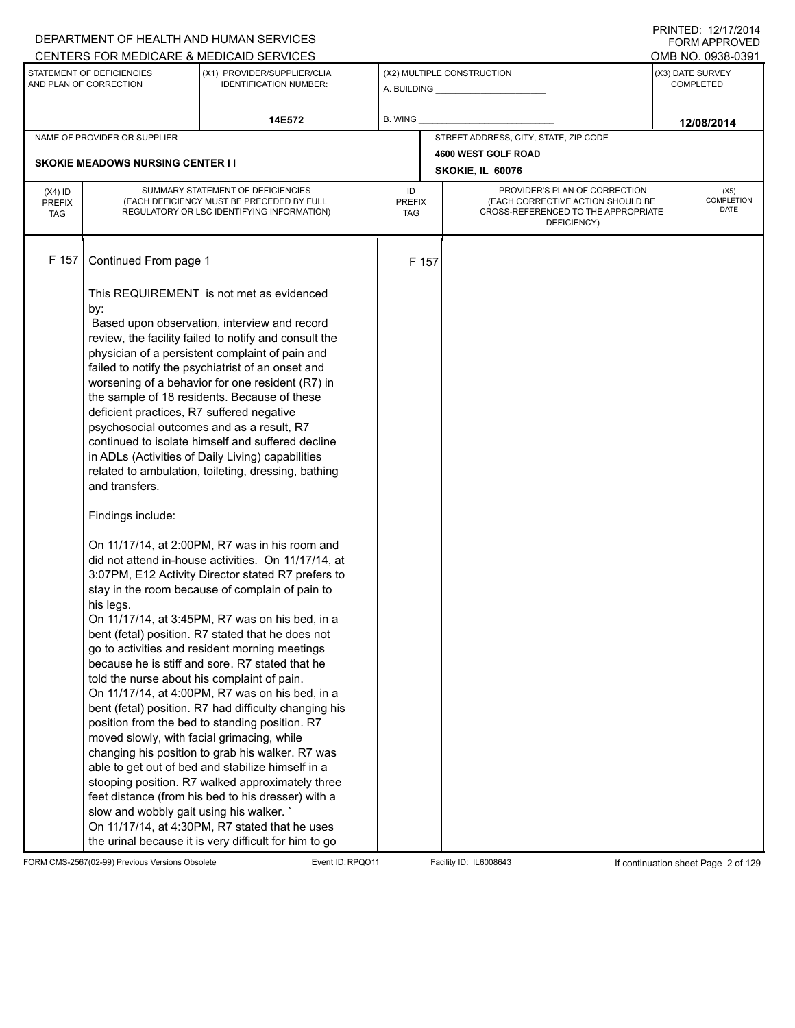DEPARTMENT OF HEALTH AND HUMAN SERVICES
CENTERS FOR MEDICARE & MEDICAID SERVICES

PRINTED: 12/17/2014
FORM APPROVED
OMB NO. 0938-0391

| STATEMENT OF DEFICIENCIES AND PLAN OF CORRECTION | (X1) PROVIDER/SUPPLIER/CLIA IDENTIFICATION NUMBER: | (X2) MULTIPLE CONSTRUCTION | (X3) DATE SURVEY COMPLETED |
|---|---|---|---|
| | 14E572 | A. BUILDING ______ B. WING ______ | 12/08/2014 |

NAME OF PROVIDER OR SUPPLIER: SKOKIE MEADOWS NURSING CENTER I I

STREET ADDRESS, CITY, STATE, ZIP CODE: 4600 WEST GOLF ROAD, SKOKIE, IL 60076

| (X4) ID PREFIX TAG | SUMMARY STATEMENT OF DEFICIENCIES (EACH DEFICIENCY MUST BE PRECEDED BY FULL REGULATORY OR LSC IDENTIFYING INFORMATION) | ID PREFIX TAG | PROVIDER'S PLAN OF CORRECTION (EACH CORRECTIVE ACTION SHOULD BE CROSS-REFERENCED TO THE APPROPRIATE DEFICIENCY) | (X5) COMPLETION DATE |
|---|---|---|---|---|
| F 157 | Continued From page 1 | F 157 | | |

This REQUIREMENT is not met as evidenced by:

Based upon observation, interview and record review, the facility failed to notify and consult the physician of a persistent complaint of pain and failed to notify the psychiatrist of an onset and worsening of a behavior for one resident (R7) in the sample of 18 residents. Because of these deficient practices, R7 suffered negative psychosocial outcomes and as a result, R7 continued to isolate himself and suffered decline in ADLs (Activities of Daily Living) capabilities related to ambulation, toileting, dressing, bathing and transfers.

Findings include:

On 11/17/14, at 2:00PM, R7 was in his room and did not attend in-house activities. On 11/17/14, at 3:07PM, E12 Activity Director stated R7 prefers to stay in the room because of complain of pain to his legs.

On 11/17/14, at 3:45PM, R7 was on his bed, in a bent (fetal) position. R7 stated that he does not go to activities and resident morning meetings because he is stiff and sore. R7 stated that he told the nurse about his complaint of pain.

On 11/17/14, at 4:00PM, R7 was on his bed, in a bent (fetal) position. R7 had difficulty changing his position from the bed to standing position. R7 moved slowly, with facial grimacing, while changing his position to grab his walker. R7 was able to get out of bed and stabilize himself in a stooping position. R7 walked approximately three feet distance (from his bed to his dresser) with a slow and wobbly gait using his walker. `

On 11/17/14, at 4:30PM, R7 stated that he uses the urinal because it is very difficult for him to go

FORM CMS-2567(02-99) Previous Versions Obsolete Event ID: RPQO11 Facility ID: IL6008643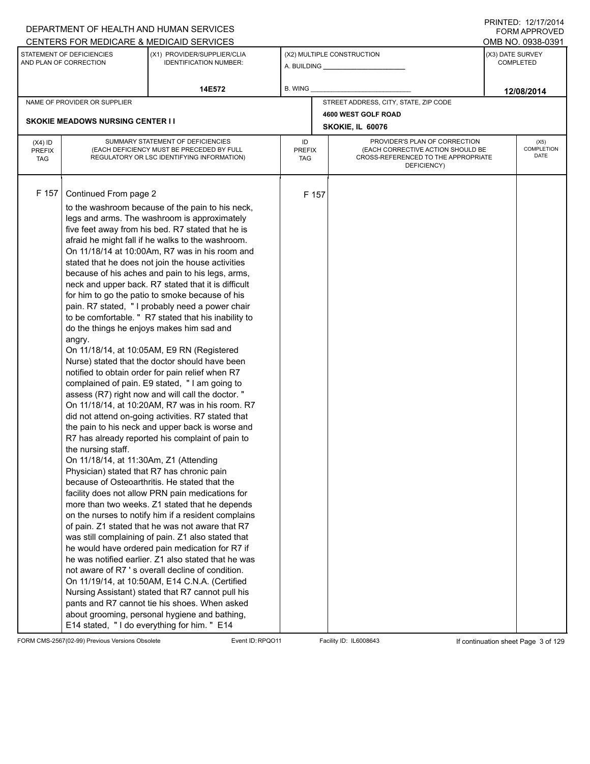DEPARTMENT OF HEALTH AND HUMAN SERVICES
CENTERS FOR MEDICARE & MEDICAID SERVICES

PRINTED: 12/17/2014
FORM APPROVED
OMB NO. 0938-0391

| STATEMENT OF DEFICIENCIES AND PLAN OF CORRECTION | (X1) PROVIDER/SUPPLIER/CLIA IDENTIFICATION NUMBER: | (X2) MULTIPLE CONSTRUCTION | (X3) DATE SURVEY COMPLETED |
|---|---|---|---|
| | 14E572 | A. BUILDING _____ B. WING _____ | 12/08/2014 |

| NAME OF PROVIDER OR SUPPLIER | STREET ADDRESS, CITY, STATE, ZIP CODE |
|---|---|
| SKOKIE MEADOWS NURSING CENTER I I | 4600 WEST GOLF ROAD SKOKIE, IL 60076 |

| (X4) ID PREFIX TAG | SUMMARY STATEMENT OF DEFICIENCIES (EACH DEFICIENCY MUST BE PRECEDED BY FULL REGULATORY OR LSC IDENTIFYING INFORMATION) | ID PREFIX TAG | PROVIDER'S PLAN OF CORRECTION (EACH CORRECTIVE ACTION SHOULD BE CROSS-REFERENCED TO THE APPROPRIATE DEFICIENCY) | (X5) COMPLETION DATE |
|---|---|---|---|---|
| F 157 | Continued From page 2<br>to the washroom because of the pain to his neck, legs and arms. The washroom is approximately five feet away from his bed. R7 stated that he is afraid he might fall if he walks to the washroom.<br>On 11/18/14 at 10:00Am, R7 was in his room and stated that he does not join the house activities because of his aches and pain to his legs, arms, neck and upper back. R7 stated that it is difficult for him to go the patio to smoke because of his pain. R7 stated, " I probably need a power chair to be comfortable. " R7 stated that his inability to do the things he enjoys makes him sad and angry.<br>On 11/18/14, at 10:05AM, E9 RN (Registered Nurse) stated that the doctor should have been notified to obtain order for pain relief when R7 complained of pain. E9 stated, " I am going to assess (R7) right now and will call the doctor. "<br>On 11/18/14, at 10:20AM, R7 was in his room. R7 did not attend on-going activities. R7 stated that the pain to his neck and upper back is worse and R7 has already reported his complaint of pain to the nursing staff.<br>On 11/18/14, at 11:30Am, Z1 (Attending Physician) stated that R7 has chronic pain because of Osteoarthritis. He stated that the facility does not allow PRN pain medications for more than two weeks. Z1 stated that he depends on the nurses to notify him if a resident complains of pain. Z1 stated that he was not aware that R7 was still complaining of pain. Z1 also stated that he would have ordered pain medication for R7 if he was notified earlier. Z1 also stated that he was not aware of R7 ' s overall decline of condition.<br>On 11/19/14, at 10:50AM, E14 C.N.A. (Certified Nursing Assistant) stated that R7 cannot pull his pants and R7 cannot tie his shoes. When asked about grooming, personal hygiene and bathing, E14 stated, " I do everything for him. " E14 | F 157 | | |

FORM CMS-2567(02-99) Previous Versions Obsolete Event ID: RPQO11 Facility ID: IL6008643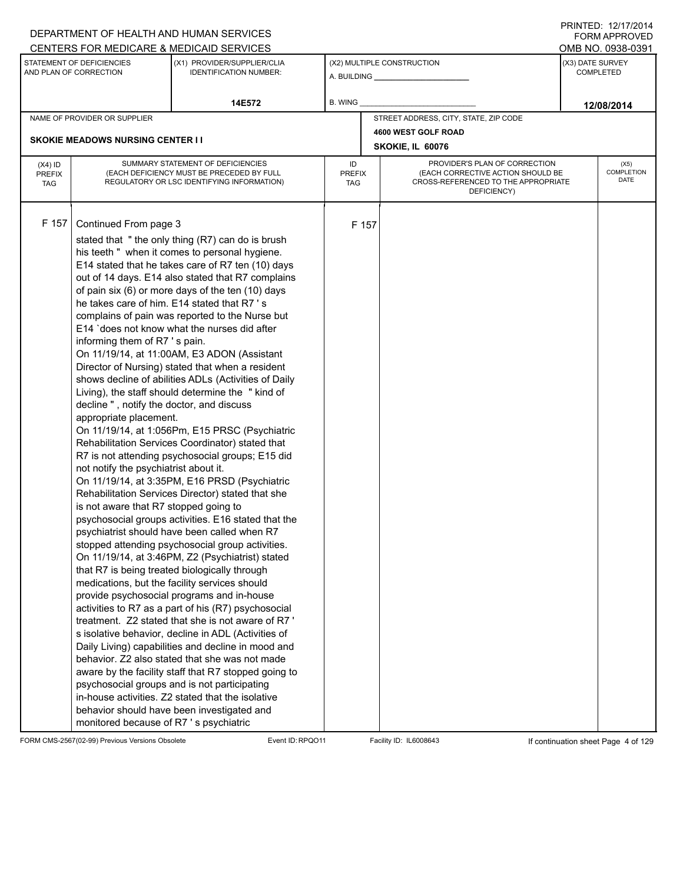DEPARTMENT OF HEALTH AND HUMAN SERVICES
CENTERS FOR MEDICARE & MEDICAID SERVICES

PRINTED: 12/17/2014
FORM APPROVED
OMB NO. 0938-0391

| STATEMENT OF DEFICIENCIES AND PLAN OF CORRECTION | (X1) PROVIDER/SUPPLIER/CLIA IDENTIFICATION NUMBER: | (X2) MULTIPLE CONSTRUCTION | (X3) DATE SURVEY COMPLETED |
|---|---|---|---|
| | 14E572 | A. BUILDING ______ B. WING ______ | 12/08/2014 |

| NAME OF PROVIDER OR SUPPLIER | STREET ADDRESS, CITY, STATE, ZIP CODE |
|---|---|
| SKOKIE MEADOWS NURSING CENTER I I | 4600 WEST GOLF ROAD SKOKIE, IL 60076 |

| (X4) ID PREFIX TAG | SUMMARY STATEMENT OF DEFICIENCIES (EACH DEFICIENCY MUST BE PRECEDED BY FULL REGULATORY OR LSC IDENTIFYING INFORMATION) | ID PREFIX TAG | PROVIDER'S PLAN OF CORRECTION (EACH CORRECTIVE ACTION SHOULD BE CROSS-REFERENCED TO THE APPROPRIATE DEFICIENCY) | (X5) COMPLETION DATE |
|---|---|---|---|---|
| F 157 | Continued From page 3 | F 157 | | |

stated that " the only thing (R7) can do is brush his teeth " when it comes to personal hygiene. E14 stated that he takes care of R7 ten (10) days out of 14 days. E14 also stated that R7 complains of pain six (6) or more days of the ten (10) days he takes care of him. E14 stated that R7 ' s complains of pain was reported to the Nurse but E14 `does not know what the nurses did after informing them of R7 ' s pain.

On 11/19/14, at 11:00AM, E3 ADON (Assistant Director of Nursing) stated that when a resident shows decline of abilities ADLs (Activities of Daily Living), the staff should determine the " kind of decline " , notify the doctor, and discuss appropriate placement.

On 11/19/14, at 1:056Pm, E15 PRSC (Psychiatric Rehabilitation Services Coordinator) stated that R7 is not attending psychosocial groups; E15 did not notify the psychiatrist about it.

On 11/19/14, at 3:35PM, E16 PRSD (Psychiatric Rehabilitation Services Director) stated that she is not aware that R7 stopped going to psychosocial groups activities. E16 stated that the psychiatrist should have been called when R7 stopped attending psychosocial group activities.

On 11/19/14, at 3:46PM, Z2 (Psychiatrist) stated that R7 is being treated biologically through medications, but the facility services should provide psychosocial programs and in-house activities to R7 as a part of his (R7) psychosocial treatment. Z2 stated that she is not aware of R7 ' s isolative behavior, decline in ADL (Activities of Daily Living) capabilities and decline in mood and behavior. Z2 also stated that she was not made aware by the facility staff that R7 stopped going to psychosocial groups and is not participating in-house activities. Z2 stated that the isolative behavior should have been investigated and monitored because of R7 ' s psychiatric

FORM CMS-2567(02-99) Previous Versions Obsolete Event ID: RPQO11 Facility ID: IL6008643 If continuation sheet Page 4 of 129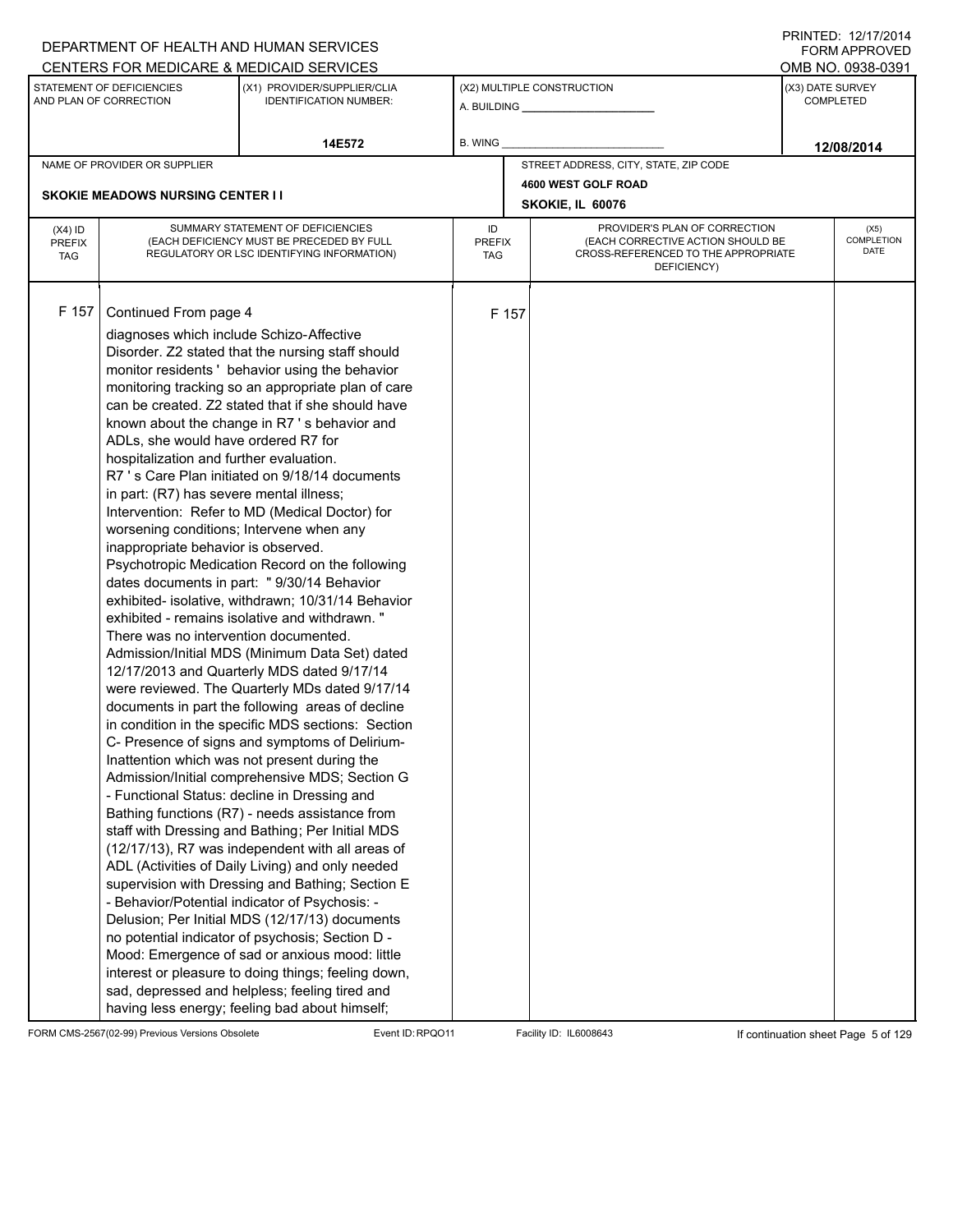DEPARTMENT OF HEALTH AND HUMAN SERVICES
CENTERS FOR MEDICARE & MEDICAID SERVICES

PRINTED: 12/17/2014
FORM APPROVED
OMB NO. 0938-0391

| STATEMENT OF DEFICIENCIES AND PLAN OF CORRECTION | (X1) PROVIDER/SUPPLIER/CLIA IDENTIFICATION NUMBER: | (X2) MULTIPLE CONSTRUCTION | (X3) DATE SURVEY COMPLETED |
|---|---|---|---|
| | 14E572 | A. BUILDING ______ B. WING ______ | 12/08/2014 |

| NAME OF PROVIDER OR SUPPLIER | STREET ADDRESS, CITY, STATE, ZIP CODE |
|---|---|
| SKOKIE MEADOWS NURSING CENTER I I | 4600 WEST GOLF ROAD SKOKIE, IL 60076 |

| (X4) ID PREFIX TAG | SUMMARY STATEMENT OF DEFICIENCIES (EACH DEFICIENCY MUST BE PRECEDED BY FULL REGULATORY OR LSC IDENTIFYING INFORMATION) | ID PREFIX TAG | PROVIDER'S PLAN OF CORRECTION (EACH CORRECTIVE ACTION SHOULD BE CROSS-REFERENCED TO THE APPROPRIATE DEFICIENCY) | (X5) COMPLETION DATE |
|---|---|---|---|---|
| F 157 | Continued From page 4<br>diagnoses which include Schizo-Affective Disorder. Z2 stated that the nursing staff should monitor residents ' behavior using the behavior monitoring tracking so an appropriate plan of care can be created. Z2 stated that if she should have known about the change in R7 ' s behavior and ADLs, she would have ordered R7 for hospitalization and further evaluation.<br>R7 ' s Care Plan initiated on 9/18/14 documents in part: (R7) has severe mental illness; Intervention: Refer to MD (Medical Doctor) for worsening conditions; Intervene when any inappropriate behavior is observed.<br>Psychotropic Medication Record on the following dates documents in part: " 9/30/14 Behavior exhibited- isolative, withdrawn; 10/31/14 Behavior exhibited - remains isolative and withdrawn. "<br>There was no intervention documented.<br>Admission/Initial MDS (Minimum Data Set) dated 12/17/2013 and Quarterly MDS dated 9/17/14 were reviewed. The Quarterly MDs dated 9/17/14 documents in part the following areas of decline in condition in the specific MDS sections: Section C- Presence of signs and symptoms of Delirium-Inattention which was not present during the Admission/Initial comprehensive MDS; Section G - Functional Status: decline in Dressing and Bathing functions (R7) - needs assistance from staff with Dressing and Bathing; Per Initial MDS (12/17/13), R7 was independent with all areas of ADL (Activities of Daily Living) and only needed supervision with Dressing and Bathing; Section E - Behavior/Potential indicator of Psychosis: - Delusion; Per Initial MDS (12/17/13) documents no potential indicator of psychosis; Section D - Mood: Emergence of sad or anxious mood: little interest or pleasure to doing things; feeling down, sad, depressed and helpless; feeling tired and having less energy; feeling bad about himself; | F 157 | | |

FORM CMS-2567(02-99) Previous Versions Obsolete Event ID: RPQO11 Facility ID: IL6008643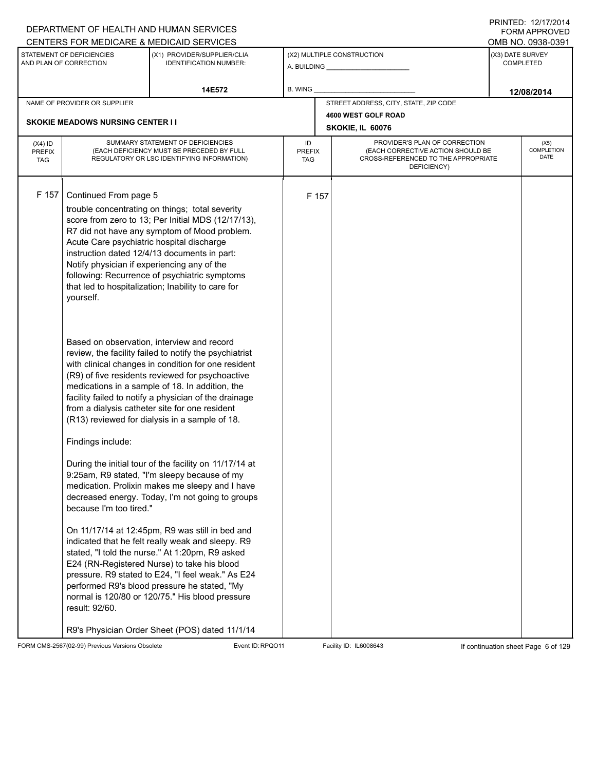DEPARTMENT OF HEALTH AND HUMAN SERVICES
CENTERS FOR MEDICARE & MEDICAID SERVICES

PRINTED: 12/17/2014
FORM APPROVED
OMB NO. 0938-0391

| STATEMENT OF DEFICIENCIES AND PLAN OF CORRECTION | (X1) PROVIDER/SUPPLIER/CLIA IDENTIFICATION NUMBER: | (X2) MULTIPLE CONSTRUCTION | (X3) DATE SURVEY COMPLETED |
|---|---|---|---|
| | 14E572 | A. BUILDING ______ B. WING ______ | 12/08/2014 |

| NAME OF PROVIDER OR SUPPLIER | STREET ADDRESS, CITY, STATE, ZIP CODE |
|---|---|
| SKOKIE MEADOWS NURSING CENTER I I | 4600 WEST GOLF ROAD SKOKIE, IL 60076 |

| (X4) ID PREFIX TAG | SUMMARY STATEMENT OF DEFICIENCIES (EACH DEFICIENCY MUST BE PRECEDED BY FULL REGULATORY OR LSC IDENTIFYING INFORMATION) | ID PREFIX TAG | PROVIDER'S PLAN OF CORRECTION (EACH CORRECTIVE ACTION SHOULD BE CROSS-REFERENCED TO THE APPROPRIATE DEFICIENCY) | (X5) COMPLETION DATE |
|---|---|---|---|---|
| F 157 | Continued From page 5 | F 157 | | |

trouble concentrating on things; total severity score from zero to 13; Per Initial MDS (12/17/13), R7 did not have any symptom of Mood problem. Acute Care psychiatric hospital discharge instruction dated 12/4/13 documents in part: Notify physician if experiencing any of the following: Recurrence of psychiatric symptoms that led to hospitalization; Inability to care for yourself.

Based on observation, interview and record review, the facility failed to notify the psychiatrist with clinical changes in condition for one resident (R9) of five residents reviewed for psychoactive medications in a sample of 18. In addition, the facility failed to notify a physician of the drainage from a dialysis catheter site for one resident (R13) reviewed for dialysis in a sample of 18.

Findings include:

During the initial tour of the facility on 11/17/14 at 9:25am, R9 stated, "I'm sleepy because of my medication. Prolixin makes me sleepy and I have decreased energy. Today, I'm not going to groups because I'm too tired."

On 11/17/14 at 12:45pm, R9 was still in bed and indicated that he felt really weak and sleepy. R9 stated, "I told the nurse." At 1:20pm, R9 asked E24 (RN-Registered Nurse) to take his blood pressure. R9 stated to E24, "I feel weak." As E24 performed R9's blood pressure he stated, "My normal is 120/80 or 120/75." His blood pressure result: 92/60.

R9's Physician Order Sheet (POS) dated 11/1/14

FORM CMS-2567(02-99) Previous Versions Obsolete Event ID: RPQO11 Facility ID: IL6008643 If continuation sheet Page 6 of 129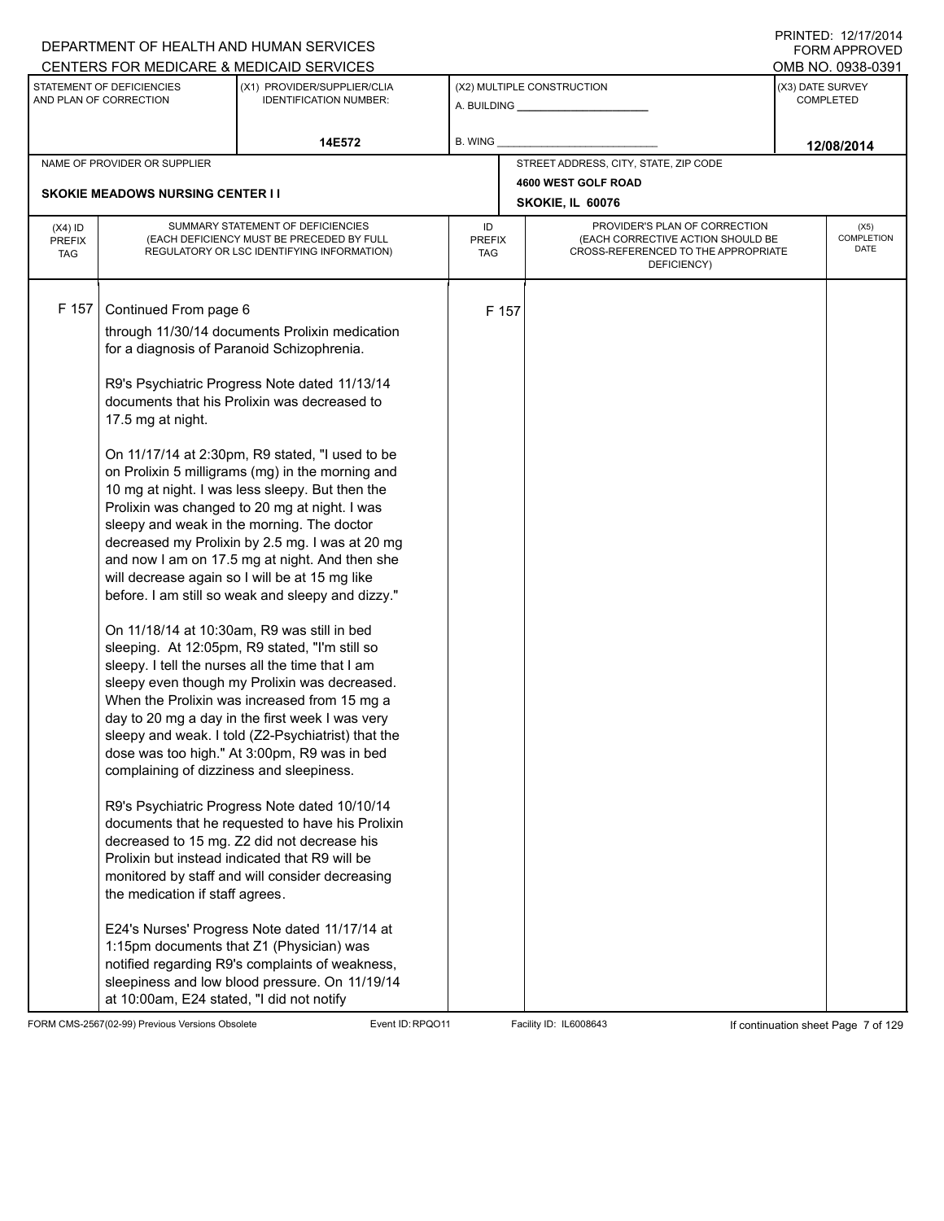| (X4) ID PREFIX TAG | SUMMARY STATEMENT OF DEFICIENCIES (EACH DEFICIENCY MUST BE PRECEDED BY FULL REGULATORY OR LSC IDENTIFYING INFORMATION) | ID PREFIX TAG | PROVIDER'S PLAN OF CORRECTION (EACH CORRECTIVE ACTION SHOULD BE CROSS-REFERENCED TO THE APPROPRIATE DEFICIENCY) | (X5) COMPLETION DATE |
|---|---|---|---|---|
| F 157 | Continued From page 6 | F 157 | | |

through 11/30/14 documents Prolixin medication for a diagnosis of Paranoid Schizophrenia.

R9's Psychiatric Progress Note dated 11/13/14 documents that his Prolixin was decreased to 17.5 mg at night.

On 11/17/14 at 2:30pm, R9 stated, "I used to be on Prolixin 5 milligrams (mg) in the morning and 10 mg at night. I was less sleepy. But then the Prolixin was changed to 20 mg at night. I was sleepy and weak in the morning. The doctor decreased my Prolixin by 2.5 mg. I was at 20 mg and now I am on 17.5 mg at night. And then she will decrease again so I will be at 15 mg like before. I am still so weak and sleepy and dizzy."

On 11/18/14 at 10:30am, R9 was still in bed sleeping. At 12:05pm, R9 stated, "I'm still so sleepy. I tell the nurses all the time that I am sleepy even though my Prolixin was decreased. When the Prolixin was increased from 15 mg a day to 20 mg a day in the first week I was very sleepy and weak. I told (Z2-Psychiatrist) that the dose was too high." At 3:00pm, R9 was in bed complaining of dizziness and sleepiness.

R9's Psychiatric Progress Note dated 10/10/14 documents that he requested to have his Prolixin decreased to 15 mg. Z2 did not decrease his Prolixin but instead indicated that R9 will be monitored by staff and will consider decreasing the medication if staff agrees.

E24's Nurses' Progress Note dated 11/17/14 at 1:15pm documents that Z1 (Physician) was notified regarding R9's complaints of weakness, sleepiness and low blood pressure. On 11/19/14 at 10:00am, E24 stated, "I did not notify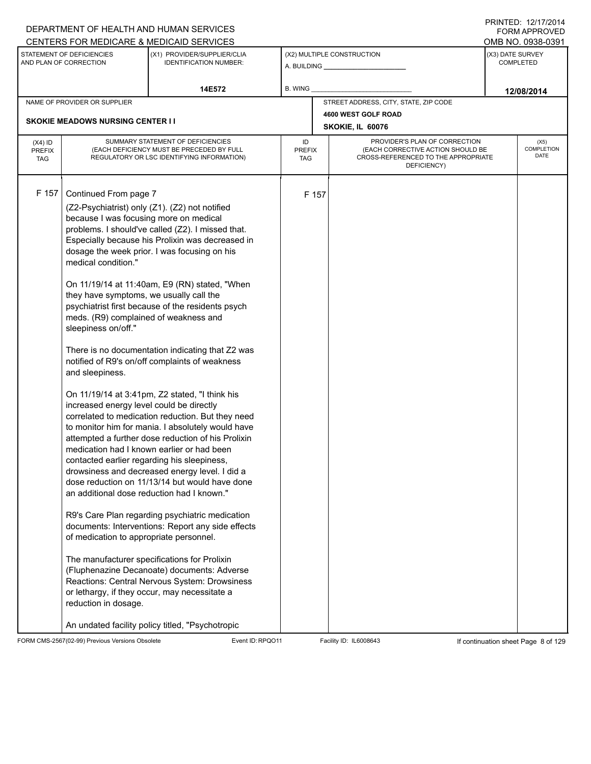DEPARTMENT OF HEALTH AND HUMAN SERVICES
CENTERS FOR MEDICARE & MEDICAID SERVICES

PRINTED: 12/17/2014
FORM APPROVED
OMB NO. 0938-0391

| STATEMENT OF DEFICIENCIES AND PLAN OF CORRECTION | (X1) PROVIDER/SUPPLIER/CLIA IDENTIFICATION NUMBER: | (X2) MULTIPLE CONSTRUCTION | (X3) DATE SURVEY COMPLETED |
|---|---|---|---|
| | 14E572 | A. BUILDING ______ B. WING ______ | 12/08/2014 |

| NAME OF PROVIDER OR SUPPLIER | STREET ADDRESS, CITY, STATE, ZIP CODE |
|---|---|
| SKOKIE MEADOWS NURSING CENTER I I | 4600 WEST GOLF ROAD SKOKIE, IL 60076 |

| (X4) ID PREFIX TAG | SUMMARY STATEMENT OF DEFICIENCIES (EACH DEFICIENCY MUST BE PRECEDED BY FULL REGULATORY OR LSC IDENTIFYING INFORMATION) | ID PREFIX TAG | PROVIDER'S PLAN OF CORRECTION (EACH CORRECTIVE ACTION SHOULD BE CROSS-REFERENCED TO THE APPROPRIATE DEFICIENCY) | (X5) COMPLETION DATE |
|---|---|---|---|---|
| F 157 | Continued From page 7 | F 157 | | |

(Z2-Psychiatrist) only (Z1). (Z2) not notified because I was focusing more on medical problems. I should've called (Z2). I missed that. Especially because his Prolixin was decreased in dosage the week prior. I was focusing on his medical condition."

On 11/19/14 at 11:40am, E9 (RN) stated, "When they have symptoms, we usually call the psychiatrist first because of the residents psych meds. (R9) complained of weakness and sleepiness on/off."

There is no documentation indicating that Z2 was notified of R9's on/off complaints of weakness and sleepiness.

On 11/19/14 at 3:41pm, Z2 stated, "I think his increased energy level could be directly correlated to medication reduction. But they need to monitor him for mania. I absolutely would have attempted a further dose reduction of his Prolixin medication had I known earlier or had been contacted earlier regarding his sleepiness, drowsiness and decreased energy level. I did a dose reduction on 11/13/14 but would have done an additional dose reduction had I known."

R9's Care Plan regarding psychiatric medication documents: Interventions: Report any side effects of medication to appropriate personnel.

The manufacturer specifications for Prolixin (Fluphenazine Decanoate) documents: Adverse Reactions: Central Nervous System: Drowsiness or lethargy, if they occur, may necessitate a reduction in dosage.

An undated facility policy titled, "Psychotropic

FORM CMS-2567(02-99) Previous Versions Obsolete Event ID: RPQO11 Facility ID: IL6008643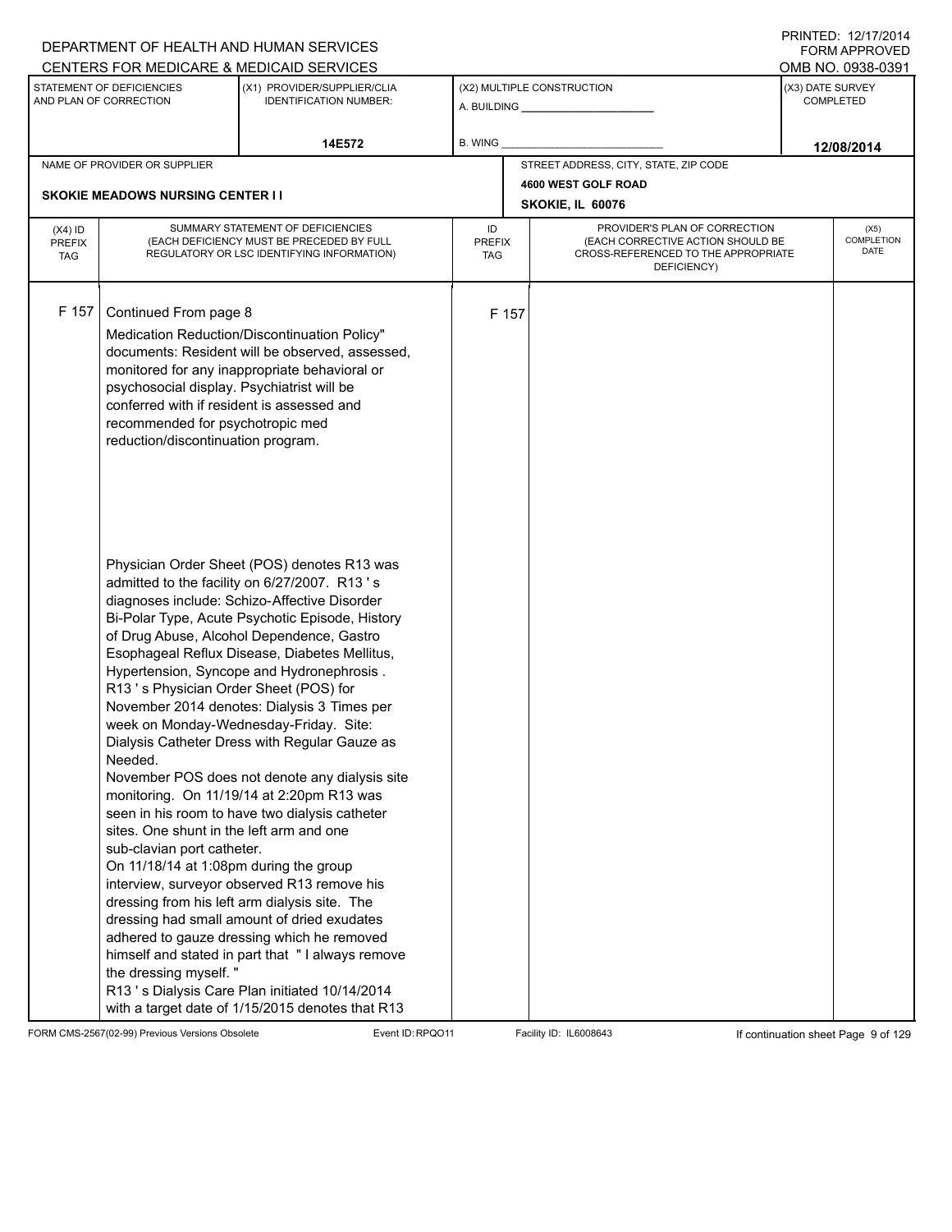DEPARTMENT OF HEALTH AND HUMAN SERVICES
CENTERS FOR MEDICARE & MEDICAID SERVICES

PRINTED: 12/17/2014
FORM APPROVED
OMB NO. 0938-0391

| STATEMENT OF DEFICIENCIES AND PLAN OF CORRECTION | (X1) PROVIDER/SUPPLIER/CLIA IDENTIFICATION NUMBER: | (X2) MULTIPLE CONSTRUCTION | (X3) DATE SURVEY COMPLETED |
|---|---|---|---|
| | 14E572 | A. BUILDING ______ B. WING ______ | 12/08/2014 |

| NAME OF PROVIDER OR SUPPLIER | STREET ADDRESS, CITY, STATE, ZIP CODE |
|---|---|
| SKOKIE MEADOWS NURSING CENTER I I | 4600 WEST GOLF ROAD SKOKIE, IL 60076 |

| (X4) ID PREFIX TAG | SUMMARY STATEMENT OF DEFICIENCIES (EACH DEFICIENCY MUST BE PRECEDED BY FULL REGULATORY OR LSC IDENTIFYING INFORMATION) | ID PREFIX TAG | PROVIDER'S PLAN OF CORRECTION (EACH CORRECTIVE ACTION SHOULD BE CROSS-REFERENCED TO THE APPROPRIATE DEFICIENCY) | (X5) COMPLETION DATE |
|---|---|---|---|---|
| F 157 | Continued From page 8<br>Medication Reduction/Discontinuation Policy" documents: Resident will be observed, assessed, monitored for any inappropriate behavioral or psychosocial display. Psychiatrist will be conferred with if resident is assessed and recommended for psychotropic med reduction/discontinuation program.<br><br>Physician Order Sheet (POS) denotes R13 was admitted to the facility on 6/27/2007. R13 ' s diagnoses include: Schizo-Affective Disorder Bi-Polar Type, Acute Psychotic Episode, History of Drug Abuse, Alcohol Dependence, Gastro Esophageal Reflux Disease, Diabetes Mellitus, Hypertension, Syncope and Hydronephrosis .<br>R13 ' s Physician Order Sheet (POS) for November 2014 denotes: Dialysis 3 Times per week on Monday-Wednesday-Friday. Site: Dialysis Catheter Dress with Regular Gauze as Needed.<br>November POS does not denote any dialysis site monitoring. On 11/19/14 at 2:20pm R13 was seen in his room to have two dialysis catheter sites. One shunt in the left arm and one sub-clavian port catheter.<br>On 11/18/14 at 1:08pm during the group interview, surveyor observed R13 remove his dressing from his left arm dialysis site. The dressing had small amount of dried exudates adhered to gauze dressing which he removed himself and stated in part that " I always remove the dressing myself. "<br>R13 ' s Dialysis Care Plan initiated 10/14/2014 with a target date of 1/15/2015 denotes that R13 | F 157 | | |

FORM CMS-2567(02-99) Previous Versions Obsolete Event ID: RPQO11 Facility ID: IL6008643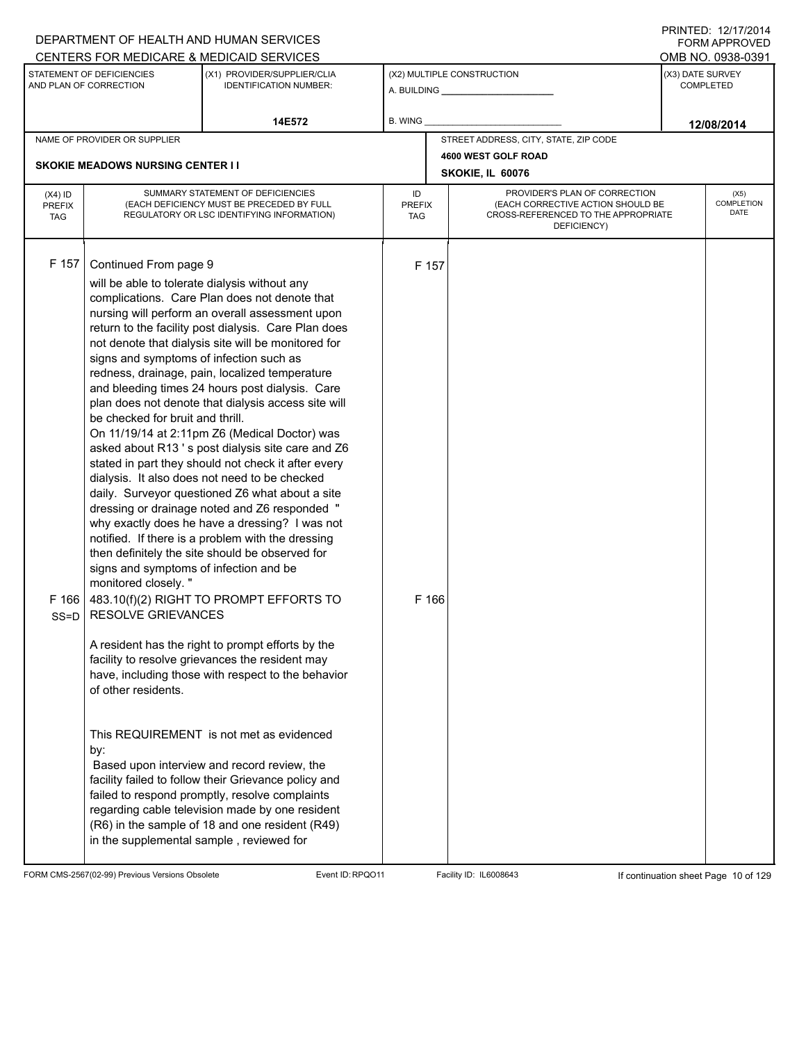DEPARTMENT OF HEALTH AND HUMAN SERVICES
CENTERS FOR MEDICARE & MEDICAID SERVICES

PRINTED: 12/17/2014
FORM APPROVED
OMB NO. 0938-0391

| STATEMENT OF DEFICIENCIES AND PLAN OF CORRECTION | (X1) PROVIDER/SUPPLIER/CLIA IDENTIFICATION NUMBER: | (X2) MULTIPLE CONSTRUCTION | (X3) DATE SURVEY COMPLETED |
|---|---|---|---|
| | 14E572 | A. BUILDING ______ B. WING ______ | 12/08/2014 |

| NAME OF PROVIDER OR SUPPLIER | STREET ADDRESS, CITY, STATE, ZIP CODE |
|---|---|
| SKOKIE MEADOWS NURSING CENTER I I | 4600 WEST GOLF ROAD SKOKIE, IL 60076 |

| (X4) ID PREFIX TAG | SUMMARY STATEMENT OF DEFICIENCIES (EACH DEFICIENCY MUST BE PRECEDED BY FULL REGULATORY OR LSC IDENTIFYING INFORMATION) | ID PREFIX TAG | PROVIDER'S PLAN OF CORRECTION (EACH CORRECTIVE ACTION SHOULD BE CROSS-REFERENCED TO THE APPROPRIATE DEFICIENCY) | (X5) COMPLETION DATE |
|---|---|---|---|---|
| F 157 | Continued From page 9<br>will be able to tolerate dialysis without any complications. Care Plan does not denote that nursing will perform an overall assessment upon return to the facility post dialysis. Care Plan does not denote that dialysis site will be monitored for signs and symptoms of infection such as redness, drainage, pain, localized temperature and bleeding times 24 hours post dialysis. Care plan does not denote that dialysis access site will be checked for bruit and thrill.<br>On 11/19/14 at 2:11pm Z6 (Medical Doctor) was asked about R13 ' s post dialysis site care and Z6 stated in part they should not check it after every dialysis. It also does not need to be checked daily. Surveyor questioned Z6 what about a site dressing or drainage noted and Z6 responded " why exactly does he have a dressing? I was not notified. If there is a problem with the dressing then definitely the site should be observed for signs and symptoms of infection and be monitored closely. " | F 157 | | |
| F 166 SS=D | 483.10(f)(2) RIGHT TO PROMPT EFFORTS TO RESOLVE GRIEVANCES<br><br>A resident has the right to prompt efforts by the facility to resolve grievances the resident may have, including those with respect to the behavior of other residents.<br><br>This REQUIREMENT is not met as evidenced by:<br>Based upon interview and record review, the facility failed to follow their Grievance policy and failed to respond promptly, resolve complaints regarding cable television made by one resident (R6) in the sample of 18 and one resident (R49) in the supplemental sample , reviewed for | F 166 | | |

FORM CMS-2567(02-99) Previous Versions Obsolete Event ID: RPQO11 Facility ID: IL6008643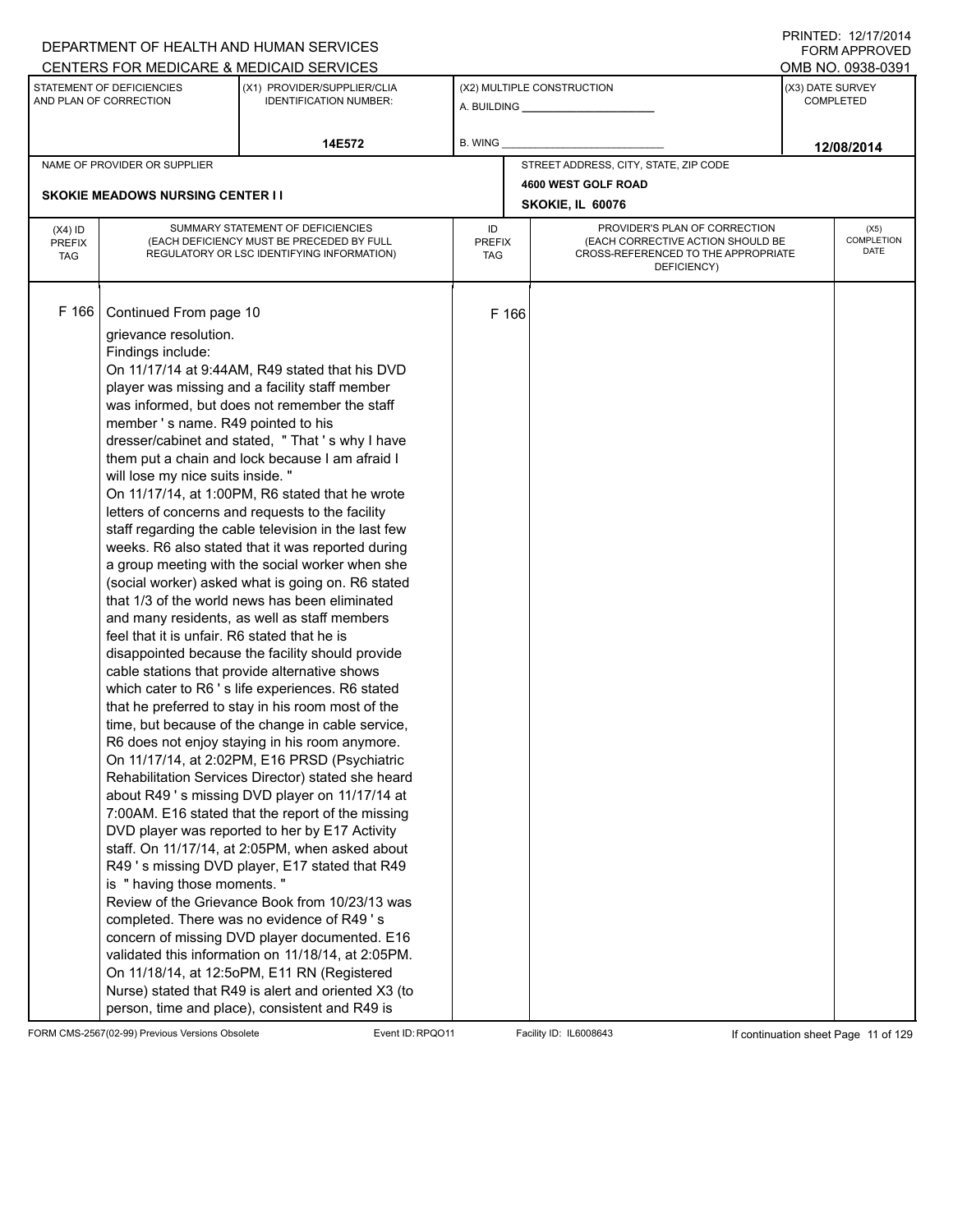DEPARTMENT OF HEALTH AND HUMAN SERVICES
CENTERS FOR MEDICARE & MEDICAID SERVICES

PRINTED: 12/17/2014
FORM APPROVED
OMB NO. 0938-0391

| STATEMENT OF DEFICIENCIES AND PLAN OF CORRECTION | (X1) PROVIDER/SUPPLIER/CLIA IDENTIFICATION NUMBER: | (X2) MULTIPLE CONSTRUCTION | (X3) DATE SURVEY COMPLETED |
|---|---|---|---|
| | 14E572 | A. BUILDING ______ B. WING ______ | 12/08/2014 |

NAME OF PROVIDER OR SUPPLIER: SKOKIE MEADOWS NURSING CENTER I I

STREET ADDRESS, CITY, STATE, ZIP CODE: 4600 WEST GOLF ROAD, SKOKIE, IL 60076

| (X4) ID PREFIX TAG | SUMMARY STATEMENT OF DEFICIENCIES (EACH DEFICIENCY MUST BE PRECEDED BY FULL REGULATORY OR LSC IDENTIFYING INFORMATION) | ID PREFIX TAG | PROVIDER'S PLAN OF CORRECTION (EACH CORRECTIVE ACTION SHOULD BE CROSS-REFERENCED TO THE APPROPRIATE DEFICIENCY) | (X5) COMPLETION DATE |
|---|---|---|---|---|
| F 166 | Continued From page 10<br>grievance resolution.<br>Findings include:<br>On 11/17/14 at 9:44AM, R49 stated that his DVD player was missing and a facility staff member was informed, but does not remember the staff member ' s name. R49 pointed to his dresser/cabinet and stated, " That ' s why I have them put a chain and lock because I am afraid I will lose my nice suits inside. "<br>On 11/17/14, at 1:00PM, R6 stated that he wrote letters of concerns and requests to the facility staff regarding the cable television in the last few weeks. R6 also stated that it was reported during a group meeting with the social worker when she (social worker) asked what is going on. R6 stated that 1/3 of the world news has been eliminated and many residents, as well as staff members feel that it is unfair. R6 stated that he is disappointed because the facility should provide cable stations that provide alternative shows which cater to R6 ' s life experiences. R6 stated that he preferred to stay in his room most of the time, but because of the change in cable service, R6 does not enjoy staying in his room anymore.<br>On 11/17/14, at 2:02PM, E16 PRSD (Psychiatric Rehabilitation Services Director) stated she heard about R49 ' s missing DVD player on 11/17/14 at 7:00AM. E16 stated that the report of the missing DVD player was reported to her by E17 Activity staff. On 11/17/14, at 2:05PM, when asked about R49 ' s missing DVD player, E17 stated that R49 is " having those moments. "<br>Review of the Grievance Book from 10/23/13 was completed. There was no evidence of R49 ' s concern of missing DVD player documented. E16 validated this information on 11/18/14, at 2:05PM.<br>On 11/18/14, at 12:5oPM, E11 RN (Registered Nurse) stated that R49 is alert and oriented X3 (to person, time and place), consistent and R49 is | F 166 | | |

FORM CMS-2567(02-99) Previous Versions Obsolete | Event ID: RPQO11 | Facility ID: IL6008643 | If continuation sheet Page 11 of 129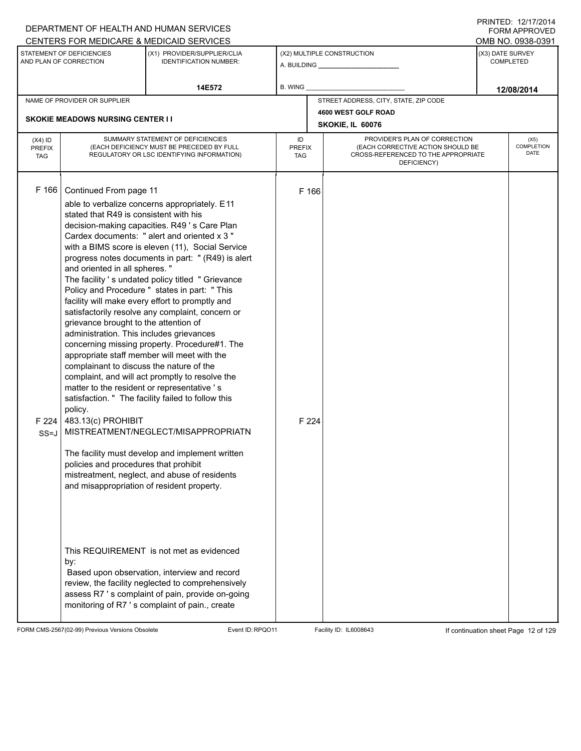DEPARTMENT OF HEALTH AND HUMAN SERVICES
CENTERS FOR MEDICARE & MEDICAID SERVICES

PRINTED: 12/17/2014
FORM APPROVED
OMB NO. 0938-0391

| STATEMENT OF DEFICIENCIES AND PLAN OF CORRECTION | (X1) PROVIDER/SUPPLIER/CLIA IDENTIFICATION NUMBER: | (X2) MULTIPLE CONSTRUCTION | (X3) DATE SURVEY COMPLETED |
|---|---|---|---|
| | 14E572 | A. BUILDING ______ B. WING ______ | 12/08/2014 |

| NAME OF PROVIDER OR SUPPLIER | STREET ADDRESS, CITY, STATE, ZIP CODE |
|---|---|
| SKOKIE MEADOWS NURSING CENTER I I | 4600 WEST GOLF ROAD SKOKIE, IL 60076 |

| (X4) ID PREFIX TAG | SUMMARY STATEMENT OF DEFICIENCIES (EACH DEFICIENCY MUST BE PRECEDED BY FULL REGULATORY OR LSC IDENTIFYING INFORMATION) | ID PREFIX TAG | PROVIDER'S PLAN OF CORRECTION (EACH CORRECTIVE ACTION SHOULD BE CROSS-REFERENCED TO THE APPROPRIATE DEFICIENCY) | (X5) COMPLETION DATE |
|---|---|---|---|---|
| F 166 | Continued From page 11<br>able to verbalize concerns appropriately. E11 stated that R49 is consistent with his decision-making capacities. R49 ' s Care Plan Cardex documents: " alert and oriented x 3 " with a BIMS score is eleven (11), Social Service progress notes documents in part: " (R49) is alert and oriented in all spheres. "<br>The facility ' s undated policy titled " Grievance Policy and Procedure " states in part: " This facility will make every effort to promptly and satisfactorily resolve any complaint, concern or grievance brought to the attention of administration. This includes grievances concerning missing property. Procedure#1. The appropriate staff member will meet with the complainant to discuss the nature of the complaint, and will act promptly to resolve the matter to the resident or representative ' s satisfaction. " The facility failed to follow this policy. | F 166 | | |
| F 224 SS=J | 483.13(c) PROHIBIT MISTREATMENT/NEGLECT/MISAPPROPRIATN<br><br>The facility must develop and implement written policies and procedures that prohibit mistreatment, neglect, and abuse of residents and misappropriation of resident property.<br><br>This REQUIREMENT is not met as evidenced by:<br>Based upon observation, interview and record review, the facility neglected to comprehensively assess R7 ' s complaint of pain, provide on-going monitoring of R7 ' s complaint of pain., create | F 224 | | |

FORM CMS-2567(02-99) Previous Versions Obsolete Event ID: RPQO11 Facility ID: IL6008643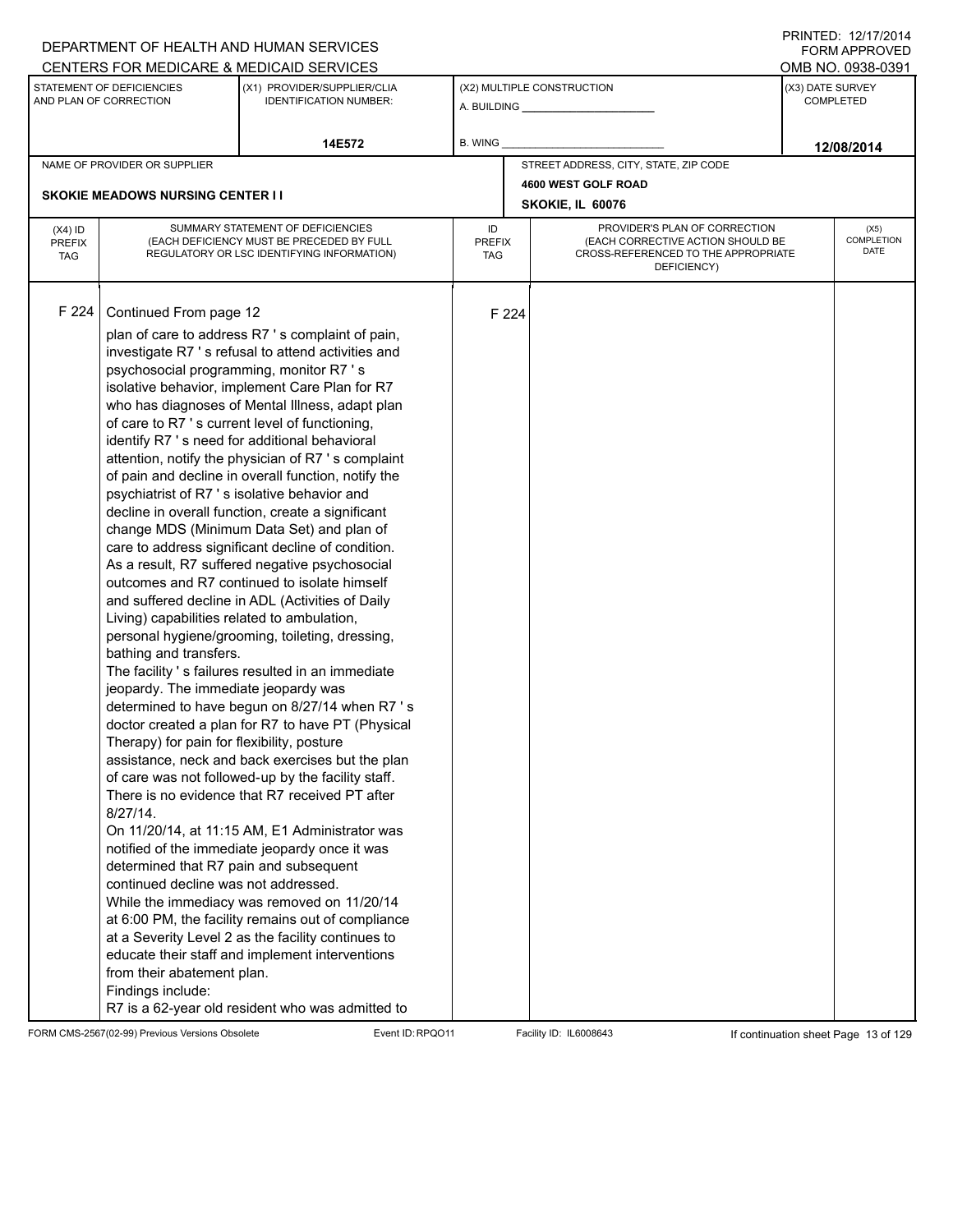DEPARTMENT OF HEALTH AND HUMAN SERVICES
CENTERS FOR MEDICARE & MEDICAID SERVICES

PRINTED: 12/17/2014
FORM APPROVED
OMB NO. 0938-0391

| STATEMENT OF DEFICIENCIES AND PLAN OF CORRECTION | (X1) PROVIDER/SUPPLIER/CLIA IDENTIFICATION NUMBER: | (X2) MULTIPLE CONSTRUCTION | (X3) DATE SURVEY COMPLETED |
|---|---|---|---|
| | 14E572 | A. BUILDING ___ B. WING ___ | 12/08/2014 |

NAME OF PROVIDER OR SUPPLIER: SKOKIE MEADOWS NURSING CENTER I I

STREET ADDRESS, CITY, STATE, ZIP CODE: 4600 WEST GOLF ROAD, SKOKIE, IL 60076

| (X4) ID PREFIX TAG | SUMMARY STATEMENT OF DEFICIENCIES (EACH DEFICIENCY MUST BE PRECEDED BY FULL REGULATORY OR LSC IDENTIFYING INFORMATION) | ID PREFIX TAG | PROVIDER'S PLAN OF CORRECTION (EACH CORRECTIVE ACTION SHOULD BE CROSS-REFERENCED TO THE APPROPRIATE DEFICIENCY) | (X5) COMPLETION DATE |
|---|---|---|---|---|
| F 224 | Continued From page 12<br>plan of care to address R7 ' s complaint of pain, investigate R7 ' s refusal to attend activities and psychosocial programming, monitor R7 ' s isolative behavior, implement Care Plan for R7 who has diagnoses of Mental Illness, adapt plan of care to R7 ' s current level of functioning, identify R7 ' s need for additional behavioral attention, notify the physician of R7 ' s complaint of pain and decline in overall function, notify the psychiatrist of R7 ' s isolative behavior and decline in overall function, create a significant change MDS (Minimum Data Set) and plan of care to address significant decline of condition. As a result, R7 suffered negative psychosocial outcomes and R7 continued to isolate himself and suffered decline in ADL (Activities of Daily Living) capabilities related to ambulation, personal hygiene/grooming, toileting, dressing, bathing and transfers.<br>The facility ' s failures resulted in an immediate jeopardy. The immediate jeopardy was determined to have begun on 8/27/14 when R7 ' s doctor created a plan for R7 to have PT (Physical Therapy) for pain for flexibility, posture assistance, neck and back exercises but the plan of care was not followed-up by the facility staff. There is no evidence that R7 received PT after 8/27/14.<br>On 11/20/14, at 11:15 AM, E1 Administrator was notified of the immediate jeopardy once it was determined that R7 pain and subsequent continued decline was not addressed.<br>While the immediacy was removed on 11/20/14 at 6:00 PM, the facility remains out of compliance at a Severity Level 2 as the facility continues to educate their staff and implement interventions from their abatement plan.<br>Findings include:<br>R7 is a 62-year old resident who was admitted to | F 224 | | |

FORM CMS-2567(02-99) Previous Versions Obsolete | Event ID: RPQO11 | Facility ID: IL6008643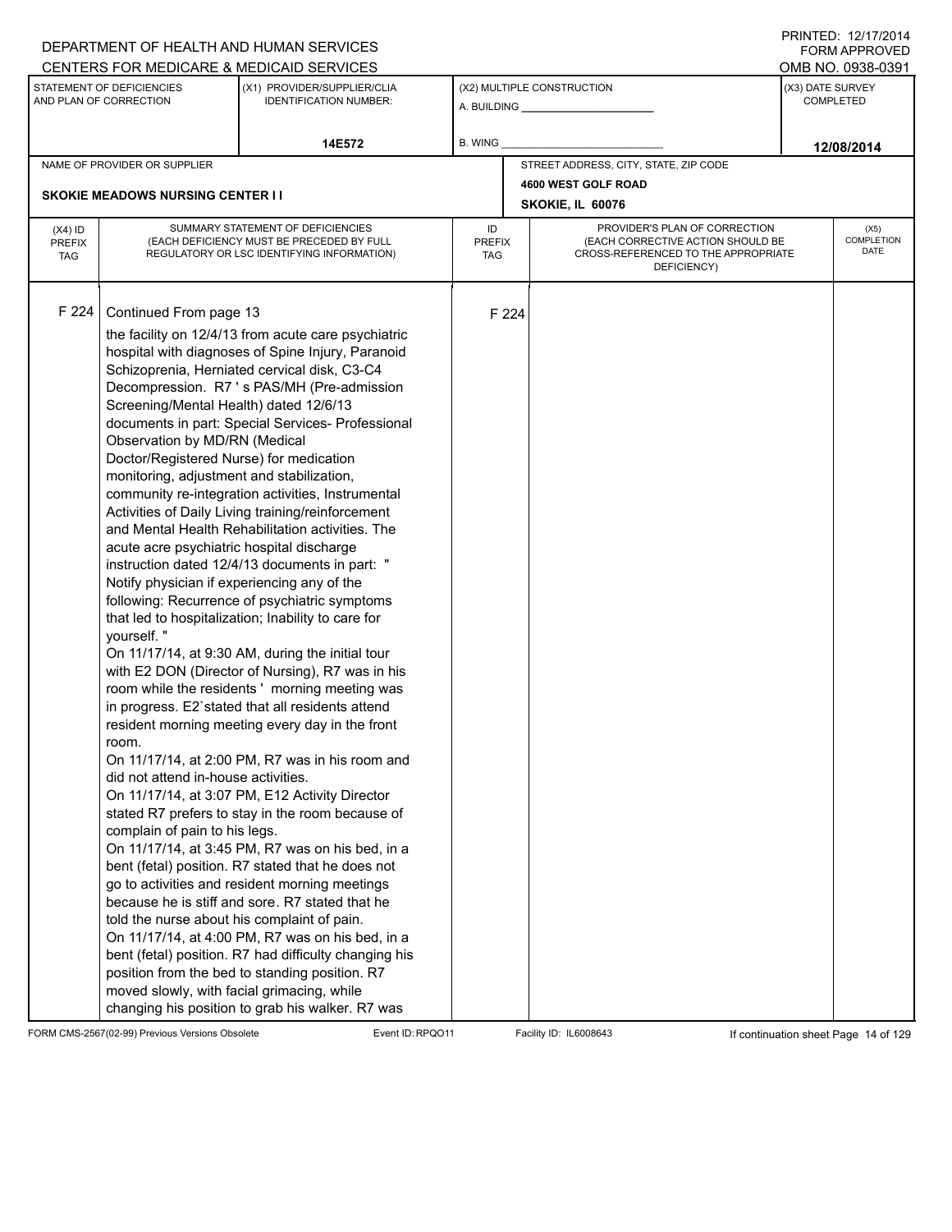DEPARTMENT OF HEALTH AND HUMAN SERVICES
CENTERS FOR MEDICARE & MEDICAID SERVICES

PRINTED: 12/17/2014
FORM APPROVED
OMB NO. 0938-0391

| STATEMENT OF DEFICIENCIES AND PLAN OF CORRECTION | (X1) PROVIDER/SUPPLIER/CLIA IDENTIFICATION NUMBER: | (X2) MULTIPLE CONSTRUCTION | (X3) DATE SURVEY COMPLETED |
|---|---|---|---|
| | 14E572 | A. BUILDING _______ B. WING _______ | 12/08/2014 |

NAME OF PROVIDER OR SUPPLIER: SKOKIE MEADOWS NURSING CENTER I I

STREET ADDRESS, CITY, STATE, ZIP CODE: 4600 WEST GOLF ROAD, SKOKIE, IL 60076

| (X4) ID PREFIX TAG | SUMMARY STATEMENT OF DEFICIENCIES (EACH DEFICIENCY MUST BE PRECEDED BY FULL REGULATORY OR LSC IDENTIFYING INFORMATION) | ID PREFIX TAG | PROVIDER'S PLAN OF CORRECTION (EACH CORRECTIVE ACTION SHOULD BE CROSS-REFERENCED TO THE APPROPRIATE DEFICIENCY) | (X5) COMPLETION DATE |
|---|---|---|---|---|
| F 224 | Continued From page 13<br>the facility on 12/4/13 from acute care psychiatric hospital with diagnoses of Spine Injury, Paranoid Schizoprenia, Herniated cervical disk, C3-C4 Decompression. R7 ' s PAS/MH (Pre-admission Screening/Mental Health) dated 12/6/13 documents in part: Special Services- Professional Observation by MD/RN (Medical Doctor/Registered Nurse) for medication monitoring, adjustment and stabilization, community re-integration activities, Instrumental Activities of Daily Living training/reinforcement and Mental Health Rehabilitation activities. The acute acre psychiatric hospital discharge instruction dated 12/4/13 documents in part: " Notify physician if experiencing any of the following: Recurrence of psychiatric symptoms that led to hospitalization; Inability to care for yourself. "<br>On 11/17/14, at 9:30 AM, during the initial tour with E2 DON (Director of Nursing), R7 was in his room while the residents ' morning meeting was in progress. E2`stated that all residents attend resident morning meeting every day in the front room.<br>On 11/17/14, at 2:00 PM, R7 was in his room and did not attend in-house activities.<br>On 11/17/14, at 3:07 PM, E12 Activity Director stated R7 prefers to stay in the room because of complain of pain to his legs.<br>On 11/17/14, at 3:45 PM, R7 was on his bed, in a bent (fetal) position. R7 stated that he does not go to activities and resident morning meetings because he is stiff and sore. R7 stated that he told the nurse about his complaint of pain.<br>On 11/17/14, at 4:00 PM, R7 was on his bed, in a bent (fetal) position. R7 had difficulty changing his position from the bed to standing position. R7 moved slowly, with facial grimacing, while changing his position to grab his walker. R7 was | F 224 | | |

FORM CMS-2567(02-99) Previous Versions Obsolete Event ID: RPQO11 Facility ID: IL6008643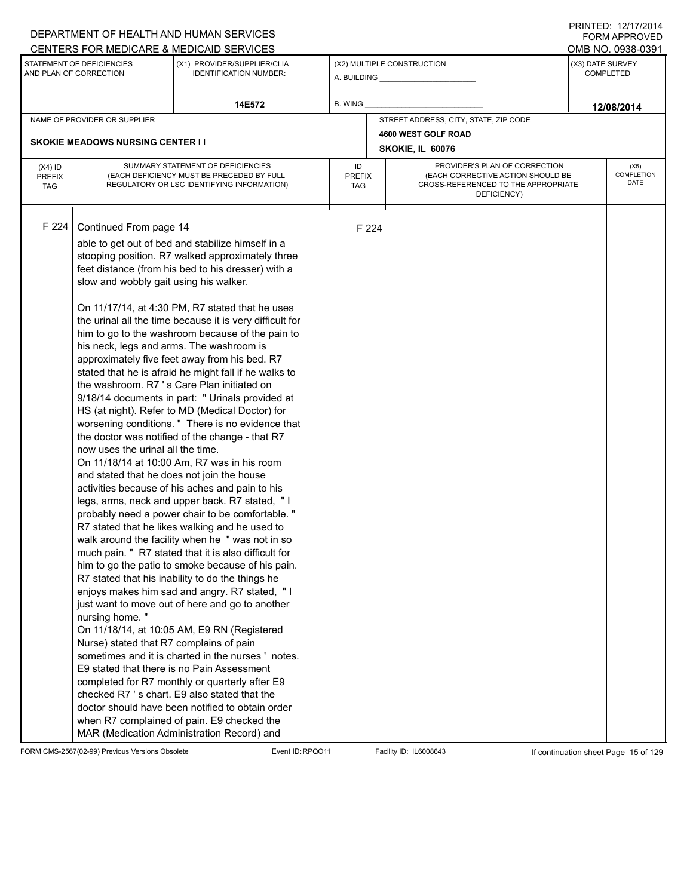DEPARTMENT OF HEALTH AND HUMAN SERVICES
CENTERS FOR MEDICARE & MEDICAID SERVICES

PRINTED: 12/17/2014
FORM APPROVED
OMB NO. 0938-0391

| STATEMENT OF DEFICIENCIES AND PLAN OF CORRECTION | (X1) PROVIDER/SUPPLIER/CLIA IDENTIFICATION NUMBER: | (X2) MULTIPLE CONSTRUCTION | (X3) DATE SURVEY COMPLETED |
|---|---|---|---|
| | 14E572 | A. BUILDING ______ B. WING ______ | 12/08/2014 |

| NAME OF PROVIDER OR SUPPLIER | STREET ADDRESS, CITY, STATE, ZIP CODE |
|---|---|
| SKOKIE MEADOWS NURSING CENTER I I | 4600 WEST GOLF ROAD SKOKIE, IL 60076 |

| (X4) ID PREFIX TAG | SUMMARY STATEMENT OF DEFICIENCIES (EACH DEFICIENCY MUST BE PRECEDED BY FULL REGULATORY OR LSC IDENTIFYING INFORMATION) | ID PREFIX TAG | PROVIDER'S PLAN OF CORRECTION (EACH CORRECTIVE ACTION SHOULD BE CROSS-REFERENCED TO THE APPROPRIATE DEFICIENCY) | (X5) COMPLETION DATE |
|---|---|---|---|---|
| F 224 | Continued From page 14 | F 224 | | |

able to get out of bed and stabilize himself in a stooping position. R7 walked approximately three feet distance (from his bed to his dresser) with a slow and wobbly gait using his walker.

On 11/17/14, at 4:30 PM, R7 stated that he uses the urinal all the time because it is very difficult for him to go to the washroom because of the pain to his neck, legs and arms. The washroom is approximately five feet away from his bed. R7 stated that he is afraid he might fall if he walks to the washroom. R7 ' s Care Plan initiated on 9/18/14 documents in part: " Urinals provided at HS (at night). Refer to MD (Medical Doctor) for worsening conditions. " There is no evidence that the doctor was notified of the change - that R7 now uses the urinal all the time.

On 11/18/14 at 10:00 Am, R7 was in his room and stated that he does not join the house activities because of his aches and pain to his legs, arms, neck and upper back. R7 stated, " I probably need a power chair to be comfortable. " R7 stated that he likes walking and he used to walk around the facility when he " was not in so much pain. " R7 stated that it is also difficult for him to go the patio to smoke because of his pain. R7 stated that his inability to do the things he enjoys makes him sad and angry. R7 stated, " I just want to move out of here and go to another nursing home. "

On 11/18/14, at 10:05 AM, E9 RN (Registered Nurse) stated that R7 complains of pain sometimes and it is charted in the nurses ' notes. E9 stated that there is no Pain Assessment completed for R7 monthly or quarterly after E9 checked R7 ' s chart. E9 also stated that the doctor should have been notified to obtain order when R7 complained of pain. E9 checked the MAR (Medication Administration Record) and

FORM CMS-2567(02-99) Previous Versions Obsolete    Event ID: RPQO11    Facility ID: IL6008643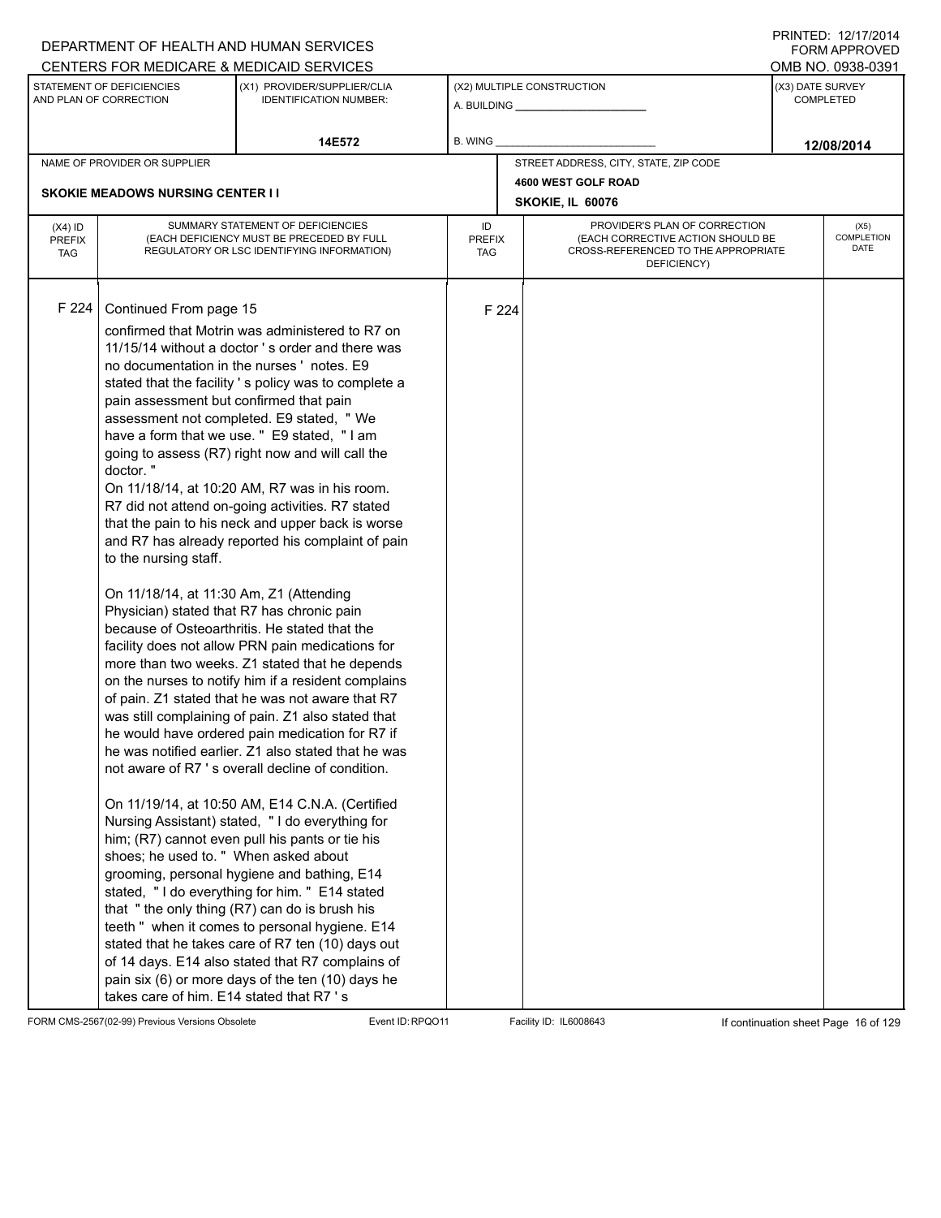DEPARTMENT OF HEALTH AND HUMAN SERVICES
CENTERS FOR MEDICARE & MEDICAID SERVICES

PRINTED: 12/17/2014
FORM APPROVED
OMB NO. 0938-0391

| STATEMENT OF DEFICIENCIES AND PLAN OF CORRECTION | (X1) PROVIDER/SUPPLIER/CLIA IDENTIFICATION NUMBER: | (X2) MULTIPLE CONSTRUCTION | (X3) DATE SURVEY COMPLETED |
|---|---|---|---|
| | 14E572 | A. BUILDING ______ B. WING ______ | 12/08/2014 |

NAME OF PROVIDER OR SUPPLIER: SKOKIE MEADOWS NURSING CENTER I I

STREET ADDRESS, CITY, STATE, ZIP CODE: 4600 WEST GOLF ROAD, SKOKIE, IL 60076

| (X4) ID PREFIX TAG | SUMMARY STATEMENT OF DEFICIENCIES (EACH DEFICIENCY MUST BE PRECEDED BY FULL REGULATORY OR LSC IDENTIFYING INFORMATION) | ID PREFIX TAG | PROVIDER'S PLAN OF CORRECTION (EACH CORRECTIVE ACTION SHOULD BE CROSS-REFERENCED TO THE APPROPRIATE DEFICIENCY) | (X5) COMPLETION DATE |
|---|---|---|---|---|
| F 224 | Continued From page 15<br>confirmed that Motrin was administered to R7 on 11/15/14 without a doctor ' s order and there was no documentation in the nurses ' notes. E9 stated that the facility ' s policy was to complete a pain assessment but confirmed that pain assessment not completed. E9 stated, " We have a form that we use. " E9 stated, " I am going to assess (R7) right now and will call the doctor. "<br>On 11/18/14, at 10:20 AM, R7 was in his room. R7 did not attend on-going activities. R7 stated that the pain to his neck and upper back is worse and R7 has already reported his complaint of pain to the nursing staff.<br><br>On 11/18/14, at 11:30 Am, Z1 (Attending Physician) stated that R7 has chronic pain because of Osteoarthritis. He stated that the facility does not allow PRN pain medications for more than two weeks. Z1 stated that he depends on the nurses to notify him if a resident complains of pain. Z1 stated that he was not aware that R7 was still complaining of pain. Z1 also stated that he would have ordered pain medication for R7 if he was notified earlier. Z1 also stated that he was not aware of R7 ' s overall decline of condition.<br><br>On 11/19/14, at 10:50 AM, E14 C.N.A. (Certified Nursing Assistant) stated, " I do everything for him; (R7) cannot even pull his pants or tie his shoes; he used to. " When asked about grooming, personal hygiene and bathing, E14 stated, " I do everything for him. " E14 stated that " the only thing (R7) can do is brush his teeth " when it comes to personal hygiene. E14 stated that he takes care of R7 ten (10) days out of 14 days. E14 also stated that R7 complains of pain six (6) or more days of the ten (10) days he takes care of him. E14 stated that R7 ' s | F 224 | | |

FORM CMS-2567(02-99) Previous Versions Obsolete Event ID: RPQO11 Facility ID: IL6008643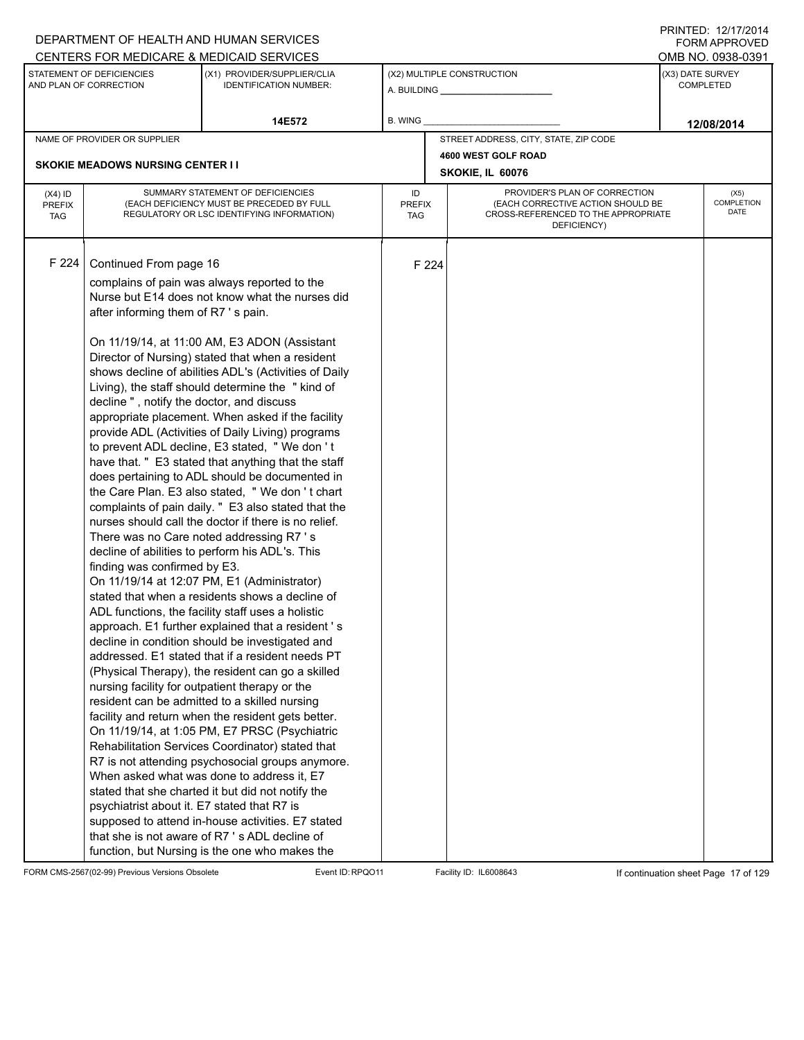DEPARTMENT OF HEALTH AND HUMAN SERVICES
CENTERS FOR MEDICARE & MEDICAID SERVICES

PRINTED: 12/17/2014
FORM APPROVED
OMB NO. 0938-0391

| STATEMENT OF DEFICIENCIES AND PLAN OF CORRECTION | (X1) PROVIDER/SUPPLIER/CLIA IDENTIFICATION NUMBER: | (X2) MULTIPLE CONSTRUCTION | (X3) DATE SURVEY COMPLETED |
|---|---|---|---|
| | 14E572 | A. BUILDING ______ B. WING ______ | 12/08/2014 |

NAME OF PROVIDER OR SUPPLIER: **SKOKIE MEADOWS NURSING CENTER I I**

STREET ADDRESS, CITY, STATE, ZIP CODE: **4600 WEST GOLF ROAD, SKOKIE, IL 60076**

| (X4) ID PREFIX TAG | SUMMARY STATEMENT OF DEFICIENCIES (EACH DEFICIENCY MUST BE PRECEDED BY FULL REGULATORY OR LSC IDENTIFYING INFORMATION) | ID PREFIX TAG | PROVIDER'S PLAN OF CORRECTION (EACH CORRECTIVE ACTION SHOULD BE CROSS-REFERENCED TO THE APPROPRIATE DEFICIENCY) | (X5) COMPLETION DATE |
|---|---|---|---|---|
| F 224 | Continued From page 16 | F 224 | | |

complains of pain was always reported to the Nurse but E14 does not know what the nurses did after informing them of R7 ' s pain.

On 11/19/14, at 11:00 AM, E3 ADON (Assistant Director of Nursing) stated that when a resident shows decline of abilities ADL's (Activities of Daily Living), the staff should determine the " kind of decline " , notify the doctor, and discuss appropriate placement. When asked if the facility provide ADL (Activities of Daily Living) programs to prevent ADL decline, E3 stated, " We don ' t have that. " E3 stated that anything that the staff does pertaining to ADL should be documented in the Care Plan. E3 also stated, " We don ' t chart complaints of pain daily. " E3 also stated that the nurses should call the doctor if there is no relief. There was no Care noted addressing R7 ' s decline of abilities to perform his ADL's. This finding was confirmed by E3.
On 11/19/14 at 12:07 PM, E1 (Administrator) stated that when a residents shows a decline of ADL functions, the facility staff uses a holistic approach. E1 further explained that a resident ' s decline in condition should be investigated and addressed. E1 stated that if a resident needs PT (Physical Therapy), the resident can go a skilled nursing facility for outpatient therapy or the resident can be admitted to a skilled nursing facility and return when the resident gets better.
On 11/19/14, at 1:05 PM, E7 PRSC (Psychiatric Rehabilitation Services Coordinator) stated that R7 is not attending psychosocial groups anymore. When asked what was done to address it, E7 stated that she charted it but did not notify the psychiatrist about it. E7 stated that R7 is supposed to attend in-house activities. E7 stated that she is not aware of R7 ' s ADL decline of function, but Nursing is the one who makes the

FORM CMS-2567(02-99) Previous Versions Obsolete | Event ID: RPQO11 | Facility ID: IL6008643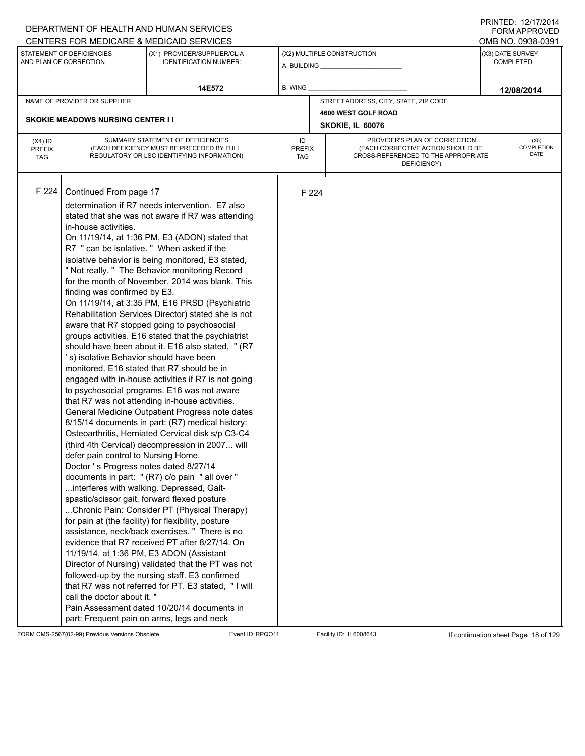DEPARTMENT OF HEALTH AND HUMAN SERVICES
CENTERS FOR MEDICARE & MEDICAID SERVICES

PRINTED: 12/17/2014
FORM APPROVED
OMB NO. 0938-0391

| STATEMENT OF DEFICIENCIES AND PLAN OF CORRECTION | (X1) PROVIDER/SUPPLIER/CLIA IDENTIFICATION NUMBER: | (X2) MULTIPLE CONSTRUCTION | (X3) DATE SURVEY COMPLETED |
|---|---|---|---|
| | 14E572 | A. BUILDING ___ B. WING ___ | 12/08/2014 |

| NAME OF PROVIDER OR SUPPLIER | STREET ADDRESS, CITY, STATE, ZIP CODE |
|---|---|
| SKOKIE MEADOWS NURSING CENTER I I | 4600 WEST GOLF ROAD SKOKIE, IL 60076 |

| (X4) ID PREFIX TAG | SUMMARY STATEMENT OF DEFICIENCIES (EACH DEFICIENCY MUST BE PRECEDED BY FULL REGULATORY OR LSC IDENTIFYING INFORMATION) | ID PREFIX TAG | PROVIDER'S PLAN OF CORRECTION (EACH CORRECTIVE ACTION SHOULD BE CROSS-REFERENCED TO THE APPROPRIATE DEFICIENCY) | (X5) COMPLETION DATE |
|---|---|---|---|---|
| F 224 | Continued From page 17 | F 224 | | |

determination if R7 needs intervention. E7 also stated that she was not aware if R7 was attending in-house activities.

On 11/19/14, at 1:36 PM, E3 (ADON) stated that R7 " can be isolative. " When asked if the isolative behavior is being monitored, E3 stated, " Not really. " The Behavior monitoring Record for the month of November, 2014 was blank. This finding was confirmed by E3.

On 11/19/14, at 3:35 PM, E16 PRSD (Psychiatric Rehabilitation Services Director) stated she is not aware that R7 stopped going to psychosocial groups activities. E16 stated that the psychiatrist should have been about it. E16 also stated, " (R7 ' s) isolative Behavior should have been monitored. E16 stated that R7 should be in engaged with in-house activities if R7 is not going to psychosocial programs. E16 was not aware that R7 was not attending in-house activities.

General Medicine Outpatient Progress note dates 8/15/14 documents in part: (R7) medical history: Osteoarthritis, Herniated Cervical disk s/p C3-C4 (third 4th Cervical) decompression in 2007... will defer pain control to Nursing Home.

Doctor ' s Progress notes dated 8/27/14 documents in part: " (R7) c/o pain " all over " ...interferes with walking. Depressed, Gait-spastic/scissor gait, forward flexed posture ...Chronic Pain: Consider PT (Physical Therapy) for pain at (the facility) for flexibility, posture assistance, neck/back exercises. " There is no evidence that R7 received PT after 8/27/14. On 11/19/14, at 1:36 PM, E3 ADON (Assistant Director of Nursing) validated that the PT was not followed-up by the nursing staff. E3 confirmed that R7 was not referred for PT. E3 stated, " I will call the doctor about it. "

Pain Assessment dated 10/20/14 documents in part: Frequent pain on arms, legs and neck

FORM CMS-2567(02-99) Previous Versions Obsolete Event ID: RPQO11 Facility ID: IL6008643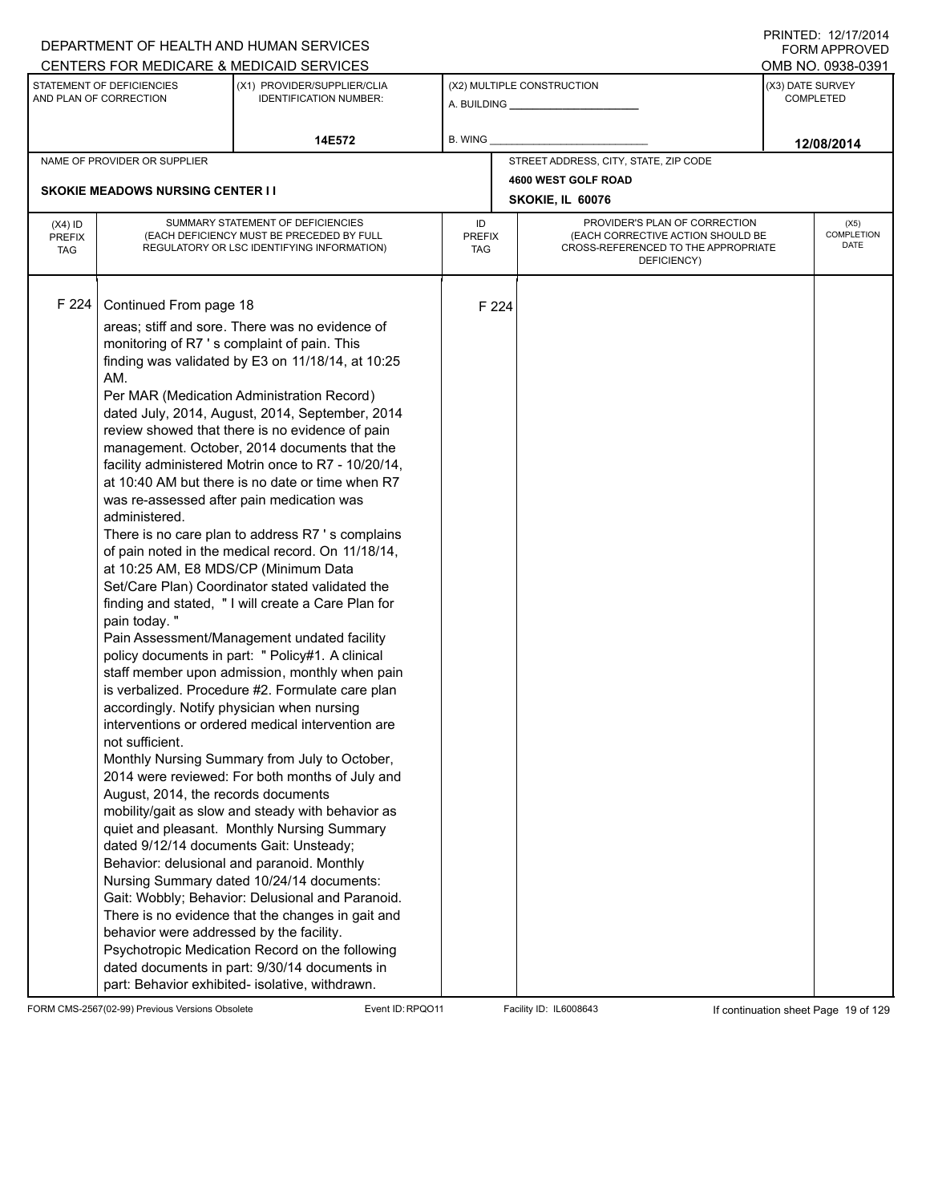DEPARTMENT OF HEALTH AND HUMAN SERVICES
CENTERS FOR MEDICARE & MEDICAID SERVICES

PRINTED: 12/17/2014
FORM APPROVED
OMB NO. 0938-0391

| STATEMENT OF DEFICIENCIES AND PLAN OF CORRECTION | (X1) PROVIDER/SUPPLIER/CLIA IDENTIFICATION NUMBER: | (X2) MULTIPLE CONSTRUCTION | (X3) DATE SURVEY COMPLETED |
|---|---|---|---|
| | 14E572 | A. BUILDING ______ B. WING ______ | 12/08/2014 |

| NAME OF PROVIDER OR SUPPLIER | STREET ADDRESS, CITY, STATE, ZIP CODE |
|---|---|
| SKOKIE MEADOWS NURSING CENTER I I | 4600 WEST GOLF ROAD SKOKIE, IL 60076 |

| (X4) ID PREFIX TAG | SUMMARY STATEMENT OF DEFICIENCIES (EACH DEFICIENCY MUST BE PRECEDED BY FULL REGULATORY OR LSC IDENTIFYING INFORMATION) | ID PREFIX TAG | PROVIDER'S PLAN OF CORRECTION (EACH CORRECTIVE ACTION SHOULD BE CROSS-REFERENCED TO THE APPROPRIATE DEFICIENCY) | (X5) COMPLETION DATE |
|---|---|---|---|---|
| F 224 | Continued From page 18 | F 224 | | |

areas; stiff and sore. There was no evidence of monitoring of R7 ' s complaint of pain. This finding was validated by E3 on 11/18/14, at 10:25 AM.

Per MAR (Medication Administration Record) dated July, 2014, August, 2014, September, 2014 review showed that there is no evidence of pain management. October, 2014 documents that the facility administered Motrin once to R7 - 10/20/14, at 10:40 AM but there is no date or time when R7 was re-assessed after pain medication was administered.

There is no care plan to address R7 ' s complains of pain noted in the medical record. On 11/18/14, at 10:25 AM, E8 MDS/CP (Minimum Data Set/Care Plan) Coordinator stated validated the finding and stated, " I will create a Care Plan for pain today. "

Pain Assessment/Management undated facility policy documents in part: " Policy#1. A clinical staff member upon admission, monthly when pain is verbalized. Procedure #2. Formulate care plan accordingly. Notify physician when nursing interventions or ordered medical intervention are not sufficient.

Monthly Nursing Summary from July to October, 2014 were reviewed: For both months of July and August, 2014, the records documents mobility/gait as slow and steady with behavior as quiet and pleasant. Monthly Nursing Summary dated 9/12/14 documents Gait: Unsteady; Behavior: delusional and paranoid. Monthly Nursing Summary dated 10/24/14 documents: Gait: Wobbly; Behavior: Delusional and Paranoid. There is no evidence that the changes in gait and behavior were addressed by the facility.

Psychotropic Medication Record on the following dated documents in part: 9/30/14 documents in part: Behavior exhibited- isolative, withdrawn.

FORM CMS-2567(02-99) Previous Versions Obsolete Event ID: RPQO11 Facility ID: IL6008643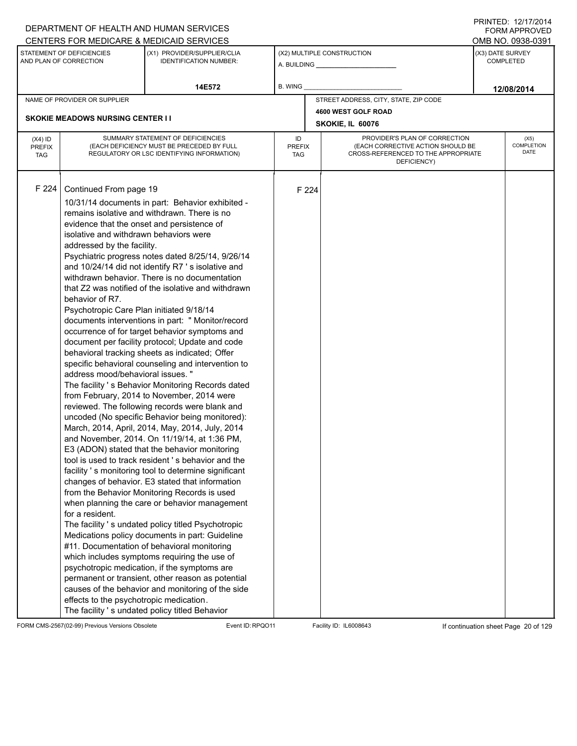DEPARTMENT OF HEALTH AND HUMAN SERVICES
CENTERS FOR MEDICARE & MEDICAID SERVICES

PRINTED: 12/17/2014
FORM APPROVED
OMB NO. 0938-0391

| STATEMENT OF DEFICIENCIES AND PLAN OF CORRECTION | (X1) PROVIDER/SUPPLIER/CLIA IDENTIFICATION NUMBER: | (X2) MULTIPLE CONSTRUCTION | (X3) DATE SURVEY COMPLETED |
|---|---|---|---|
| | 14E572 | A. BUILDING ___ B. WING ___ | 12/08/2014 |

| NAME OF PROVIDER OR SUPPLIER | STREET ADDRESS, CITY, STATE, ZIP CODE |
|---|---|
| SKOKIE MEADOWS NURSING CENTER I I | 4600 WEST GOLF ROAD SKOKIE, IL 60076 |

| (X4) ID PREFIX TAG | SUMMARY STATEMENT OF DEFICIENCIES (EACH DEFICIENCY MUST BE PRECEDED BY FULL REGULATORY OR LSC IDENTIFYING INFORMATION) | ID PREFIX TAG | PROVIDER'S PLAN OF CORRECTION (EACH CORRECTIVE ACTION SHOULD BE CROSS-REFERENCED TO THE APPROPRIATE DEFICIENCY) | (X5) COMPLETION DATE |
|---|---|---|---|---|
| F 224 | Continued From page 19 | F 224 | | |

10/31/14 documents in part: Behavior exhibited - remains isolative and withdrawn. There is no evidence that the onset and persistence of isolative and withdrawn behaviors were addressed by the facility.

Psychiatric progress notes dated 8/25/14, 9/26/14 and 10/24/14 did not identify R7 ' s isolative and withdrawn behavior. There is no documentation that Z2 was notified of the isolative and withdrawn behavior of R7.

Psychotropic Care Plan initiated 9/18/14 documents interventions in part: " Monitor/record occurrence of for target behavior symptoms and document per facility protocol; Update and code behavioral tracking sheets as indicated; Offer specific behavioral counseling and intervention to address mood/behavioral issues. "

The facility ' s Behavior Monitoring Records dated from February, 2014 to November, 2014 were reviewed. The following records were blank and uncoded (No specific Behavior being monitored): March, 2014, April, 2014, May, 2014, July, 2014 and November, 2014. On 11/19/14, at 1:36 PM, E3 (ADON) stated that the behavior monitoring tool is used to track resident ' s behavior and the facility ' s monitoring tool to determine significant changes of behavior. E3 stated that information from the Behavior Monitoring Records is used when planning the care or behavior management for a resident.

The facility ' s undated policy titled Psychotropic Medications policy documents in part: Guideline #11. Documentation of behavioral monitoring which includes symptoms requiring the use of psychotropic medication, if the symptoms are permanent or transient, other reason as potential causes of the behavior and monitoring of the side effects to the psychotropic medication.

The facility ' s undated policy titled Behavior

FORM CMS-2567(02-99) Previous Versions Obsolete Event ID: RPQO11 Facility ID: IL6008643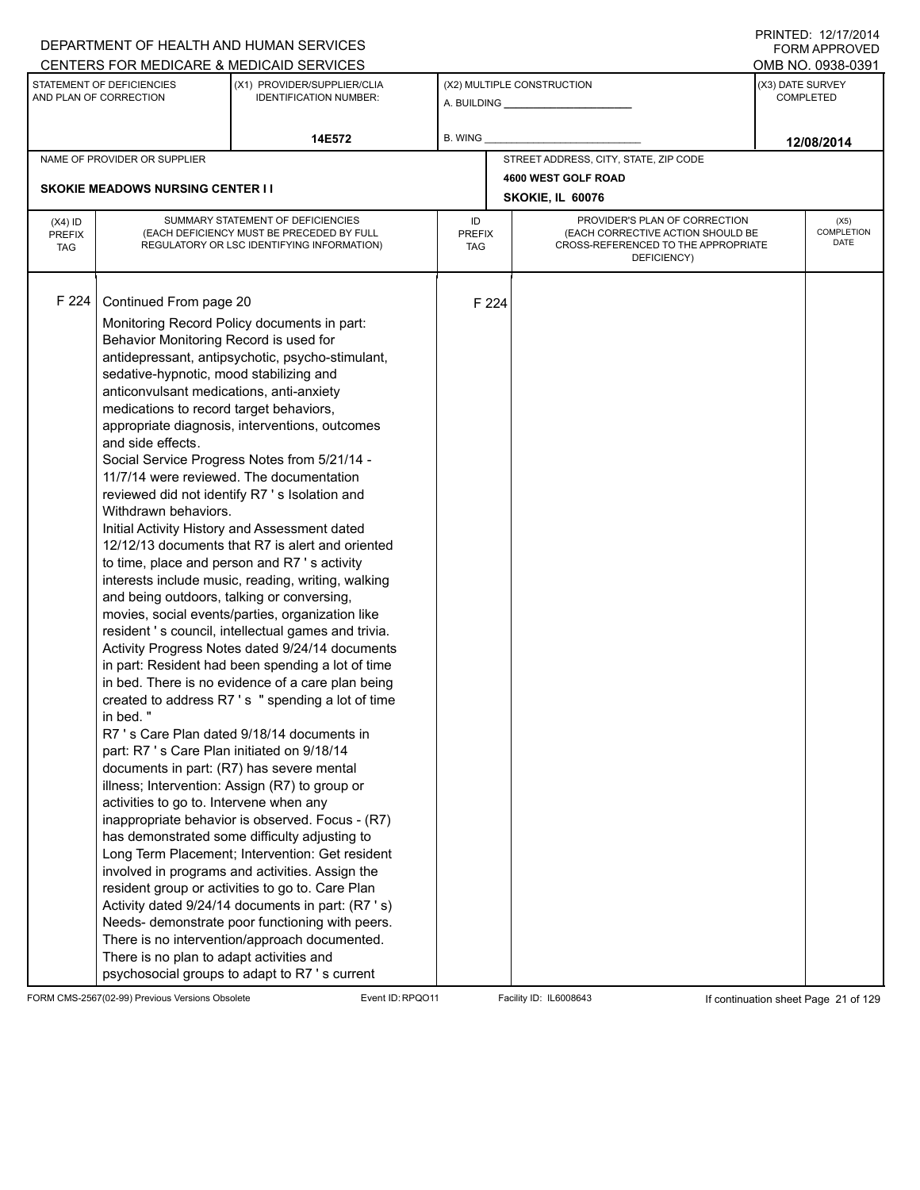DEPARTMENT OF HEALTH AND HUMAN SERVICES
CENTERS FOR MEDICARE & MEDICAID SERVICES

PRINTED: 12/17/2014
FORM APPROVED
OMB NO. 0938-0391

| STATEMENT OF DEFICIENCIES AND PLAN OF CORRECTION | (X1) PROVIDER/SUPPLIER/CLIA IDENTIFICATION NUMBER: | (X2) MULTIPLE CONSTRUCTION | (X3) DATE SURVEY COMPLETED |
|---|---|---|---|
| | 14E572 | A. BUILDING ______ B. WING ______ | 12/08/2014 |

| NAME OF PROVIDER OR SUPPLIER | STREET ADDRESS, CITY, STATE, ZIP CODE |
|---|---|
| SKOKIE MEADOWS NURSING CENTER I I | 4600 WEST GOLF ROAD SKOKIE, IL 60076 |

| (X4) ID PREFIX TAG | SUMMARY STATEMENT OF DEFICIENCIES (EACH DEFICIENCY MUST BE PRECEDED BY FULL REGULATORY OR LSC IDENTIFYING INFORMATION) | ID PREFIX TAG | PROVIDER'S PLAN OF CORRECTION (EACH CORRECTIVE ACTION SHOULD BE CROSS-REFERENCED TO THE APPROPRIATE DEFICIENCY) | (X5) COMPLETION DATE |
|---|---|---|---|---|
| F 224 | Continued From page 20<br>Monitoring Record Policy documents in part: Behavior Monitoring Record is used for antidepressant, antipsychotic, psycho-stimulant, sedative-hypnotic, mood stabilizing and anticonvulsant medications, anti-anxiety medications to record target behaviors, appropriate diagnosis, interventions, outcomes and side effects.<br>Social Service Progress Notes from 5/21/14 - 11/7/14 were reviewed. The documentation reviewed did not identify R7 ' s Isolation and Withdrawn behaviors.<br>Initial Activity History and Assessment dated 12/12/13 documents that R7 is alert and oriented to time, place and person and R7 ' s activity interests include music, reading, writing, walking and being outdoors, talking or conversing, movies, social events/parties, organization like resident ' s council, intellectual games and trivia.<br>Activity Progress Notes dated 9/24/14 documents in part: Resident had been spending a lot of time in bed. There is no evidence of a care plan being created to address R7 ' s " spending a lot of time in bed. "<br>R7 ' s Care Plan dated 9/18/14 documents in part: R7 ' s Care Plan initiated on 9/18/14 documents in part: (R7) has severe mental illness; Intervention: Assign (R7) to group or activities to go to. Intervene when any inappropriate behavior is observed. Focus - (R7) has demonstrated some difficulty adjusting to Long Term Placement; Intervention: Get resident involved in programs and activities. Assign the resident group or activities to go to. Care Plan Activity dated 9/24/14 documents in part: (R7 ' s) Needs- demonstrate poor functioning with peers. There is no intervention/approach documented. There is no plan to adapt activities and psychosocial groups to adapt to R7 ' s current | F 224 | | |

FORM CMS-2567(02-99) Previous Versions Obsolete Event ID: RPQO11 Facility ID: IL6008643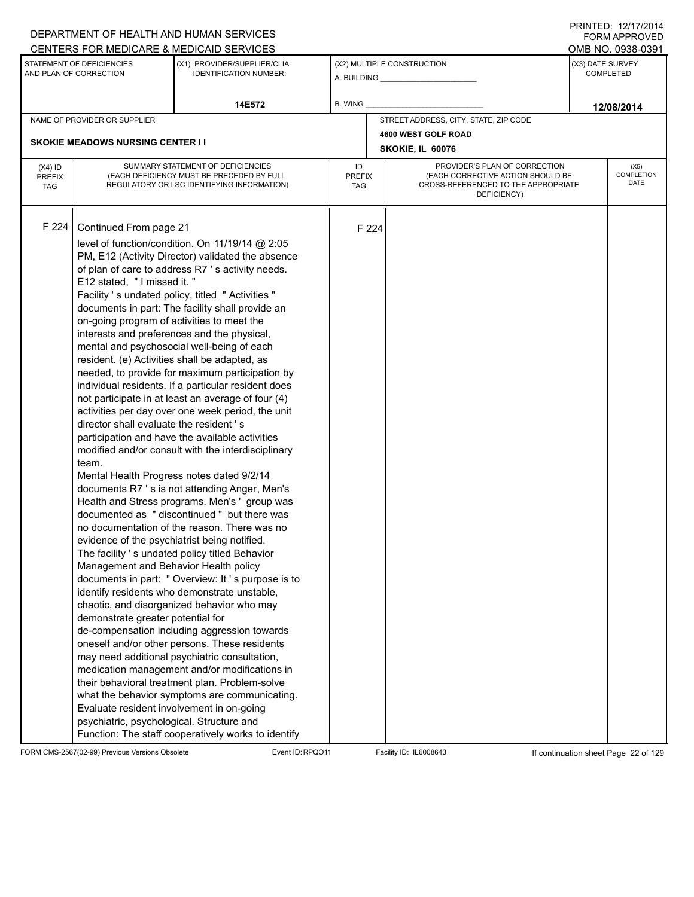DEPARTMENT OF HEALTH AND HUMAN SERVICES
CENTERS FOR MEDICARE & MEDICAID SERVICES

PRINTED: 12/17/2014
FORM APPROVED
OMB NO. 0938-0391

| STATEMENT OF DEFICIENCIES AND PLAN OF CORRECTION | (X1) PROVIDER/SUPPLIER/CLIA IDENTIFICATION NUMBER: | (X2) MULTIPLE CONSTRUCTION | (X3) DATE SURVEY COMPLETED |
|---|---|---|---|
| | 14E572 | A. BUILDING ______ B. WING ______ | 12/08/2014 |

| NAME OF PROVIDER OR SUPPLIER | STREET ADDRESS, CITY, STATE, ZIP CODE |
|---|---|
| SKOKIE MEADOWS NURSING CENTER I I | 4600 WEST GOLF ROAD SKOKIE, IL 60076 |

| (X4) ID PREFIX TAG | SUMMARY STATEMENT OF DEFICIENCIES (EACH DEFICIENCY MUST BE PRECEDED BY FULL REGULATORY OR LSC IDENTIFYING INFORMATION) | ID PREFIX TAG | PROVIDER'S PLAN OF CORRECTION (EACH CORRECTIVE ACTION SHOULD BE CROSS-REFERENCED TO THE APPROPRIATE DEFICIENCY) | (X5) COMPLETION DATE |
|---|---|---|---|---|
| F 224 | Continued From page 21<br>level of function/condition. On 11/19/14 @ 2:05 PM, E12 (Activity Director) validated the absence of plan of care to address R7 ' s activity needs. E12 stated, " I missed it. "<br>Facility ' s undated policy, titled " Activities " documents in part: The facility shall provide an on-going program of activities to meet the interests and preferences and the physical, mental and psychosocial well-being of each resident. (e) Activities shall be adapted, as needed, to provide for maximum participation by individual residents. If a particular resident does not participate in at least an average of four (4) activities per day over one week period, the unit director shall evaluate the resident ' s participation and have the available activities modified and/or consult with the interdisciplinary team.<br>Mental Health Progress notes dated 9/2/14 documents R7 ' s is not attending Anger, Men's Health and Stress programs. Men's ' group was documented as " discontinued " but there was no documentation of the reason. There was no evidence of the psychiatrist being notified.<br>The facility ' s undated policy titled Behavior Management and Behavior Health policy documents in part: " Overview: It ' s purpose is to identify residents who demonstrate unstable, chaotic, and disorganized behavior who may demonstrate greater potential for de-compensation including aggression towards oneself and/or other persons. These residents may need additional psychiatric consultation, medication management and/or modifications in their behavioral treatment plan. Problem-solve what the behavior symptoms are communicating. Evaluate resident involvement in on-going psychiatric, psychological. Structure and Function: The staff cooperatively works to identify | F 224 | | |

FORM CMS-2567(02-99) Previous Versions Obsolete Event ID: RPQO11 Facility ID: IL6008643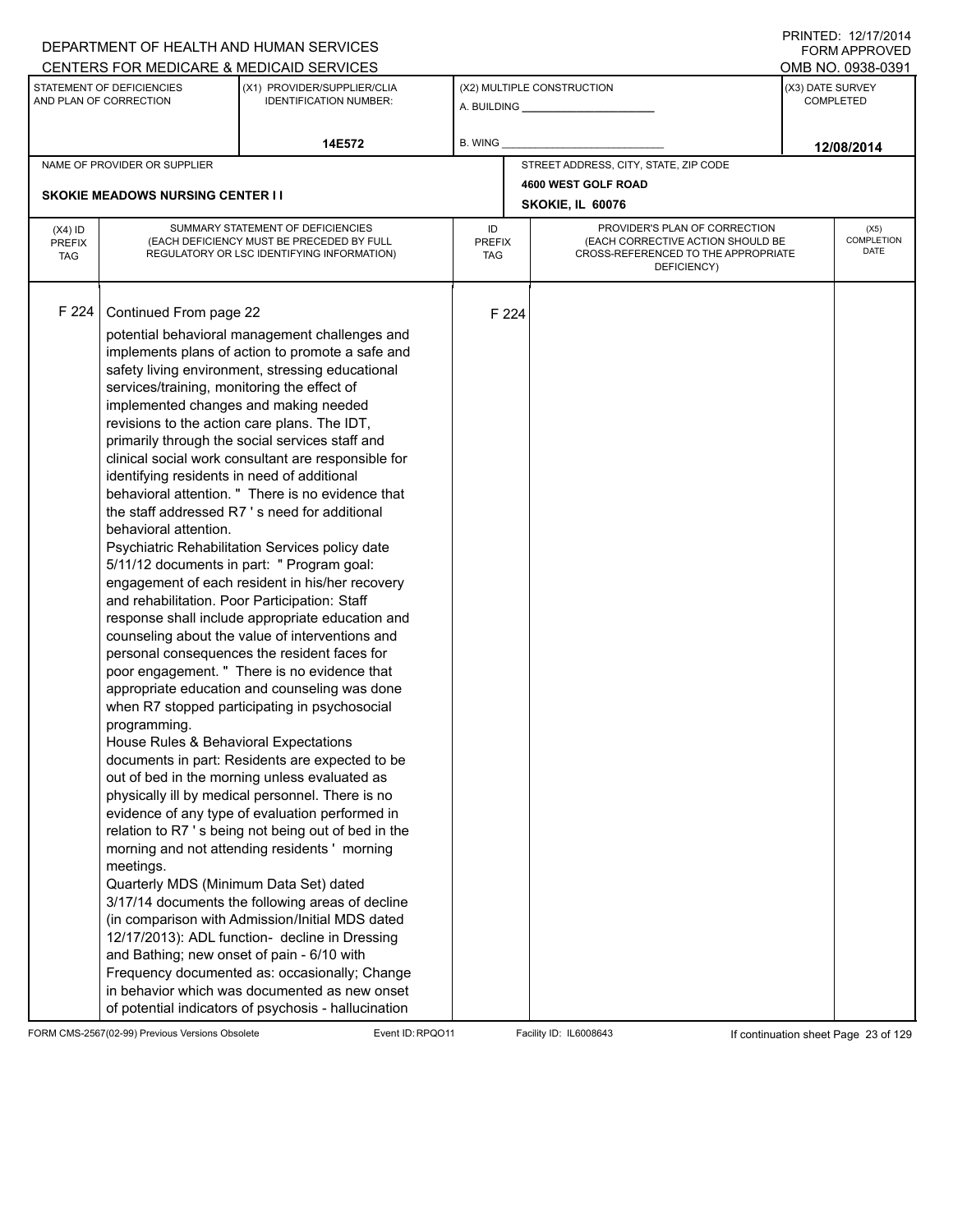DEPARTMENT OF HEALTH AND HUMAN SERVICES
CENTERS FOR MEDICARE & MEDICAID SERVICES

PRINTED: 12/17/2014
FORM APPROVED
OMB NO. 0938-0391

| STATEMENT OF DEFICIENCIES AND PLAN OF CORRECTION | (X1) PROVIDER/SUPPLIER/CLIA IDENTIFICATION NUMBER: | (X2) MULTIPLE CONSTRUCTION | (X3) DATE SURVEY COMPLETED |
|---|---|---|---|
| | 14E572 | A. BUILDING ______ B. WING ______ | 12/08/2014 |

| NAME OF PROVIDER OR SUPPLIER | STREET ADDRESS, CITY, STATE, ZIP CODE |
|---|---|
| SKOKIE MEADOWS NURSING CENTER I I | 4600 WEST GOLF ROAD SKOKIE, IL 60076 |

| (X4) ID PREFIX TAG | SUMMARY STATEMENT OF DEFICIENCIES (EACH DEFICIENCY MUST BE PRECEDED BY FULL REGULATORY OR LSC IDENTIFYING INFORMATION) | ID PREFIX TAG | PROVIDER'S PLAN OF CORRECTION (EACH CORRECTIVE ACTION SHOULD BE CROSS-REFERENCED TO THE APPROPRIATE DEFICIENCY) | (X5) COMPLETION DATE |
|---|---|---|---|---|
| F 224 | Continued From page 22 | F 224 | | |

potential behavioral management challenges and implements plans of action to promote a safe and safety living environment, stressing educational services/training, monitoring the effect of implemented changes and making needed revisions to the action care plans. The IDT, primarily through the social services staff and clinical social work consultant are responsible for identifying residents in need of additional behavioral attention. " There is no evidence that the staff addressed R7 ' s need for additional behavioral attention.
Psychiatric Rehabilitation Services policy date 5/11/12 documents in part: " Program goal: engagement of each resident in his/her recovery and rehabilitation. Poor Participation: Staff response shall include appropriate education and counseling about the value of interventions and personal consequences the resident faces for poor engagement. " There is no evidence that appropriate education and counseling was done when R7 stopped participating in psychosocial programming.
House Rules & Behavioral Expectations documents in part: Residents are expected to be out of bed in the morning unless evaluated as physically ill by medical personnel. There is no evidence of any type of evaluation performed in relation to R7 ' s being not being out of bed in the morning and not attending residents ' morning meetings.
Quarterly MDS (Minimum Data Set) dated 3/17/14 documents the following areas of decline (in comparison with Admission/Initial MDS dated 12/17/2013): ADL function- decline in Dressing and Bathing; new onset of pain - 6/10 with Frequency documented as: occasionally; Change in behavior which was documented as new onset of potential indicators of psychosis - hallucination

FORM CMS-2567(02-99) Previous Versions Obsolete Event ID: RPQO11 Facility ID: IL6008643 If continuation sheet Page 23 of 129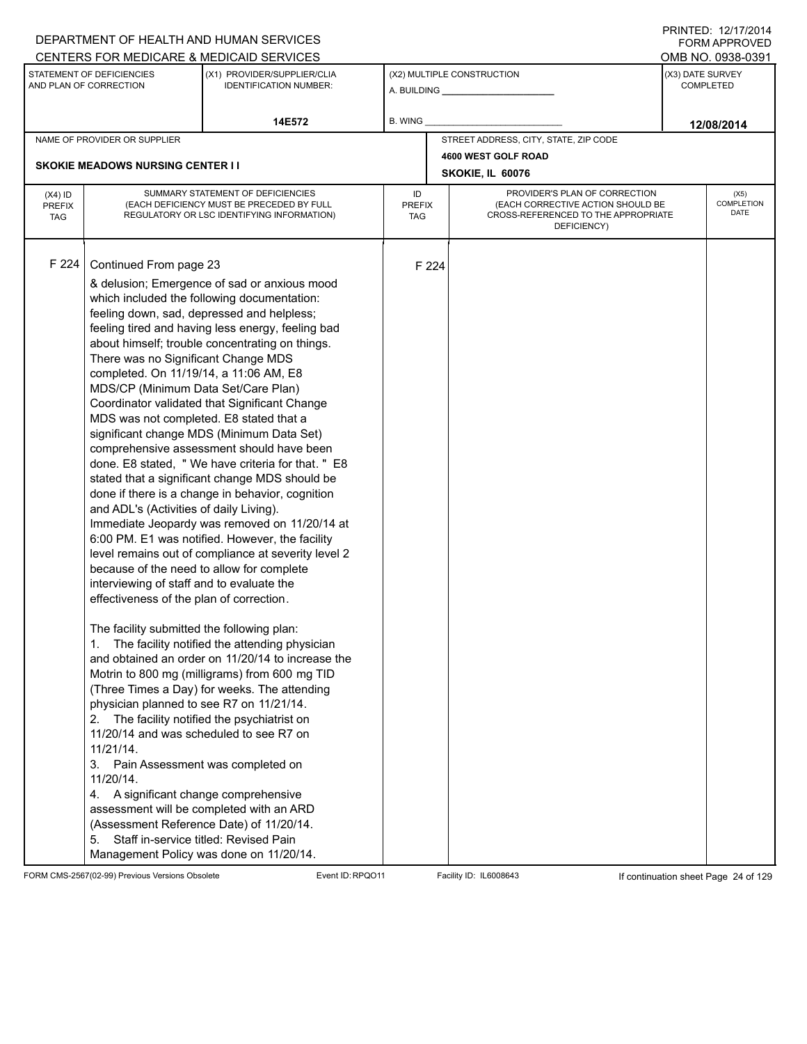DEPARTMENT OF HEALTH AND HUMAN SERVICES
CENTERS FOR MEDICARE & MEDICAID SERVICES

PRINTED: 12/17/2014
FORM APPROVED
OMB NO. 0938-0391

| STATEMENT OF DEFICIENCIES AND PLAN OF CORRECTION | (X1) PROVIDER/SUPPLIER/CLIA IDENTIFICATION NUMBER: | (X2) MULTIPLE CONSTRUCTION | (X3) DATE SURVEY COMPLETED |
|---|---|---|---|
| | 14E572 | A. BUILDING ______ B. WING ______ | 12/08/2014 |

| NAME OF PROVIDER OR SUPPLIER | STREET ADDRESS, CITY, STATE, ZIP CODE |
|---|---|
| SKOKIE MEADOWS NURSING CENTER I I | 4600 WEST GOLF ROAD SKOKIE, IL 60076 |

| (X4) ID PREFIX TAG | SUMMARY STATEMENT OF DEFICIENCIES (EACH DEFICIENCY MUST BE PRECEDED BY FULL REGULATORY OR LSC IDENTIFYING INFORMATION) | ID PREFIX TAG | PROVIDER'S PLAN OF CORRECTION (EACH CORRECTIVE ACTION SHOULD BE CROSS-REFERENCED TO THE APPROPRIATE DEFICIENCY) | (X5) COMPLETION DATE |
|---|---|---|---|---|
| F 224 | Continued From page 23 | F 224 | | |

& delusion; Emergence of sad or anxious mood which included the following documentation: feeling down, sad, depressed and helpless; feeling tired and having less energy, feeling bad about himself; trouble concentrating on things. There was no Significant Change MDS completed. On 11/19/14, a 11:06 AM, E8 MDS/CP (Minimum Data Set/Care Plan) Coordinator validated that Significant Change MDS was not completed. E8 stated that a significant change MDS (Minimum Data Set) comprehensive assessment should have been done. E8 stated, " We have criteria for that. " E8 stated that a significant change MDS should be done if there is a change in behavior, cognition and ADL's (Activities of daily Living).

Immediate Jeopardy was removed on 11/20/14 at 6:00 PM. E1 was notified. However, the facility level remains out of compliance at severity level 2 because of the need to allow for complete interviewing of staff and to evaluate the effectiveness of the plan of correction.

The facility submitted the following plan:

1. The facility notified the attending physician and obtained an order on 11/20/14 to increase the Motrin to 800 mg (milligrams) from 600 mg TID (Three Times a Day) for weeks. The attending physician planned to see R7 on 11/21/14.
2. The facility notified the psychiatrist on 11/20/14 and was scheduled to see R7 on 11/21/14.
3. Pain Assessment was completed on 11/20/14.
4. A significant change comprehensive assessment will be completed with an ARD (Assessment Reference Date) of 11/20/14.
5. Staff in-service titled: Revised Pain Management Policy was done on 11/20/14.

FORM CMS-2567(02-99) Previous Versions Obsolete Event ID: RPQO11 Facility ID: IL6008643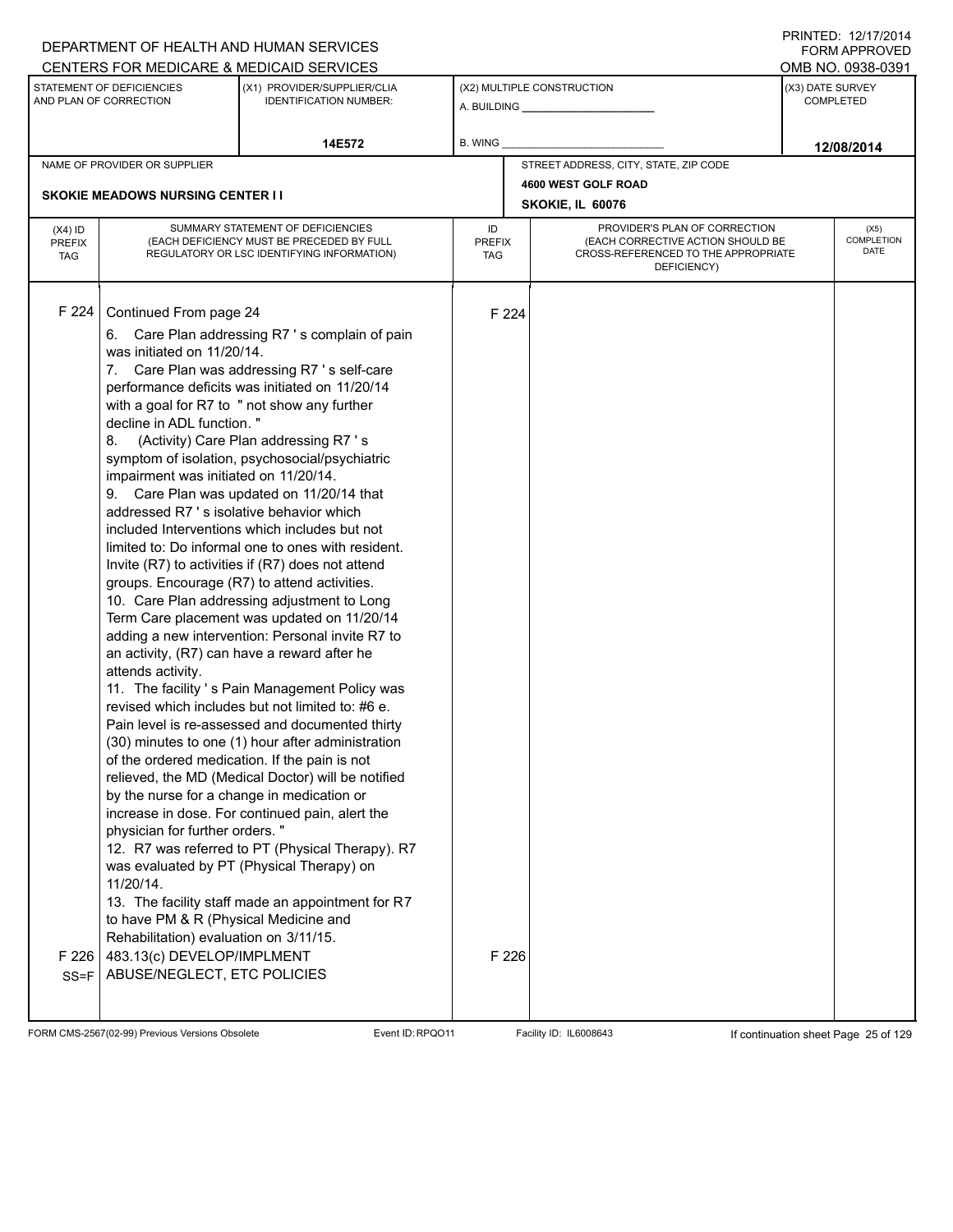DEPARTMENT OF HEALTH AND HUMAN SERVICES
CENTERS FOR MEDICARE & MEDICAID SERVICES

PRINTED: 12/17/2014
FORM APPROVED
OMB NO. 0938-0391

| STATEMENT OF DEFICIENCIES AND PLAN OF CORRECTION | (X1) PROVIDER/SUPPLIER/CLIA IDENTIFICATION NUMBER: | (X2) MULTIPLE CONSTRUCTION | (X3) DATE SURVEY COMPLETED |
|---|---|---|---|
| | 14E572 | A. BUILDING ______ B. WING ______ | 12/08/2014 |

| NAME OF PROVIDER OR SUPPLIER | STREET ADDRESS, CITY, STATE, ZIP CODE |
|---|---|
| SKOKIE MEADOWS NURSING CENTER I I | 4600 WEST GOLF ROAD SKOKIE, IL 60076 |

| (X4) ID PREFIX TAG | SUMMARY STATEMENT OF DEFICIENCIES (EACH DEFICIENCY MUST BE PRECEDED BY FULL REGULATORY OR LSC IDENTIFYING INFORMATION) | ID PREFIX TAG | PROVIDER'S PLAN OF CORRECTION (EACH CORRECTIVE ACTION SHOULD BE CROSS-REFERENCED TO THE APPROPRIATE DEFICIENCY) | (X5) COMPLETION DATE |
|---|---|---|---|---|
| F 224 | Continued From page 24<br>6. Care Plan addressing R7 ' s complain of pain was initiated on 11/20/14.<br>7. Care Plan was addressing R7 ' s self-care performance deficits was initiated on 11/20/14 with a goal for R7 to " not show any further decline in ADL function. "<br>8. (Activity) Care Plan addressing R7 ' s symptom of isolation, psychosocial/psychiatric impairment was initiated on 11/20/14.<br>9. Care Plan was updated on 11/20/14 that addressed R7 ' s isolative behavior which included Interventions which includes but not limited to: Do informal one to ones with resident. Invite (R7) to activities if (R7) does not attend groups. Encourage (R7) to attend activities.<br>10. Care Plan addressing adjustment to Long Term Care placement was updated on 11/20/14 adding a new intervention: Personal invite R7 to an activity, (R7) can have a reward after he attends activity.<br>11. The facility ' s Pain Management Policy was revised which includes but not limited to: #6 e. Pain level is re-assessed and documented thirty (30) minutes to one (1) hour after administration of the ordered medication. If the pain is not relieved, the MD (Medical Doctor) will be notified by the nurse for a change in medication or increase in dose. For continued pain, alert the physician for further orders. "<br>12. R7 was referred to PT (Physical Therapy). R7 was evaluated by PT (Physical Therapy) on 11/20/14.<br>13. The facility staff made an appointment for R7 to have PM & R (Physical Medicine and Rehabilitation) evaluation on 3/11/15. | F 224 | | |
| F 226 SS=F | 483.13(c) DEVELOP/IMPLMENT ABUSE/NEGLECT, ETC POLICIES | F 226 | | |

FORM CMS-2567(02-99) Previous Versions Obsolete Event ID: RPQO11 Facility ID: IL6008643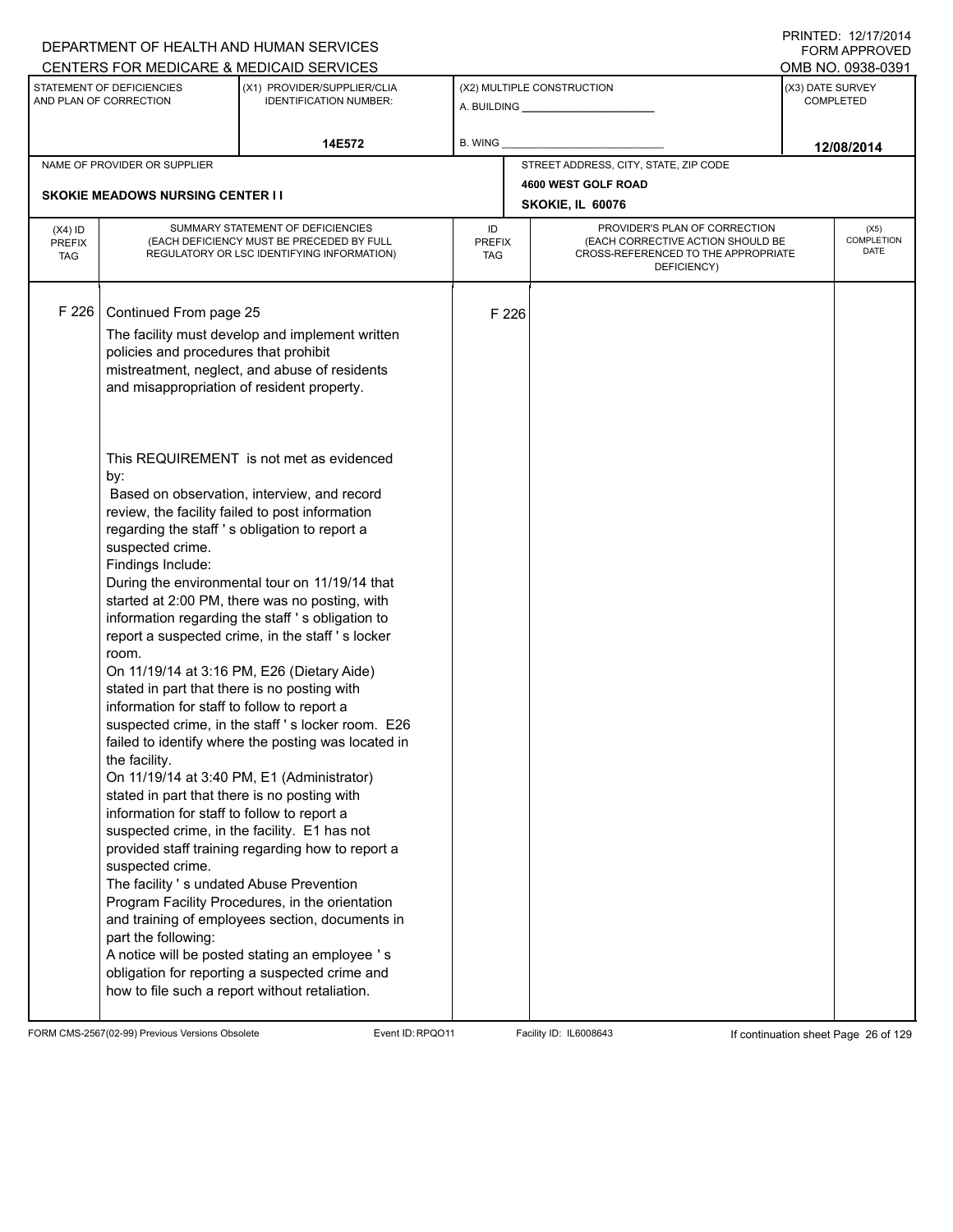DEPARTMENT OF HEALTH AND HUMAN SERVICES
CENTERS FOR MEDICARE & MEDICAID SERVICES

PRINTED: 12/17/2014
FORM APPROVED
OMB NO. 0938-0391

| STATEMENT OF DEFICIENCIES AND PLAN OF CORRECTION | (X1) PROVIDER/SUPPLIER/CLIA IDENTIFICATION NUMBER: | (X2) MULTIPLE CONSTRUCTION | (X3) DATE SURVEY COMPLETED |
|---|---|---|---|
| | 14E572 | A. BUILDING _____ B. WING _____ | 12/08/2014 |

| NAME OF PROVIDER OR SUPPLIER | STREET ADDRESS, CITY, STATE, ZIP CODE |
|---|---|
| SKOKIE MEADOWS NURSING CENTER I I | 4600 WEST GOLF ROAD SKOKIE, IL 60076 |

| (X4) ID PREFIX TAG | SUMMARY STATEMENT OF DEFICIENCIES (EACH DEFICIENCY MUST BE PRECEDED BY FULL REGULATORY OR LSC IDENTIFYING INFORMATION) | ID PREFIX TAG | PROVIDER'S PLAN OF CORRECTION (EACH CORRECTIVE ACTION SHOULD BE CROSS-REFERENCED TO THE APPROPRIATE DEFICIENCY) | (X5) COMPLETION DATE |
|---|---|---|---|---|
| F 226 | Continued From page 25<br>The facility must develop and implement written policies and procedures that prohibit mistreatment, neglect, and abuse of residents and misappropriation of resident property.<br><br>This REQUIREMENT is not met as evidenced by:<br>Based on observation, interview, and record review, the facility failed to post information regarding the staff ' s obligation to report a suspected crime.<br>Findings Include:<br>During the environmental tour on 11/19/14 that started at 2:00 PM, there was no posting, with information regarding the staff ' s obligation to report a suspected crime, in the staff ' s locker room.<br>On 11/19/14 at 3:16 PM, E26 (Dietary Aide) stated in part that there is no posting with information for staff to follow to report a suspected crime, in the staff ' s locker room. E26 failed to identify where the posting was located in the facility.<br>On 11/19/14 at 3:40 PM, E1 (Administrator) stated in part that there is no posting with information for staff to follow to report a suspected crime, in the facility. E1 has not provided staff training regarding how to report a suspected crime.<br>The facility ' s undated Abuse Prevention Program Facility Procedures, in the orientation and training of employees section, documents in part the following:<br>A notice will be posted stating an employee ' s obligation for reporting a suspected crime and how to file such a report without retaliation. | F 226 | | |

FORM CMS-2567(02-99) Previous Versions Obsolete Event ID: RPQO11 Facility ID: IL6008643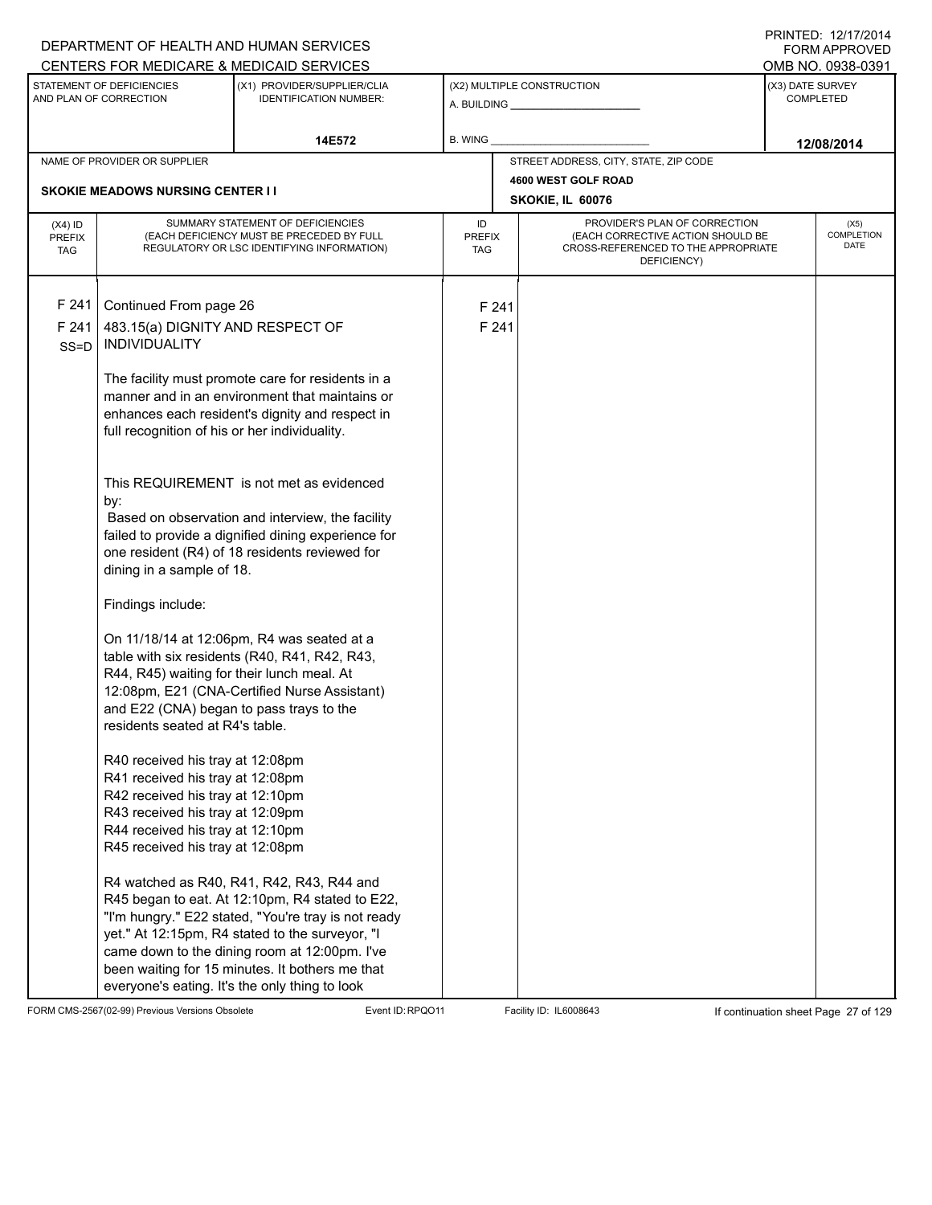DEPARTMENT OF HEALTH AND HUMAN SERVICES
CENTERS FOR MEDICARE & MEDICAID SERVICES

PRINTED: 12/17/2014
FORM APPROVED
OMB NO. 0938-0391

| STATEMENT OF DEFICIENCIES AND PLAN OF CORRECTION | (X1) PROVIDER/SUPPLIER/CLIA IDENTIFICATION NUMBER: | (X2) MULTIPLE CONSTRUCTION | (X3) DATE SURVEY COMPLETED |
|---|---|---|---|
| | 14E572 | A. BUILDING ______ B. WING ______ | 12/08/2014 |

NAME OF PROVIDER OR SUPPLIER: SKOKIE MEADOWS NURSING CENTER I I

STREET ADDRESS, CITY, STATE, ZIP CODE: 4600 WEST GOLF ROAD, SKOKIE, IL 60076

| (X4) ID PREFIX TAG | SUMMARY STATEMENT OF DEFICIENCIES (EACH DEFICIENCY MUST BE PRECEDED BY FULL REGULATORY OR LSC IDENTIFYING INFORMATION) | ID PREFIX TAG | PROVIDER'S PLAN OF CORRECTION (EACH CORRECTIVE ACTION SHOULD BE CROSS-REFERENCED TO THE APPROPRIATE DEFICIENCY) | (X5) COMPLETION DATE |
|---|---|---|---|---|
| F 241 | Continued From page 26 | F 241 | | |
| F 241 SS=D | 483.15(a) DIGNITY AND RESPECT OF INDIVIDUALITY<br><br>The facility must promote care for residents in a manner and in an environment that maintains or enhances each resident's dignity and respect in full recognition of his or her individuality.<br><br>This REQUIREMENT is not met as evidenced by:<br>Based on observation and interview, the facility failed to provide a dignified dining experience for one resident (R4) of 18 residents reviewed for dining in a sample of 18.<br><br>Findings include:<br><br>On 11/18/14 at 12:06pm, R4 was seated at a table with six residents (R40, R41, R42, R43, R44, R45) waiting for their lunch meal. At 12:08pm, E21 (CNA-Certified Nurse Assistant) and E22 (CNA) began to pass trays to the residents seated at R4's table.<br><br>R40 received his tray at 12:08pm<br>R41 received his tray at 12:08pm<br>R42 received his tray at 12:10pm<br>R43 received his tray at 12:09pm<br>R44 received his tray at 12:10pm<br>R45 received his tray at 12:08pm<br><br>R4 watched as R40, R41, R42, R43, R44 and R45 began to eat. At 12:10pm, R4 stated to E22, "I'm hungry." E22 stated, "You're tray is not ready yet." At 12:15pm, R4 stated to the surveyor, "I came down to the dining room at 12:00pm. I've been waiting for 15 minutes. It bothers me that everyone's eating. It's the only thing to look | F 241 | | |

FORM CMS-2567(02-99) Previous Versions Obsolete Event ID: RPQO11 Facility ID: IL6008643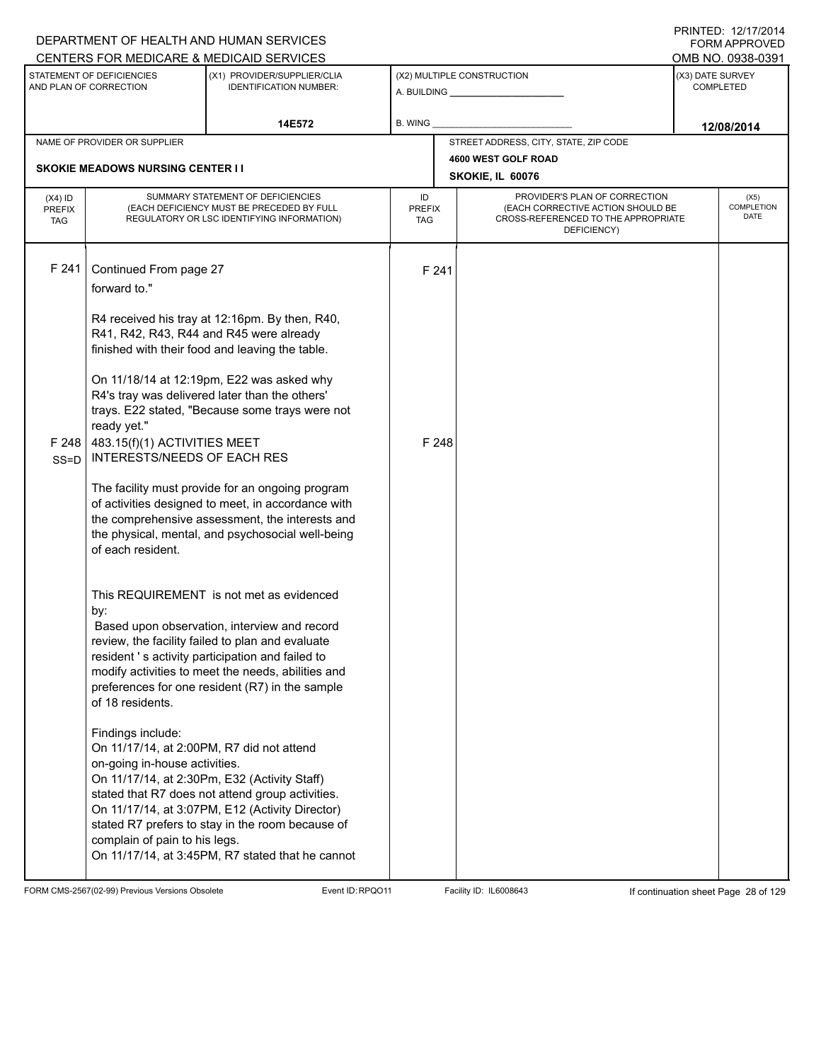DEPARTMENT OF HEALTH AND HUMAN SERVICES
CENTERS FOR MEDICARE & MEDICAID SERVICES

PRINTED: 12/17/2014
FORM APPROVED
OMB NO. 0938-0391

| STATEMENT OF DEFICIENCIES AND PLAN OF CORRECTION | (X1) PROVIDER/SUPPLIER/CLIA IDENTIFICATION NUMBER: | (X2) MULTIPLE CONSTRUCTION | (X3) DATE SURVEY COMPLETED |
|---|---|---|---|
| | 14E572 | A. BUILDING ______ B. WING ______ | 12/08/2014 |

| NAME OF PROVIDER OR SUPPLIER | STREET ADDRESS, CITY, STATE, ZIP CODE |
|---|---|
| SKOKIE MEADOWS NURSING CENTER I I | 4600 WEST GOLF ROAD SKOKIE, IL 60076 |

| (X4) ID PREFIX TAG | SUMMARY STATEMENT OF DEFICIENCIES (EACH DEFICIENCY MUST BE PRECEDED BY FULL REGULATORY OR LSC IDENTIFYING INFORMATION) | ID PREFIX TAG | PROVIDER'S PLAN OF CORRECTION (EACH CORRECTIVE ACTION SHOULD BE CROSS-REFERENCED TO THE APPROPRIATE DEFICIENCY) | (X5) COMPLETION DATE |
|---|---|---|---|---|
| F 241 | Continued From page 27<br>forward to."<br><br>R4 received his tray at 12:16pm. By then, R40, R41, R42, R43, R44 and R45 were already finished with their food and leaving the table.<br><br>On 11/18/14 at 12:19pm, E22 was asked why R4's tray was delivered later than the others' trays. E22 stated, "Because some trays were not ready yet." | F 241 | | |
| F 248 SS=D | 483.15(f)(1) ACTIVITIES MEET INTERESTS/NEEDS OF EACH RES<br><br>The facility must provide for an ongoing program of activities designed to meet, in accordance with the comprehensive assessment, the interests and the physical, mental, and psychosocial well-being of each resident.<br><br><br>This REQUIREMENT is not met as evidenced by:<br>Based upon observation, interview and record review, the facility failed to plan and evaluate resident ' s activity participation and failed to modify activities to meet the needs, abilities and preferences for one resident (R7) in the sample of 18 residents.<br><br>Findings include:<br>On 11/17/14, at 2:00PM, R7 did not attend on-going in-house activities.<br>On 11/17/14, at 2:30Pm, E32 (Activity Staff) stated that R7 does not attend group activities.<br>On 11/17/14, at 3:07PM, E12 (Activity Director) stated R7 prefers to stay in the room because of complain of pain to his legs.<br>On 11/17/14, at 3:45PM, R7 stated that he cannot | F 248 | | |

FORM CMS-2567(02-99) Previous Versions Obsolete    Event ID: RPQO11    Facility ID: IL6008643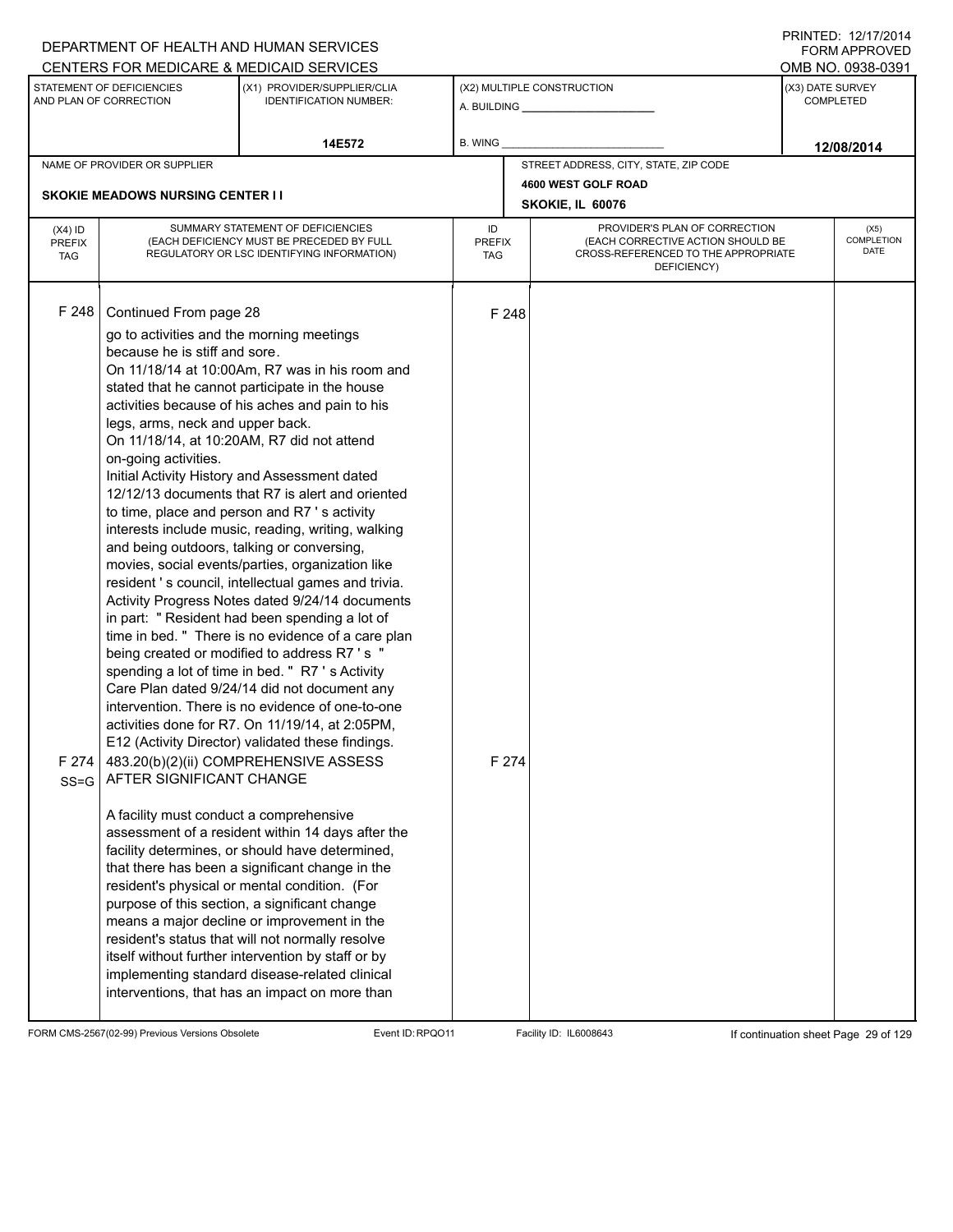DEPARTMENT OF HEALTH AND HUMAN SERVICES
CENTERS FOR MEDICARE & MEDICAID SERVICES

PRINTED: 12/17/2014
FORM APPROVED
OMB NO. 0938-0391

| STATEMENT OF DEFICIENCIES AND PLAN OF CORRECTION | (X1) PROVIDER/SUPPLIER/CLIA IDENTIFICATION NUMBER: | (X2) MULTIPLE CONSTRUCTION | (X3) DATE SURVEY COMPLETED |
|---|---|---|---|
| | 14E572 | A. BUILDING ______ B. WING ______ | 12/08/2014 |

NAME OF PROVIDER OR SUPPLIER: SKOKIE MEADOWS NURSING CENTER I I

STREET ADDRESS, CITY, STATE, ZIP CODE: 4600 WEST GOLF ROAD, SKOKIE, IL 60076

| (X4) ID PREFIX TAG | SUMMARY STATEMENT OF DEFICIENCIES (EACH DEFICIENCY MUST BE PRECEDED BY FULL REGULATORY OR LSC IDENTIFYING INFORMATION) | ID PREFIX TAG | PROVIDER'S PLAN OF CORRECTION (EACH CORRECTIVE ACTION SHOULD BE CROSS-REFERENCED TO THE APPROPRIATE DEFICIENCY) | (X5) COMPLETION DATE |
|---|---|---|---|---|
| F 248 | Continued From page 28<br>go to activities and the morning meetings because he is stiff and sore.<br>On 11/18/14 at 10:00Am, R7 was in his room and stated that he cannot participate in the house activities because of his aches and pain to his legs, arms, neck and upper back.<br>On 11/18/14, at 10:20AM, R7 did not attend on-going activities.<br>Initial Activity History and Assessment dated 12/12/13 documents that R7 is alert and oriented to time, place and person and R7 ' s activity interests include music, reading, writing, walking and being outdoors, talking or conversing, movies, social events/parties, organization like resident ' s council, intellectual games and trivia.<br>Activity Progress Notes dated 9/24/14 documents in part: " Resident had been spending a lot of time in bed. " There is no evidence of a care plan being created or modified to address R7 ' s " spending a lot of time in bed. " R7 ' s Activity Care Plan dated 9/24/14 did not document any intervention. There is no evidence of one-to-one activities done for R7. On 11/19/14, at 2:05PM, E12 (Activity Director) validated these findings. | F 248 | | |
| F 274 SS=G | 483.20(b)(2)(ii) COMPREHENSIVE ASSESS AFTER SIGNIFICANT CHANGE<br><br>A facility must conduct a comprehensive assessment of a resident within 14 days after the facility determines, or should have determined, that there has been a significant change in the resident's physical or mental condition. (For purpose of this section, a significant change means a major decline or improvement in the resident's status that will not normally resolve itself without further intervention by staff or by implementing standard disease-related clinical interventions, that has an impact on more than | F 274 | | |

FORM CMS-2567(02-99) Previous Versions Obsolete | Event ID: RPQO11 | Facility ID: IL6008643 | If continuation sheet Page 29 of 129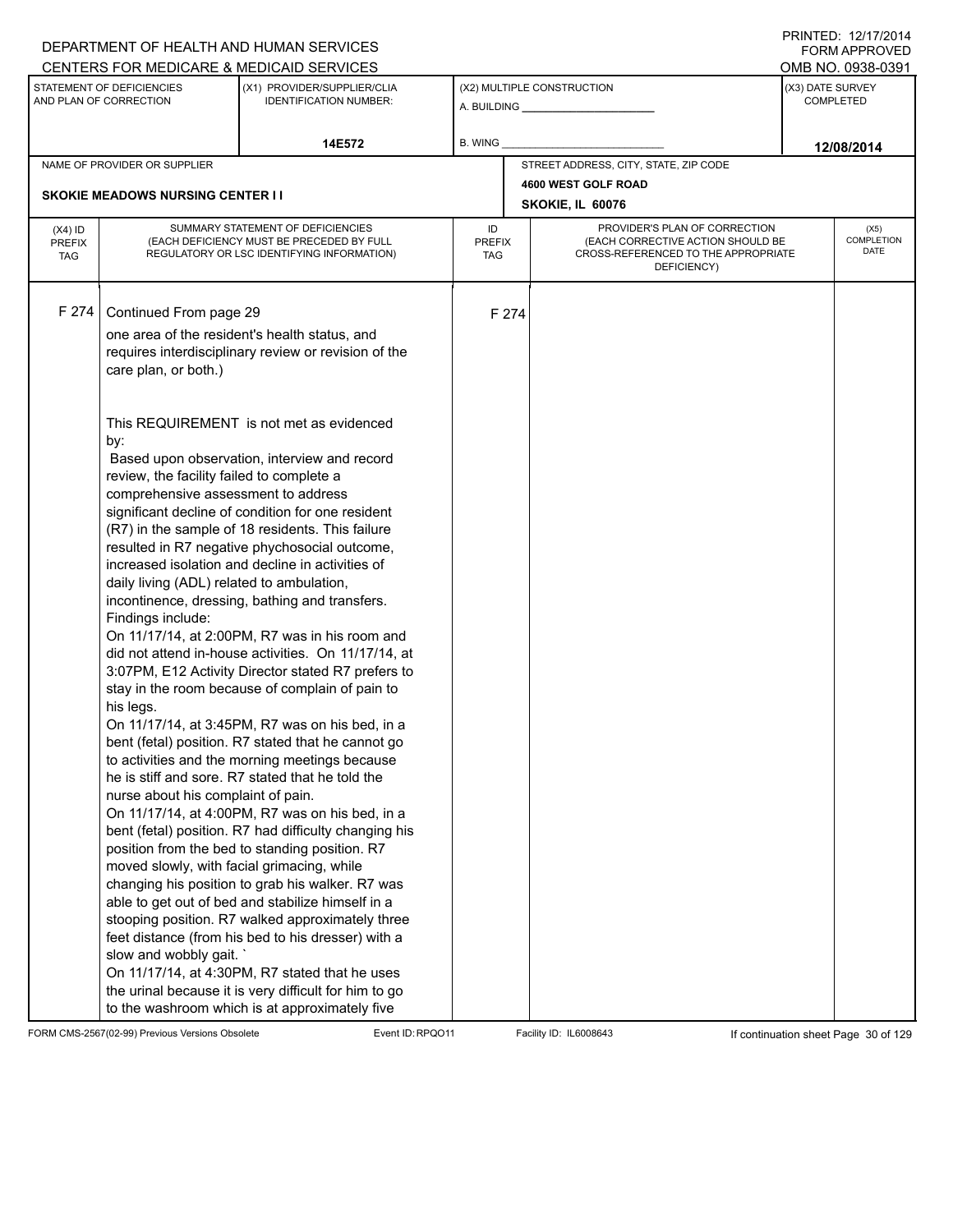DEPARTMENT OF HEALTH AND HUMAN SERVICES
CENTERS FOR MEDICARE & MEDICAID SERVICES

PRINTED: 12/17/2014
FORM APPROVED
OMB NO. 0938-0391

| STATEMENT OF DEFICIENCIES AND PLAN OF CORRECTION | (X1) PROVIDER/SUPPLIER/CLIA IDENTIFICATION NUMBER: | (X2) MULTIPLE CONSTRUCTION | (X3) DATE SURVEY COMPLETED |
|---|---|---|---|
| | 14E572 | A. BUILDING ______ B. WING ______ | 12/08/2014 |

| NAME OF PROVIDER OR SUPPLIER | STREET ADDRESS, CITY, STATE, ZIP CODE |
|---|---|
| SKOKIE MEADOWS NURSING CENTER I I | 4600 WEST GOLF ROAD SKOKIE, IL 60076 |

| (X4) ID PREFIX TAG | SUMMARY STATEMENT OF DEFICIENCIES (EACH DEFICIENCY MUST BE PRECEDED BY FULL REGULATORY OR LSC IDENTIFYING INFORMATION) | ID PREFIX TAG | PROVIDER'S PLAN OF CORRECTION (EACH CORRECTIVE ACTION SHOULD BE CROSS-REFERENCED TO THE APPROPRIATE DEFICIENCY) | (X5) COMPLETION DATE |
|---|---|---|---|---|
| F 274 | Continued From page 29 | F 274 | | |

one area of the resident's health status, and requires interdisciplinary review or revision of the care plan, or both.)

This REQUIREMENT is not met as evidenced by:

Based upon observation, interview and record review, the facility failed to complete a comprehensive assessment to address significant decline of condition for one resident (R7) in the sample of 18 residents. This failure resulted in R7 negative phychosocial outcome, increased isolation and decline in activities of daily living (ADL) related to ambulation, incontinence, dressing, bathing and transfers.

Findings include:

On 11/17/14, at 2:00PM, R7 was in his room and did not attend in-house activities. On 11/17/14, at 3:07PM, E12 Activity Director stated R7 prefers to stay in the room because of complain of pain to his legs.

On 11/17/14, at 3:45PM, R7 was on his bed, in a bent (fetal) position. R7 stated that he cannot go to activities and the morning meetings because he is stiff and sore. R7 stated that he told the nurse about his complaint of pain.

On 11/17/14, at 4:00PM, R7 was on his bed, in a bent (fetal) position. R7 had difficulty changing his position from the bed to standing position. R7 moved slowly, with facial grimacing, while changing his position to grab his walker. R7 was able to get out of bed and stabilize himself in a stooping position. R7 walked approximately three feet distance (from his bed to his dresser) with a slow and wobbly gait. `

On 11/17/14, at 4:30PM, R7 stated that he uses the urinal because it is very difficult for him to go to the washroom which is at approximately five

FORM CMS-2567(02-99) Previous Versions Obsolete Event ID: RPQO11 Facility ID: IL6008643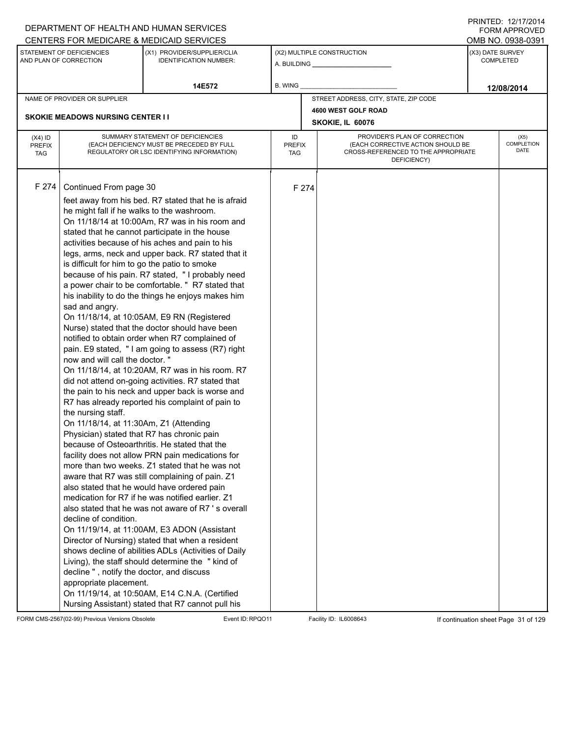DEPARTMENT OF HEALTH AND HUMAN SERVICES
CENTERS FOR MEDICARE & MEDICAID SERVICES

PRINTED: 12/17/2014
FORM APPROVED
OMB NO. 0938-0391

| STATEMENT OF DEFICIENCIES AND PLAN OF CORRECTION | (X1) PROVIDER/SUPPLIER/CLIA IDENTIFICATION NUMBER: | (X2) MULTIPLE CONSTRUCTION | (X3) DATE SURVEY COMPLETED |
|---|---|---|---|
| | 14E572 | A. BUILDING ______ B. WING ______ | 12/08/2014 |

NAME OF PROVIDER OR SUPPLIER: **SKOKIE MEADOWS NURSING CENTER I I**

STREET ADDRESS, CITY, STATE, ZIP CODE: **4600 WEST GOLF ROAD, SKOKIE, IL 60076**

| (X4) ID PREFIX TAG | SUMMARY STATEMENT OF DEFICIENCIES (EACH DEFICIENCY MUST BE PRECEDED BY FULL REGULATORY OR LSC IDENTIFYING INFORMATION) | ID PREFIX TAG | PROVIDER'S PLAN OF CORRECTION (EACH CORRECTIVE ACTION SHOULD BE CROSS-REFERENCED TO THE APPROPRIATE DEFICIENCY) | (X5) COMPLETION DATE |
|---|---|---|---|---|
| F 274 | Continued From page 30<br>feet away from his bed. R7 stated that he is afraid he might fall if he walks to the washroom.<br>On 11/18/14 at 10:00Am, R7 was in his room and stated that he cannot participate in the house activities because of his aches and pain to his legs, arms, neck and upper back. R7 stated that it is difficult for him to go the patio to smoke because of his pain. R7 stated, " I probably need a power chair to be comfortable. " R7 stated that his inability to do the things he enjoys makes him sad and angry.<br>On 11/18/14, at 10:05AM, E9 RN (Registered Nurse) stated that the doctor should have been notified to obtain order when R7 complained of pain. E9 stated, " I am going to assess (R7) right now and will call the doctor. "<br>On 11/18/14, at 10:20AM, R7 was in his room. R7 did not attend on-going activities. R7 stated that the pain to his neck and upper back is worse and R7 has already reported his complaint of pain to the nursing staff.<br>On 11/18/14, at 11:30Am, Z1 (Attending Physician) stated that R7 has chronic pain because of Osteoarthritis. He stated that the facility does not allow PRN pain medications for more than two weeks. Z1 stated that he was not aware that R7 was still complaining of pain. Z1 also stated that he would have ordered pain medication for R7 if he was notified earlier. Z1 also stated that he was not aware of R7 ' s overall decline of condition.<br>On 11/19/14, at 11:00AM, E3 ADON (Assistant Director of Nursing) stated that when a resident shows decline of abilities ADLs (Activities of Daily Living), the staff should determine the " kind of decline " , notify the doctor, and discuss appropriate placement.<br>On 11/19/14, at 10:50AM, E14 C.N.A. (Certified Nursing Assistant) stated that R7 cannot pull his | F 274 | | |

FORM CMS-2567(02-99) Previous Versions Obsolete Event ID: RPQO11 Facility ID: IL6008643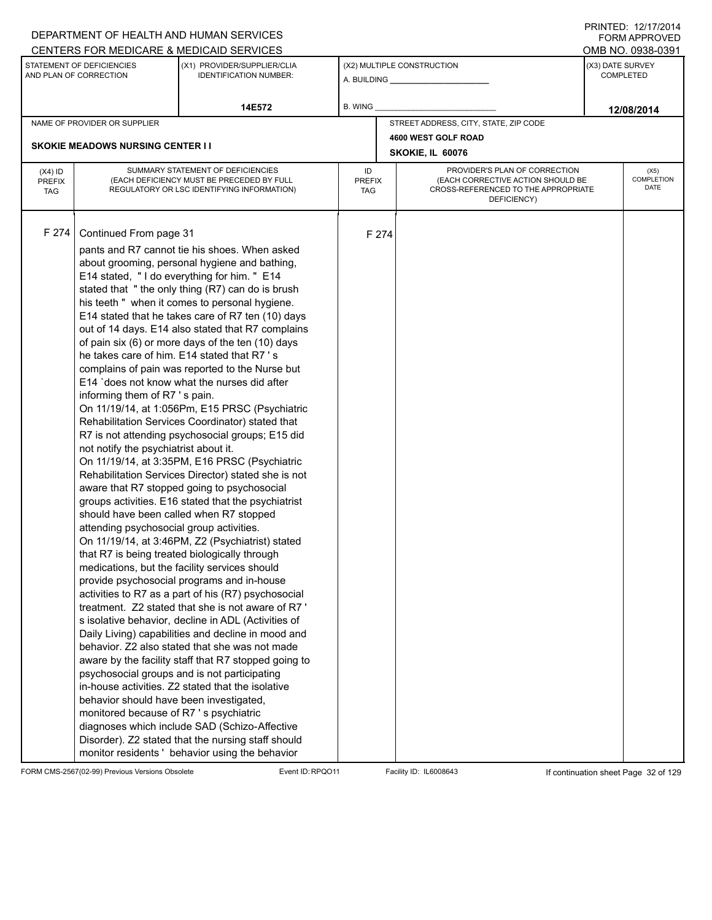DEPARTMENT OF HEALTH AND HUMAN SERVICES
CENTERS FOR MEDICARE & MEDICAID SERVICES

PRINTED: 12/17/2014
FORM APPROVED
OMB NO. 0938-0391

| STATEMENT OF DEFICIENCIES AND PLAN OF CORRECTION | (X1) PROVIDER/SUPPLIER/CLIA IDENTIFICATION NUMBER: | (X2) MULTIPLE CONSTRUCTION | (X3) DATE SURVEY COMPLETED |
|---|---|---|---|
| | 14E572 | A. BUILDING ______ B. WING ______ | 12/08/2014 |

| NAME OF PROVIDER OR SUPPLIER | STREET ADDRESS, CITY, STATE, ZIP CODE |
|---|---|
| SKOKIE MEADOWS NURSING CENTER I I | 4600 WEST GOLF ROAD SKOKIE, IL 60076 |

| (X4) ID PREFIX TAG | SUMMARY STATEMENT OF DEFICIENCIES (EACH DEFICIENCY MUST BE PRECEDED BY FULL REGULATORY OR LSC IDENTIFYING INFORMATION) | ID PREFIX TAG | PROVIDER'S PLAN OF CORRECTION (EACH CORRECTIVE ACTION SHOULD BE CROSS-REFERENCED TO THE APPROPRIATE DEFICIENCY) | (X5) COMPLETION DATE |
|---|---|---|---|---|
| F 274 | Continued From page 31<br>pants and R7 cannot tie his shoes. When asked about grooming, personal hygiene and bathing, E14 stated, " I do everything for him. " E14 stated that " the only thing (R7) can do is brush his teeth " when it comes to personal hygiene. E14 stated that he takes care of R7 ten (10) days out of 14 days. E14 also stated that R7 complains of pain six (6) or more days of the ten (10) days he takes care of him. E14 stated that R7 ' s complains of pain was reported to the Nurse but E14 `does not know what the nurses did after informing them of R7 ' s pain.<br>On 11/19/14, at 1:056Pm, E15 PRSC (Psychiatric Rehabilitation Services Coordinator) stated that R7 is not attending psychosocial groups; E15 did not notify the psychiatrist about it.<br>On 11/19/14, at 3:35PM, E16 PRSC (Psychiatric Rehabilitation Services Director) stated she is not aware that R7 stopped going to psychosocial groups activities. E16 stated that the psychiatrist should have been called when R7 stopped attending psychosocial group activities.<br>On 11/19/14, at 3:46PM, Z2 (Psychiatrist) stated that R7 is being treated biologically through medications, but the facility services should provide psychosocial programs and in-house activities to R7 as a part of his (R7) psychosocial treatment. Z2 stated that she is not aware of R7 ' s isolative behavior, decline in ADL (Activities of Daily Living) capabilities and decline in mood and behavior. Z2 also stated that she was not made aware by the facility staff that R7 stopped going to psychosocial groups and is not participating in-house activities. Z2 stated that the isolative behavior should have been investigated, monitored because of R7 ' s psychiatric diagnoses which include SAD (Schizo-Affective Disorder). Z2 stated that the nursing staff should monitor residents ' behavior using the behavior | F 274 | | |

FORM CMS-2567(02-99) Previous Versions Obsolete Event ID: RPQO11 Facility ID: IL6008643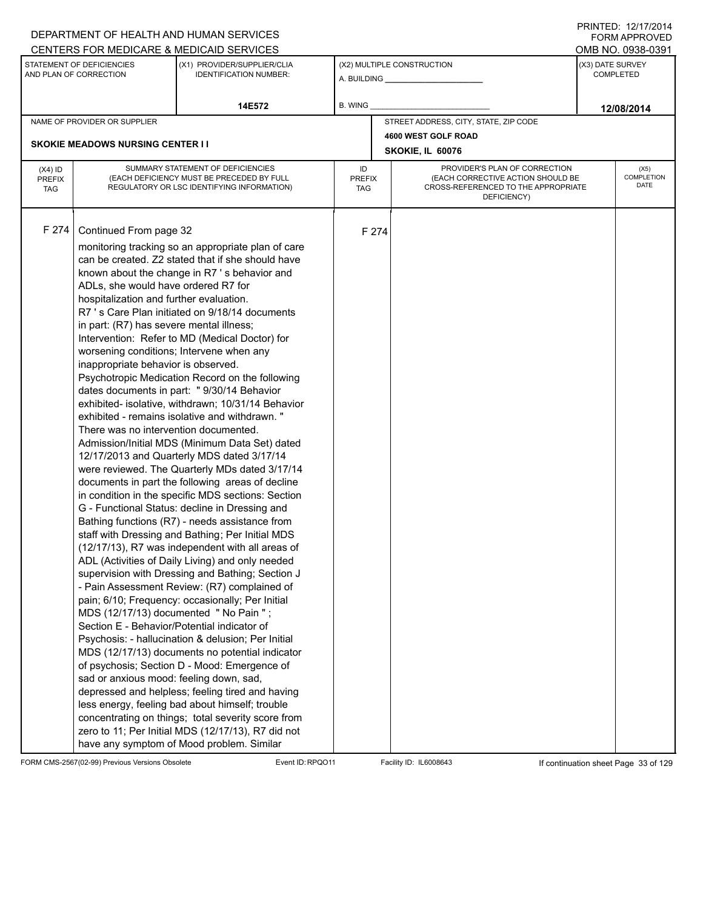DEPARTMENT OF HEALTH AND HUMAN SERVICES
CENTERS FOR MEDICARE & MEDICAID SERVICES

PRINTED: 12/17/2014
FORM APPROVED
OMB NO. 0938-0391

| STATEMENT OF DEFICIENCIES AND PLAN OF CORRECTION | (X1) PROVIDER/SUPPLIER/CLIA IDENTIFICATION NUMBER: | (X2) MULTIPLE CONSTRUCTION | (X3) DATE SURVEY COMPLETED |
|---|---|---|---|
| | 14E572 | A. BUILDING ______ B. WING ______ | 12/08/2014 |

| NAME OF PROVIDER OR SUPPLIER | STREET ADDRESS, CITY, STATE, ZIP CODE |
|---|---|
| SKOKIE MEADOWS NURSING CENTER I I | 4600 WEST GOLF ROAD SKOKIE, IL 60076 |

| (X4) ID PREFIX TAG | SUMMARY STATEMENT OF DEFICIENCIES (EACH DEFICIENCY MUST BE PRECEDED BY FULL REGULATORY OR LSC IDENTIFYING INFORMATION) | ID PREFIX TAG | PROVIDER'S PLAN OF CORRECTION (EACH CORRECTIVE ACTION SHOULD BE CROSS-REFERENCED TO THE APPROPRIATE DEFICIENCY) | (X5) COMPLETION DATE |
|---|---|---|---|---|
| F 274 | Continued From page 32<br>monitoring tracking so an appropriate plan of care can be created. Z2 stated that if she should have known about the change in R7 ' s behavior and ADLs, she would have ordered R7 for hospitalization and further evaluation.<br>R7 ' s Care Plan initiated on 9/18/14 documents in part: (R7) has severe mental illness; Intervention: Refer to MD (Medical Doctor) for worsening conditions; Intervene when any inappropriate behavior is observed.<br>Psychotropic Medication Record on the following dates documents in part: " 9/30/14 Behavior exhibited- isolative, withdrawn; 10/31/14 Behavior exhibited - remains isolative and withdrawn. "<br>There was no intervention documented.<br>Admission/Initial MDS (Minimum Data Set) dated 12/17/2013 and Quarterly MDS dated 3/17/14 were reviewed. The Quarterly MDs dated 3/17/14 documents in part the following areas of decline in condition in the specific MDS sections: Section G - Functional Status: decline in Dressing and Bathing functions (R7) - needs assistance from staff with Dressing and Bathing; Per Initial MDS (12/17/13), R7 was independent with all areas of ADL (Activities of Daily Living) and only needed supervision with Dressing and Bathing; Section J - Pain Assessment Review: (R7) complained of pain; 6/10; Frequency: occasionally; Per Initial MDS (12/17/13) documented " No Pain " ;<br>Section E - Behavior/Potential indicator of Psychosis: - hallucination & delusion; Per Initial MDS (12/17/13) documents no potential indicator of psychosis; Section D - Mood: Emergence of sad or anxious mood: feeling down, sad, depressed and helpless; feeling tired and having less energy, feeling bad about himself; trouble concentrating on things; total severity score from zero to 11; Per Initial MDS (12/17/13), R7 did not have any symptom of Mood problem. Similar | F 274 | | |

FORM CMS-2567(02-99) Previous Versions Obsolete Event ID: RPQO11 Facility ID: IL6008643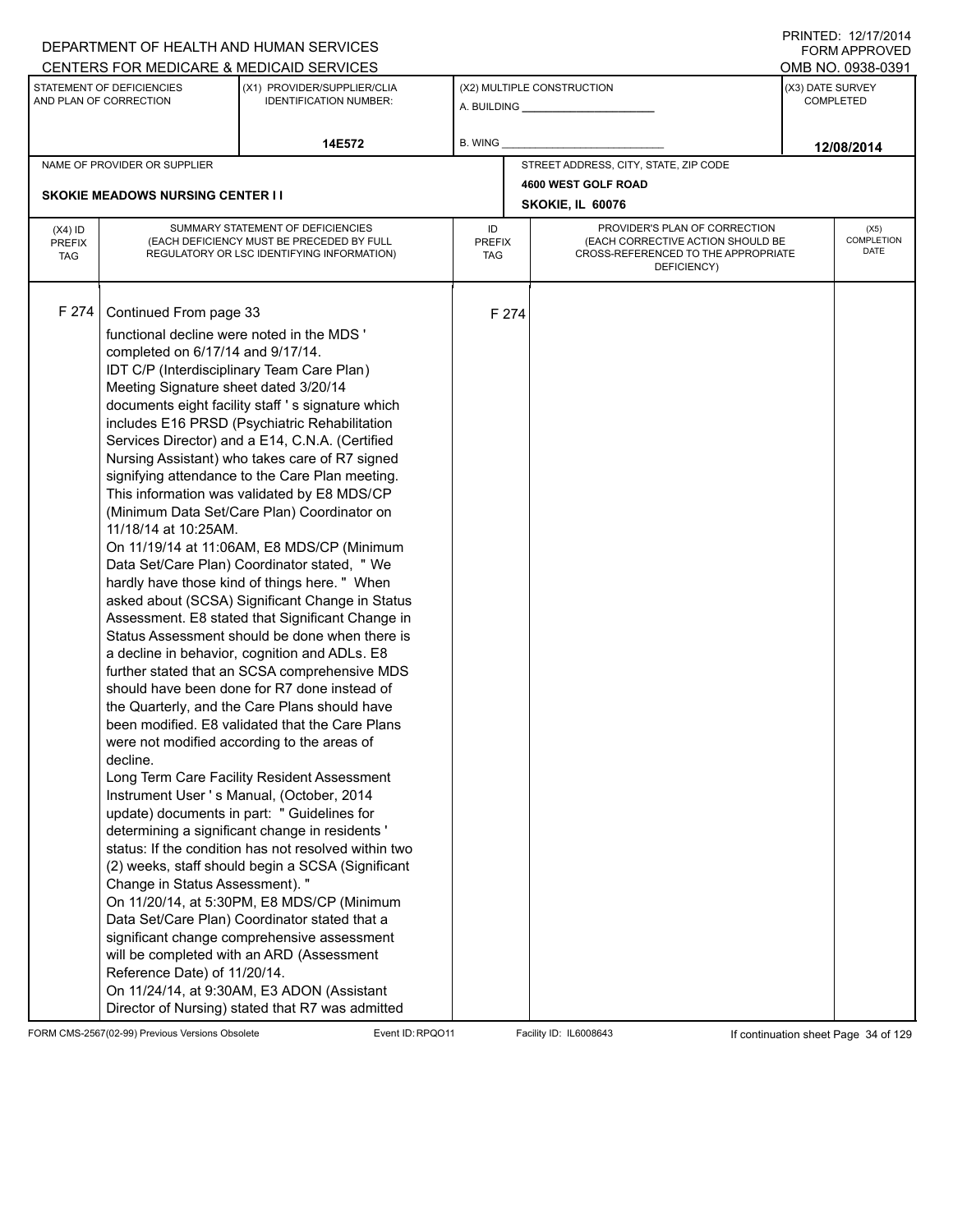DEPARTMENT OF HEALTH AND HUMAN SERVICES
CENTERS FOR MEDICARE & MEDICAID SERVICES

PRINTED: 12/17/2014
FORM APPROVED
OMB NO. 0938-0391

| STATEMENT OF DEFICIENCIES AND PLAN OF CORRECTION | (X1) PROVIDER/SUPPLIER/CLIA IDENTIFICATION NUMBER: | (X2) MULTIPLE CONSTRUCTION | (X3) DATE SURVEY COMPLETED |
|---|---|---|---|
| | 14E572 | A. BUILDING ___ B. WING ___ | 12/08/2014 |

NAME OF PROVIDER OR SUPPLIER: SKOKIE MEADOWS NURSING CENTER I I

STREET ADDRESS, CITY, STATE, ZIP CODE: 4600 WEST GOLF ROAD, SKOKIE, IL 60076

| (X4) ID PREFIX TAG | SUMMARY STATEMENT OF DEFICIENCIES (EACH DEFICIENCY MUST BE PRECEDED BY FULL REGULATORY OR LSC IDENTIFYING INFORMATION) | ID PREFIX TAG | PROVIDER'S PLAN OF CORRECTION (EACH CORRECTIVE ACTION SHOULD BE CROSS-REFERENCED TO THE APPROPRIATE DEFICIENCY) | (X5) COMPLETION DATE |
|---|---|---|---|---|
| F 274 | Continued From page 33<br>functional decline were noted in the MDS ' completed on 6/17/14 and 9/17/14.<br>IDT C/P (Interdisciplinary Team Care Plan) Meeting Signature sheet dated 3/20/14 documents eight facility staff ' s signature which includes E16 PRSD (Psychiatric Rehabilitation Services Director) and a E14, C.N.A. (Certified Nursing Assistant) who takes care of R7 signed signifying attendance to the Care Plan meeting. This information was validated by E8 MDS/CP (Minimum Data Set/Care Plan) Coordinator on 11/18/14 at 10:25AM.<br>On 11/19/14 at 11:06AM, E8 MDS/CP (Minimum Data Set/Care Plan) Coordinator stated, " We hardly have those kind of things here. " When asked about (SCSA) Significant Change in Status Assessment. E8 stated that Significant Change in Status Assessment should be done when there is a decline in behavior, cognition and ADLs. E8 further stated that an SCSA comprehensive MDS should have been done for R7 done instead of the Quarterly, and the Care Plans should have been modified. E8 validated that the Care Plans were not modified according to the areas of decline.<br>Long Term Care Facility Resident Assessment Instrument User ' s Manual, (October, 2014 update) documents in part: " Guidelines for determining a significant change in residents ' status: If the condition has not resolved within two (2) weeks, staff should begin a SCSA (Significant Change in Status Assessment). "<br>On 11/20/14, at 5:30PM, E8 MDS/CP (Minimum Data Set/Care Plan) Coordinator stated that a significant change comprehensive assessment will be completed with an ARD (Assessment Reference Date) of 11/20/14.<br>On 11/24/14, at 9:30AM, E3 ADON (Assistant Director of Nursing) stated that R7 was admitted | F 274 | | |

FORM CMS-2567(02-99) Previous Versions Obsolete Event ID: RPQO11 Facility ID: IL6008643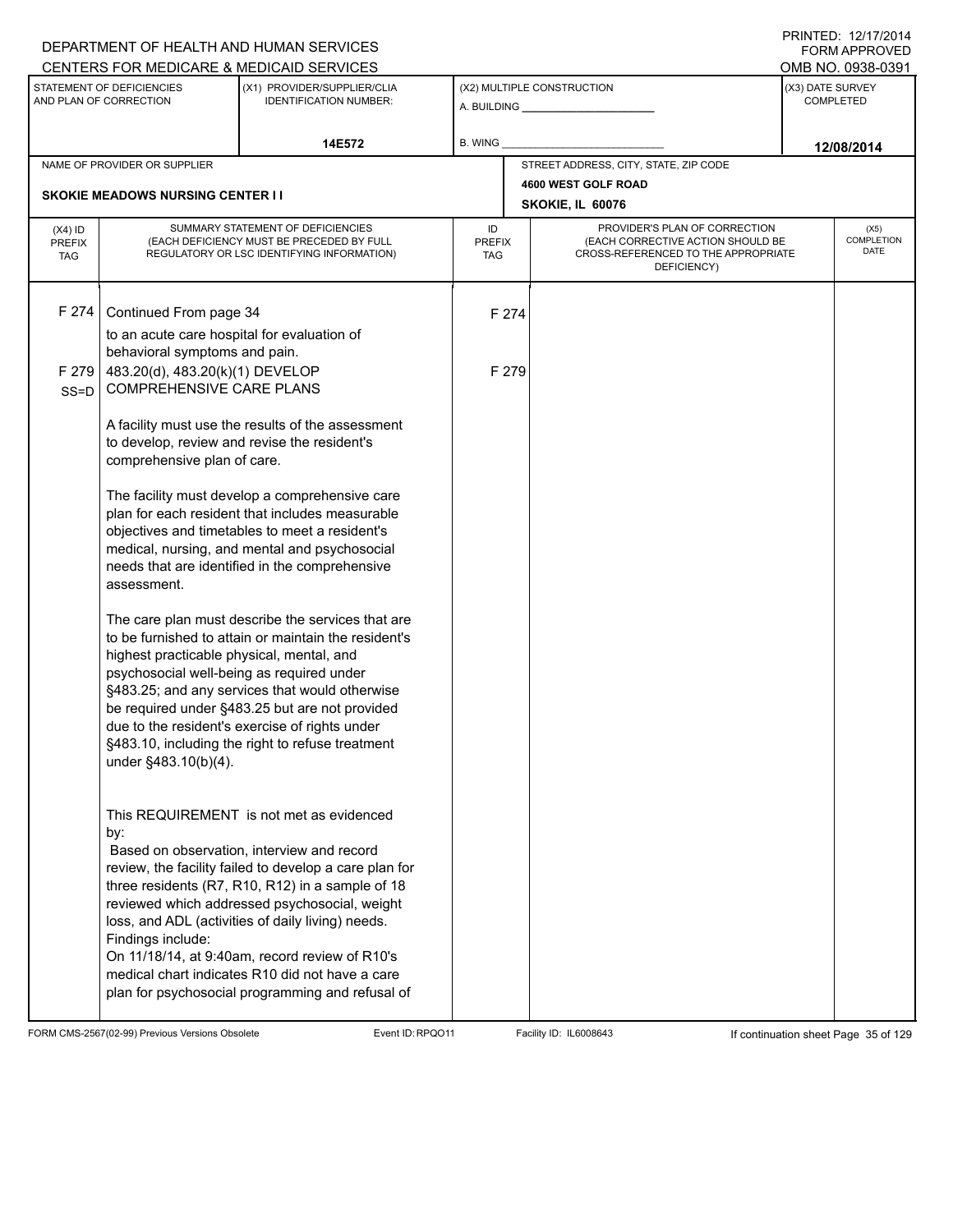DEPARTMENT OF HEALTH AND HUMAN SERVICES
CENTERS FOR MEDICARE & MEDICAID SERVICES

PRINTED: 12/17/2014
FORM APPROVED
OMB NO. 0938-0391

| STATEMENT OF DEFICIENCIES AND PLAN OF CORRECTION | (X1) PROVIDER/SUPPLIER/CLIA IDENTIFICATION NUMBER: | (X2) MULTIPLE CONSTRUCTION | (X3) DATE SURVEY COMPLETED |
|---|---|---|---|
| | 14E572 | A. BUILDING ______ B. WING ______ | 12/08/2014 |

| NAME OF PROVIDER OR SUPPLIER | STREET ADDRESS, CITY, STATE, ZIP CODE |
|---|---|
| SKOKIE MEADOWS NURSING CENTER I I | 4600 WEST GOLF ROAD SKOKIE, IL 60076 |

| (X4) ID PREFIX TAG | SUMMARY STATEMENT OF DEFICIENCIES (EACH DEFICIENCY MUST BE PRECEDED BY FULL REGULATORY OR LSC IDENTIFYING INFORMATION) | ID PREFIX TAG | PROVIDER'S PLAN OF CORRECTION (EACH CORRECTIVE ACTION SHOULD BE CROSS-REFERENCED TO THE APPROPRIATE DEFICIENCY) | (X5) COMPLETION DATE |
|---|---|---|---|---|
| F 274 | Continued From page 34<br>to an acute care hospital for evaluation of behavioral symptoms and pain. | F 274 | | |
| F 279 SS=D | 483.20(d), 483.20(k)(1) DEVELOP COMPREHENSIVE CARE PLANS<br><br>A facility must use the results of the assessment to develop, review and revise the resident's comprehensive plan of care.<br><br>The facility must develop a comprehensive care plan for each resident that includes measurable objectives and timetables to meet a resident's medical, nursing, and mental and psychosocial needs that are identified in the comprehensive assessment.<br><br>The care plan must describe the services that are to be furnished to attain or maintain the resident's highest practicable physical, mental, and psychosocial well-being as required under §483.25; and any services that would otherwise be required under §483.25 but are not provided due to the resident's exercise of rights under §483.10, including the right to refuse treatment under §483.10(b)(4).<br><br>This REQUIREMENT is not met as evidenced by:<br>Based on observation, interview and record review, the facility failed to develop a care plan for three residents (R7, R10, R12) in a sample of 18 reviewed which addressed psychosocial, weight loss, and ADL (activities of daily living) needs.<br>Findings include:<br>On 11/18/14, at 9:40am, record review of R10's medical chart indicates R10 did not have a care plan for psychosocial programming and refusal of | F 279 | | |

FORM CMS-2567(02-99) Previous Versions Obsolete Event ID: RPQO11 Facility ID: IL6008643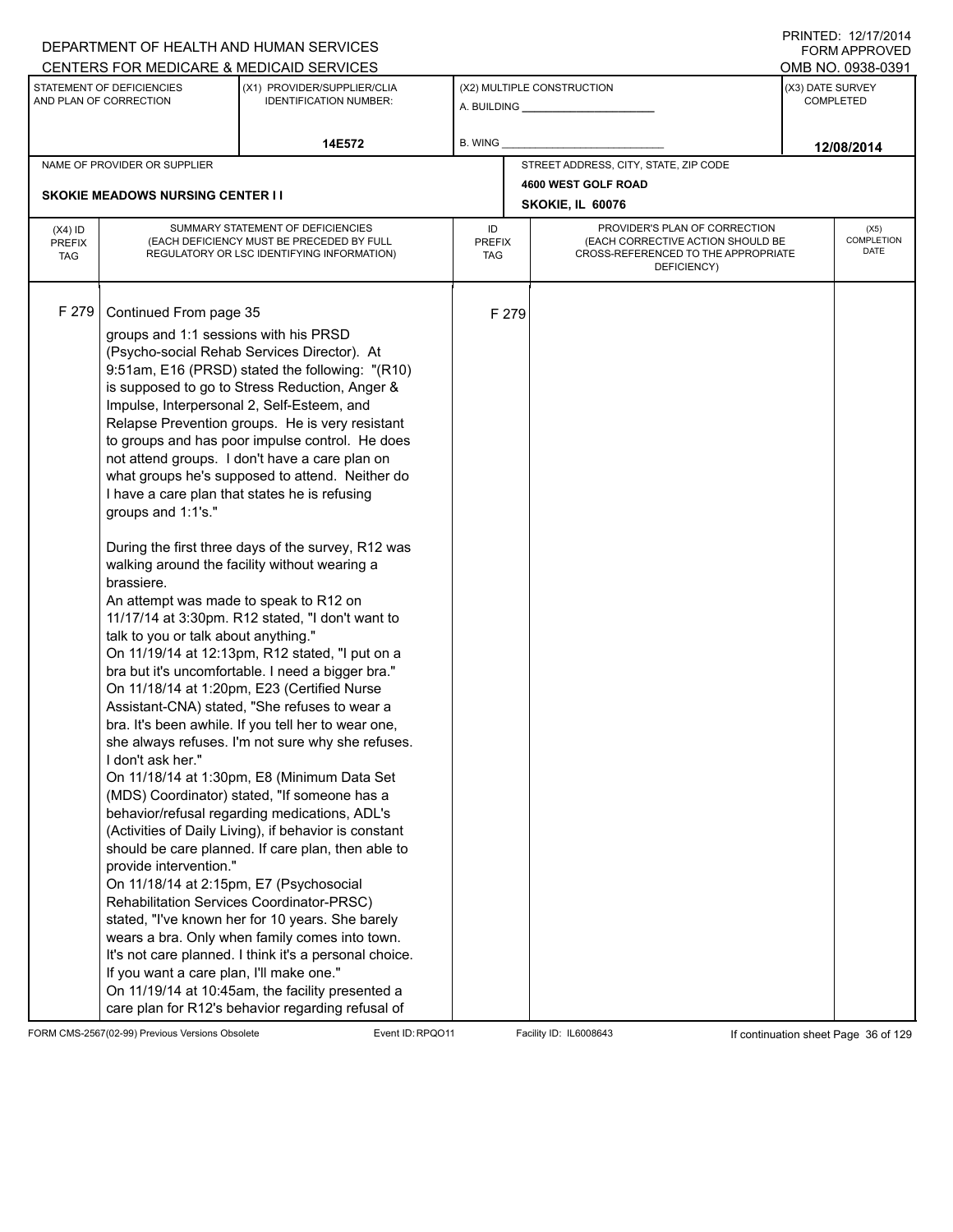DEPARTMENT OF HEALTH AND HUMAN SERVICES
CENTERS FOR MEDICARE & MEDICAID SERVICES

PRINTED: 12/17/2014
FORM APPROVED
OMB NO. 0938-0391

| STATEMENT OF DEFICIENCIES AND PLAN OF CORRECTION | (X1) PROVIDER/SUPPLIER/CLIA IDENTIFICATION NUMBER: | (X2) MULTIPLE CONSTRUCTION | (X3) DATE SURVEY COMPLETED |
|---|---|---|---|
| | 14E572 | A. BUILDING ______ B. WING ______ | 12/08/2014 |

NAME OF PROVIDER OR SUPPLIER: SKOKIE MEADOWS NURSING CENTER I I

STREET ADDRESS, CITY, STATE, ZIP CODE: 4600 WEST GOLF ROAD, SKOKIE, IL 60076

| (X4) ID PREFIX TAG | SUMMARY STATEMENT OF DEFICIENCIES (EACH DEFICIENCY MUST BE PRECEDED BY FULL REGULATORY OR LSC IDENTIFYING INFORMATION) | ID PREFIX TAG | PROVIDER'S PLAN OF CORRECTION (EACH CORRECTIVE ACTION SHOULD BE CROSS-REFERENCED TO THE APPROPRIATE DEFICIENCY) | (X5) COMPLETION DATE |
|---|---|---|---|---|
| F 279 | Continued From page 35<br>groups and 1:1 sessions with his PRSD (Psycho-social Rehab Services Director). At 9:51am, E16 (PRSD) stated the following: "(R10) is supposed to go to Stress Reduction, Anger & Impulse, Interpersonal 2, Self-Esteem, and Relapse Prevention groups. He is very resistant to groups and has poor impulse control. He does not attend groups. I don't have a care plan on what groups he's supposed to attend. Neither do I have a care plan that states he is refusing groups and 1:1's."<br><br>During the first three days of the survey, R12 was walking around the facility without wearing a brassiere.<br>An attempt was made to speak to R12 on 11/17/14 at 3:30pm. R12 stated, "I don't want to talk to you or talk about anything."<br>On 11/19/14 at 12:13pm, R12 stated, "I put on a bra but it's uncomfortable. I need a bigger bra."<br>On 11/18/14 at 1:20pm, E23 (Certified Nurse Assistant-CNA) stated, "She refuses to wear a bra. It's been awhile. If you tell her to wear one, she always refuses. I'm not sure why she refuses. I don't ask her."<br>On 11/18/14 at 1:30pm, E8 (Minimum Data Set (MDS) Coordinator) stated, "If someone has a behavior/refusal regarding medications, ADL's (Activities of Daily Living), if behavior is constant should be care planned. If care plan, then able to provide intervention."<br>On 11/18/14 at 2:15pm, E7 (Psychosocial Rehabilitation Services Coordinator-PRSC) stated, "I've known her for 10 years. She barely wears a bra. Only when family comes into town. It's not care planned. I think it's a personal choice. If you want a care plan, I'll make one."<br>On 11/19/14 at 10:45am, the facility presented a care plan for R12's behavior regarding refusal of | F 279 | | |

FORM CMS-2567(02-99) Previous Versions Obsolete Event ID: RPQO11 Facility ID: IL6008643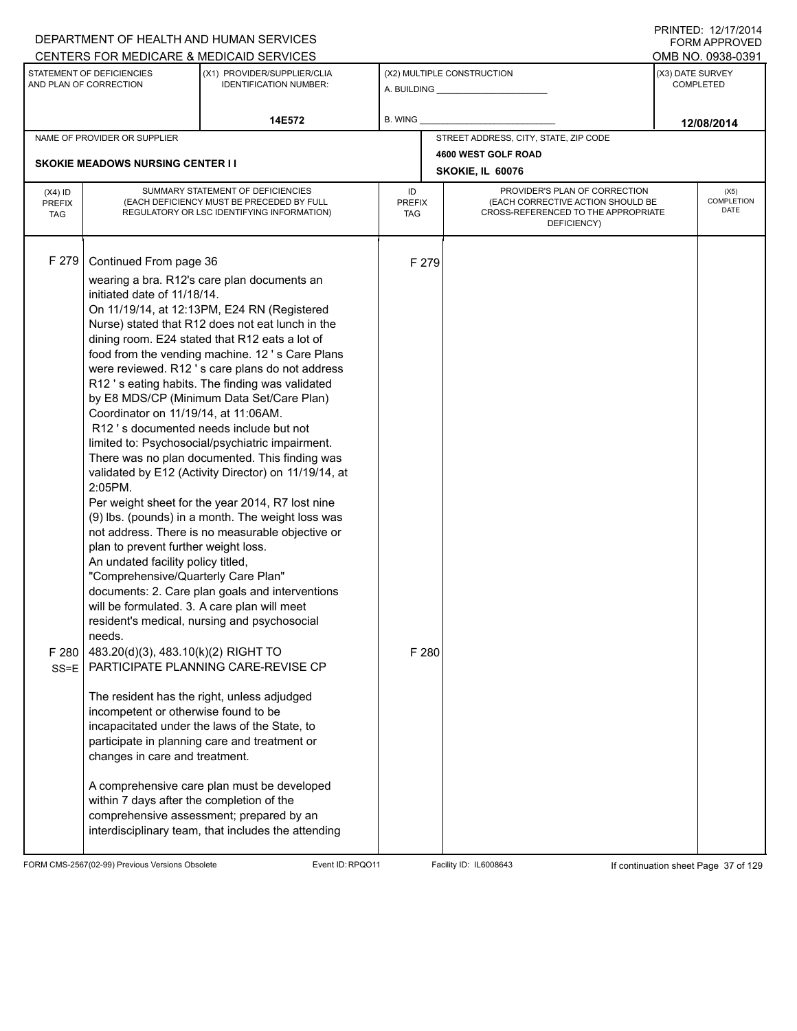DEPARTMENT OF HEALTH AND HUMAN SERVICES
CENTERS FOR MEDICARE & MEDICAID SERVICES

PRINTED: 12/17/2014
FORM APPROVED
OMB NO. 0938-0391

| STATEMENT OF DEFICIENCIES AND PLAN OF CORRECTION | (X1) PROVIDER/SUPPLIER/CLIA IDENTIFICATION NUMBER: | (X2) MULTIPLE CONSTRUCTION | (X3) DATE SURVEY COMPLETED |
|---|---|---|---|
| | 14E572 | A. BUILDING ___ B. WING ___ | 12/08/2014 |

| NAME OF PROVIDER OR SUPPLIER | STREET ADDRESS, CITY, STATE, ZIP CODE |
|---|---|
| SKOKIE MEADOWS NURSING CENTER I I | 4600 WEST GOLF ROAD SKOKIE, IL 60076 |

| (X4) ID PREFIX TAG | SUMMARY STATEMENT OF DEFICIENCIES (EACH DEFICIENCY MUST BE PRECEDED BY FULL REGULATORY OR LSC IDENTIFYING INFORMATION) | ID PREFIX TAG | PROVIDER'S PLAN OF CORRECTION (EACH CORRECTIVE ACTION SHOULD BE CROSS-REFERENCED TO THE APPROPRIATE DEFICIENCY) | (X5) COMPLETION DATE |
|---|---|---|---|---|
| F 279 | Continued From page 36<br>wearing a bra. R12's care plan documents an initiated date of 11/18/14.<br>On 11/19/14, at 12:13PM, E24 RN (Registered Nurse) stated that R12 does not eat lunch in the dining room. E24 stated that R12 eats a lot of food from the vending machine. 12 ' s Care Plans were reviewed. R12 ' s care plans do not address R12 ' s eating habits. The finding was validated by E8 MDS/CP (Minimum Data Set/Care Plan) Coordinator on 11/19/14, at 11:06AM.<br>R12 ' s documented needs include but not limited to: Psychosocial/psychiatric impairment. There was no plan documented. This finding was validated by E12 (Activity Director) on 11/19/14, at 2:05PM.<br>Per weight sheet for the year 2014, R7 lost nine (9) lbs. (pounds) in a month. The weight loss was not address. There is no measurable objective or plan to prevent further weight loss.<br>An undated facility policy titled, "Comprehensive/Quarterly Care Plan" documents: 2. Care plan goals and interventions will be formulated. 3. A care plan will meet resident's medical, nursing and psychosocial needs. | F 279 | | |
| F 280 SS=E | 483.20(d)(3), 483.10(k)(2) RIGHT TO PARTICIPATE PLANNING CARE-REVISE CP<br><br>The resident has the right, unless adjudged incompetent or otherwise found to be incapacitated under the laws of the State, to participate in planning care and treatment or changes in care and treatment.<br><br>A comprehensive care plan must be developed within 7 days after the completion of the comprehensive assessment; prepared by an interdisciplinary team, that includes the attending | F 280 | | |

FORM CMS-2567(02-99) Previous Versions Obsolete Event ID: RPQO11 Facility ID: IL6008643 If continuation sheet Page 37 of 129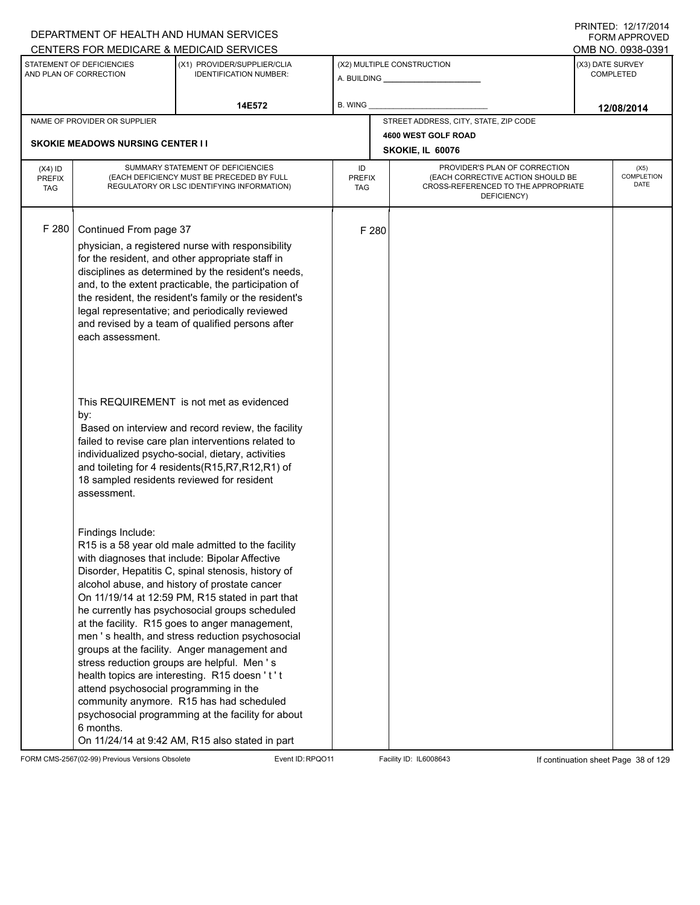DEPARTMENT OF HEALTH AND HUMAN SERVICES
CENTERS FOR MEDICARE & MEDICAID SERVICES

PRINTED: 12/17/2014
FORM APPROVED
OMB NO. 0938-0391

| STATEMENT OF DEFICIENCIES AND PLAN OF CORRECTION | (X1) PROVIDER/SUPPLIER/CLIA IDENTIFICATION NUMBER: | (X2) MULTIPLE CONSTRUCTION | (X3) DATE SURVEY COMPLETED |
|---|---|---|---|
| | 14E572 | A. BUILDING ______ B. WING ______ | 12/08/2014 |

| NAME OF PROVIDER OR SUPPLIER | STREET ADDRESS, CITY, STATE, ZIP CODE |
|---|---|
| SKOKIE MEADOWS NURSING CENTER I I | 4600 WEST GOLF ROAD SKOKIE, IL 60076 |

| (X4) ID PREFIX TAG | SUMMARY STATEMENT OF DEFICIENCIES (EACH DEFICIENCY MUST BE PRECEDED BY FULL REGULATORY OR LSC IDENTIFYING INFORMATION) | ID PREFIX TAG | PROVIDER'S PLAN OF CORRECTION (EACH CORRECTIVE ACTION SHOULD BE CROSS-REFERENCED TO THE APPROPRIATE DEFICIENCY) | (X5) COMPLETION DATE |
|---|---|---|---|---|
| F 280 | Continued From page 37 | F 280 | | |

physician, a registered nurse with responsibility for the resident, and other appropriate staff in disciplines as determined by the resident's needs, and, to the extent practicable, the participation of the resident, the resident's family or the resident's legal representative; and periodically reviewed and revised by a team of qualified persons after each assessment.

This REQUIREMENT is not met as evidenced by:

Based on interview and record review, the facility failed to revise care plan interventions related to individualized psycho-social, dietary, activities and toileting for 4 residents(R15,R7,R12,R1) of 18 sampled residents reviewed for resident assessment.

Findings Include:

R15 is a 58 year old male admitted to the facility with diagnoses that include: Bipolar Affective Disorder, Hepatitis C, spinal stenosis, history of alcohol abuse, and history of prostate cancer

On 11/19/14 at 12:59 PM, R15 stated in part that he currently has psychosocial groups scheduled at the facility. R15 goes to anger management, men ' s health, and stress reduction psychosocial groups at the facility. Anger management and stress reduction groups are helpful. Men ' s health topics are interesting. R15 doesn ' t ' t attend psychosocial programming in the community anymore. R15 has had scheduled psychosocial programming at the facility for about 6 months.

On 11/24/14 at 9:42 AM, R15 also stated in part

FORM CMS-2567(02-99) Previous Versions Obsolete | Event ID: RPQO11 | Facility ID: IL6008643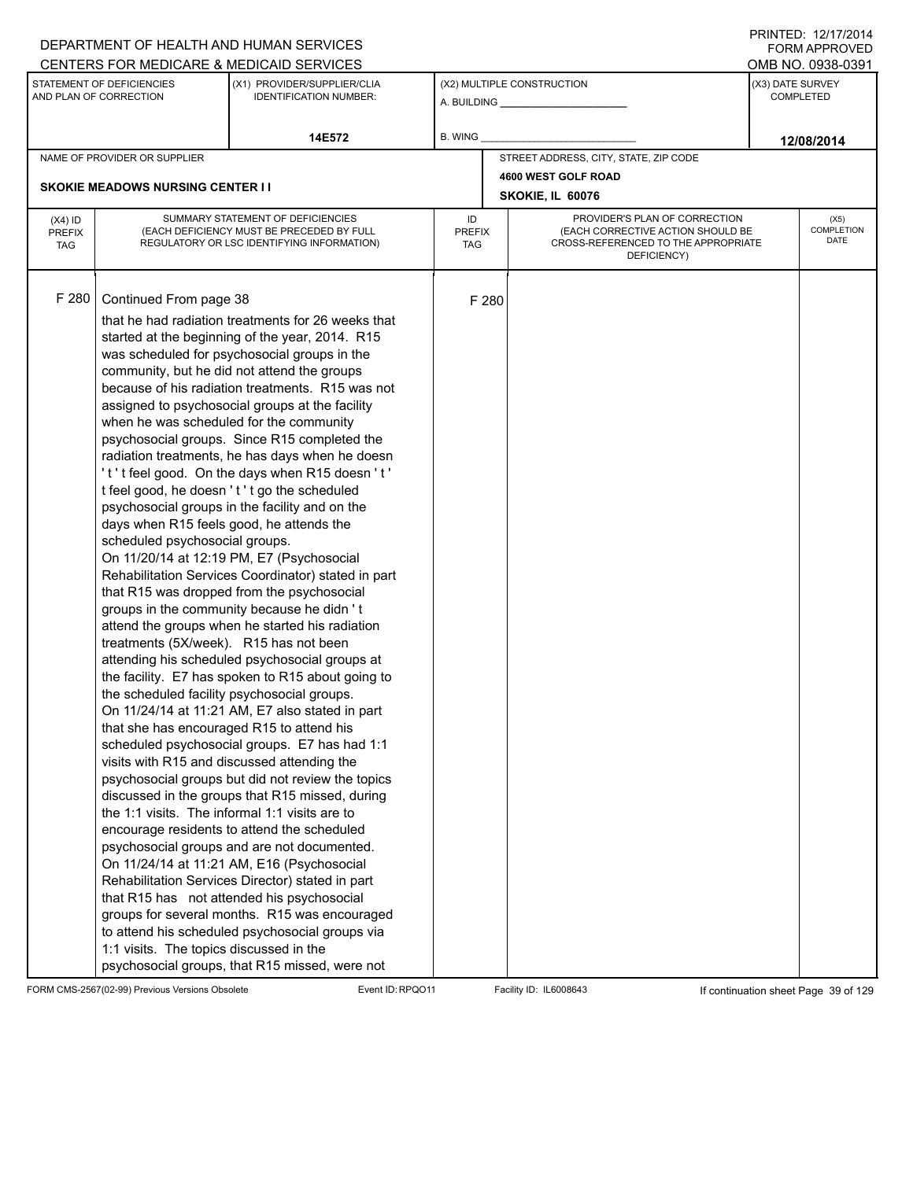DEPARTMENT OF HEALTH AND HUMAN SERVICES
CENTERS FOR MEDICARE & MEDICAID SERVICES

PRINTED: 12/17/2014
FORM APPROVED
OMB NO. 0938-0391

| STATEMENT OF DEFICIENCIES AND PLAN OF CORRECTION | (X1) PROVIDER/SUPPLIER/CLIA IDENTIFICATION NUMBER: | (X2) MULTIPLE CONSTRUCTION | (X3) DATE SURVEY COMPLETED |
|---|---|---|---|
| | 14E572 | A. BUILDING ______ B. WING ______ | 12/08/2014 |

| NAME OF PROVIDER OR SUPPLIER | STREET ADDRESS, CITY, STATE, ZIP CODE |
|---|---|
| SKOKIE MEADOWS NURSING CENTER I I | 4600 WEST GOLF ROAD SKOKIE, IL 60076 |

| (X4) ID PREFIX TAG | SUMMARY STATEMENT OF DEFICIENCIES (EACH DEFICIENCY MUST BE PRECEDED BY FULL REGULATORY OR LSC IDENTIFYING INFORMATION) | ID PREFIX TAG | PROVIDER'S PLAN OF CORRECTION (EACH CORRECTIVE ACTION SHOULD BE CROSS-REFERENCED TO THE APPROPRIATE DEFICIENCY) | (X5) COMPLETION DATE |
|---|---|---|---|---|
| F 280 | Continued From page 38 that he had radiation treatments for 26 weeks that started at the beginning of the year, 2014. R15 was scheduled for psychosocial groups in the community, but he did not attend the groups because of his radiation treatments. R15 was not assigned to psychosocial groups at the facility when he was scheduled for the community psychosocial groups. Since R15 completed the radiation treatments, he has days when he doesn ' t ' t feel good. On the days when R15 doesn ' t ' t feel good, he doesn ' t ' t go the scheduled psychosocial groups in the facility and on the days when R15 feels good, he attends the scheduled psychosocial groups.<br>On 11/20/14 at 12:19 PM, E7 (Psychosocial Rehabilitation Services Coordinator) stated in part that R15 was dropped from the psychosocial groups in the community because he didn ' t attend the groups when he started his radiation treatments (5X/week). R15 has not been attending his scheduled psychosocial groups at the facility. E7 has spoken to R15 about going to the scheduled facility psychosocial groups.<br>On 11/24/14 at 11:21 AM, E7 also stated in part that she has encouraged R15 to attend his scheduled psychosocial groups. E7 has had 1:1 visits with R15 and discussed attending the psychosocial groups but did not review the topics discussed in the groups that R15 missed, during the 1:1 visits. The informal 1:1 visits are to encourage residents to attend the scheduled psychosocial groups and are not documented.<br>On 11/24/14 at 11:21 AM, E16 (Psychosocial Rehabilitation Services Director) stated in part that R15 has not attended his psychosocial groups for several months. R15 was encouraged to attend his scheduled psychosocial groups via 1:1 visits. The topics discussed in the psychosocial groups, that R15 missed, were not | F 280 | | |

FORM CMS-2567(02-99) Previous Versions Obsolete Event ID: RPQO11 Facility ID: IL6008643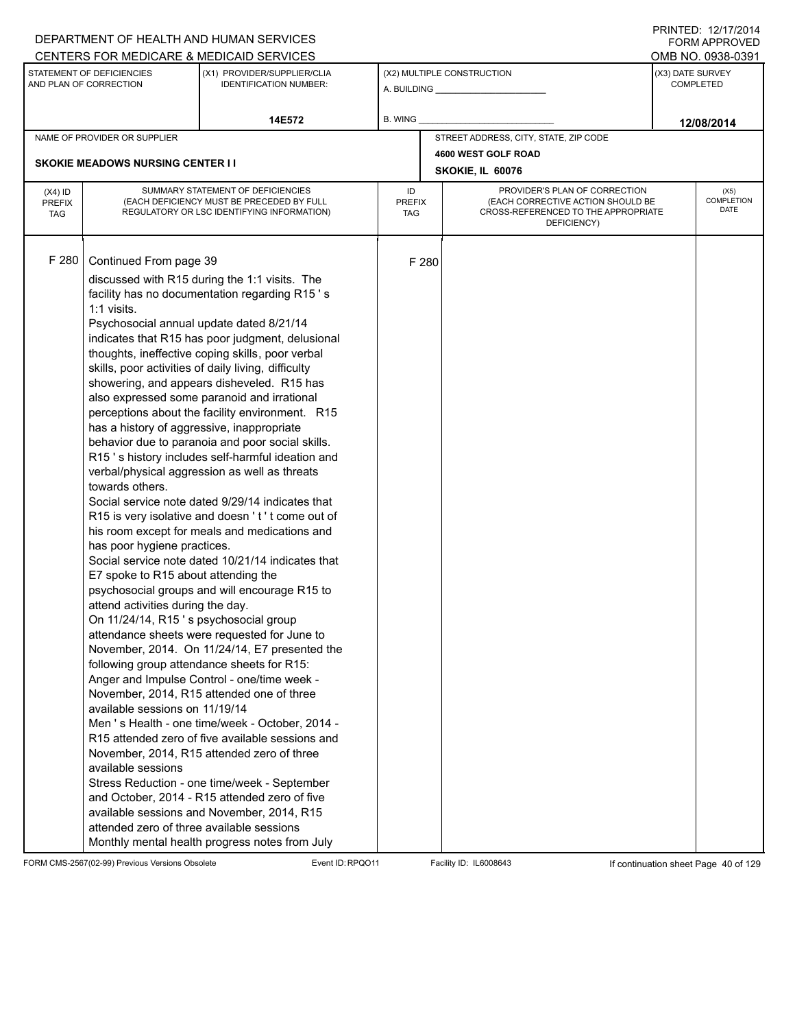DEPARTMENT OF HEALTH AND HUMAN SERVICES
CENTERS FOR MEDICARE & MEDICAID SERVICES

PRINTED: 12/17/2014
FORM APPROVED
OMB NO. 0938-0391

| STATEMENT OF DEFICIENCIES AND PLAN OF CORRECTION | (X1) PROVIDER/SUPPLIER/CLIA IDENTIFICATION NUMBER: | (X2) MULTIPLE CONSTRUCTION | (X3) DATE SURVEY COMPLETED |
|---|---|---|---|
| | 14E572 | A. BUILDING ______ B. WING ______ | 12/08/2014 |

| NAME OF PROVIDER OR SUPPLIER | STREET ADDRESS, CITY, STATE, ZIP CODE |
|---|---|
| SKOKIE MEADOWS NURSING CENTER I I | 4600 WEST GOLF ROAD SKOKIE, IL 60076 |

| (X4) ID PREFIX TAG | SUMMARY STATEMENT OF DEFICIENCIES (EACH DEFICIENCY MUST BE PRECEDED BY FULL REGULATORY OR LSC IDENTIFYING INFORMATION) | ID PREFIX TAG | PROVIDER'S PLAN OF CORRECTION (EACH CORRECTIVE ACTION SHOULD BE CROSS-REFERENCED TO THE APPROPRIATE DEFICIENCY) | (X5) COMPLETION DATE |
|---|---|---|---|---|
| F 280 | Continued From page 39<br>discussed with R15 during the 1:1 visits. The facility has no documentation regarding R15 ' s 1:1 visits.<br>Psychosocial annual update dated 8/21/14 indicates that R15 has poor judgment, delusional thoughts, ineffective coping skills, poor verbal skills, poor activities of daily living, difficulty showering, and appears disheveled. R15 has also expressed some paranoid and irrational perceptions about the facility environment. R15 has a history of aggressive, inappropriate behavior due to paranoia and poor social skills. R15 ' s history includes self-harmful ideation and verbal/physical aggression as well as threats towards others.<br>Social service note dated 9/29/14 indicates that R15 is very isolative and doesn ' t ' t come out of his room except for meals and medications and has poor hygiene practices.<br>Social service note dated 10/21/14 indicates that E7 spoke to R15 about attending the psychosocial groups and will encourage R15 to attend activities during the day.<br>On 11/24/14, R15 ' s psychosocial group attendance sheets were requested for June to November, 2014. On 11/24/14, E7 presented the following group attendance sheets for R15:<br>Anger and Impulse Control - one/time week - November, 2014, R15 attended one of three available sessions on 11/19/14<br>Men ' s Health - one time/week - October, 2014 - R15 attended zero of five available sessions and November, 2014, R15 attended zero of three available sessions<br>Stress Reduction - one time/week - September and October, 2014 - R15 attended zero of five available sessions and November, 2014, R15 attended zero of three available sessions<br>Monthly mental health progress notes from July | F 280 | | |

FORM CMS-2567(02-99) Previous Versions Obsolete Event ID: RPQO11 Facility ID: IL6008643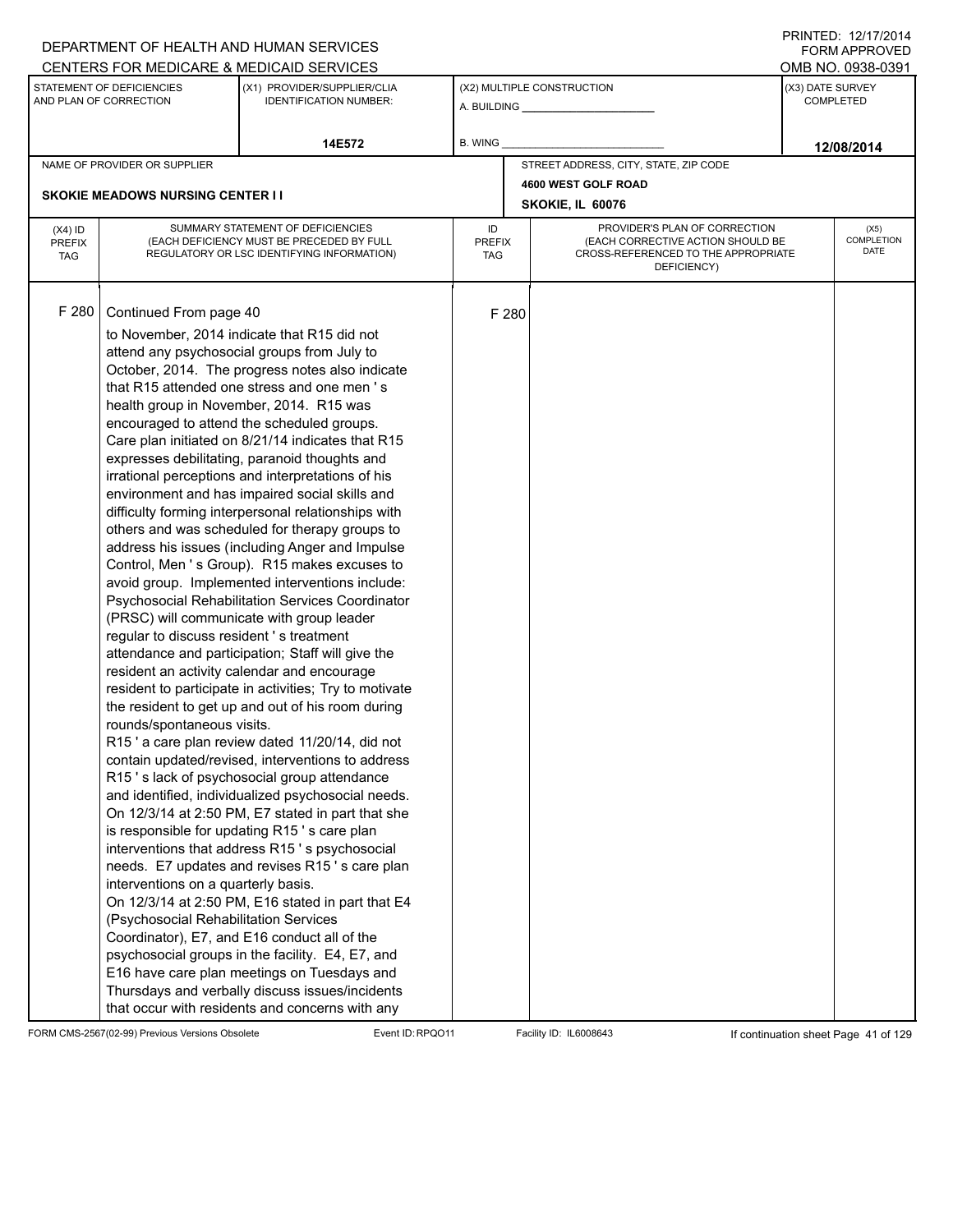DEPARTMENT OF HEALTH AND HUMAN SERVICES
CENTERS FOR MEDICARE & MEDICAID SERVICES

PRINTED: 12/17/2014
FORM APPROVED
OMB NO. 0938-0391

| STATEMENT OF DEFICIENCIES AND PLAN OF CORRECTION | (X1) PROVIDER/SUPPLIER/CLIA IDENTIFICATION NUMBER: | (X2) MULTIPLE CONSTRUCTION | (X3) DATE SURVEY COMPLETED |
|---|---|---|---|
| | 14E572 | A. BUILDING ______ B. WING ______ | 12/08/2014 |

| NAME OF PROVIDER OR SUPPLIER | STREET ADDRESS, CITY, STATE, ZIP CODE |
|---|---|
| SKOKIE MEADOWS NURSING CENTER I I | 4600 WEST GOLF ROAD SKOKIE, IL 60076 |

| (X4) ID PREFIX TAG | SUMMARY STATEMENT OF DEFICIENCIES (EACH DEFICIENCY MUST BE PRECEDED BY FULL REGULATORY OR LSC IDENTIFYING INFORMATION) | ID PREFIX TAG | PROVIDER'S PLAN OF CORRECTION (EACH CORRECTIVE ACTION SHOULD BE CROSS-REFERENCED TO THE APPROPRIATE DEFICIENCY) | (X5) COMPLETION DATE |
|---|---|---|---|---|
| F 280 | Continued From page 40<br>to November, 2014 indicate that R15 did not attend any psychosocial groups from July to October, 2014. The progress notes also indicate that R15 attended one stress and one men ' s health group in November, 2014. R15 was encouraged to attend the scheduled groups.<br>Care plan initiated on 8/21/14 indicates that R15 expresses debilitating, paranoid thoughts and irrational perceptions and interpretations of his environment and has impaired social skills and difficulty forming interpersonal relationships with others and was scheduled for therapy groups to address his issues (including Anger and Impulse Control, Men ' s Group). R15 makes excuses to avoid group. Implemented interventions include: Psychosocial Rehabilitation Services Coordinator (PRSC) will communicate with group leader regular to discuss resident ' s treatment attendance and participation; Staff will give the resident an activity calendar and encourage resident to participate in activities; Try to motivate the resident to get up and out of his room during rounds/spontaneous visits.<br>R15 ' a care plan review dated 11/20/14, did not contain updated/revised, interventions to address R15 ' s lack of psychosocial group attendance and identified, individualized psychosocial needs.<br>On 12/3/14 at 2:50 PM, E7 stated in part that she is responsible for updating R15 ' s care plan interventions that address R15 ' s psychosocial needs. E7 updates and revises R15 ' s care plan interventions on a quarterly basis.<br>On 12/3/14 at 2:50 PM, E16 stated in part that E4 (Psychosocial Rehabilitation Services Coordinator), E7, and E16 conduct all of the psychosocial groups in the facility. E4, E7, and E16 have care plan meetings on Tuesdays and Thursdays and verbally discuss issues/incidents that occur with residents and concerns with any | F 280 | | |

FORM CMS-2567(02-99) Previous Versions Obsolete Event ID: RPQO11 Facility ID: IL6008643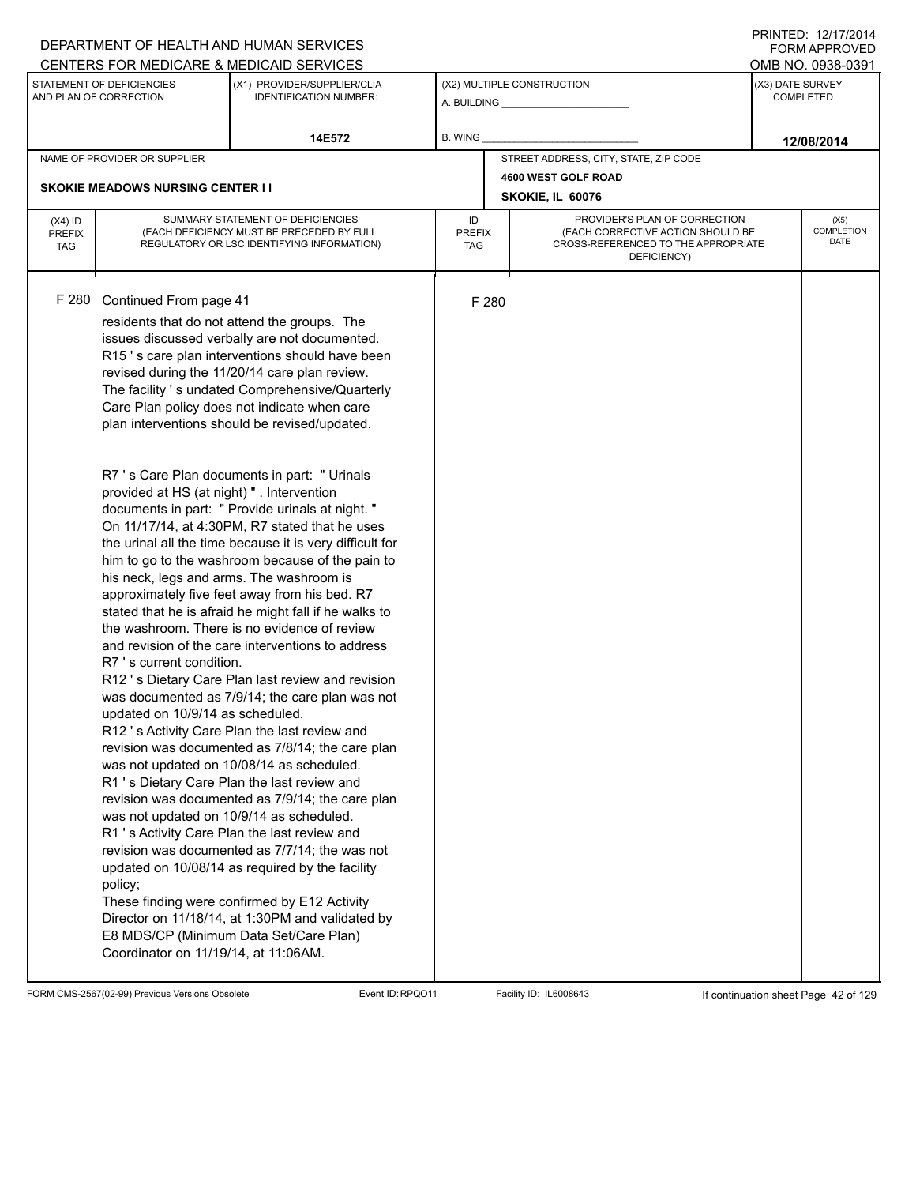DEPARTMENT OF HEALTH AND HUMAN SERVICES
CENTERS FOR MEDICARE & MEDICAID SERVICES

PRINTED: 12/17/2014
FORM APPROVED
OMB NO. 0938-0391

| STATEMENT OF DEFICIENCIES AND PLAN OF CORRECTION | (X1) PROVIDER/SUPPLIER/CLIA IDENTIFICATION NUMBER: | (X2) MULTIPLE CONSTRUCTION | (X3) DATE SURVEY COMPLETED |
|---|---|---|---|
| | 14E572 | A. BUILDING ______ B. WING ______ | 12/08/2014 |

| NAME OF PROVIDER OR SUPPLIER | STREET ADDRESS, CITY, STATE, ZIP CODE |
|---|---|
| SKOKIE MEADOWS NURSING CENTER I I | 4600 WEST GOLF ROAD SKOKIE, IL 60076 |

| (X4) ID PREFIX TAG | SUMMARY STATEMENT OF DEFICIENCIES (EACH DEFICIENCY MUST BE PRECEDED BY FULL REGULATORY OR LSC IDENTIFYING INFORMATION) | ID PREFIX TAG | PROVIDER'S PLAN OF CORRECTION (EACH CORRECTIVE ACTION SHOULD BE CROSS-REFERENCED TO THE APPROPRIATE DEFICIENCY) | (X5) COMPLETION DATE |
|---|---|---|---|---|
| F 280 | Continued From page 41 | F 280 | | |

residents that do not attend the groups. The issues discussed verbally are not documented. R15 ' s care plan interventions should have been revised during the 11/20/14 care plan review. The facility ' s undated Comprehensive/Quarterly Care Plan policy does not indicate when care plan interventions should be revised/updated.

R7 ' s Care Plan documents in part: " Urinals provided at HS (at night) " . Intervention documents in part: " Provide urinals at night. " On 11/17/14, at 4:30PM, R7 stated that he uses the urinal all the time because it is very difficult for him to go to the washroom because of the pain to his neck, legs and arms. The washroom is approximately five feet away from his bed. R7 stated that he is afraid he might fall if he walks to the washroom. There is no evidence of review and revision of the care interventions to address R7 ' s current condition.
R12 ' s Dietary Care Plan last review and revision was documented as 7/9/14; the care plan was not updated on 10/9/14 as scheduled.
R12 ' s Activity Care Plan the last review and revision was documented as 7/8/14; the care plan was not updated on 10/08/14 as scheduled.
R1 ' s Dietary Care Plan the last review and revision was documented as 7/9/14; the care plan was not updated on 10/9/14 as scheduled.
R1 ' s Activity Care Plan the last review and revision was documented as 7/7/14; the was not updated on 10/08/14 as required by the facility policy;
These finding were confirmed by E12 Activity Director on 11/18/14, at 1:30PM and validated by E8 MDS/CP (Minimum Data Set/Care Plan) Coordinator on 11/19/14, at 11:06AM.

FORM CMS-2567(02-99) Previous Versions Obsolete Event ID: RPQO11 Facility ID: IL6008643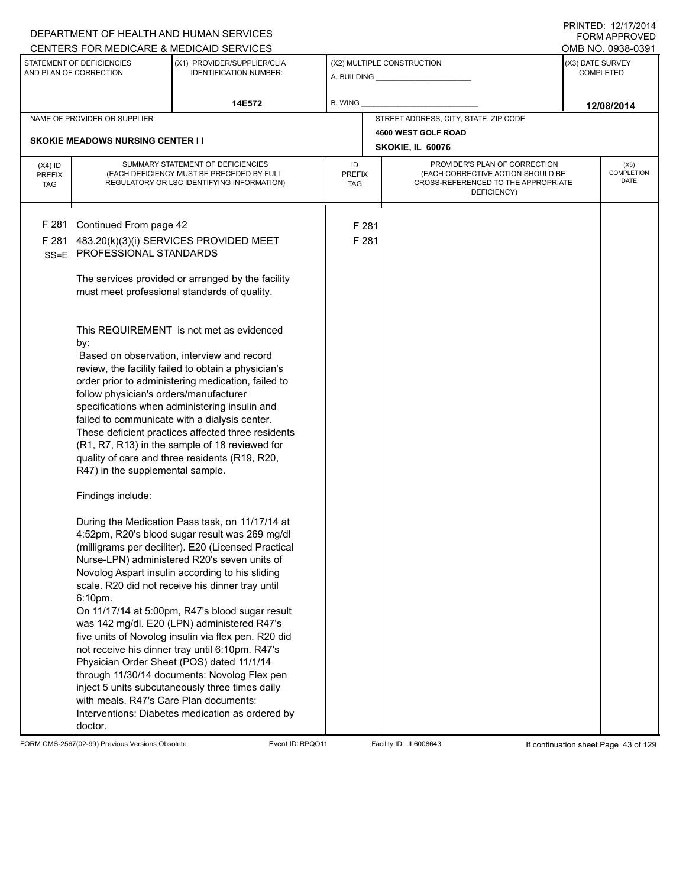DEPARTMENT OF HEALTH AND HUMAN SERVICES
CENTERS FOR MEDICARE & MEDICAID SERVICES

PRINTED: 12/17/2014
FORM APPROVED
OMB NO. 0938-0391

| STATEMENT OF DEFICIENCIES AND PLAN OF CORRECTION | (X1) PROVIDER/SUPPLIER/CLIA IDENTIFICATION NUMBER: | (X2) MULTIPLE CONSTRUCTION | (X3) DATE SURVEY COMPLETED |
|---|---|---|---|
| | 14E572 | A. BUILDING ______ B. WING ______ | 12/08/2014 |

| NAME OF PROVIDER OR SUPPLIER | STREET ADDRESS, CITY, STATE, ZIP CODE |
|---|---|
| SKOKIE MEADOWS NURSING CENTER I I | 4600 WEST GOLF ROAD SKOKIE, IL 60076 |

| (X4) ID PREFIX TAG | SUMMARY STATEMENT OF DEFICIENCIES (EACH DEFICIENCY MUST BE PRECEDED BY FULL REGULATORY OR LSC IDENTIFYING INFORMATION) | ID PREFIX TAG | PROVIDER'S PLAN OF CORRECTION (EACH CORRECTIVE ACTION SHOULD BE CROSS-REFERENCED TO THE APPROPRIATE DEFICIENCY) | (X5) COMPLETION DATE |
|---|---|---|---|---|
| F 281 | Continued From page 42 | F 281 | | |
| F 281 SS=E | 483.20(k)(3)(i) SERVICES PROVIDED MEET PROFESSIONAL STANDARDS | F 281 | | |

The services provided or arranged by the facility must meet professional standards of quality.

This REQUIREMENT is not met as evidenced by:

Based on observation, interview and record review, the facility failed to obtain a physician's order prior to administering medication, failed to follow physician's orders/manufacturer specifications when administering insulin and failed to communicate with a dialysis center. These deficient practices affected three residents (R1, R7, R13) in the sample of 18 reviewed for quality of care and three residents (R19, R20, R47) in the supplemental sample.

Findings include:

During the Medication Pass task, on 11/17/14 at 4:52pm, R20's blood sugar result was 269 mg/dl (milligrams per deciliter). E20 (Licensed Practical Nurse-LPN) administered R20's seven units of Novolog Aspart insulin according to his sliding scale. R20 did not receive his dinner tray until 6:10pm.

On 11/17/14 at 5:00pm, R47's blood sugar result was 142 mg/dl. E20 (LPN) administered R47's five units of Novolog insulin via flex pen. R20 did not receive his dinner tray until 6:10pm. R47's Physician Order Sheet (POS) dated 11/1/14 through 11/30/14 documents: Novolog Flex pen inject 5 units subcutaneously three times daily with meals. R47's Care Plan documents: Interventions: Diabetes medication as ordered by doctor.

FORM CMS-2567(02-99) Previous Versions Obsolete Event ID: RPQO11 Facility ID: IL6008643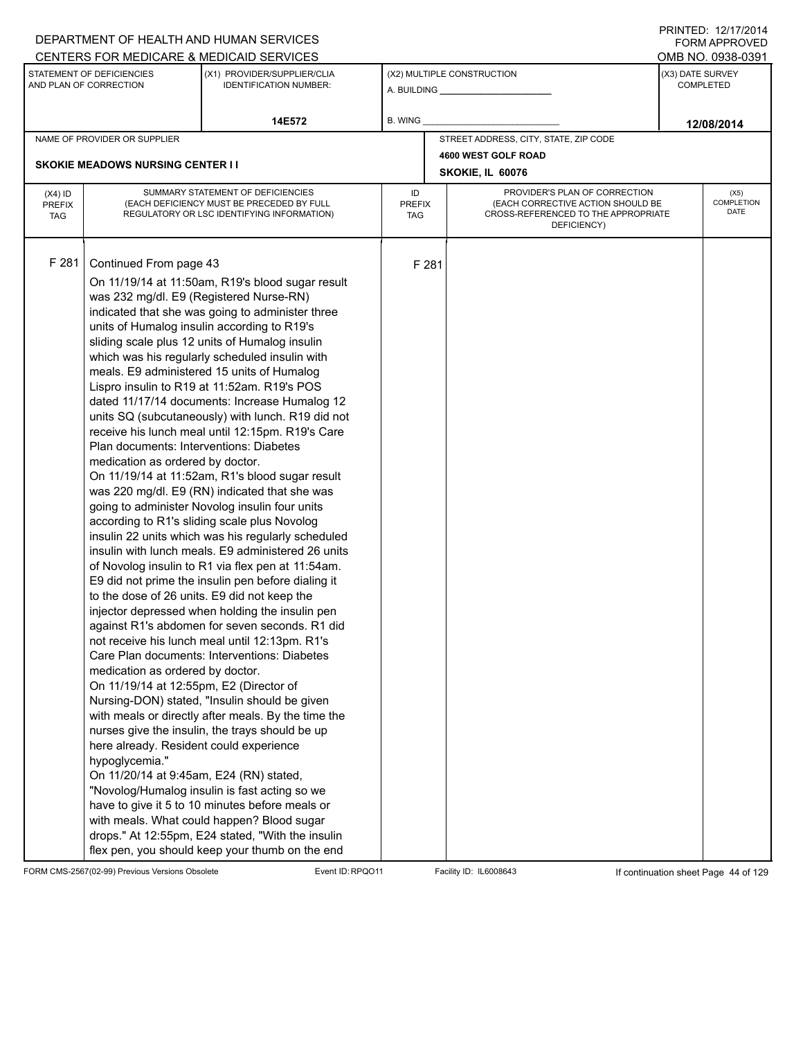DEPARTMENT OF HEALTH AND HUMAN SERVICES
CENTERS FOR MEDICARE & MEDICAID SERVICES

PRINTED: 12/17/2014
FORM APPROVED
OMB NO. 0938-0391

| STATEMENT OF DEFICIENCIES AND PLAN OF CORRECTION | (X1) PROVIDER/SUPPLIER/CLIA IDENTIFICATION NUMBER: | (X2) MULTIPLE CONSTRUCTION | (X3) DATE SURVEY COMPLETED |
|---|---|---|---|
| | 14E572 | A. BUILDING ______ B. WING ______ | 12/08/2014 |

| NAME OF PROVIDER OR SUPPLIER | STREET ADDRESS, CITY, STATE, ZIP CODE |
|---|---|
| SKOKIE MEADOWS NURSING CENTER I I | 4600 WEST GOLF ROAD SKOKIE, IL 60076 |

| (X4) ID PREFIX TAG | SUMMARY STATEMENT OF DEFICIENCIES (EACH DEFICIENCY MUST BE PRECEDED BY FULL REGULATORY OR LSC IDENTIFYING INFORMATION) | ID PREFIX TAG | PROVIDER'S PLAN OF CORRECTION (EACH CORRECTIVE ACTION SHOULD BE CROSS-REFERENCED TO THE APPROPRIATE DEFICIENCY) | (X5) COMPLETION DATE |
|---|---|---|---|---|
| F 281 | Continued From page 43<br>On 11/19/14 at 11:50am, R19's blood sugar result was 232 mg/dl. E9 (Registered Nurse-RN) indicated that she was going to administer three units of Humalog insulin according to R19's sliding scale plus 12 units of Humalog insulin which was his regularly scheduled insulin with meals. E9 administered 15 units of Humalog Lispro insulin to R19 at 11:52am. R19's POS dated 11/17/14 documents: Increase Humalog 12 units SQ (subcutaneously) with lunch. R19 did not receive his lunch meal until 12:15pm. R19's Care Plan documents: Interventions: Diabetes medication as ordered by doctor.<br>On 11/19/14 at 11:52am, R1's blood sugar result was 220 mg/dl. E9 (RN) indicated that she was going to administer Novolog insulin four units according to R1's sliding scale plus Novolog insulin 22 units which was his regularly scheduled insulin with lunch meals. E9 administered 26 units of Novolog insulin to R1 via flex pen at 11:54am. E9 did not prime the insulin pen before dialing it to the dose of 26 units. E9 did not keep the injector depressed when holding the insulin pen against R1's abdomen for seven seconds. R1 did not receive his lunch meal until 12:13pm. R1's Care Plan documents: Interventions: Diabetes medication as ordered by doctor.<br>On 11/19/14 at 12:55pm, E2 (Director of Nursing-DON) stated, "Insulin should be given with meals or directly after meals. By the time the nurses give the insulin, the trays should be up here already. Resident could experience hypoglycemia."<br>On 11/20/14 at 9:45am, E24 (RN) stated, "Novolog/Humalog insulin is fast acting so we have to give it 5 to 10 minutes before meals or with meals. What could happen? Blood sugar drops." At 12:55pm, E24 stated, "With the insulin flex pen, you should keep your thumb on the end | F 281 | | |

FORM CMS-2567(02-99) Previous Versions Obsolete  Event ID: RPQO11  Facility ID: IL6008643  If continuation sheet Page 44 of 129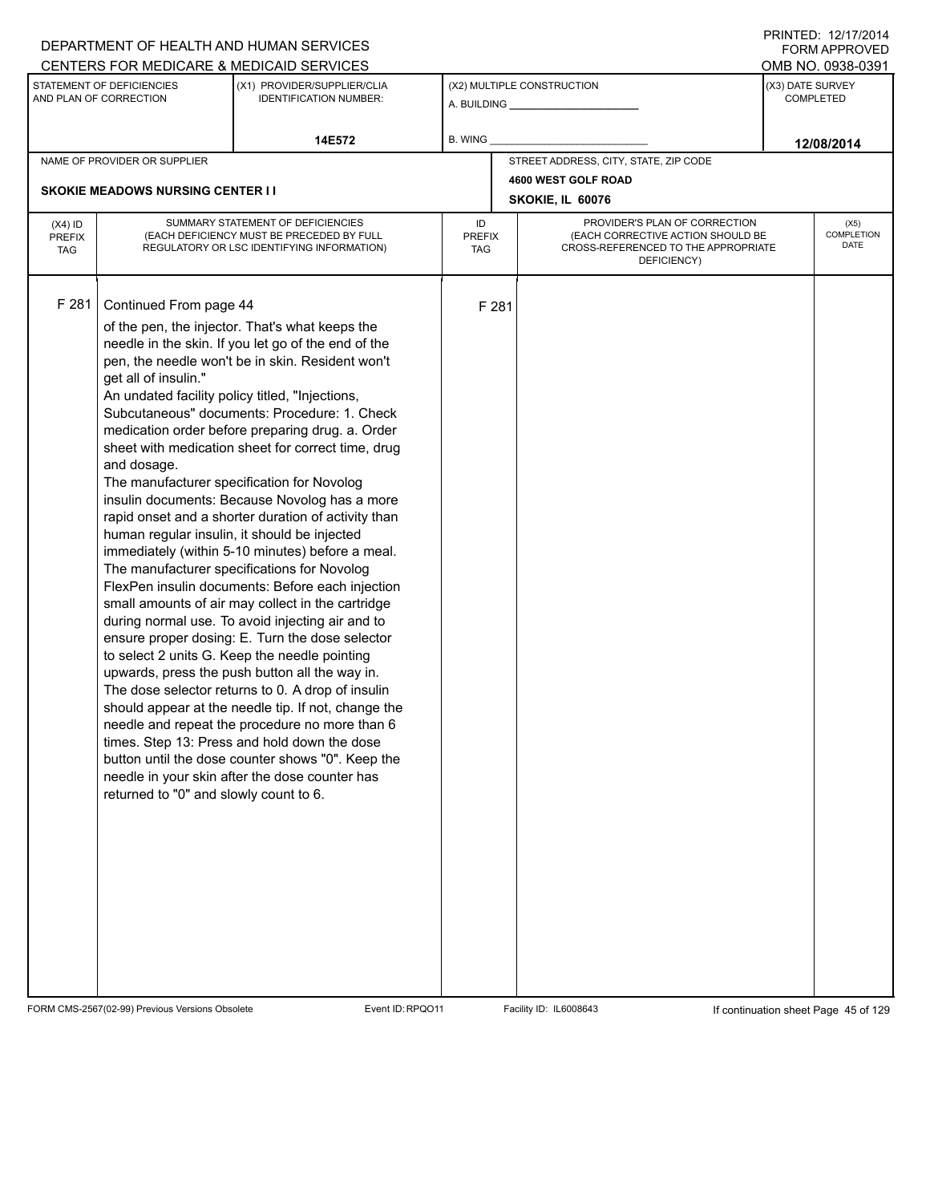DEPARTMENT OF HEALTH AND HUMAN SERVICES
CENTERS FOR MEDICARE & MEDICAID SERVICES

PRINTED: 12/17/2014
FORM APPROVED
OMB NO. 0938-0391

| STATEMENT OF DEFICIENCIES AND PLAN OF CORRECTION | (X1) PROVIDER/SUPPLIER/CLIA IDENTIFICATION NUMBER: | (X2) MULTIPLE CONSTRUCTION | (X3) DATE SURVEY COMPLETED |
|---|---|---|---|
| | 14E572 | A. BUILDING ______ B. WING ______ | 12/08/2014 |

| NAME OF PROVIDER OR SUPPLIER | STREET ADDRESS, CITY, STATE, ZIP CODE |
|---|---|
| SKOKIE MEADOWS NURSING CENTER I I | 4600 WEST GOLF ROAD SKOKIE, IL 60076 |

| (X4) ID PREFIX TAG | SUMMARY STATEMENT OF DEFICIENCIES (EACH DEFICIENCY MUST BE PRECEDED BY FULL REGULATORY OR LSC IDENTIFYING INFORMATION) | ID PREFIX TAG | PROVIDER'S PLAN OF CORRECTION (EACH CORRECTIVE ACTION SHOULD BE CROSS-REFERENCED TO THE APPROPRIATE DEFICIENCY) | (X5) COMPLETION DATE |
|---|---|---|---|---|
| F 281 | Continued From page 44<br>of the pen, the injector. That's what keeps the needle in the skin. If you let go of the end of the pen, the needle won't be in skin. Resident won't get all of insulin."<br>An undated facility policy titled, "Injections, Subcutaneous" documents: Procedure: 1. Check medication order before preparing drug. a. Order sheet with medication sheet for correct time, drug and dosage.<br>The manufacturer specification for Novolog insulin documents: Because Novolog has a more rapid onset and a shorter duration of activity than human regular insulin, it should be injected immediately (within 5-10 minutes) before a meal.<br>The manufacturer specifications for Novolog FlexPen insulin documents: Before each injection small amounts of air may collect in the cartridge during normal use. To avoid injecting air and to ensure proper dosing: E. Turn the dose selector to select 2 units G. Keep the needle pointing upwards, press the push button all the way in. The dose selector returns to 0. A drop of insulin should appear at the needle tip. If not, change the needle and repeat the procedure no more than 6 times. Step 13: Press and hold down the dose button until the dose counter shows "0". Keep the needle in your skin after the dose counter has returned to "0" and slowly count to 6. | F 281 | | |

FORM CMS-2567(02-99) Previous Versions Obsolete | Event ID: RPQO11 | Facility ID: IL6008643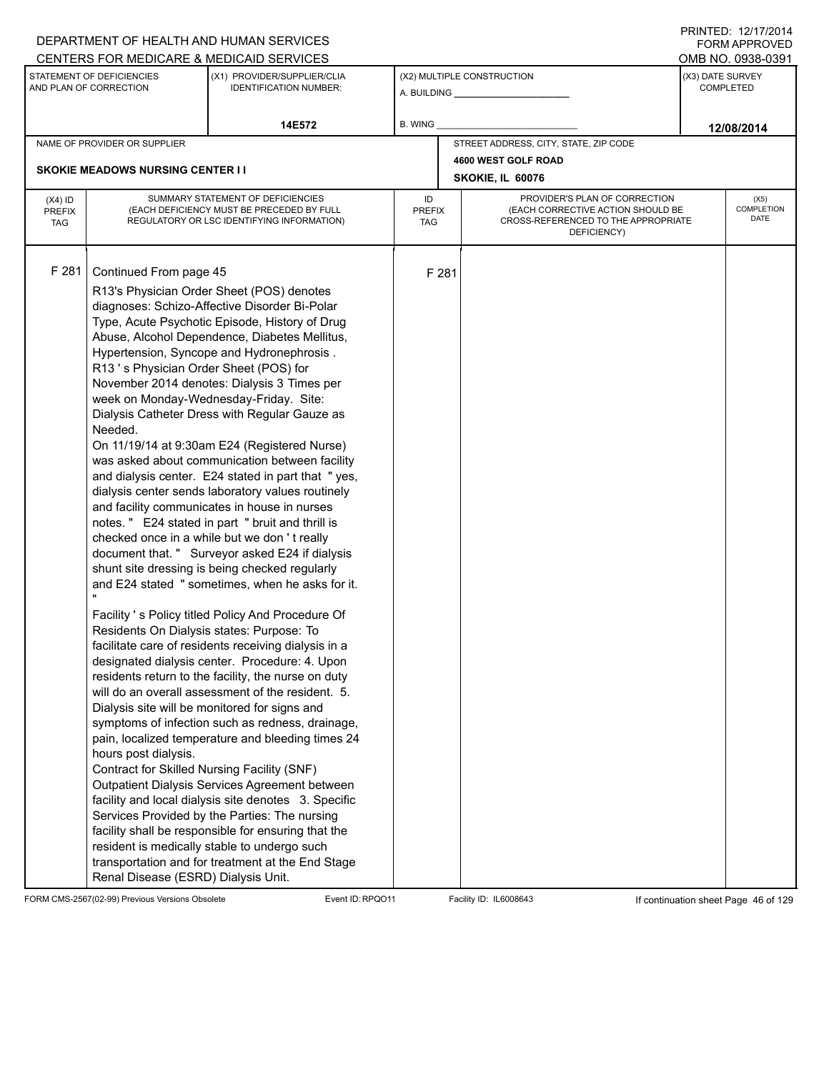DEPARTMENT OF HEALTH AND HUMAN SERVICES
CENTERS FOR MEDICARE & MEDICAID SERVICES

PRINTED: 12/17/2014
FORM APPROVED
OMB NO. 0938-0391

| STATEMENT OF DEFICIENCIES AND PLAN OF CORRECTION | (X1) PROVIDER/SUPPLIER/CLIA IDENTIFICATION NUMBER: | (X2) MULTIPLE CONSTRUCTION | (X3) DATE SURVEY COMPLETED |
|---|---|---|---|
| | 14E572 | A. BUILDING ______ B. WING ______ | 12/08/2014 |

| NAME OF PROVIDER OR SUPPLIER | STREET ADDRESS, CITY, STATE, ZIP CODE |
|---|---|
| SKOKIE MEADOWS NURSING CENTER I I | 4600 WEST GOLF ROAD SKOKIE, IL 60076 |

| (X4) ID PREFIX TAG | SUMMARY STATEMENT OF DEFICIENCIES (EACH DEFICIENCY MUST BE PRECEDED BY FULL REGULATORY OR LSC IDENTIFYING INFORMATION) | ID PREFIX TAG | PROVIDER'S PLAN OF CORRECTION (EACH CORRECTIVE ACTION SHOULD BE CROSS-REFERENCED TO THE APPROPRIATE DEFICIENCY) | (X5) COMPLETION DATE |
|---|---|---|---|---|
| F 281 | Continued From page 45 | F 281 | | |

R13's Physician Order Sheet (POS) denotes diagnoses: Schizo-Affective Disorder Bi-Polar Type, Acute Psychotic Episode, History of Drug Abuse, Alcohol Dependence, Diabetes Mellitus, Hypertension, Syncope and Hydronephrosis .
R13 ' s Physician Order Sheet (POS) for November 2014 denotes: Dialysis 3 Times per week on Monday-Wednesday-Friday. Site: Dialysis Catheter Dress with Regular Gauze as Needed.
On 11/19/14 at 9:30am E24 (Registered Nurse) was asked about communication between facility and dialysis center. E24 stated in part that " yes, dialysis center sends laboratory values routinely and facility communicates in house in nurses notes. " E24 stated in part " bruit and thrill is checked once in a while but we don ' t really document that. " Surveyor asked E24 if dialysis shunt site dressing is being checked regularly and E24 stated " sometimes, when he asks for it. "

Facility ' s Policy titled Policy And Procedure Of Residents On Dialysis states: Purpose: To facilitate care of residents receiving dialysis in a designated dialysis center. Procedure: 4. Upon residents return to the facility, the nurse on duty will do an overall assessment of the resident. 5. Dialysis site will be monitored for signs and symptoms of infection such as redness, drainage, pain, localized temperature and bleeding times 24 hours post dialysis.
Contract for Skilled Nursing Facility (SNF) Outpatient Dialysis Services Agreement between facility and local dialysis site denotes 3. Specific Services Provided by the Parties: The nursing facility shall be responsible for ensuring that the resident is medically stable to undergo such transportation and for treatment at the End Stage Renal Disease (ESRD) Dialysis Unit.

FORM CMS-2567(02-99) Previous Versions Obsolete Event ID: RPQO11 Facility ID: IL6008643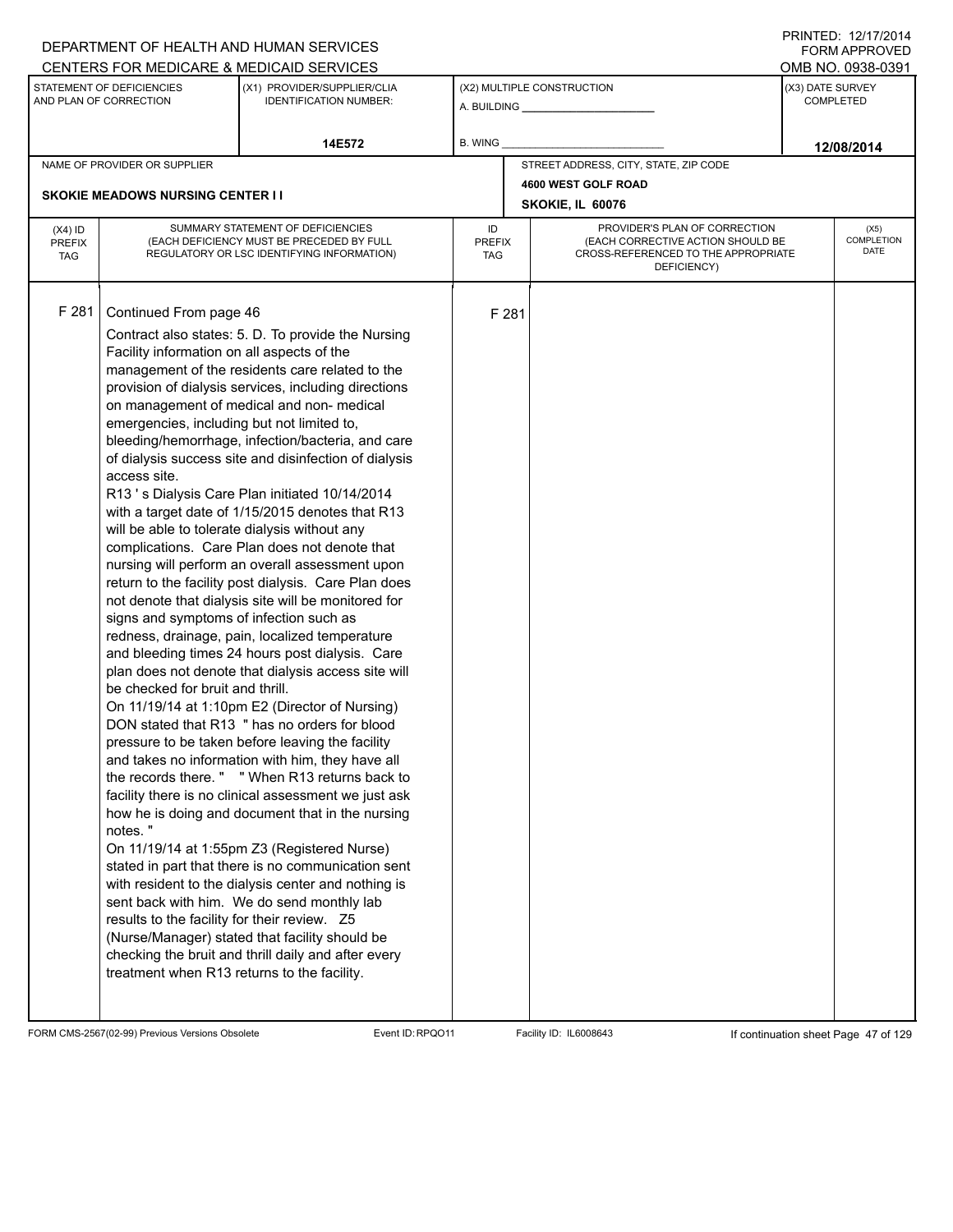DEPARTMENT OF HEALTH AND HUMAN SERVICES
CENTERS FOR MEDICARE & MEDICAID SERVICES

PRINTED: 12/17/2014
FORM APPROVED
OMB NO. 0938-0391

| STATEMENT OF DEFICIENCIES AND PLAN OF CORRECTION | (X1) PROVIDER/SUPPLIER/CLIA IDENTIFICATION NUMBER: | (X2) MULTIPLE CONSTRUCTION | (X3) DATE SURVEY COMPLETED |
|---|---|---|---|
| | 14E572 | A. BUILDING ___ B. WING ___ | 12/08/2014 |

| NAME OF PROVIDER OR SUPPLIER | STREET ADDRESS, CITY, STATE, ZIP CODE |
|---|---|
| SKOKIE MEADOWS NURSING CENTER I I | 4600 WEST GOLF ROAD SKOKIE, IL 60076 |

| (X4) ID PREFIX TAG | SUMMARY STATEMENT OF DEFICIENCIES (EACH DEFICIENCY MUST BE PRECEDED BY FULL REGULATORY OR LSC IDENTIFYING INFORMATION) | ID PREFIX TAG | PROVIDER'S PLAN OF CORRECTION (EACH CORRECTIVE ACTION SHOULD BE CROSS-REFERENCED TO THE APPROPRIATE DEFICIENCY) | (X5) COMPLETION DATE |
|---|---|---|---|---|
| F 281 | Continued From page 46 | F 281 | | |

Contract also states: 5. D. To provide the Nursing Facility information on all aspects of the management of the residents care related to the provision of dialysis services, including directions on management of medical and non- medical emergencies, including but not limited to, bleeding/hemorrhage, infection/bacteria, and care of dialysis success site and disinfection of dialysis access site.

R13 ' s Dialysis Care Plan initiated 10/14/2014 with a target date of 1/15/2015 denotes that R13 will be able to tolerate dialysis without any complications. Care Plan does not denote that nursing will perform an overall assessment upon return to the facility post dialysis. Care Plan does not denote that dialysis site will be monitored for signs and symptoms of infection such as redness, drainage, pain, localized temperature and bleeding times 24 hours post dialysis. Care plan does not denote that dialysis access site will be checked for bruit and thrill.

On 11/19/14 at 1:10pm E2 (Director of Nursing) DON stated that R13 " has no orders for blood pressure to be taken before leaving the facility and takes no information with him, they have all the records there. " " When R13 returns back to facility there is no clinical assessment we just ask how he is doing and document that in the nursing notes. "

On 11/19/14 at 1:55pm Z3 (Registered Nurse) stated in part that there is no communication sent with resident to the dialysis center and nothing is sent back with him. We do send monthly lab results to the facility for their review. Z5 (Nurse/Manager) stated that facility should be checking the bruit and thrill daily and after every treatment when R13 returns to the facility.

FORM CMS-2567(02-99) Previous Versions Obsolete | Event ID: RPQO11 | Facility ID: IL6008643 | If continuation sheet Page 47 of 129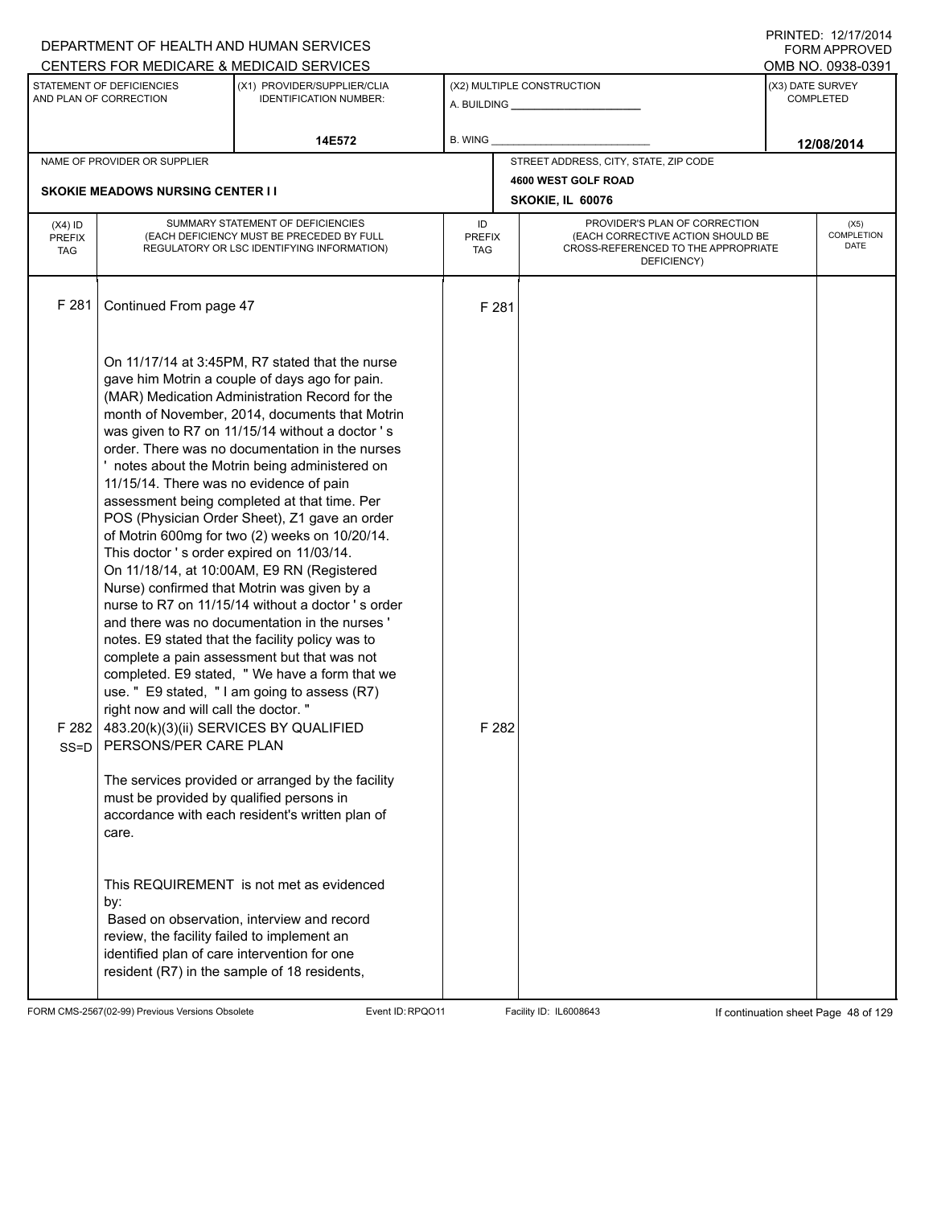DEPARTMENT OF HEALTH AND HUMAN SERVICES
CENTERS FOR MEDICARE & MEDICAID SERVICES

PRINTED: 12/17/2014
FORM APPROVED
OMB NO. 0938-0391

| STATEMENT OF DEFICIENCIES AND PLAN OF CORRECTION | (X1) PROVIDER/SUPPLIER/CLIA IDENTIFICATION NUMBER: | (X2) MULTIPLE CONSTRUCTION | (X3) DATE SURVEY COMPLETED |
|---|---|---|---|
| | 14E572 | A. BUILDING ___ B. WING ___ | 12/08/2014 |

NAME OF PROVIDER OR SUPPLIER: SKOKIE MEADOWS NURSING CENTER I I

STREET ADDRESS, CITY, STATE, ZIP CODE: 4600 WEST GOLF ROAD, SKOKIE, IL 60076

| (X4) ID PREFIX TAG | SUMMARY STATEMENT OF DEFICIENCIES (EACH DEFICIENCY MUST BE PRECEDED BY FULL REGULATORY OR LSC IDENTIFYING INFORMATION) | ID PREFIX TAG | PROVIDER'S PLAN OF CORRECTION (EACH CORRECTIVE ACTION SHOULD BE CROSS-REFERENCED TO THE APPROPRIATE DEFICIENCY) | (X5) COMPLETION DATE |
|---|---|---|---|---|
| F 281 | Continued From page 47<br><br>On 11/17/14 at 3:45PM, R7 stated that the nurse gave him Motrin a couple of days ago for pain. (MAR) Medication Administration Record for the month of November, 2014, documents that Motrin was given to R7 on 11/15/14 without a doctor ' s order. There was no documentation in the nurses ' notes about the Motrin being administered on 11/15/14. There was no evidence of pain assessment being completed at that time. Per POS (Physician Order Sheet), Z1 gave an order of Motrin 600mg for two (2) weeks on 10/20/14. This doctor ' s order expired on 11/03/14.<br>On 11/18/14, at 10:00AM, E9 RN (Registered Nurse) confirmed that Motrin was given by a nurse to R7 on 11/15/14 without a doctor ' s order and there was no documentation in the nurses ' notes. E9 stated that the facility policy was to complete a pain assessment but that was not completed. E9 stated, " We have a form that we use. " E9 stated, " I am going to assess (R7) right now and will call the doctor. " | F 281 | | |
| F 282<br>SS=D | 483.20(k)(3)(ii) SERVICES BY QUALIFIED PERSONS/PER CARE PLAN<br><br>The services provided or arranged by the facility must be provided by qualified persons in accordance with each resident's written plan of care.<br><br>This REQUIREMENT is not met as evidenced by:<br>Based on observation, interview and record review, the facility failed to implement an identified plan of care intervention for one resident (R7) in the sample of 18 residents, | F 282 | | |

FORM CMS-2567(02-99) Previous Versions Obsolete Event ID: RPQO11 Facility ID: IL6008643 If continuation sheet Page 48 of 129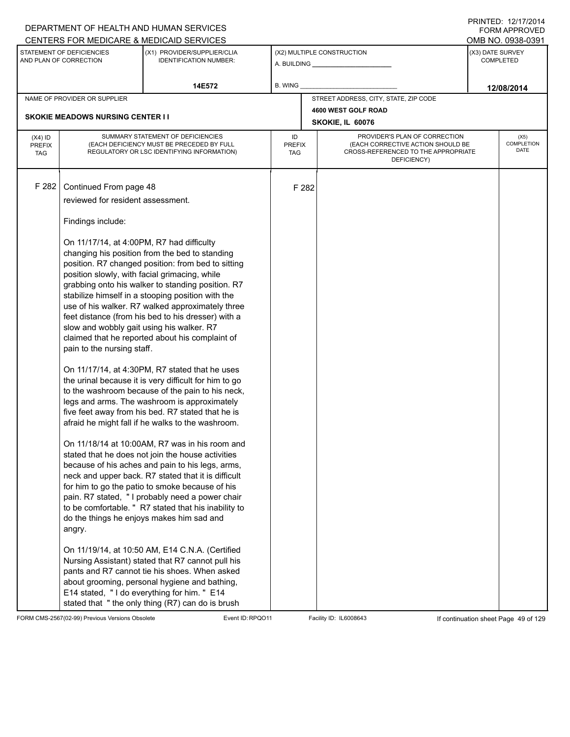DEPARTMENT OF HEALTH AND HUMAN SERVICES
CENTERS FOR MEDICARE & MEDICAID SERVICES

PRINTED: 12/17/2014
FORM APPROVED
OMB NO. 0938-0391

| STATEMENT OF DEFICIENCIES AND PLAN OF CORRECTION | (X1) PROVIDER/SUPPLIER/CLIA IDENTIFICATION NUMBER: | (X2) MULTIPLE CONSTRUCTION | (X3) DATE SURVEY COMPLETED |
|---|---|---|---|
| | 14E572 | A. BUILDING ______ B. WING ______ | 12/08/2014 |

| NAME OF PROVIDER OR SUPPLIER | STREET ADDRESS, CITY, STATE, ZIP CODE |
|---|---|
| SKOKIE MEADOWS NURSING CENTER I I | 4600 WEST GOLF ROAD SKOKIE, IL 60076 |

| (X4) ID PREFIX TAG | SUMMARY STATEMENT OF DEFICIENCIES (EACH DEFICIENCY MUST BE PRECEDED BY FULL REGULATORY OR LSC IDENTIFYING INFORMATION) | ID PREFIX TAG | PROVIDER'S PLAN OF CORRECTION (EACH CORRECTIVE ACTION SHOULD BE CROSS-REFERENCED TO THE APPROPRIATE DEFICIENCY) | (X5) COMPLETION DATE |
|---|---|---|---|---|
| F 282 | Continued From page 48 | F 282 | | |

reviewed for resident assessment.

Findings include:

On 11/17/14, at 4:00PM, R7 had difficulty changing his position from the bed to standing position. R7 changed position: from bed to sitting position slowly, with facial grimacing, while grabbing onto his walker to standing position. R7 stabilize himself in a stooping position with the use of his walker. R7 walked approximately three feet distance (from his bed to his dresser) with a slow and wobbly gait using his walker. R7 claimed that he reported about his complaint of pain to the nursing staff.

On 11/17/14, at 4:30PM, R7 stated that he uses the urinal because it is very difficult for him to go to the washroom because of the pain to his neck, legs and arms. The washroom is approximately five feet away from his bed. R7 stated that he is afraid he might fall if he walks to the washroom.

On 11/18/14 at 10:00AM, R7 was in his room and stated that he does not join the house activities because of his aches and pain to his legs, arms, neck and upper back. R7 stated that it is difficult for him to go the patio to smoke because of his pain. R7 stated, " I probably need a power chair to be comfortable. " R7 stated that his inability to do the things he enjoys makes him sad and angry.

On 11/19/14, at 10:50 AM, E14 C.N.A. (Certified Nursing Assistant) stated that R7 cannot pull his pants and R7 cannot tie his shoes. When asked about grooming, personal hygiene and bathing, E14 stated, " I do everything for him. " E14 stated that " the only thing (R7) can do is brush

FORM CMS-2567(02-99) Previous Versions Obsolete Event ID: RPQO11 Facility ID: IL6008643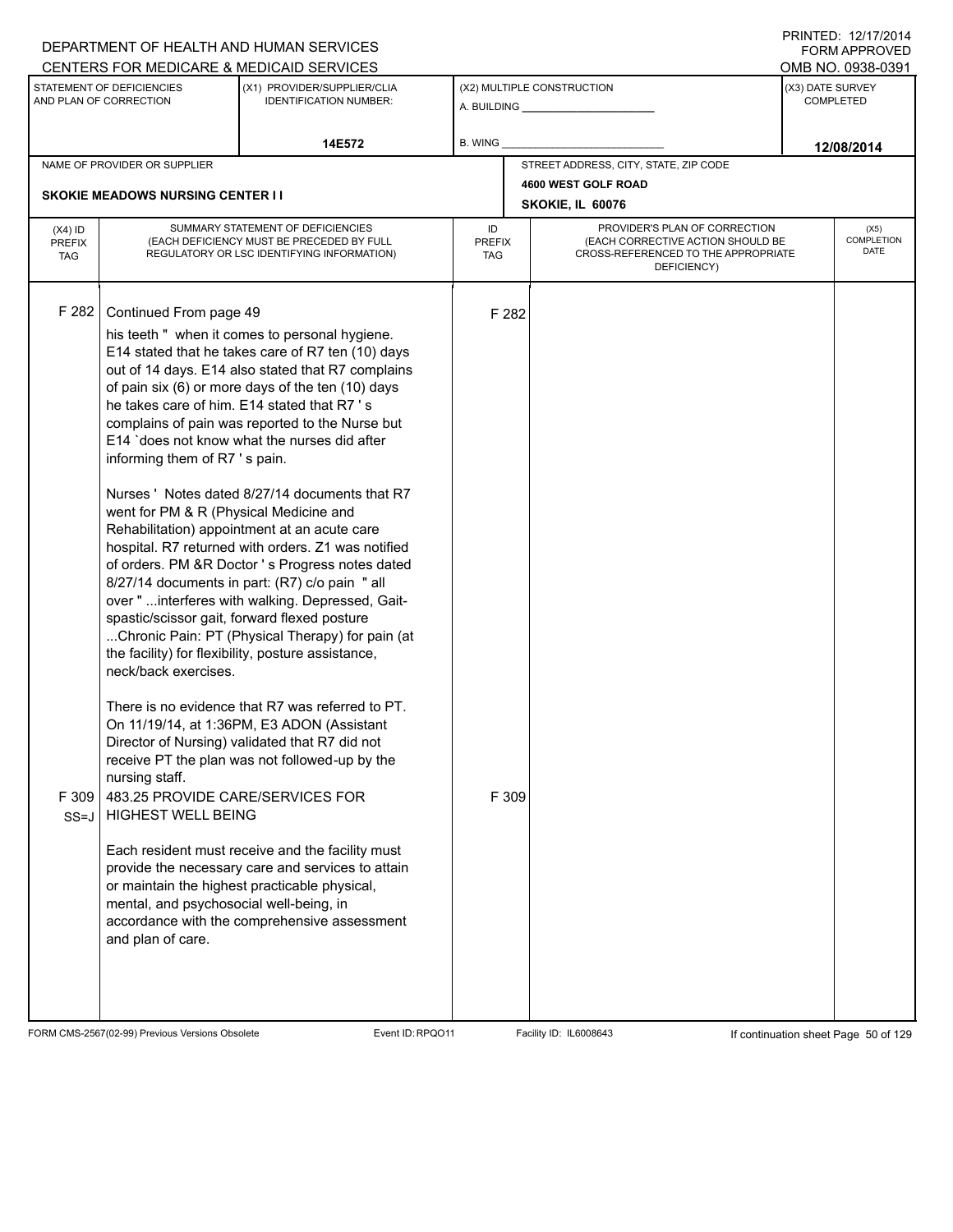DEPARTMENT OF HEALTH AND HUMAN SERVICES
CENTERS FOR MEDICARE & MEDICAID SERVICES

PRINTED: 12/17/2014
FORM APPROVED
OMB NO. 0938-0391

| STATEMENT OF DEFICIENCIES AND PLAN OF CORRECTION | (X1) PROVIDER/SUPPLIER/CLIA IDENTIFICATION NUMBER: | (X2) MULTIPLE CONSTRUCTION | (X3) DATE SURVEY COMPLETED |
|---|---|---|---|
| | 14E572 | A. BUILDING ______ B. WING ______ | 12/08/2014 |

| NAME OF PROVIDER OR SUPPLIER | STREET ADDRESS, CITY, STATE, ZIP CODE |
|---|---|
| SKOKIE MEADOWS NURSING CENTER I I | 4600 WEST GOLF ROAD SKOKIE, IL 60076 |

| (X4) ID PREFIX TAG | SUMMARY STATEMENT OF DEFICIENCIES (EACH DEFICIENCY MUST BE PRECEDED BY FULL REGULATORY OR LSC IDENTIFYING INFORMATION) | ID PREFIX TAG | PROVIDER'S PLAN OF CORRECTION (EACH CORRECTIVE ACTION SHOULD BE CROSS-REFERENCED TO THE APPROPRIATE DEFICIENCY) | (X5) COMPLETION DATE |
|---|---|---|---|---|
| F 282 | Continued From page 49<br>his teeth " when it comes to personal hygiene. E14 stated that he takes care of R7 ten (10) days out of 14 days. E14 also stated that R7 complains of pain six (6) or more days of the ten (10) days he takes care of him. E14 stated that R7 ' s complains of pain was reported to the Nurse but E14 `does not know what the nurses did after informing them of R7 ' s pain.<br><br>Nurses ' Notes dated 8/27/14 documents that R7 went for PM & R (Physical Medicine and Rehabilitation) appointment at an acute care hospital. R7 returned with orders. Z1 was notified of orders. PM &R Doctor ' s Progress notes dated 8/27/14 documents in part: (R7) c/o pain " all over " ...interferes with walking. Depressed, Gait-spastic/scissor gait, forward flexed posture ...Chronic Pain: PT (Physical Therapy) for pain (at the facility) for flexibility, posture assistance, neck/back exercises.<br><br>There is no evidence that R7 was referred to PT. On 11/19/14, at 1:36PM, E3 ADON (Assistant Director of Nursing) validated that R7 did not receive PT the plan was not followed-up by the nursing staff. | F 282 | | |
| F 309 SS=J | 483.25 PROVIDE CARE/SERVICES FOR HIGHEST WELL BEING<br><br>Each resident must receive and the facility must provide the necessary care and services to attain or maintain the highest practicable physical, mental, and psychosocial well-being, in accordance with the comprehensive assessment and plan of care. | F 309 | | |

FORM CMS-2567(02-99) Previous Versions Obsolete Event ID: RPQO11 Facility ID: IL6008643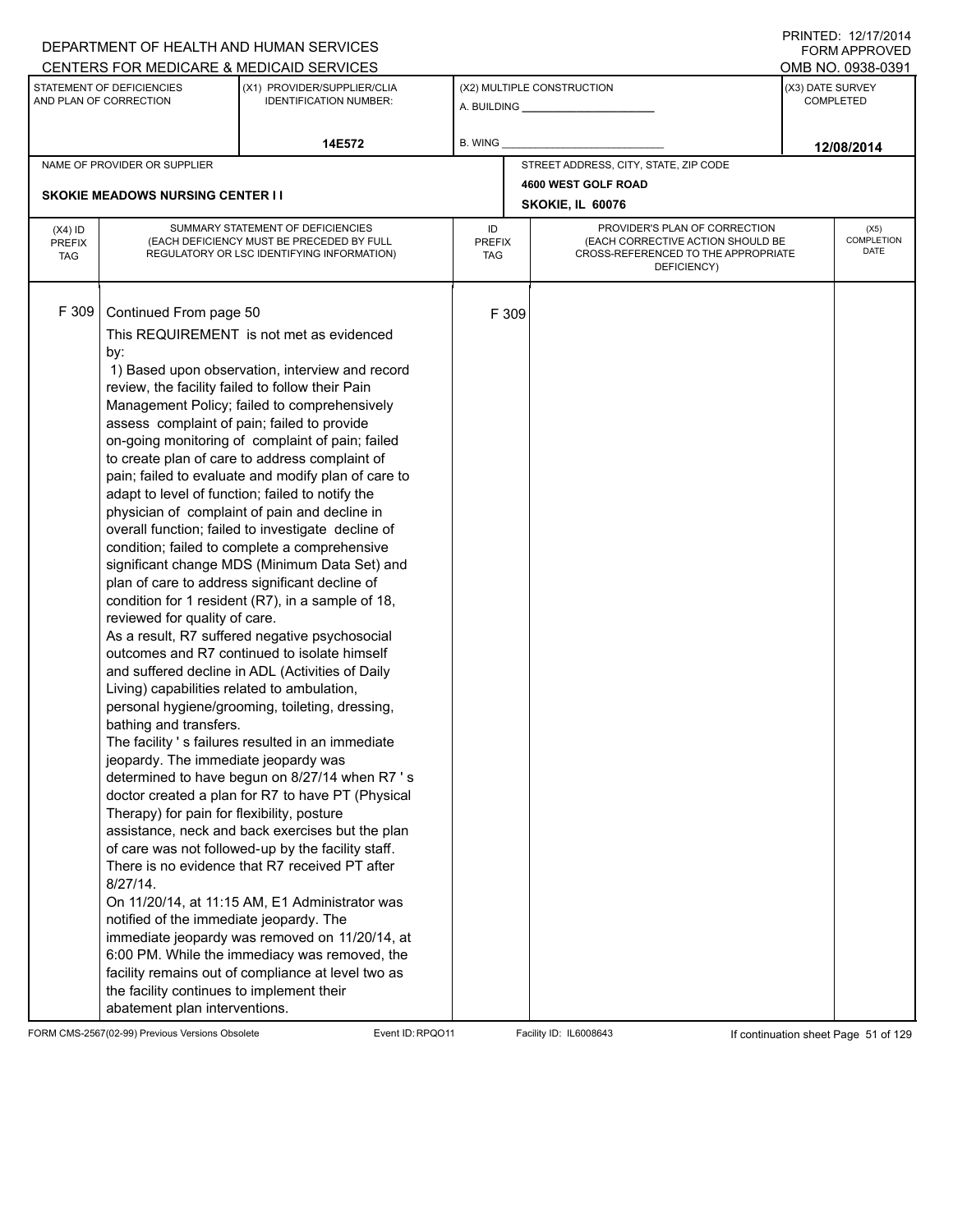DEPARTMENT OF HEALTH AND HUMAN SERVICES
CENTERS FOR MEDICARE & MEDICAID SERVICES

PRINTED: 12/17/2014
FORM APPROVED
OMB NO. 0938-0391

| STATEMENT OF DEFICIENCIES AND PLAN OF CORRECTION | (X1) PROVIDER/SUPPLIER/CLIA IDENTIFICATION NUMBER: | (X2) MULTIPLE CONSTRUCTION | (X3) DATE SURVEY COMPLETED |
|---|---|---|---|
| | 14E572 | A. BUILDING ______ B. WING ______ | 12/08/2014 |

| NAME OF PROVIDER OR SUPPLIER | STREET ADDRESS, CITY, STATE, ZIP CODE |
|---|---|
| SKOKIE MEADOWS NURSING CENTER I I | 4600 WEST GOLF ROAD SKOKIE, IL 60076 |

| (X4) ID PREFIX TAG | SUMMARY STATEMENT OF DEFICIENCIES (EACH DEFICIENCY MUST BE PRECEDED BY FULL REGULATORY OR LSC IDENTIFYING INFORMATION) | ID PREFIX TAG | PROVIDER'S PLAN OF CORRECTION (EACH CORRECTIVE ACTION SHOULD BE CROSS-REFERENCED TO THE APPROPRIATE DEFICIENCY) | (X5) COMPLETION DATE |
|---|---|---|---|---|
| F 309 | Continued From page 50<br>This REQUIREMENT is not met as evidenced by:<br>1) Based upon observation, interview and record review, the facility failed to follow their Pain Management Policy; failed to comprehensively assess complaint of pain; failed to provide on-going monitoring of complaint of pain; failed to create plan of care to address complaint of pain; failed to evaluate and modify plan of care to adapt to level of function; failed to notify the physician of complaint of pain and decline in overall function; failed to investigate decline of condition; failed to complete a comprehensive significant change MDS (Minimum Data Set) and plan of care to address significant decline of condition for 1 resident (R7), in a sample of 18, reviewed for quality of care.<br>As a result, R7 suffered negative psychosocial outcomes and R7 continued to isolate himself and suffered decline in ADL (Activities of Daily Living) capabilities related to ambulation, personal hygiene/grooming, toileting, dressing, bathing and transfers.<br>The facility ' s failures resulted in an immediate jeopardy. The immediate jeopardy was determined to have begun on 8/27/14 when R7 ' s doctor created a plan for R7 to have PT (Physical Therapy) for pain for flexibility, posture assistance, neck and back exercises but the plan of care was not followed-up by the facility staff. There is no evidence that R7 received PT after 8/27/14.<br>On 11/20/14, at 11:15 AM, E1 Administrator was notified of the immediate jeopardy. The immediate jeopardy was removed on 11/20/14, at 6:00 PM. While the immediacy was removed, the facility remains out of compliance at level two as the facility continues to implement their abatement plan interventions. | F 309 | | |

FORM CMS-2567(02-99) Previous Versions Obsolete  Event ID: RPQO11  Facility ID: IL6008643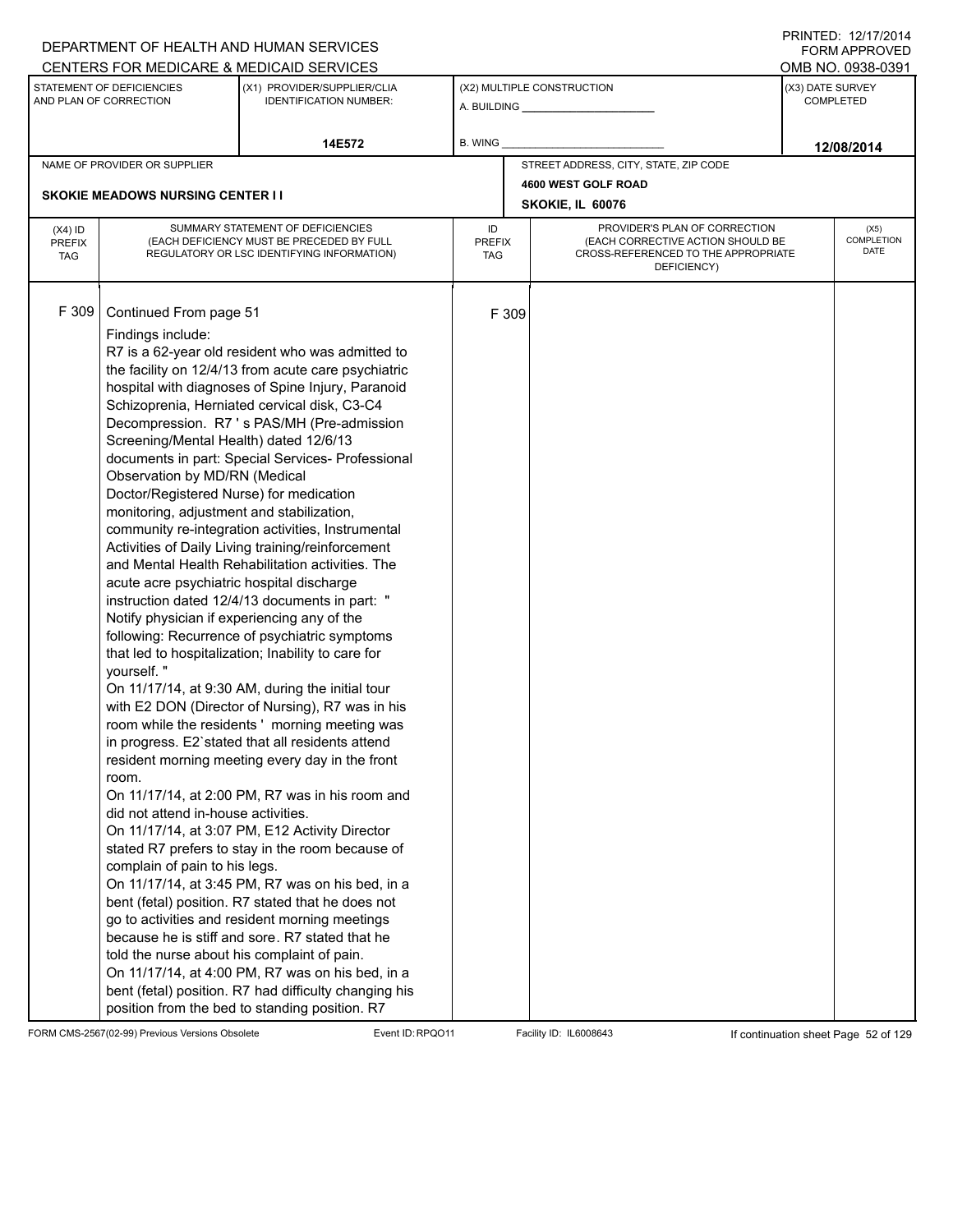DEPARTMENT OF HEALTH AND HUMAN SERVICES
CENTERS FOR MEDICARE & MEDICAID SERVICES

PRINTED: 12/17/2014
FORM APPROVED
OMB NO. 0938-0391

| STATEMENT OF DEFICIENCIES AND PLAN OF CORRECTION | (X1) PROVIDER/SUPPLIER/CLIA IDENTIFICATION NUMBER: | (X2) MULTIPLE CONSTRUCTION | (X3) DATE SURVEY COMPLETED |
|---|---|---|---|
| | 14E572 | A. BUILDING ______ B. WING ______ | 12/08/2014 |

NAME OF PROVIDER OR SUPPLIER: SKOKIE MEADOWS NURSING CENTER I I

STREET ADDRESS, CITY, STATE, ZIP CODE: 4600 WEST GOLF ROAD, SKOKIE, IL 60076

| (X4) ID PREFIX TAG | SUMMARY STATEMENT OF DEFICIENCIES (EACH DEFICIENCY MUST BE PRECEDED BY FULL REGULATORY OR LSC IDENTIFYING INFORMATION) | ID PREFIX TAG | PROVIDER'S PLAN OF CORRECTION (EACH CORRECTIVE ACTION SHOULD BE CROSS-REFERENCED TO THE APPROPRIATE DEFICIENCY) | (X5) COMPLETION DATE |
|---|---|---|---|---|
| F 309 | Continued From page 51 | F 309 | | |

Findings include:
R7 is a 62-year old resident who was admitted to the facility on 12/4/13 from acute care psychiatric hospital with diagnoses of Spine Injury, Paranoid Schizoprenia, Herniated cervical disk, C3-C4 Decompression. R7 ' s PAS/MH (Pre-admission Screening/Mental Health) dated 12/6/13 documents in part: Special Services- Professional Observation by MD/RN (Medical Doctor/Registered Nurse) for medication monitoring, adjustment and stabilization, community re-integration activities, Instrumental Activities of Daily Living training/reinforcement and Mental Health Rehabilitation activities. The acute acre psychiatric hospital discharge instruction dated 12/4/13 documents in part: " Notify physician if experiencing any of the following: Recurrence of psychiatric symptoms that led to hospitalization; Inability to care for yourself. "
On 11/17/14, at 9:30 AM, during the initial tour with E2 DON (Director of Nursing), R7 was in his room while the residents ' morning meeting was in progress. E2`stated that all residents attend resident morning meeting every day in the front room.
On 11/17/14, at 2:00 PM, R7 was in his room and did not attend in-house activities.
On 11/17/14, at 3:07 PM, E12 Activity Director stated R7 prefers to stay in the room because of complain of pain to his legs.
On 11/17/14, at 3:45 PM, R7 was on his bed, in a bent (fetal) position. R7 stated that he does not go to activities and resident morning meetings because he is stiff and sore. R7 stated that he told the nurse about his complaint of pain.
On 11/17/14, at 4:00 PM, R7 was on his bed, in a bent (fetal) position. R7 had difficulty changing his position from the bed to standing position. R7

FORM CMS-2567(02-99) Previous Versions Obsolete Event ID: RPQO11 Facility ID: IL6008643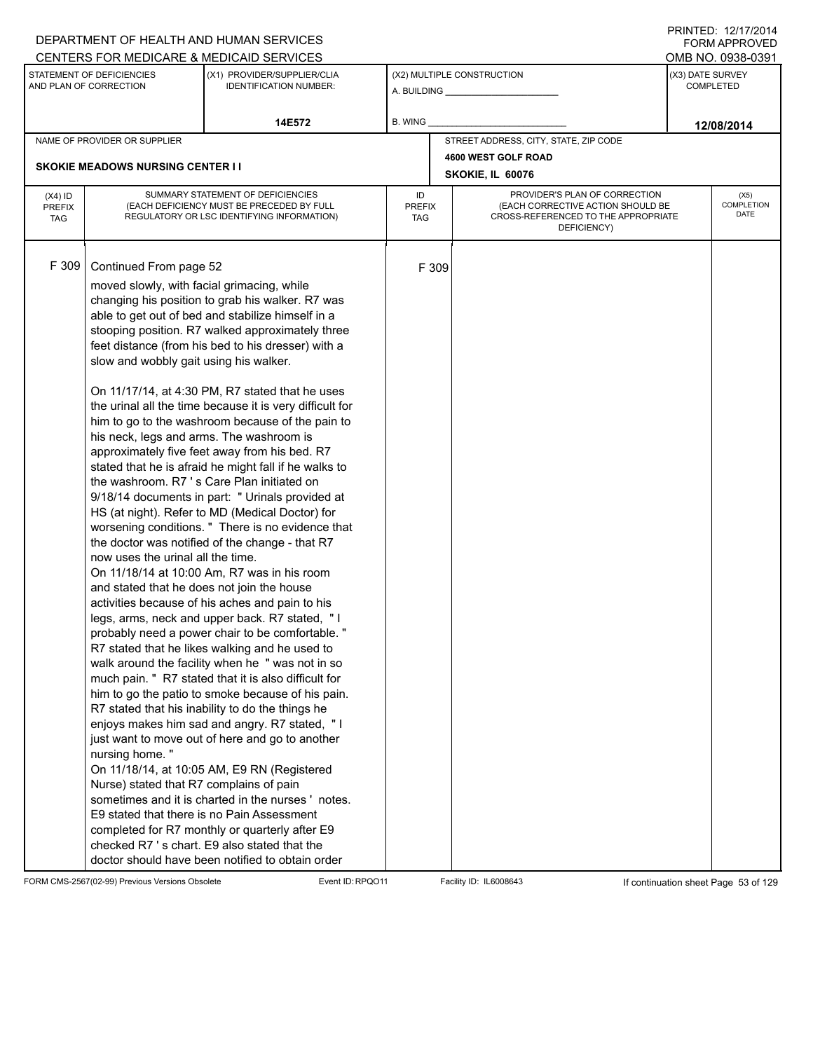DEPARTMENT OF HEALTH AND HUMAN SERVICES
CENTERS FOR MEDICARE & MEDICAID SERVICES

PRINTED: 12/17/2014
FORM APPROVED
OMB NO. 0938-0391

| STATEMENT OF DEFICIENCIES AND PLAN OF CORRECTION | (X1) PROVIDER/SUPPLIER/CLIA IDENTIFICATION NUMBER: | (X2) MULTIPLE CONSTRUCTION | (X3) DATE SURVEY COMPLETED |
|---|---|---|---|
| | 14E572 | A. BUILDING ______ B. WING ______ | 12/08/2014 |

| NAME OF PROVIDER OR SUPPLIER | STREET ADDRESS, CITY, STATE, ZIP CODE |
|---|---|
| SKOKIE MEADOWS NURSING CENTER I I | 4600 WEST GOLF ROAD SKOKIE, IL 60076 |

| (X4) ID PREFIX TAG | SUMMARY STATEMENT OF DEFICIENCIES (EACH DEFICIENCY MUST BE PRECEDED BY FULL REGULATORY OR LSC IDENTIFYING INFORMATION) | ID PREFIX TAG | PROVIDER'S PLAN OF CORRECTION (EACH CORRECTIVE ACTION SHOULD BE CROSS-REFERENCED TO THE APPROPRIATE DEFICIENCY) | (X5) COMPLETION DATE |
|---|---|---|---|---|
| F 309 | Continued From page 52 | F 309 | | |

moved slowly, with facial grimacing, while changing his position to grab his walker. R7 was able to get out of bed and stabilize himself in a stooping position. R7 walked approximately three feet distance (from his bed to his dresser) with a slow and wobbly gait using his walker.

On 11/17/14, at 4:30 PM, R7 stated that he uses the urinal all the time because it is very difficult for him to go to the washroom because of the pain to his neck, legs and arms. The washroom is approximately five feet away from his bed. R7 stated that he is afraid he might fall if he walks to the washroom. R7 ' s Care Plan initiated on 9/18/14 documents in part: " Urinals provided at HS (at night). Refer to MD (Medical Doctor) for worsening conditions. " There is no evidence that the doctor was notified of the change - that R7 now uses the urinal all the time.
On 11/18/14 at 10:00 Am, R7 was in his room and stated that he does not join the house activities because of his aches and pain to his legs, arms, neck and upper back. R7 stated, " I probably need a power chair to be comfortable. " R7 stated that he likes walking and he used to walk around the facility when he " was not in so much pain. " R7 stated that it is also difficult for him to go the patio to smoke because of his pain. R7 stated that his inability to do the things he enjoys makes him sad and angry. R7 stated, " I just want to move out of here and go to another nursing home. "
On 11/18/14, at 10:05 AM, E9 RN (Registered Nurse) stated that R7 complains of pain sometimes and it is charted in the nurses ' notes. E9 stated that there is no Pain Assessment completed for R7 monthly or quarterly after E9 checked R7 ' s chart. E9 also stated that the doctor should have been notified to obtain order

FORM CMS-2567(02-99) Previous Versions Obsolete Event ID: RPQO11 Facility ID: IL6008643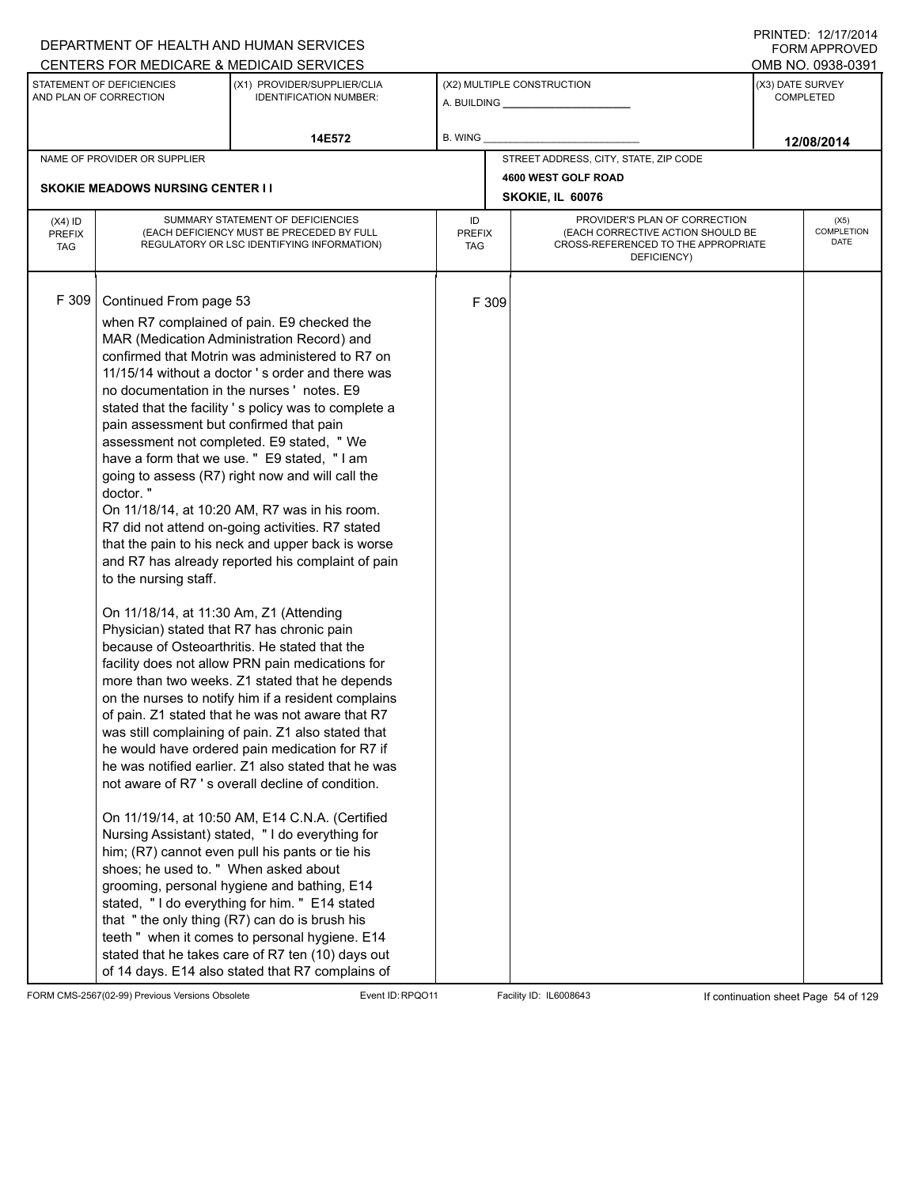DEPARTMENT OF HEALTH AND HUMAN SERVICES
CENTERS FOR MEDICARE & MEDICAID SERVICES

PRINTED: 12/17/2014
FORM APPROVED
OMB NO. 0938-0391

| STATEMENT OF DEFICIENCIES AND PLAN OF CORRECTION | (X1) PROVIDER/SUPPLIER/CLIA IDENTIFICATION NUMBER: | (X2) MULTIPLE CONSTRUCTION | (X3) DATE SURVEY COMPLETED |
|---|---|---|---|
| | 14E572 | A. BUILDING ___ B. WING ___ | 12/08/2014 |

NAME OF PROVIDER OR SUPPLIER: SKOKIE MEADOWS NURSING CENTER I I

STREET ADDRESS, CITY, STATE, ZIP CODE: 4600 WEST GOLF ROAD, SKOKIE, IL 60076

| (X4) ID PREFIX TAG | SUMMARY STATEMENT OF DEFICIENCIES (EACH DEFICIENCY MUST BE PRECEDED BY FULL REGULATORY OR LSC IDENTIFYING INFORMATION) | ID PREFIX TAG | PROVIDER'S PLAN OF CORRECTION (EACH CORRECTIVE ACTION SHOULD BE CROSS-REFERENCED TO THE APPROPRIATE DEFICIENCY) | (X5) COMPLETION DATE |
|---|---|---|---|---|
| F 309 | Continued From page 53 | F 309 | | |

when R7 complained of pain. E9 checked the MAR (Medication Administration Record) and confirmed that Motrin was administered to R7 on 11/15/14 without a doctor ' s order and there was no documentation in the nurses ' notes. E9 stated that the facility ' s policy was to complete a pain assessment but confirmed that pain assessment not completed. E9 stated, " We have a form that we use. " E9 stated, " I am going to assess (R7) right now and will call the doctor. "
On 11/18/14, at 10:20 AM, R7 was in his room. R7 did not attend on-going activities. R7 stated that the pain to his neck and upper back is worse and R7 has already reported his complaint of pain to the nursing staff.

On 11/18/14, at 11:30 Am, Z1 (Attending Physician) stated that R7 has chronic pain because of Osteoarthritis. He stated that the facility does not allow PRN pain medications for more than two weeks. Z1 stated that he depends on the nurses to notify him if a resident complains of pain. Z1 stated that he was not aware that R7 was still complaining of pain. Z1 also stated that he would have ordered pain medication for R7 if he was notified earlier. Z1 also stated that he was not aware of R7 ' s overall decline of condition.

On 11/19/14, at 10:50 AM, E14 C.N.A. (Certified Nursing Assistant) stated, " I do everything for him; (R7) cannot even pull his pants or tie his shoes; he used to. " When asked about grooming, personal hygiene and bathing, E14 stated, " I do everything for him. " E14 stated that " the only thing (R7) can do is brush his teeth " when it comes to personal hygiene. E14 stated that he takes care of R7 ten (10) days out of 14 days. E14 also stated that R7 complains of

FORM CMS-2567(02-99) Previous Versions Obsolete | Event ID: RPQO11 | Facility ID: IL6008643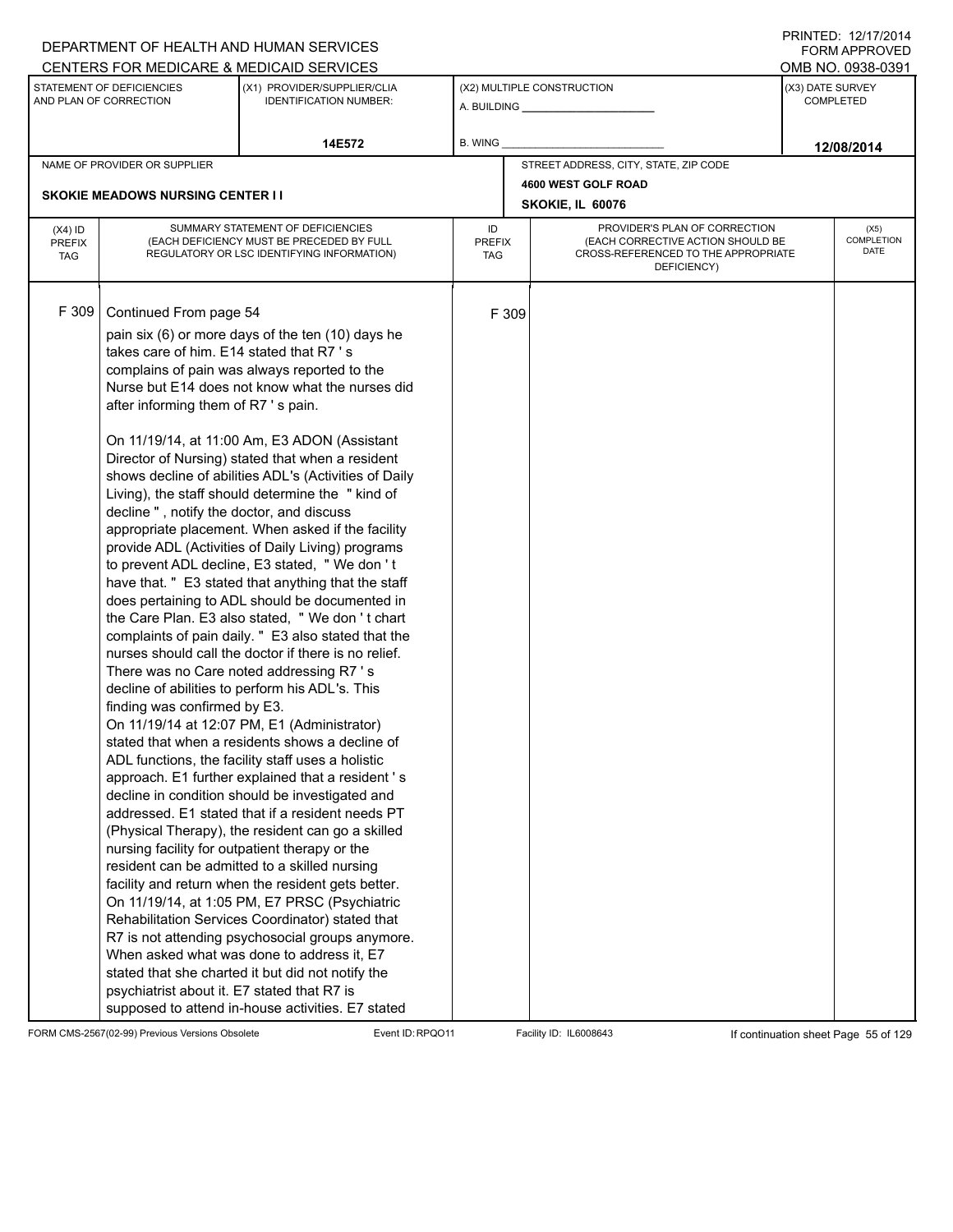DEPARTMENT OF HEALTH AND HUMAN SERVICES
CENTERS FOR MEDICARE & MEDICAID SERVICES

PRINTED: 12/17/2014
FORM APPROVED
OMB NO. 0938-0391

| STATEMENT OF DEFICIENCIES AND PLAN OF CORRECTION | (X1) PROVIDER/SUPPLIER/CLIA IDENTIFICATION NUMBER: | (X2) MULTIPLE CONSTRUCTION | (X3) DATE SURVEY COMPLETED |
|---|---|---|---|
| | 14E572 | A. BUILDING ______ B. WING ______ | 12/08/2014 |

NAME OF PROVIDER OR SUPPLIER: SKOKIE MEADOWS NURSING CENTER I I

STREET ADDRESS, CITY, STATE, ZIP CODE: 4600 WEST GOLF ROAD, SKOKIE, IL 60076

| (X4) ID PREFIX TAG | SUMMARY STATEMENT OF DEFICIENCIES (EACH DEFICIENCY MUST BE PRECEDED BY FULL REGULATORY OR LSC IDENTIFYING INFORMATION) | ID PREFIX TAG | PROVIDER'S PLAN OF CORRECTION (EACH CORRECTIVE ACTION SHOULD BE CROSS-REFERENCED TO THE APPROPRIATE DEFICIENCY) | (X5) COMPLETION DATE |
|---|---|---|---|---|
| F 309 | Continued From page 54<br><br>pain six (6) or more days of the ten (10) days he takes care of him. E14 stated that R7 ' s complains of pain was always reported to the Nurse but E14 does not know what the nurses did after informing them of R7 ' s pain.<br><br>On 11/19/14, at 11:00 Am, E3 ADON (Assistant Director of Nursing) stated that when a resident shows decline of abilities ADL's (Activities of Daily Living), the staff should determine the " kind of decline " , notify the doctor, and discuss appropriate placement. When asked if the facility provide ADL (Activities of Daily Living) programs to prevent ADL decline, E3 stated, " We don ' t have that. " E3 stated that anything that the staff does pertaining to ADL should be documented in the Care Plan. E3 also stated, " We don ' t chart complaints of pain daily. " E3 also stated that the nurses should call the doctor if there is no relief. There was no Care noted addressing R7 ' s decline of abilities to perform his ADL's. This finding was confirmed by E3.<br>On 11/19/14 at 12:07 PM, E1 (Administrator) stated that when a residents shows a decline of ADL functions, the facility staff uses a holistic approach. E1 further explained that a resident ' s decline in condition should be investigated and addressed. E1 stated that if a resident needs PT (Physical Therapy), the resident can go a skilled nursing facility for outpatient therapy or the resident can be admitted to a skilled nursing facility and return when the resident gets better.<br>On 11/19/14, at 1:05 PM, E7 PRSC (Psychiatric Rehabilitation Services Coordinator) stated that R7 is not attending psychosocial groups anymore. When asked what was done to address it, E7 stated that she charted it but did not notify the psychiatrist about it. E7 stated that R7 is supposed to attend in-house activities. E7 stated | F 309 | | |

FORM CMS-2567(02-99) Previous Versions Obsolete Event ID: RPQO11 Facility ID: IL6008643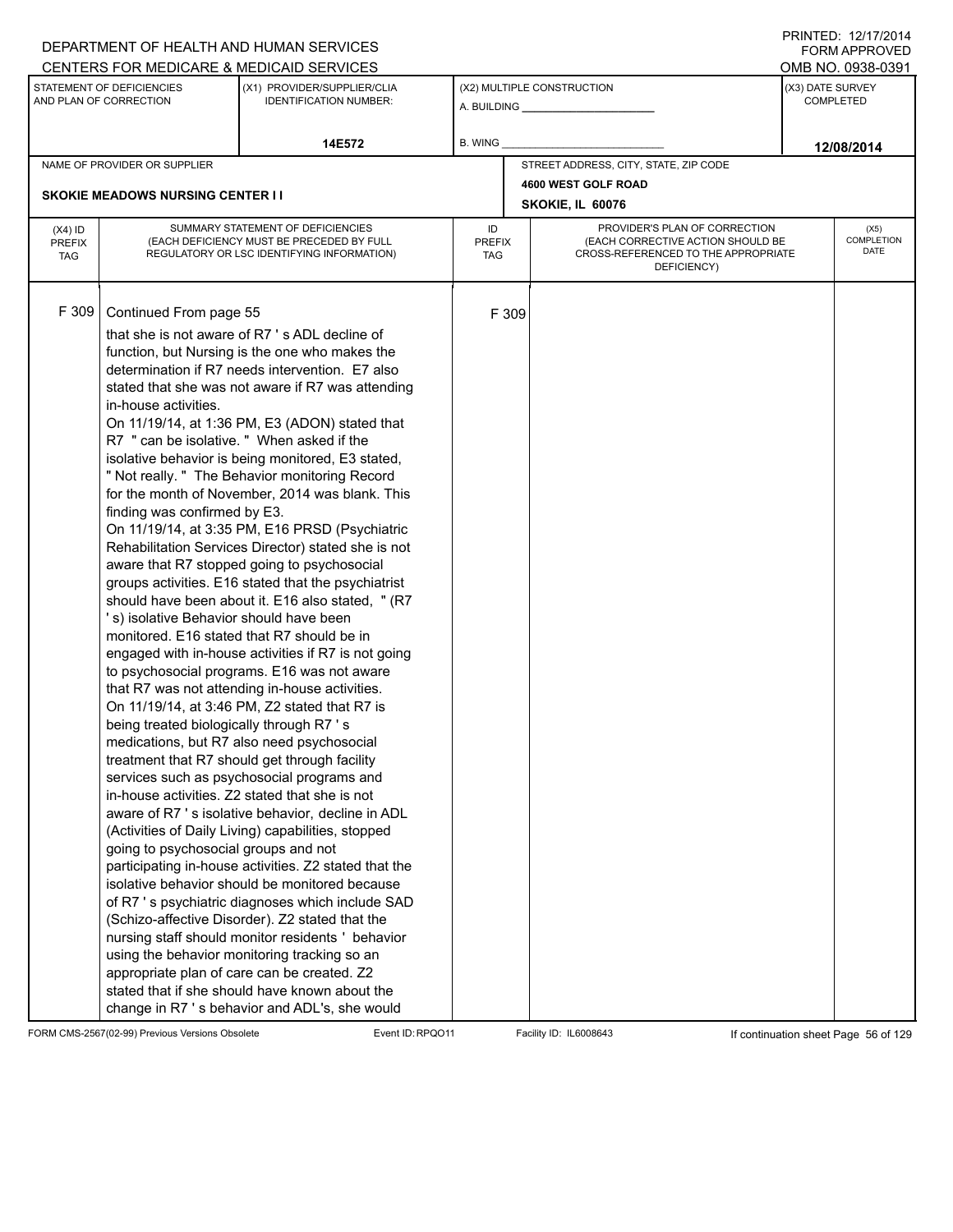| (X4) ID PREFIX TAG | SUMMARY STATEMENT OF DEFICIENCIES (EACH DEFICIENCY MUST BE PRECEDED BY FULL REGULATORY OR LSC IDENTIFYING INFORMATION) | ID PREFIX TAG | PROVIDER'S PLAN OF CORRECTION (EACH CORRECTIVE ACTION SHOULD BE CROSS-REFERENCED TO THE APPROPRIATE DEFICIENCY) | (X5) COMPLETION DATE |
|---|---|---|---|---|
| F 309 | Continued From page 55 that she is not aware of R7 ' s ADL decline of function, but Nursing is the one who makes the determination if R7 needs intervention. E7 also stated that she was not aware if R7 was attending in-house activities. On 11/19/14, at 1:36 PM, E3 (ADON) stated that R7 " can be isolative. " When asked if the isolative behavior is being monitored, E3 stated, " Not really. " The Behavior monitoring Record for the month of November, 2014 was blank. This finding was confirmed by E3. On 11/19/14, at 3:35 PM, E16 PRSD (Psychiatric Rehabilitation Services Director) stated she is not aware that R7 stopped going to psychosocial groups activities. E16 stated that the psychiatrist should have been about it. E16 also stated, " (R7 ' s) isolative Behavior should have been monitored. E16 stated that R7 should be in engaged with in-house activities if R7 is not going to psychosocial programs. E16 was not aware that R7 was not attending in-house activities. On 11/19/14, at 3:46 PM, Z2 stated that R7 is being treated biologically through R7 ' s medications, but R7 also need psychosocial treatment that R7 should get through facility services such as psychosocial programs and in-house activities. Z2 stated that she is not aware of R7 ' s isolative behavior, decline in ADL (Activities of Daily Living) capabilities, stopped going to psychosocial groups and not participating in-house activities. Z2 stated that the isolative behavior should be monitored because of R7 ' s psychiatric diagnoses which include SAD (Schizo-affective Disorder). Z2 stated that the nursing staff should monitor residents ' behavior using the behavior monitoring tracking so an appropriate plan of care can be created. Z2 stated that if she should have known about the change in R7 ' s behavior and ADL's, she would | F 309 | | |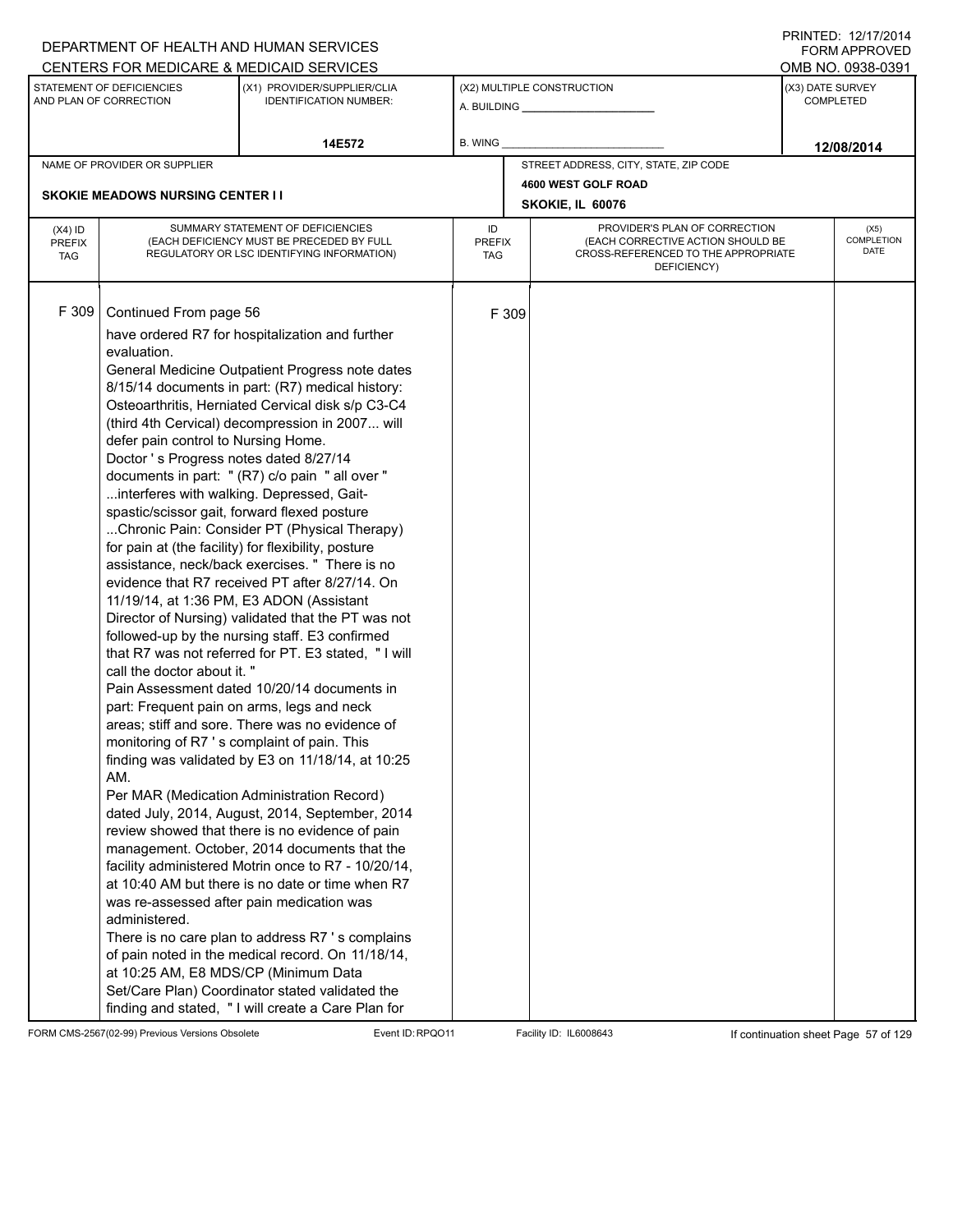DEPARTMENT OF HEALTH AND HUMAN SERVICES
CENTERS FOR MEDICARE & MEDICAID SERVICES

PRINTED: 12/17/2014
FORM APPROVED
OMB NO. 0938-0391

| STATEMENT OF DEFICIENCIES AND PLAN OF CORRECTION | (X1) PROVIDER/SUPPLIER/CLIA IDENTIFICATION NUMBER: | (X2) MULTIPLE CONSTRUCTION | (X3) DATE SURVEY COMPLETED |
|---|---|---|---|
| | 14E572 | A. BUILDING ______ B. WING ______ | 12/08/2014 |

NAME OF PROVIDER OR SUPPLIER: **SKOKIE MEADOWS NURSING CENTER I I**

STREET ADDRESS, CITY, STATE, ZIP CODE: **4600 WEST GOLF ROAD, SKOKIE, IL 60076**

| (X4) ID PREFIX TAG | SUMMARY STATEMENT OF DEFICIENCIES (EACH DEFICIENCY MUST BE PRECEDED BY FULL REGULATORY OR LSC IDENTIFYING INFORMATION) | ID PREFIX TAG | PROVIDER'S PLAN OF CORRECTION (EACH CORRECTIVE ACTION SHOULD BE CROSS-REFERENCED TO THE APPROPRIATE DEFICIENCY) | (X5) COMPLETION DATE |
|---|---|---|---|---|
| F 309 | Continued From page 56<br>have ordered R7 for hospitalization and further evaluation.<br>General Medicine Outpatient Progress note dates 8/15/14 documents in part: (R7) medical history: Osteoarthritis, Herniated Cervical disk s/p C3-C4 (third 4th Cervical) decompression in 2007... will defer pain control to Nursing Home.<br>Doctor ' s Progress notes dated 8/27/14 documents in part: " (R7) c/o pain " all over " ...interferes with walking. Depressed, Gait-spastic/scissor gait, forward flexed posture ...Chronic Pain: Consider PT (Physical Therapy) for pain at (the facility) for flexibility, posture assistance, neck/back exercises. " There is no evidence that R7 received PT after 8/27/14. On 11/19/14, at 1:36 PM, E3 ADON (Assistant Director of Nursing) validated that the PT was not followed-up by the nursing staff. E3 confirmed that R7 was not referred for PT. E3 stated, " I will call the doctor about it. "<br>Pain Assessment dated 10/20/14 documents in part: Frequent pain on arms, legs and neck areas; stiff and sore. There was no evidence of monitoring of R7 ' s complaint of pain. This finding was validated by E3 on 11/18/14, at 10:25 AM.<br>Per MAR (Medication Administration Record) dated July, 2014, August, 2014, September, 2014 review showed that there is no evidence of pain management. October, 2014 documents that the facility administered Motrin once to R7 - 10/20/14, at 10:40 AM but there is no date or time when R7 was re-assessed after pain medication was administered.<br>There is no care plan to address R7 ' s complains of pain noted in the medical record. On 11/18/14, at 10:25 AM, E8 MDS/CP (Minimum Data Set/Care Plan) Coordinator stated validated the finding and stated, " I will create a Care Plan for | F 309 | | |

FORM CMS-2567(02-99) Previous Versions Obsolete | Event ID: RPQO11 | Facility ID: IL6008643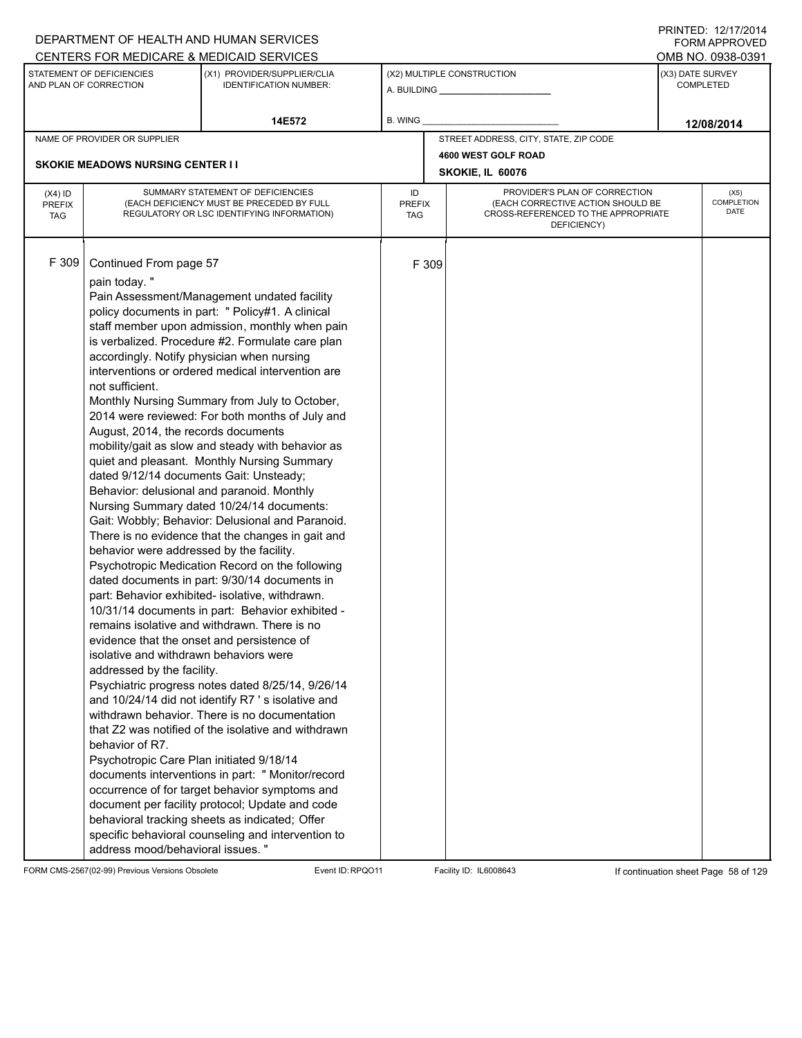DEPARTMENT OF HEALTH AND HUMAN SERVICES
CENTERS FOR MEDICARE & MEDICAID SERVICES

PRINTED: 12/17/2014
FORM APPROVED
OMB NO. 0938-0391

| STATEMENT OF DEFICIENCIES AND PLAN OF CORRECTION | (X1) PROVIDER/SUPPLIER/CLIA IDENTIFICATION NUMBER: | (X2) MULTIPLE CONSTRUCTION | (X3) DATE SURVEY COMPLETED |
|---|---|---|---|
| | 14E572 | A. BUILDING ______ B. WING ______ | 12/08/2014 |

NAME OF PROVIDER OR SUPPLIER: SKOKIE MEADOWS NURSING CENTER I I

STREET ADDRESS, CITY, STATE, ZIP CODE: 4600 WEST GOLF ROAD, SKOKIE, IL 60076

| (X4) ID PREFIX TAG | SUMMARY STATEMENT OF DEFICIENCIES (EACH DEFICIENCY MUST BE PRECEDED BY FULL REGULATORY OR LSC IDENTIFYING INFORMATION) | ID PREFIX TAG | PROVIDER'S PLAN OF CORRECTION (EACH CORRECTIVE ACTION SHOULD BE CROSS-REFERENCED TO THE APPROPRIATE DEFICIENCY) | (X5) COMPLETION DATE |
|---|---|---|---|---|
| F 309 | Continued From page 57<br>pain today. "<br>Pain Assessment/Management undated facility policy documents in part: " Policy#1. A clinical staff member upon admission, monthly when pain is verbalized. Procedure #2. Formulate care plan accordingly. Notify physician when nursing interventions or ordered medical intervention are not sufficient.<br>Monthly Nursing Summary from July to October, 2014 were reviewed: For both months of July and August, 2014, the records documents mobility/gait as slow and steady with behavior as quiet and pleasant. Monthly Nursing Summary dated 9/12/14 documents Gait: Unsteady; Behavior: delusional and paranoid. Monthly Nursing Summary dated 10/24/14 documents: Gait: Wobbly; Behavior: Delusional and Paranoid. There is no evidence that the changes in gait and behavior were addressed by the facility.<br>Psychotropic Medication Record on the following dated documents in part: 9/30/14 documents in part: Behavior exhibited- isolative, withdrawn. 10/31/14 documents in part: Behavior exhibited - remains isolative and withdrawn. There is no evidence that the onset and persistence of isolative and withdrawn behaviors were addressed by the facility.<br>Psychiatric progress notes dated 8/25/14, 9/26/14 and 10/24/14 did not identify R7 ' s isolative and withdrawn behavior. There is no documentation that Z2 was notified of the isolative and withdrawn behavior of R7.<br>Psychotropic Care Plan initiated 9/18/14 documents interventions in part: " Monitor/record occurrence of for target behavior symptoms and document per facility protocol; Update and code behavioral tracking sheets as indicated; Offer specific behavioral counseling and intervention to address mood/behavioral issues. " | F 309 | | |

FORM CMS-2567(02-99) Previous Versions Obsolete | Event ID: RPQO11 | Facility ID: IL6008643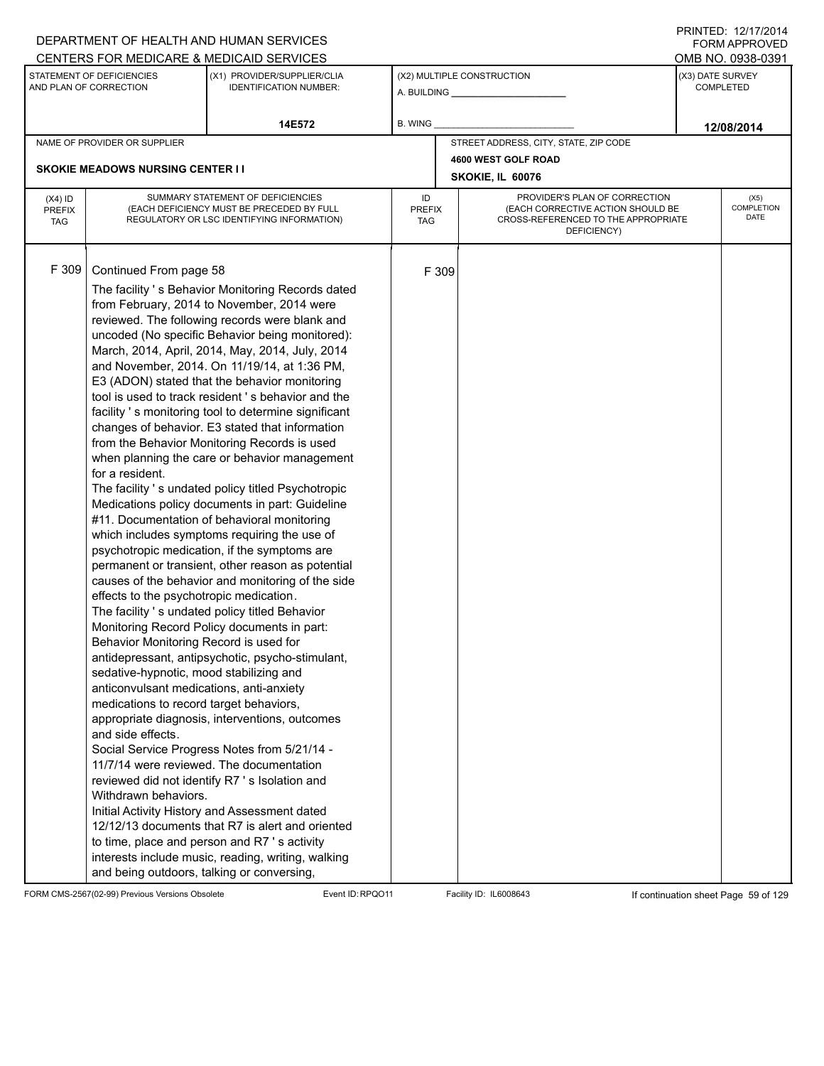DEPARTMENT OF HEALTH AND HUMAN SERVICES
CENTERS FOR MEDICARE & MEDICAID SERVICES

PRINTED: 12/17/2014
FORM APPROVED
OMB NO. 0938-0391

| STATEMENT OF DEFICIENCIES AND PLAN OF CORRECTION | (X1) PROVIDER/SUPPLIER/CLIA IDENTIFICATION NUMBER: | (X2) MULTIPLE CONSTRUCTION | (X3) DATE SURVEY COMPLETED |
|---|---|---|---|
| | 14E572 | A. BUILDING ___ B. WING ___ | 12/08/2014 |

| NAME OF PROVIDER OR SUPPLIER | STREET ADDRESS, CITY, STATE, ZIP CODE |
|---|---|
| SKOKIE MEADOWS NURSING CENTER I I | 4600 WEST GOLF ROAD SKOKIE, IL 60076 |

| (X4) ID PREFIX TAG | SUMMARY STATEMENT OF DEFICIENCIES (EACH DEFICIENCY MUST BE PRECEDED BY FULL REGULATORY OR LSC IDENTIFYING INFORMATION) | ID PREFIX TAG | PROVIDER'S PLAN OF CORRECTION (EACH CORRECTIVE ACTION SHOULD BE CROSS-REFERENCED TO THE APPROPRIATE DEFICIENCY) | (X5) COMPLETION DATE |
|---|---|---|---|---|
| F 309 | Continued From page 58 | F 309 | | |

The facility ' s Behavior Monitoring Records dated from February, 2014 to November, 2014 were reviewed. The following records were blank and uncoded (No specific Behavior being monitored): March, 2014, April, 2014, May, 2014, July, 2014 and November, 2014. On 11/19/14, at 1:36 PM, E3 (ADON) stated that the behavior monitoring tool is used to track resident ' s behavior and the facility ' s monitoring tool to determine significant changes of behavior. E3 stated that information from the Behavior Monitoring Records is used when planning the care or behavior management for a resident.

The facility ' s undated policy titled Psychotropic Medications policy documents in part: Guideline #11. Documentation of behavioral monitoring which includes symptoms requiring the use of psychotropic medication, if the symptoms are permanent or transient, other reason as potential causes of the behavior and monitoring of the side effects to the psychotropic medication.

The facility ' s undated policy titled Behavior Monitoring Record Policy documents in part: Behavior Monitoring Record is used for antidepressant, antipsychotic, psycho-stimulant, sedative-hypnotic, mood stabilizing and anticonvulsant medications, anti-anxiety medications to record target behaviors, appropriate diagnosis, interventions, outcomes and side effects.

Social Service Progress Notes from 5/21/14 - 11/7/14 were reviewed. The documentation reviewed did not identify R7 ' s Isolation and Withdrawn behaviors.

Initial Activity History and Assessment dated 12/12/13 documents that R7 is alert and oriented to time, place and person and R7 ' s activity interests include music, reading, writing, walking and being outdoors, talking or conversing,

FORM CMS-2567(02-99) Previous Versions Obsolete Event ID: RPQO11 Facility ID: IL6008643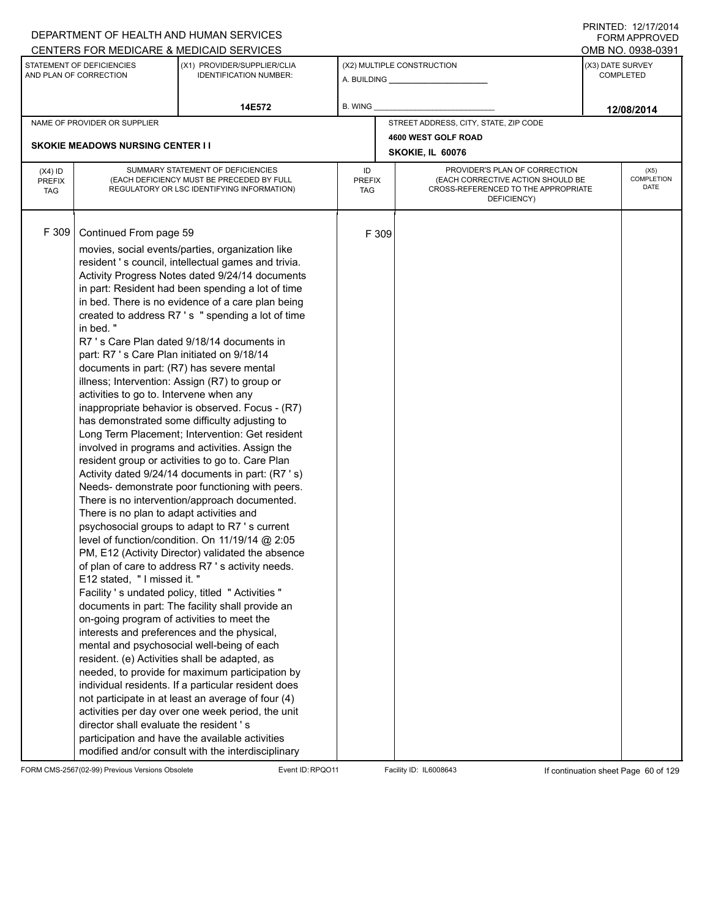DEPARTMENT OF HEALTH AND HUMAN SERVICES
CENTERS FOR MEDICARE & MEDICAID SERVICES

PRINTED: 12/17/2014
FORM APPROVED
OMB NO. 0938-0391

| STATEMENT OF DEFICIENCIES AND PLAN OF CORRECTION | (X1) PROVIDER/SUPPLIER/CLIA IDENTIFICATION NUMBER: | (X2) MULTIPLE CONSTRUCTION | (X3) DATE SURVEY COMPLETED |
|---|---|---|---|
| | 14E572 | A. BUILDING ______ B. WING ______ | 12/08/2014 |

| NAME OF PROVIDER OR SUPPLIER | STREET ADDRESS, CITY, STATE, ZIP CODE |
|---|---|
| SKOKIE MEADOWS NURSING CENTER I I | 4600 WEST GOLF ROAD SKOKIE, IL 60076 |

| (X4) ID PREFIX TAG | SUMMARY STATEMENT OF DEFICIENCIES (EACH DEFICIENCY MUST BE PRECEDED BY FULL REGULATORY OR LSC IDENTIFYING INFORMATION) | ID PREFIX TAG | PROVIDER'S PLAN OF CORRECTION (EACH CORRECTIVE ACTION SHOULD BE CROSS-REFERENCED TO THE APPROPRIATE DEFICIENCY) | (X5) COMPLETION DATE |
|---|---|---|---|---|
| F 309 | Continued From page 59<br>movies, social events/parties, organization like resident ' s council, intellectual games and trivia. Activity Progress Notes dated 9/24/14 documents in part: Resident had been spending a lot of time in bed. There is no evidence of a care plan being created to address R7 ' s " spending a lot of time in bed. "<br>R7 ' s Care Plan dated 9/18/14 documents in part: R7 ' s Care Plan initiated on 9/18/14 documents in part: (R7) has severe mental illness; Intervention: Assign (R7) to group or activities to go to. Intervene when any inappropriate behavior is observed. Focus - (R7) has demonstrated some difficulty adjusting to Long Term Placement; Intervention: Get resident involved in programs and activities. Assign the resident group or activities to go to. Care Plan Activity dated 9/24/14 documents in part: (R7 ' s) Needs- demonstrate poor functioning with peers. There is no intervention/approach documented. There is no plan to adapt activities and psychosocial groups to adapt to R7 ' s current level of function/condition. On 11/19/14 @ 2:05 PM, E12 (Activity Director) validated the absence of plan of care to address R7 ' s activity needs. E12 stated, " I missed it. "<br>Facility ' s undated policy, titled " Activities " documents in part: The facility shall provide an on-going program of activities to meet the interests and preferences and the physical, mental and psychosocial well-being of each resident. (e) Activities shall be adapted, as needed, to provide for maximum participation by individual residents. If a particular resident does not participate in at least an average of four (4) activities per day over one week period, the unit director shall evaluate the resident ' s participation and have the available activities modified and/or consult with the interdisciplinary | F 309 | | |

FORM CMS-2567(02-99) Previous Versions Obsolete Event ID: RPQO11 Facility ID: IL6008643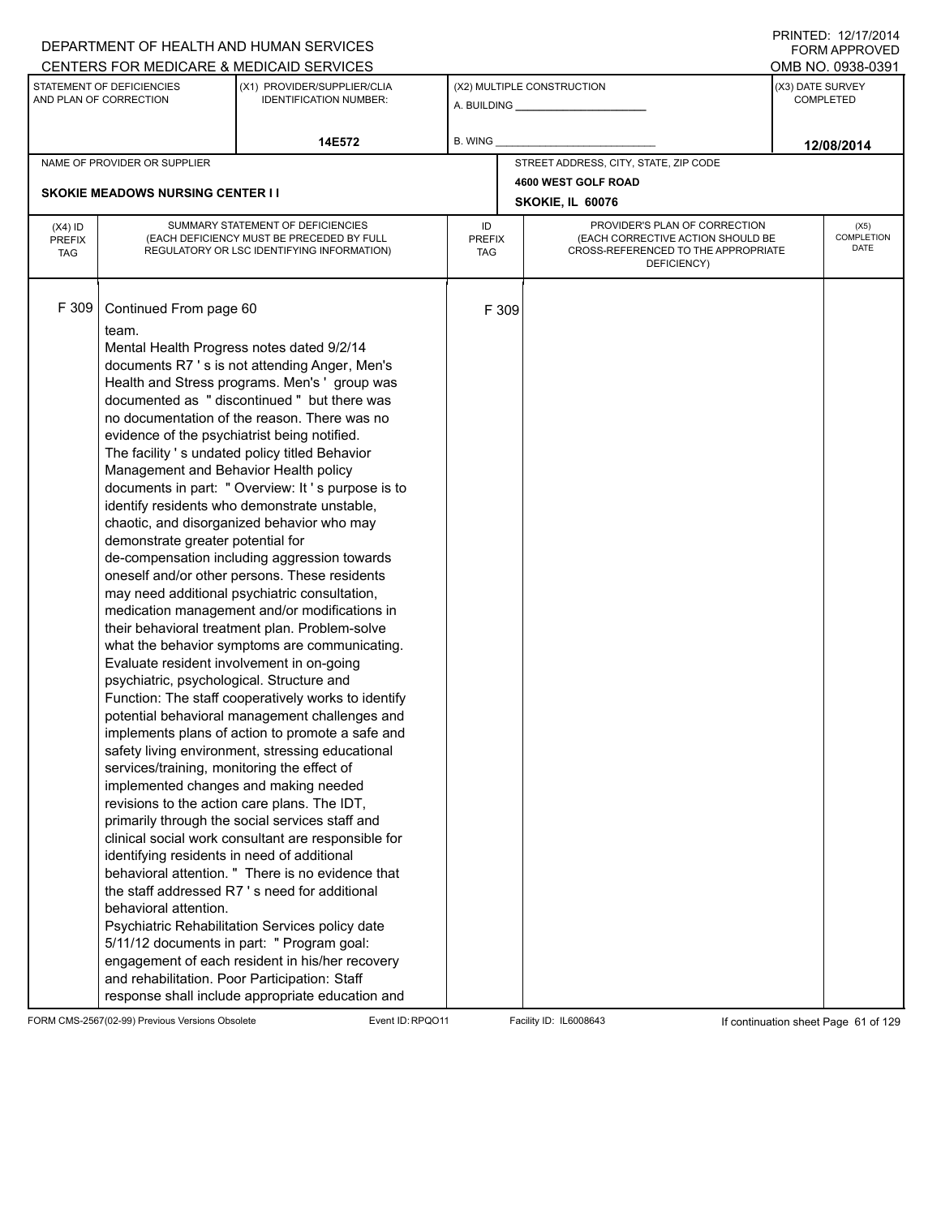DEPARTMENT OF HEALTH AND HUMAN SERVICES
CENTERS FOR MEDICARE & MEDICAID SERVICES

PRINTED: 12/17/2014
FORM APPROVED
OMB NO. 0938-0391

| STATEMENT OF DEFICIENCIES AND PLAN OF CORRECTION | (X1) PROVIDER/SUPPLIER/CLIA IDENTIFICATION NUMBER: | (X2) MULTIPLE CONSTRUCTION | (X3) DATE SURVEY COMPLETED |
|---|---|---|---|
| | 14E572 | A. BUILDING ______ B. WING ______ | 12/08/2014 |

| NAME OF PROVIDER OR SUPPLIER | STREET ADDRESS, CITY, STATE, ZIP CODE |
|---|---|
| SKOKIE MEADOWS NURSING CENTER I I | 4600 WEST GOLF ROAD SKOKIE, IL 60076 |

| (X4) ID PREFIX TAG | SUMMARY STATEMENT OF DEFICIENCIES (EACH DEFICIENCY MUST BE PRECEDED BY FULL REGULATORY OR LSC IDENTIFYING INFORMATION) | ID PREFIX TAG | PROVIDER'S PLAN OF CORRECTION (EACH CORRECTIVE ACTION SHOULD BE CROSS-REFERENCED TO THE APPROPRIATE DEFICIENCY) | (X5) COMPLETION DATE |
|---|---|---|---|---|
| F 309 | Continued From page 60 | F 309 | | |

team.

Mental Health Progress notes dated 9/2/14 documents R7 ' s is not attending Anger, Men's Health and Stress programs. Men's ' group was documented as " discontinued " but there was no documentation of the reason. There was no evidence of the psychiatrist being notified.

The facility ' s undated policy titled Behavior Management and Behavior Health policy documents in part: " Overview: It ' s purpose is to identify residents who demonstrate unstable, chaotic, and disorganized behavior who may demonstrate greater potential for de-compensation including aggression towards oneself and/or other persons. These residents may need additional psychiatric consultation, medication management and/or modifications in their behavioral treatment plan. Problem-solve what the behavior symptoms are communicating. Evaluate resident involvement in on-going psychiatric, psychological. Structure and Function: The staff cooperatively works to identify potential behavioral management challenges and implements plans of action to promote a safe and safety living environment, stressing educational services/training, monitoring the effect of implemented changes and making needed revisions to the action care plans. The IDT, primarily through the social services staff and clinical social work consultant are responsible for identifying residents in need of additional behavioral attention. " There is no evidence that the staff addressed R7 ' s need for additional behavioral attention.

Psychiatric Rehabilitation Services policy date 5/11/12 documents in part: " Program goal: engagement of each resident in his/her recovery and rehabilitation. Poor Participation: Staff response shall include appropriate education and

FORM CMS-2567(02-99) Previous Versions Obsolete | Event ID: RPQO11 | Facility ID: IL6008643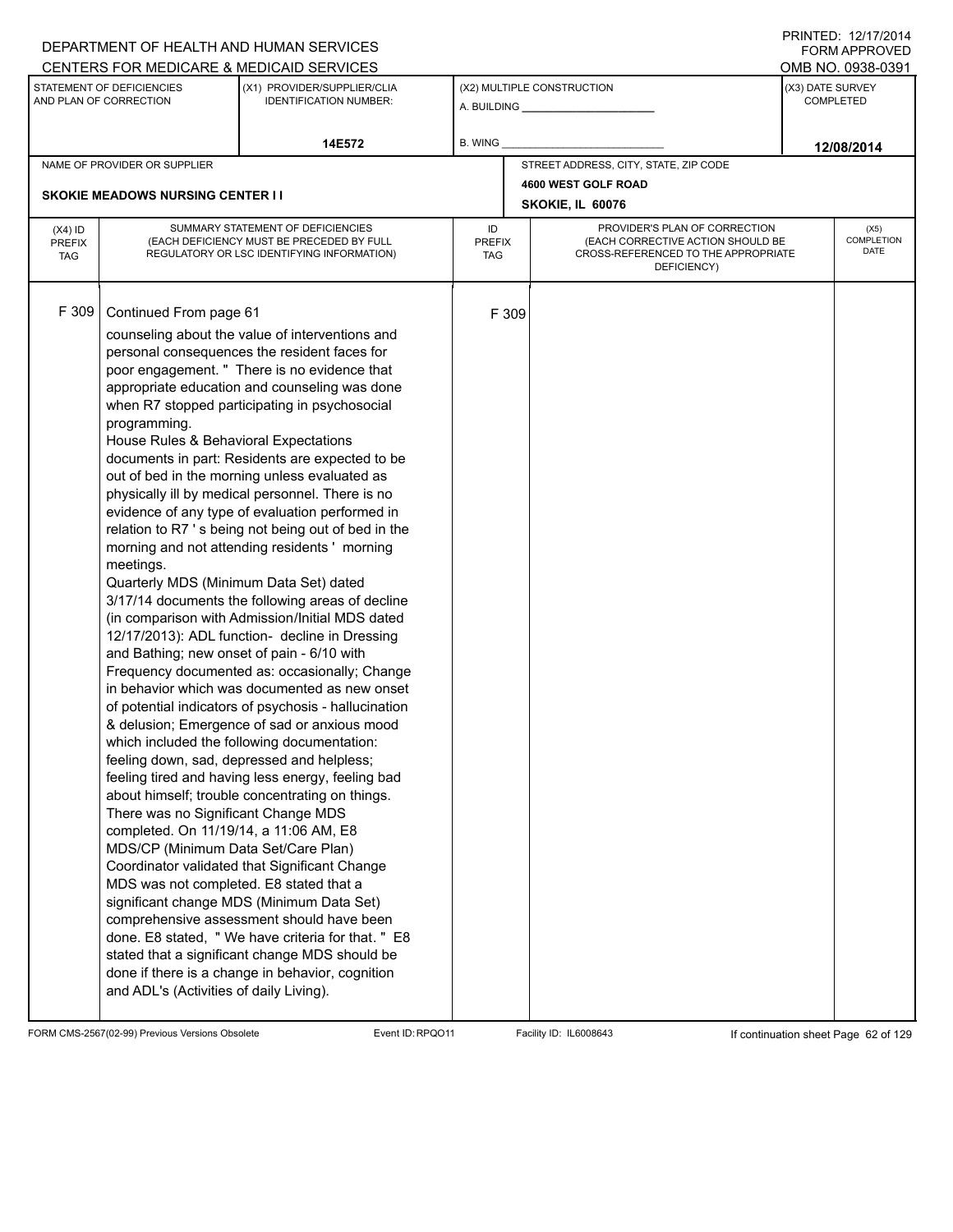DEPARTMENT OF HEALTH AND HUMAN SERVICES
CENTERS FOR MEDICARE & MEDICAID SERVICES

PRINTED: 12/17/2014
FORM APPROVED
OMB NO. 0938-0391

| STATEMENT OF DEFICIENCIES AND PLAN OF CORRECTION | (X1) PROVIDER/SUPPLIER/CLIA IDENTIFICATION NUMBER: | (X2) MULTIPLE CONSTRUCTION | (X3) DATE SURVEY COMPLETED |
|---|---|---|---|
| | 14E572 | A. BUILDING ______ B. WING ______ | 12/08/2014 |

| NAME OF PROVIDER OR SUPPLIER | STREET ADDRESS, CITY, STATE, ZIP CODE |
|---|---|
| SKOKIE MEADOWS NURSING CENTER I I | 4600 WEST GOLF ROAD SKOKIE, IL 60076 |

| (X4) ID PREFIX TAG | SUMMARY STATEMENT OF DEFICIENCIES (EACH DEFICIENCY MUST BE PRECEDED BY FULL REGULATORY OR LSC IDENTIFYING INFORMATION) | ID PREFIX TAG | PROVIDER'S PLAN OF CORRECTION (EACH CORRECTIVE ACTION SHOULD BE CROSS-REFERENCED TO THE APPROPRIATE DEFICIENCY) | (X5) COMPLETION DATE |
|---|---|---|---|---|
| F 309 | Continued From page 61 | F 309 | | |

counseling about the value of interventions and personal consequences the resident faces for poor engagement. " There is no evidence that appropriate education and counseling was done when R7 stopped participating in psychosocial programming.

House Rules & Behavioral Expectations documents in part: Residents are expected to be out of bed in the morning unless evaluated as physically ill by medical personnel. There is no evidence of any type of evaluation performed in relation to R7 ' s being not being out of bed in the morning and not attending residents ' morning meetings.

Quarterly MDS (Minimum Data Set) dated 3/17/14 documents the following areas of decline (in comparison with Admission/Initial MDS dated 12/17/2013): ADL function- decline in Dressing and Bathing; new onset of pain - 6/10 with Frequency documented as: occasionally; Change in behavior which was documented as new onset of potential indicators of psychosis - hallucination & delusion; Emergence of sad or anxious mood which included the following documentation: feeling down, sad, depressed and helpless; feeling tired and having less energy, feeling bad about himself; trouble concentrating on things.

There was no Significant Change MDS completed. On 11/19/14, a 11:06 AM, E8 MDS/CP (Minimum Data Set/Care Plan) Coordinator validated that Significant Change MDS was not completed. E8 stated that a significant change MDS (Minimum Data Set) comprehensive assessment should have been done. E8 stated, " We have criteria for that. " E8 stated that a significant change MDS should be done if there is a change in behavior, cognition and ADL's (Activities of daily Living).

FORM CMS-2567(02-99) Previous Versions Obsolete Event ID: RPQO11 Facility ID: IL6008643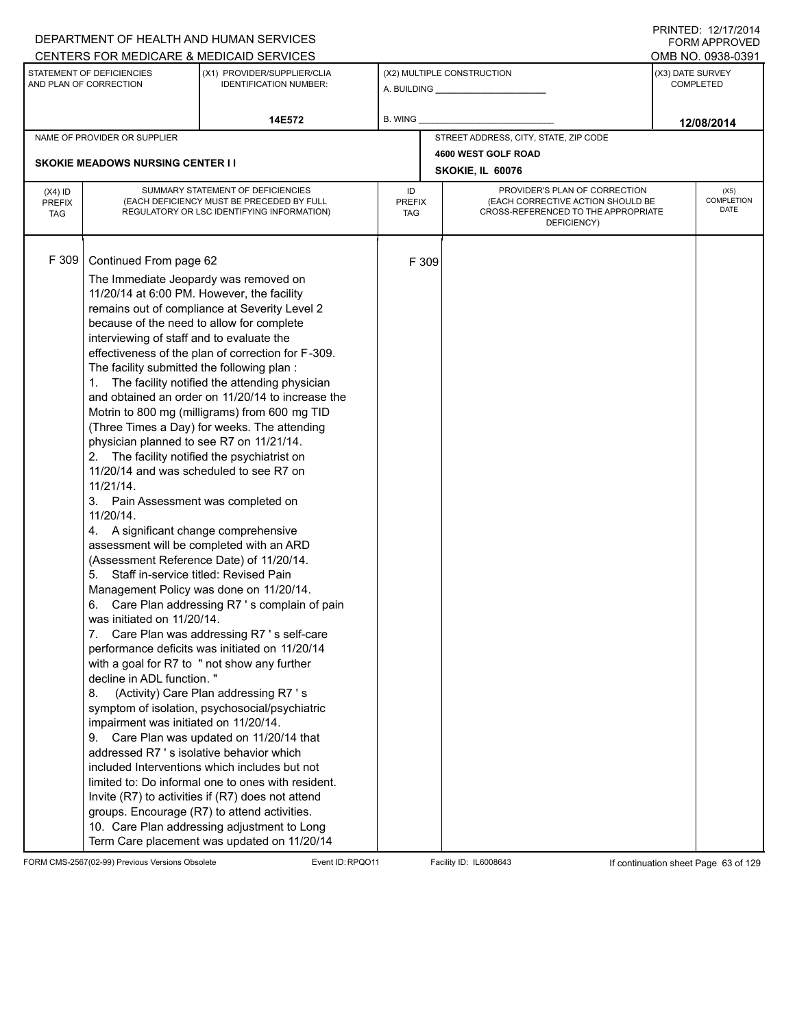DEPARTMENT OF HEALTH AND HUMAN SERVICES
CENTERS FOR MEDICARE & MEDICAID SERVICES

PRINTED: 12/17/2014
FORM APPROVED
OMB NO. 0938-0391

| STATEMENT OF DEFICIENCIES AND PLAN OF CORRECTION | (X1) PROVIDER/SUPPLIER/CLIA IDENTIFICATION NUMBER: | (X2) MULTIPLE CONSTRUCTION | (X3) DATE SURVEY COMPLETED |
|---|---|---|---|
| | 14E572 | A. BUILDING ______ B. WING ______ | 12/08/2014 |

| NAME OF PROVIDER OR SUPPLIER | STREET ADDRESS, CITY, STATE, ZIP CODE |
|---|---|
| SKOKIE MEADOWS NURSING CENTER I I | 4600 WEST GOLF ROAD SKOKIE, IL 60076 |

| (X4) ID PREFIX TAG | SUMMARY STATEMENT OF DEFICIENCIES (EACH DEFICIENCY MUST BE PRECEDED BY FULL REGULATORY OR LSC IDENTIFYING INFORMATION) | ID PREFIX TAG | PROVIDER'S PLAN OF CORRECTION (EACH CORRECTIVE ACTION SHOULD BE CROSS-REFERENCED TO THE APPROPRIATE DEFICIENCY) | (X5) COMPLETION DATE |
|---|---|---|---|---|
| F 309 | Continued From page 62 | F 309 | | |

The Immediate Jeopardy was removed on 11/20/14 at 6:00 PM. However, the facility remains out of compliance at Severity Level 2 because of the need to allow for complete interviewing of staff and to evaluate the effectiveness of the plan of correction for F-309.

The facility submitted the following plan :

1. The facility notified the attending physician and obtained an order on 11/20/14 to increase the Motrin to 800 mg (milligrams) from 600 mg TID (Three Times a Day) for weeks. The attending physician planned to see R7 on 11/21/14.
2. The facility notified the psychiatrist on 11/20/14 and was scheduled to see R7 on 11/21/14.
3. Pain Assessment was completed on 11/20/14.
4. A significant change comprehensive assessment will be completed with an ARD (Assessment Reference Date) of 11/20/14.
5. Staff in-service titled: Revised Pain Management Policy was done on 11/20/14.
6. Care Plan addressing R7 ' s complain of pain was initiated on 11/20/14.
7. Care Plan was addressing R7 ' s self-care performance deficits was initiated on 11/20/14 with a goal for R7 to " not show any further decline in ADL function. "
8. (Activity) Care Plan addressing R7 ' s symptom of isolation, psychosocial/psychiatric impairment was initiated on 11/20/14.
9. Care Plan was updated on 11/20/14 that addressed R7 ' s isolative behavior which included Interventions which includes but not limited to: Do informal one to ones with resident. Invite (R7) to activities if (R7) does not attend groups. Encourage (R7) to attend activities.
10. Care Plan addressing adjustment to Long Term Care placement was updated on 11/20/14

FORM CMS-2567(02-99) Previous Versions Obsolete Event ID: RPQO11 Facility ID: IL6008643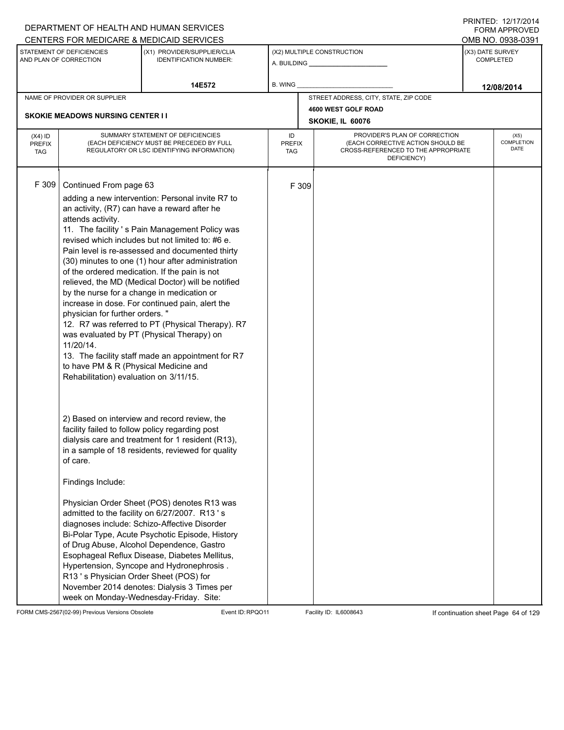DEPARTMENT OF HEALTH AND HUMAN SERVICES
CENTERS FOR MEDICARE & MEDICAID SERVICES

PRINTED: 12/17/2014
FORM APPROVED
OMB NO. 0938-0391

| STATEMENT OF DEFICIENCIES AND PLAN OF CORRECTION | (X1) PROVIDER/SUPPLIER/CLIA IDENTIFICATION NUMBER: | (X2) MULTIPLE CONSTRUCTION | (X3) DATE SURVEY COMPLETED |
|---|---|---|---|
| | 14E572 | A. BUILDING ______ B. WING ______ | 12/08/2014 |

| NAME OF PROVIDER OR SUPPLIER | STREET ADDRESS, CITY, STATE, ZIP CODE |
|---|---|
| SKOKIE MEADOWS NURSING CENTER I I | 4600 WEST GOLF ROAD SKOKIE, IL 60076 |

| (X4) ID PREFIX TAG | SUMMARY STATEMENT OF DEFICIENCIES (EACH DEFICIENCY MUST BE PRECEDED BY FULL REGULATORY OR LSC IDENTIFYING INFORMATION) | ID PREFIX TAG | PROVIDER'S PLAN OF CORRECTION (EACH CORRECTIVE ACTION SHOULD BE CROSS-REFERENCED TO THE APPROPRIATE DEFICIENCY) | (X5) COMPLETION DATE |
|---|---|---|---|---|
| F 309 | Continued From page 63 | F 309 | | |

adding a new intervention: Personal invite R7 to an activity, (R7) can have a reward after he attends activity.
11. The facility ' s Pain Management Policy was revised which includes but not limited to: #6 e. Pain level is re-assessed and documented thirty (30) minutes to one (1) hour after administration of the ordered medication. If the pain is not relieved, the MD (Medical Doctor) will be notified by the nurse for a change in medication or increase in dose. For continued pain, alert the physician for further orders. "
12. R7 was referred to PT (Physical Therapy). R7 was evaluated by PT (Physical Therapy) on 11/20/14.
13. The facility staff made an appointment for R7 to have PM & R (Physical Medicine and Rehabilitation) evaluation on 3/11/15.

2) Based on interview and record review, the facility failed to follow policy regarding post dialysis care and treatment for 1 resident (R13), in a sample of 18 residents, reviewed for quality of care.

Findings Include:

Physician Order Sheet (POS) denotes R13 was admitted to the facility on 6/27/2007. R13 ' s diagnoses include: Schizo-Affective Disorder Bi-Polar Type, Acute Psychotic Episode, History of Drug Abuse, Alcohol Dependence, Gastro Esophageal Reflux Disease, Diabetes Mellitus, Hypertension, Syncope and Hydronephrosis . R13 ' s Physician Order Sheet (POS) for November 2014 denotes: Dialysis 3 Times per week on Monday-Wednesday-Friday. Site:

FORM CMS-2567(02-99) Previous Versions Obsolete Event ID: RPQO11 Facility ID: IL6008643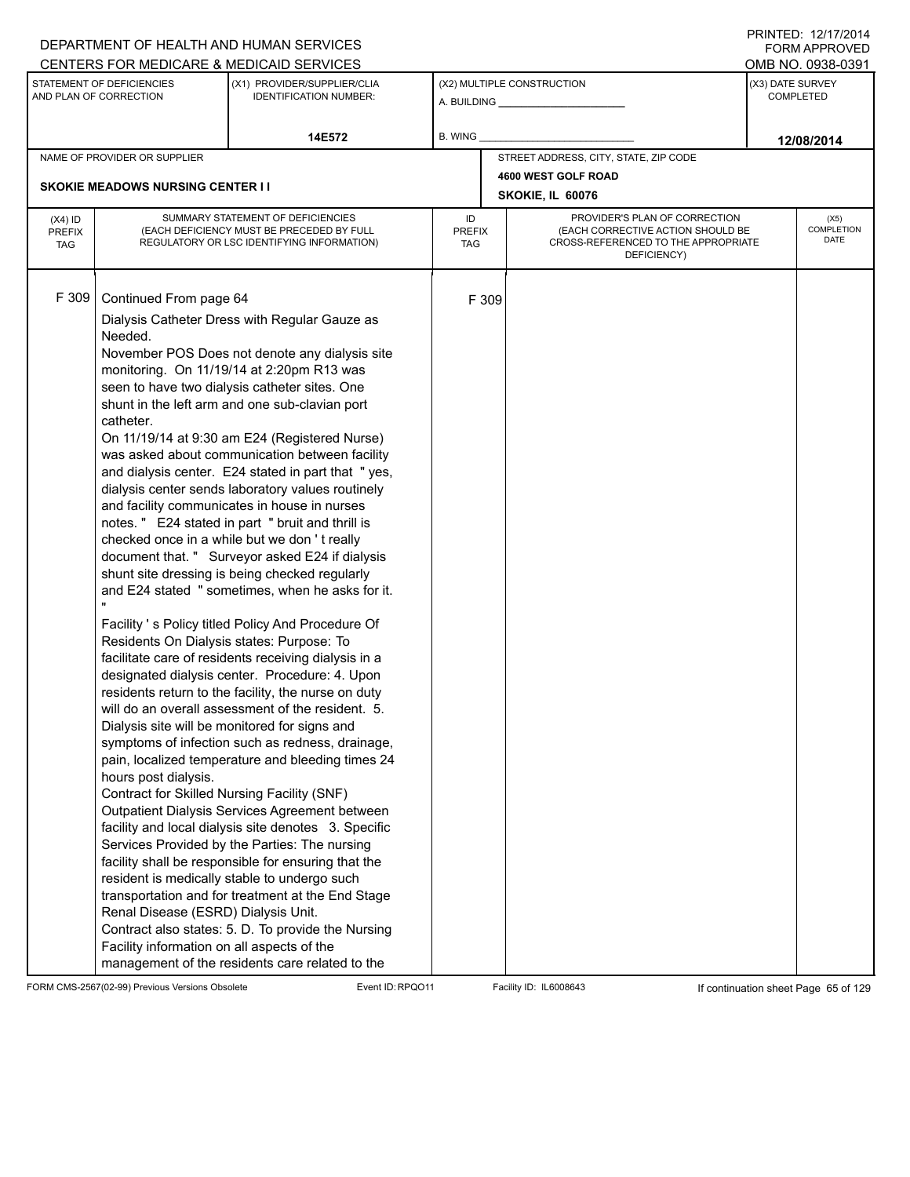DEPARTMENT OF HEALTH AND HUMAN SERVICES
CENTERS FOR MEDICARE & MEDICAID SERVICES

PRINTED: 12/17/2014
FORM APPROVED
OMB NO. 0938-0391

| STATEMENT OF DEFICIENCIES AND PLAN OF CORRECTION | (X1) PROVIDER/SUPPLIER/CLIA IDENTIFICATION NUMBER: | (X2) MULTIPLE CONSTRUCTION | (X3) DATE SURVEY COMPLETED |
|---|---|---|---|
| | 14E572 | A. BUILDING ___ B. WING ___ | 12/08/2014 |

| NAME OF PROVIDER OR SUPPLIER | STREET ADDRESS, CITY, STATE, ZIP CODE |
|---|---|
| SKOKIE MEADOWS NURSING CENTER I I | 4600 WEST GOLF ROAD SKOKIE, IL 60076 |

| (X4) ID PREFIX TAG | SUMMARY STATEMENT OF DEFICIENCIES (EACH DEFICIENCY MUST BE PRECEDED BY FULL REGULATORY OR LSC IDENTIFYING INFORMATION) | ID PREFIX TAG | PROVIDER'S PLAN OF CORRECTION (EACH CORRECTIVE ACTION SHOULD BE CROSS-REFERENCED TO THE APPROPRIATE DEFICIENCY) | (X5) COMPLETION DATE |
|---|---|---|---|---|
| F 309 | Continued From page 64 | F 309 | | |

Dialysis Catheter Dress with Regular Gauze as Needed.
November POS Does not denote any dialysis site monitoring. On 11/19/14 at 2:20pm R13 was seen to have two dialysis catheter sites. One shunt in the left arm and one sub-clavian port catheter.
On 11/19/14 at 9:30 am E24 (Registered Nurse) was asked about communication between facility and dialysis center. E24 stated in part that " yes, dialysis center sends laboratory values routinely and facility communicates in house in nurses notes. " E24 stated in part " bruit and thrill is checked once in a while but we don ' t really document that. " Surveyor asked E24 if dialysis shunt site dressing is being checked regularly and E24 stated " sometimes, when he asks for it. "
Facility ' s Policy titled Policy And Procedure Of Residents On Dialysis states: Purpose: To facilitate care of residents receiving dialysis in a designated dialysis center. Procedure: 4. Upon residents return to the facility, the nurse on duty will do an overall assessment of the resident. 5. Dialysis site will be monitored for signs and symptoms of infection such as redness, drainage, pain, localized temperature and bleeding times 24 hours post dialysis.
Contract for Skilled Nursing Facility (SNF) Outpatient Dialysis Services Agreement between facility and local dialysis site denotes 3. Specific Services Provided by the Parties: The nursing facility shall be responsible for ensuring that the resident is medically stable to undergo such transportation and for treatment at the End Stage Renal Disease (ESRD) Dialysis Unit.
Contract also states: 5. D. To provide the Nursing Facility information on all aspects of the management of the residents care related to the

FORM CMS-2567(02-99) Previous Versions Obsolete Event ID: RPQO11 Facility ID: IL6008643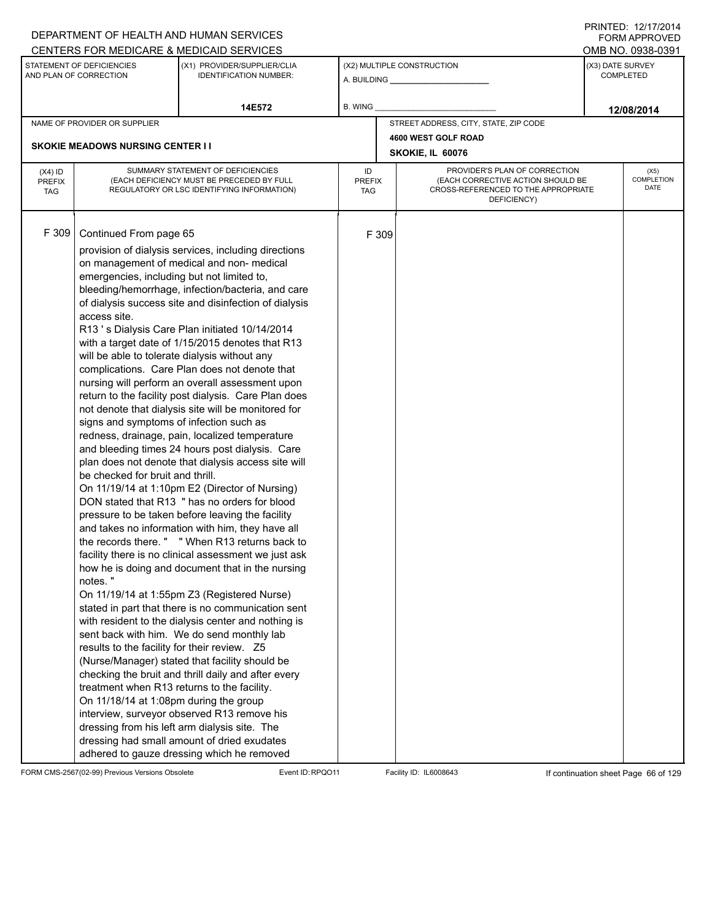DEPARTMENT OF HEALTH AND HUMAN SERVICES
CENTERS FOR MEDICARE & MEDICAID SERVICES

PRINTED: 12/17/2014
FORM APPROVED
OMB NO. 0938-0391

| STATEMENT OF DEFICIENCIES AND PLAN OF CORRECTION | (X1) PROVIDER/SUPPLIER/CLIA IDENTIFICATION NUMBER: | (X2) MULTIPLE CONSTRUCTION | (X3) DATE SURVEY COMPLETED |
|---|---|---|---|
| | 14E572 | A. BUILDING ______ B. WING ______ | 12/08/2014 |

NAME OF PROVIDER OR SUPPLIER: SKOKIE MEADOWS NURSING CENTER I I

STREET ADDRESS, CITY, STATE, ZIP CODE: 4600 WEST GOLF ROAD, SKOKIE, IL 60076

| (X4) ID PREFIX TAG | SUMMARY STATEMENT OF DEFICIENCIES (EACH DEFICIENCY MUST BE PRECEDED BY FULL REGULATORY OR LSC IDENTIFYING INFORMATION) | ID PREFIX TAG | PROVIDER'S PLAN OF CORRECTION (EACH CORRECTIVE ACTION SHOULD BE CROSS-REFERENCED TO THE APPROPRIATE DEFICIENCY) | (X5) COMPLETION DATE |
|---|---|---|---|---|
| F 309 | Continued From page 65<br>provision of dialysis services, including directions on management of medical and non- medical emergencies, including but not limited to, bleeding/hemorrhage, infection/bacteria, and care of dialysis success site and disinfection of dialysis access site.<br>R13 ' s Dialysis Care Plan initiated 10/14/2014 with a target date of 1/15/2015 denotes that R13 will be able to tolerate dialysis without any complications. Care Plan does not denote that nursing will perform an overall assessment upon return to the facility post dialysis. Care Plan does not denote that dialysis site will be monitored for signs and symptoms of infection such as redness, drainage, pain, localized temperature and bleeding times 24 hours post dialysis. Care plan does not denote that dialysis access site will be checked for bruit and thrill.<br>On 11/19/14 at 1:10pm E2 (Director of Nursing) DON stated that R13 " has no orders for blood pressure to be taken before leaving the facility and takes no information with him, they have all the records there. " " When R13 returns back to facility there is no clinical assessment we just ask how he is doing and document that in the nursing notes. "<br>On 11/19/14 at 1:55pm Z3 (Registered Nurse) stated in part that there is no communication sent with resident to the dialysis center and nothing is sent back with him. We do send monthly lab results to the facility for their review. Z5 (Nurse/Manager) stated that facility should be checking the bruit and thrill daily and after every treatment when R13 returns to the facility.<br>On 11/18/14 at 1:08pm during the group interview, surveyor observed R13 remove his dressing from his left arm dialysis site. The dressing had small amount of dried exudates adhered to gauze dressing which he removed | F 309 | | |

FORM CMS-2567(02-99) Previous Versions Obsolete Event ID: RPQO11 Facility ID: IL6008643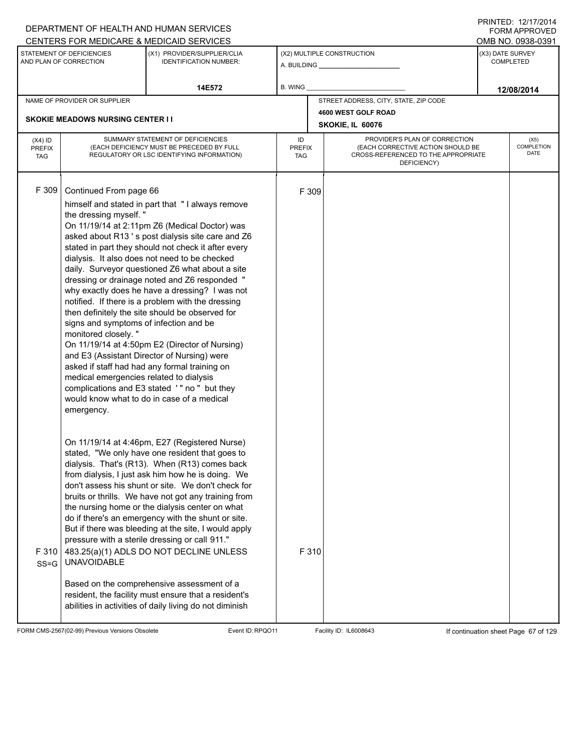DEPARTMENT OF HEALTH AND HUMAN SERVICES
CENTERS FOR MEDICARE & MEDICAID SERVICES

PRINTED: 12/17/2014
FORM APPROVED
OMB NO. 0938-0391

| STATEMENT OF DEFICIENCIES AND PLAN OF CORRECTION | (X1) PROVIDER/SUPPLIER/CLIA IDENTIFICATION NUMBER: | (X2) MULTIPLE CONSTRUCTION | (X3) DATE SURVEY COMPLETED |
|---|---|---|---|
| | 14E572 | A. BUILDING ______ B. WING ______ | 12/08/2014 |

| NAME OF PROVIDER OR SUPPLIER | STREET ADDRESS, CITY, STATE, ZIP CODE |
|---|---|
| SKOKIE MEADOWS NURSING CENTER I I | 4600 WEST GOLF ROAD SKOKIE, IL 60076 |

| (X4) ID PREFIX TAG | SUMMARY STATEMENT OF DEFICIENCIES (EACH DEFICIENCY MUST BE PRECEDED BY FULL REGULATORY OR LSC IDENTIFYING INFORMATION) | ID PREFIX TAG | PROVIDER'S PLAN OF CORRECTION (EACH CORRECTIVE ACTION SHOULD BE CROSS-REFERENCED TO THE APPROPRIATE DEFICIENCY) | (X5) COMPLETION DATE |
|---|---|---|---|---|
| F 309 | Continued From page 66<br>himself and stated in part that " I always remove the dressing myself. "<br>On 11/19/14 at 2:11pm Z6 (Medical Doctor) was asked about R13 ' s post dialysis site care and Z6 stated in part they should not check it after every dialysis. It also does not need to be checked daily. Surveyor questioned Z6 what about a site dressing or drainage noted and Z6 responded " why exactly does he have a dressing? I was not notified. If there is a problem with the dressing then definitely the site should be observed for signs and symptoms of infection and be monitored closely. "<br>On 11/19/14 at 4:50pm E2 (Director of Nursing) and E3 (Assistant Director of Nursing) were asked if staff had had any formal training on medical emergencies related to dialysis complications and E3 stated ' " no " but they would know what to do in case of a medical emergency.<br><br>On 11/19/14 at 4:46pm, E27 (Registered Nurse) stated, "We only have one resident that goes to dialysis. That's (R13). When (R13) comes back from dialysis, I just ask him how he is doing. We don't assess his shunt or site. We don't check for bruits or thrills. We have not got any training from the nursing home or the dialysis center on what do if there's an emergency with the shunt or site. But if there was bleeding at the site, I would apply pressure with a sterile dressing or call 911." | F 309 | | |
| F 310 SS=G | 483.25(a)(1) ADLS DO NOT DECLINE UNLESS UNAVOIDABLE<br><br>Based on the comprehensive assessment of a resident, the facility must ensure that a resident's abilities in activities of daily living do not diminish | F 310 | | |

FORM CMS-2567(02-99) Previous Versions Obsolete Event ID: RPQO11 Facility ID: IL6008643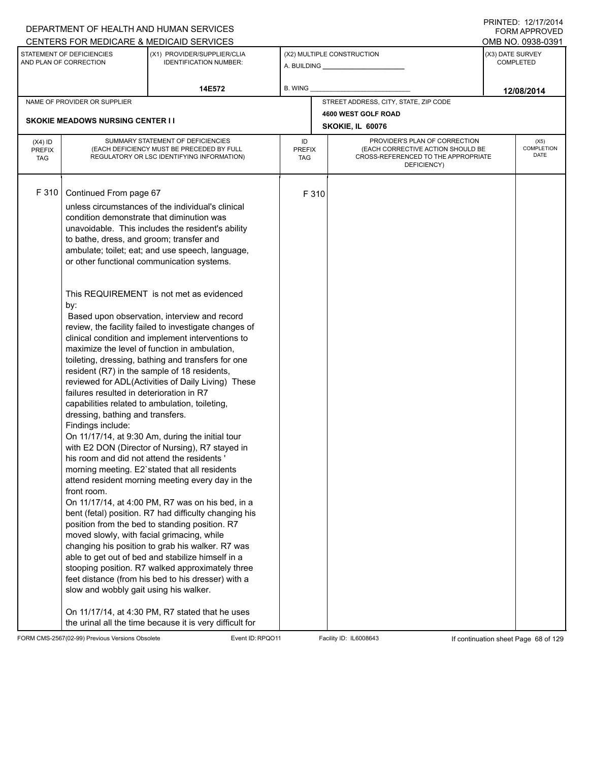DEPARTMENT OF HEALTH AND HUMAN SERVICES
CENTERS FOR MEDICARE & MEDICAID SERVICES

PRINTED: 12/17/2014
FORM APPROVED
OMB NO. 0938-0391

| STATEMENT OF DEFICIENCIES AND PLAN OF CORRECTION | (X1) PROVIDER/SUPPLIER/CLIA IDENTIFICATION NUMBER: | (X2) MULTIPLE CONSTRUCTION | (X3) DATE SURVEY COMPLETED |
|---|---|---|---|
| | 14E572 | A. BUILDING ___ B. WING ___ | 12/08/2014 |

| NAME OF PROVIDER OR SUPPLIER | STREET ADDRESS, CITY, STATE, ZIP CODE |
|---|---|
| SKOKIE MEADOWS NURSING CENTER I I | 4600 WEST GOLF ROAD SKOKIE, IL 60076 |

| (X4) ID PREFIX TAG | SUMMARY STATEMENT OF DEFICIENCIES (EACH DEFICIENCY MUST BE PRECEDED BY FULL REGULATORY OR LSC IDENTIFYING INFORMATION) | ID PREFIX TAG | PROVIDER'S PLAN OF CORRECTION (EACH CORRECTIVE ACTION SHOULD BE CROSS-REFERENCED TO THE APPROPRIATE DEFICIENCY) | (X5) COMPLETION DATE |
|---|---|---|---|---|
| F 310 | Continued From page 67 | F 310 | | |

unless circumstances of the individual's clinical condition demonstrate that diminution was unavoidable. This includes the resident's ability to bathe, dress, and groom; transfer and ambulate; toilet; eat; and use speech, language, or other functional communication systems.

This REQUIREMENT is not met as evidenced by:

Based upon observation, interview and record review, the facility failed to investigate changes of clinical condition and implement interventions to maximize the level of function in ambulation, toileting, dressing, bathing and transfers for one resident (R7) in the sample of 18 residents, reviewed for ADL(Activities of Daily Living) These failures resulted in deterioration in R7 capabilities related to ambulation, toileting, dressing, bathing and transfers.

Findings include:

On 11/17/14, at 9:30 Am, during the initial tour with E2 DON (Director of Nursing), R7 stayed in his room and did not attend the residents ' morning meeting. E2`stated that all residents attend resident morning meeting every day in the front room.

On 11/17/14, at 4:00 PM, R7 was on his bed, in a bent (fetal) position. R7 had difficulty changing his position from the bed to standing position. R7 moved slowly, with facial grimacing, while changing his position to grab his walker. R7 was able to get out of bed and stabilize himself in a stooping position. R7 walked approximately three feet distance (from his bed to his dresser) with a slow and wobbly gait using his walker.

On 11/17/14, at 4:30 PM, R7 stated that he uses the urinal all the time because it is very difficult for

FORM CMS-2567(02-99) Previous Versions Obsolete Event ID: RPQO11 Facility ID: IL6008643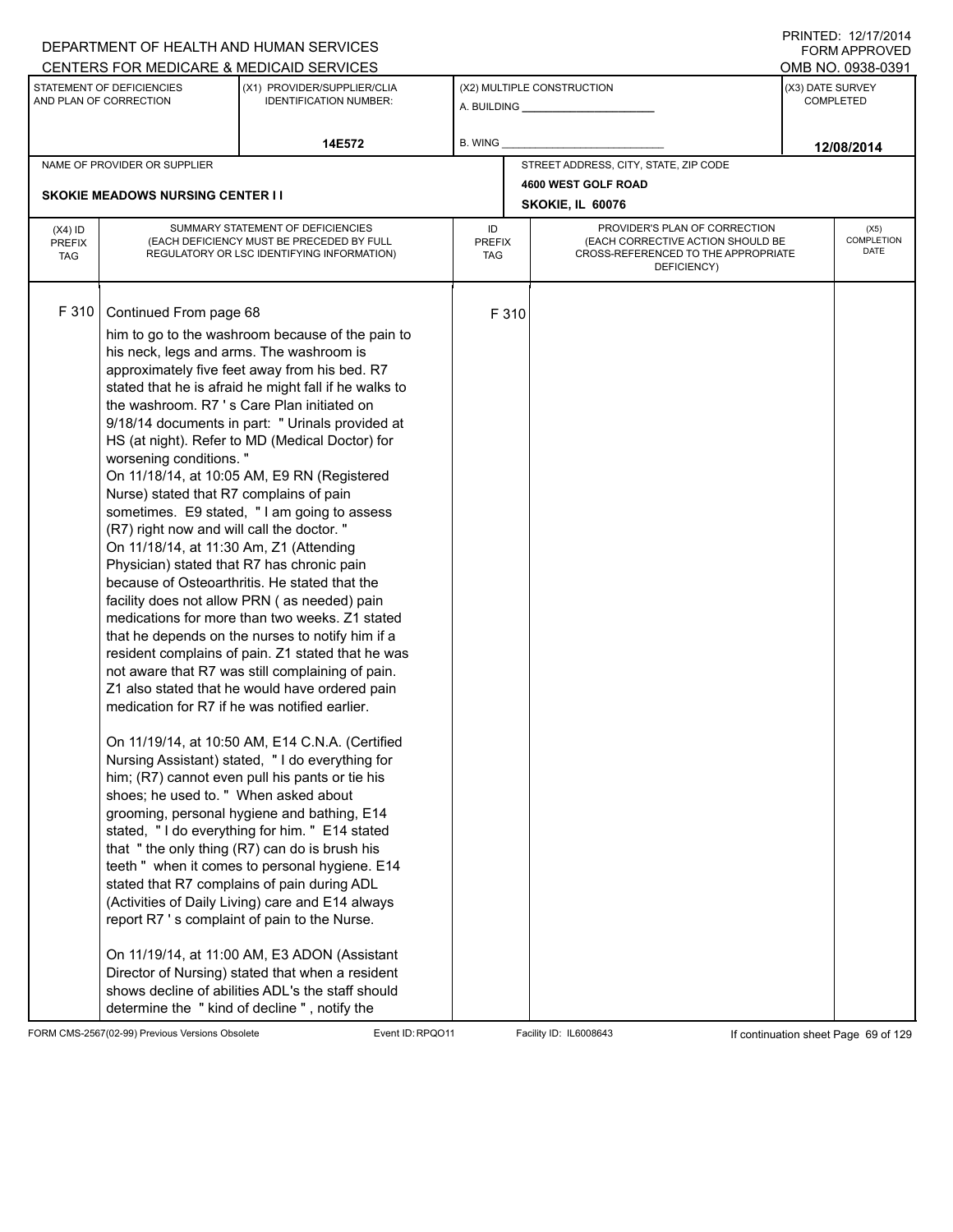DEPARTMENT OF HEALTH AND HUMAN SERVICES
CENTERS FOR MEDICARE & MEDICAID SERVICES

PRINTED: 12/17/2014
FORM APPROVED
OMB NO. 0938-0391

| STATEMENT OF DEFICIENCIES AND PLAN OF CORRECTION | (X1) PROVIDER/SUPPLIER/CLIA IDENTIFICATION NUMBER: | (X2) MULTIPLE CONSTRUCTION | (X3) DATE SURVEY COMPLETED |
|---|---|---|---|
| | 14E572 | A. BUILDING ______ B. WING ______ | 12/08/2014 |

NAME OF PROVIDER OR SUPPLIER: SKOKIE MEADOWS NURSING CENTER I I

STREET ADDRESS, CITY, STATE, ZIP CODE: 4600 WEST GOLF ROAD, SKOKIE, IL 60076

| (X4) ID PREFIX TAG | SUMMARY STATEMENT OF DEFICIENCIES (EACH DEFICIENCY MUST BE PRECEDED BY FULL REGULATORY OR LSC IDENTIFYING INFORMATION) | ID PREFIX TAG | PROVIDER'S PLAN OF CORRECTION (EACH CORRECTIVE ACTION SHOULD BE CROSS-REFERENCED TO THE APPROPRIATE DEFICIENCY) | (X5) COMPLETION DATE |
|---|---|---|---|---|
| F 310 | Continued From page 68 | F 310 | | |

him to go to the washroom because of the pain to his neck, legs and arms. The washroom is approximately five feet away from his bed. R7 stated that he is afraid he might fall if he walks to the washroom. R7 ' s Care Plan initiated on 9/18/14 documents in part: " Urinals provided at HS (at night). Refer to MD (Medical Doctor) for worsening conditions. "
On 11/18/14, at 10:05 AM, E9 RN (Registered Nurse) stated that R7 complains of pain sometimes. E9 stated, " I am going to assess (R7) right now and will call the doctor. "
On 11/18/14, at 11:30 Am, Z1 (Attending Physician) stated that R7 has chronic pain because of Osteoarthritis. He stated that the facility does not allow PRN ( as needed) pain medications for more than two weeks. Z1 stated that he depends on the nurses to notify him if a resident complains of pain. Z1 stated that he was not aware that R7 was still complaining of pain. Z1 also stated that he would have ordered pain medication for R7 if he was notified earlier.

On 11/19/14, at 10:50 AM, E14 C.N.A. (Certified Nursing Assistant) stated, " I do everything for him; (R7) cannot even pull his pants or tie his shoes; he used to. " When asked about grooming, personal hygiene and bathing, E14 stated, " I do everything for him. " E14 stated that " the only thing (R7) can do is brush his teeth " when it comes to personal hygiene. E14 stated that R7 complains of pain during ADL (Activities of Daily Living) care and E14 always report R7 ' s complaint of pain to the Nurse.

On 11/19/14, at 11:00 AM, E3 ADON (Assistant Director of Nursing) stated that when a resident shows decline of abilities ADL's the staff should determine the " kind of decline " , notify the

FORM CMS-2567(02-99) Previous Versions Obsolete Event ID: RPQO11 Facility ID: IL6008643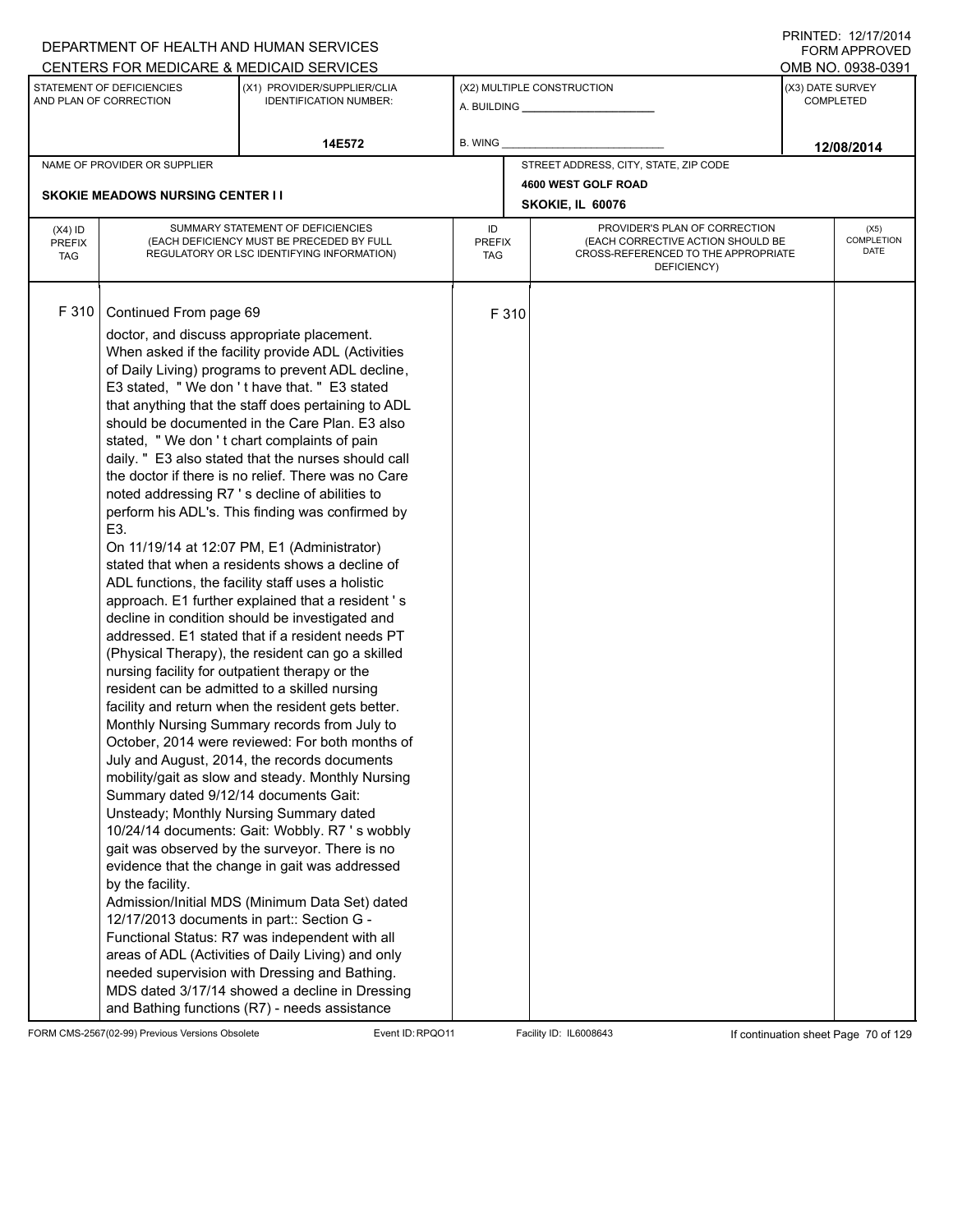DEPARTMENT OF HEALTH AND HUMAN SERVICES
CENTERS FOR MEDICARE & MEDICAID SERVICES

PRINTED: 12/17/2014
FORM APPROVED
OMB NO. 0938-0391

| STATEMENT OF DEFICIENCIES AND PLAN OF CORRECTION | (X1) PROVIDER/SUPPLIER/CLIA IDENTIFICATION NUMBER: | (X2) MULTIPLE CONSTRUCTION | (X3) DATE SURVEY COMPLETED |
|---|---|---|---|
| | 14E572 | A. BUILDING ______ B. WING ______ | 12/08/2014 |

NAME OF PROVIDER OR SUPPLIER: SKOKIE MEADOWS NURSING CENTER I I

STREET ADDRESS, CITY, STATE, ZIP CODE: 4600 WEST GOLF ROAD, SKOKIE, IL 60076

| (X4) ID PREFIX TAG | SUMMARY STATEMENT OF DEFICIENCIES (EACH DEFICIENCY MUST BE PRECEDED BY FULL REGULATORY OR LSC IDENTIFYING INFORMATION) | ID PREFIX TAG | PROVIDER'S PLAN OF CORRECTION (EACH CORRECTIVE ACTION SHOULD BE CROSS-REFERENCED TO THE APPROPRIATE DEFICIENCY) | (X5) COMPLETION DATE |
|---|---|---|---|---|
| F 310 | Continued From page 69<br>doctor, and discuss appropriate placement.<br>When asked if the facility provide ADL (Activities of Daily Living) programs to prevent ADL decline, E3 stated, " We don ' t have that. " E3 stated that anything that the staff does pertaining to ADL should be documented in the Care Plan. E3 also stated, " We don ' t chart complaints of pain daily. " E3 also stated that the nurses should call the doctor if there is no relief. There was no Care noted addressing R7 ' s decline of abilities to perform his ADL's. This finding was confirmed by E3.<br>On 11/19/14 at 12:07 PM, E1 (Administrator) stated that when a residents shows a decline of ADL functions, the facility staff uses a holistic approach. E1 further explained that a resident ' s decline in condition should be investigated and addressed. E1 stated that if a resident needs PT (Physical Therapy), the resident can go a skilled nursing facility for outpatient therapy or the resident can be admitted to a skilled nursing facility and return when the resident gets better.<br>Monthly Nursing Summary records from July to October, 2014 were reviewed: For both months of July and August, 2014, the records documents mobility/gait as slow and steady. Monthly Nursing Summary dated 9/12/14 documents Gait: Unsteady; Monthly Nursing Summary dated 10/24/14 documents: Gait: Wobbly. R7 ' s wobbly gait was observed by the surveyor. There is no evidence that the change in gait was addressed by the facility.<br>Admission/Initial MDS (Minimum Data Set) dated 12/17/2013 documents in part:: Section G - Functional Status: R7 was independent with all areas of ADL (Activities of Daily Living) and only needed supervision with Dressing and Bathing. MDS dated 3/17/14 showed a decline in Dressing and Bathing functions (R7) - needs assistance | F 310 | | |

FORM CMS-2567(02-99) Previous Versions Obsolete | Event ID: RPQO11 | Facility ID: IL6008643 | If continuation sheet Page 70 of 129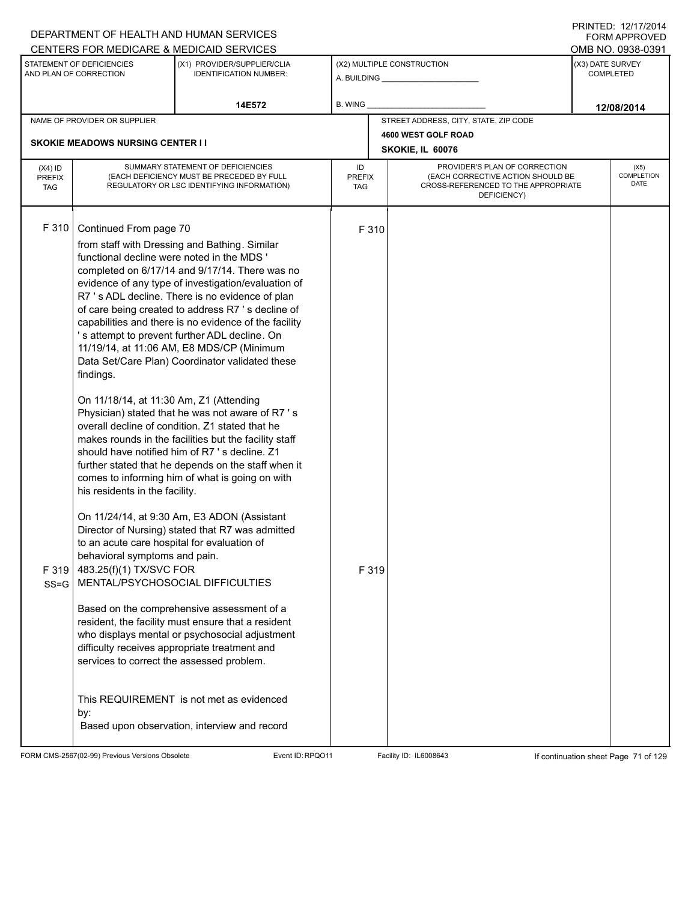DEPARTMENT OF HEALTH AND HUMAN SERVICES
CENTERS FOR MEDICARE & MEDICAID SERVICES

PRINTED: 12/17/2014
FORM APPROVED
OMB NO. 0938-0391

| STATEMENT OF DEFICIENCIES AND PLAN OF CORRECTION | (X1) PROVIDER/SUPPLIER/CLIA IDENTIFICATION NUMBER: | (X2) MULTIPLE CONSTRUCTION | (X3) DATE SURVEY COMPLETED |
|---|---|---|---|
| | 14E572 | A. BUILDING ______ B. WING ______ | 12/08/2014 |

| NAME OF PROVIDER OR SUPPLIER | STREET ADDRESS, CITY, STATE, ZIP CODE |
|---|---|
| SKOKIE MEADOWS NURSING CENTER I I | 4600 WEST GOLF ROAD SKOKIE, IL 60076 |

| (X4) ID PREFIX TAG | SUMMARY STATEMENT OF DEFICIENCIES (EACH DEFICIENCY MUST BE PRECEDED BY FULL REGULATORY OR LSC IDENTIFYING INFORMATION) | ID PREFIX TAG | PROVIDER'S PLAN OF CORRECTION (EACH CORRECTIVE ACTION SHOULD BE CROSS-REFERENCED TO THE APPROPRIATE DEFICIENCY) | (X5) COMPLETION DATE |
|---|---|---|---|---|
| F 310 | Continued From page 70<br>from staff with Dressing and Bathing. Similar functional decline were noted in the MDS ' completed on 6/17/14 and 9/17/14. There was no evidence of any type of investigation/evaluation of R7 ' s ADL decline. There is no evidence of plan of care being created to address R7 ' s decline of capabilities and there is no evidence of the facility ' s attempt to prevent further ADL decline. On 11/19/14, at 11:06 AM, E8 MDS/CP (Minimum Data Set/Care Plan) Coordinator validated these findings.<br><br>On 11/18/14, at 11:30 Am, Z1 (Attending Physician) stated that he was not aware of R7 ' s overall decline of condition. Z1 stated that he makes rounds in the facilities but the facility staff should have notified him of R7 ' s decline. Z1 further stated that he depends on the staff when it comes to informing him of what is going on with his residents in the facility.<br><br>On 11/24/14, at 9:30 Am, E3 ADON (Assistant Director of Nursing) stated that R7 was admitted to an acute care hospital for evaluation of behavioral symptoms and pain. | F 310 | | |
| F 319 SS=G | 483.25(f)(1) TX/SVC FOR MENTAL/PSYCHOSOCIAL DIFFICULTIES<br><br>Based on the comprehensive assessment of a resident, the facility must ensure that a resident who displays mental or psychosocial adjustment difficulty receives appropriate treatment and services to correct the assessed problem.<br><br>This REQUIREMENT is not met as evidenced by:<br>Based upon observation, interview and record | F 319 | | |

FORM CMS-2567(02-99) Previous Versions Obsolete | Event ID: RPQO11 | Facility ID: IL6008643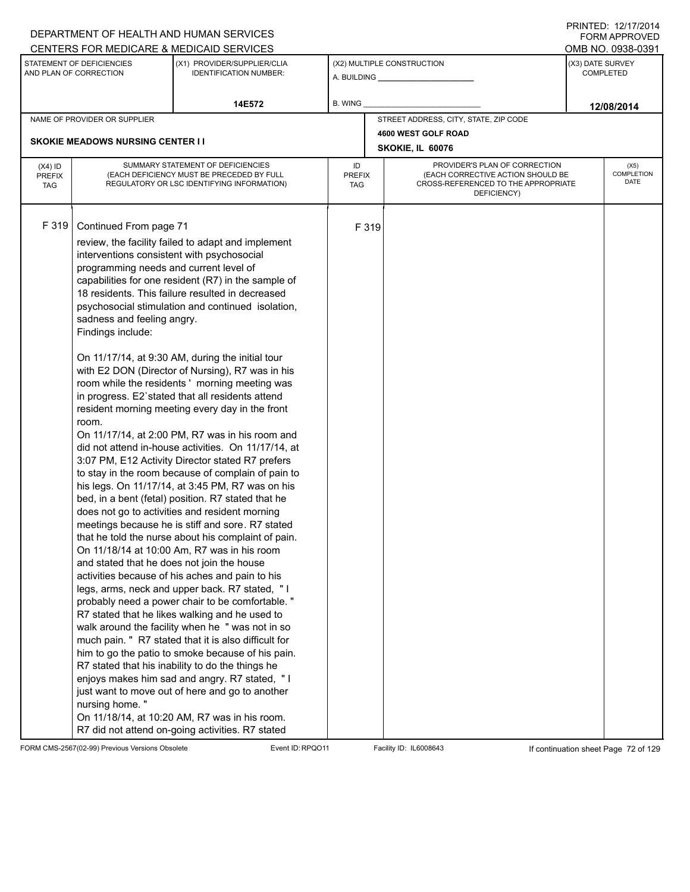DEPARTMENT OF HEALTH AND HUMAN SERVICES
CENTERS FOR MEDICARE & MEDICAID SERVICES

PRINTED: 12/17/2014
FORM APPROVED
OMB NO. 0938-0391

| STATEMENT OF DEFICIENCIES AND PLAN OF CORRECTION | (X1) PROVIDER/SUPPLIER/CLIA IDENTIFICATION NUMBER: | (X2) MULTIPLE CONSTRUCTION | (X3) DATE SURVEY COMPLETED |
|---|---|---|---|
| | 14E572 | A. BUILDING ______ B. WING ______ | 12/08/2014 |

| NAME OF PROVIDER OR SUPPLIER | STREET ADDRESS, CITY, STATE, ZIP CODE |
|---|---|
| SKOKIE MEADOWS NURSING CENTER I I | 4600 WEST GOLF ROAD SKOKIE, IL 60076 |

| (X4) ID PREFIX TAG | SUMMARY STATEMENT OF DEFICIENCIES (EACH DEFICIENCY MUST BE PRECEDED BY FULL REGULATORY OR LSC IDENTIFYING INFORMATION) | ID PREFIX TAG | PROVIDER'S PLAN OF CORRECTION (EACH CORRECTIVE ACTION SHOULD BE CROSS-REFERENCED TO THE APPROPRIATE DEFICIENCY) | (X5) COMPLETION DATE |
|---|---|---|---|---|
| F 319 | Continued From page 71 | F 319 | | |

review, the facility failed to adapt and implement interventions consistent with psychosocial programming needs and current level of capabilities for one resident (R7) in the sample of 18 residents. This failure resulted in decreased psychosocial stimulation and continued isolation, sadness and feeling angry.

Findings include:

On 11/17/14, at 9:30 AM, during the initial tour with E2 DON (Director of Nursing), R7 was in his room while the residents ' morning meeting was in progress. E2`stated that all residents attend resident morning meeting every day in the front room.

On 11/17/14, at 2:00 PM, R7 was in his room and did not attend in-house activities. On 11/17/14, at 3:07 PM, E12 Activity Director stated R7 prefers to stay in the room because of complain of pain to his legs. On 11/17/14, at 3:45 PM, R7 was on his bed, in a bent (fetal) position. R7 stated that he does not go to activities and resident morning meetings because he is stiff and sore. R7 stated that he told the nurse about his complaint of pain.

On 11/18/14 at 10:00 Am, R7 was in his room and stated that he does not join the house activities because of his aches and pain to his legs, arms, neck and upper back. R7 stated, " I probably need a power chair to be comfortable. " R7 stated that he likes walking and he used to walk around the facility when he " was not in so much pain. " R7 stated that it is also difficult for him to go the patio to smoke because of his pain. R7 stated that his inability to do the things he enjoys makes him sad and angry. R7 stated, " I just want to move out of here and go to another nursing home. "

On 11/18/14, at 10:20 AM, R7 was in his room. R7 did not attend on-going activities. R7 stated

FORM CMS-2567(02-99) Previous Versions Obsolete Event ID: RPQO11 Facility ID: IL6008643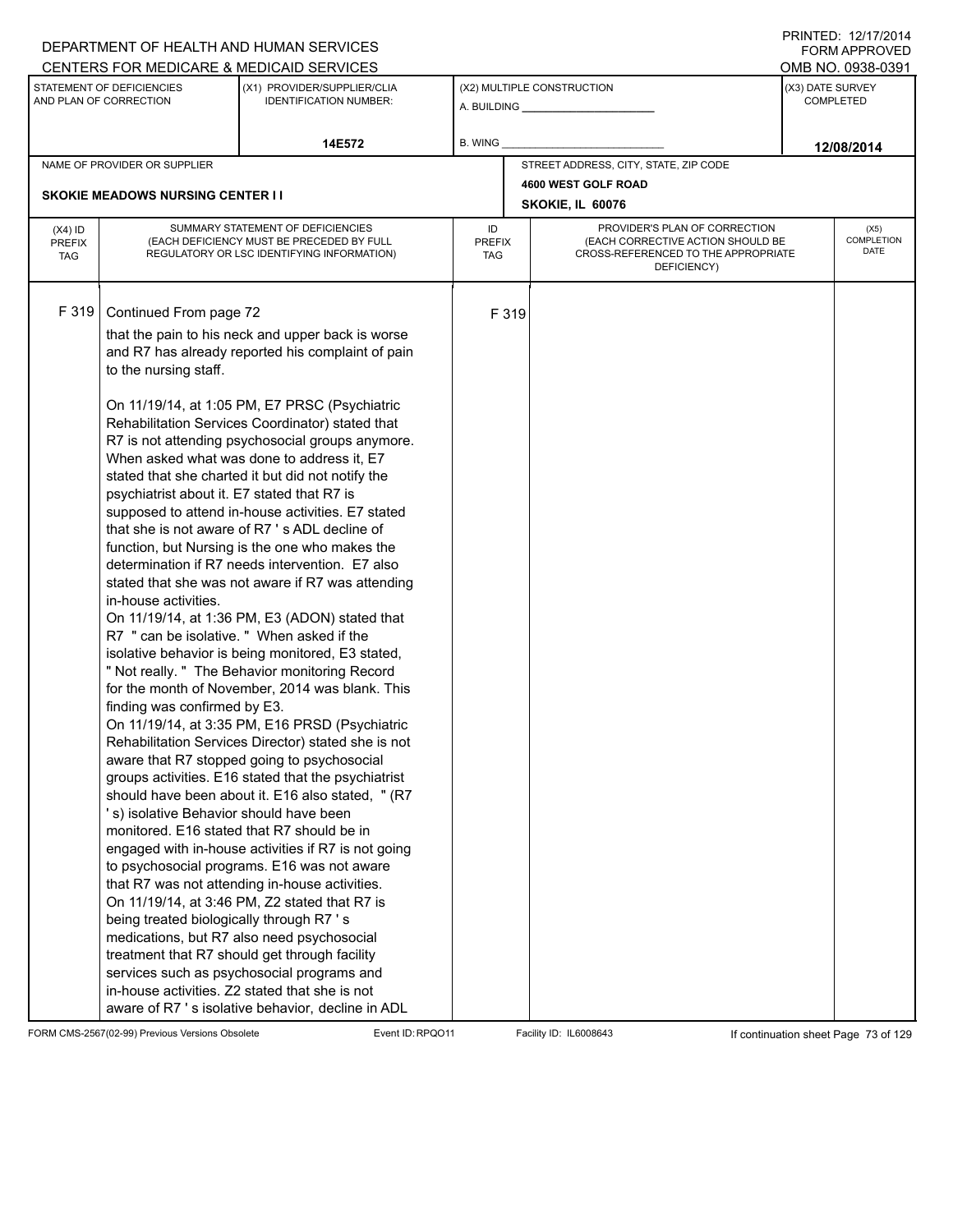DEPARTMENT OF HEALTH AND HUMAN SERVICES
CENTERS FOR MEDICARE & MEDICAID SERVICES

PRINTED: 12/17/2014
FORM APPROVED
OMB NO. 0938-0391

| STATEMENT OF DEFICIENCIES AND PLAN OF CORRECTION | (X1) PROVIDER/SUPPLIER/CLIA IDENTIFICATION NUMBER: | (X2) MULTIPLE CONSTRUCTION | (X3) DATE SURVEY COMPLETED |
|---|---|---|---|
| | 14E572 | A. BUILDING ______ B. WING ______ | 12/08/2014 |

NAME OF PROVIDER OR SUPPLIER: SKOKIE MEADOWS NURSING CENTER I I

STREET ADDRESS, CITY, STATE, ZIP CODE: 4600 WEST GOLF ROAD, SKOKIE, IL 60076

| (X4) ID PREFIX TAG | SUMMARY STATEMENT OF DEFICIENCIES (EACH DEFICIENCY MUST BE PRECEDED BY FULL REGULATORY OR LSC IDENTIFYING INFORMATION) | ID PREFIX TAG | PROVIDER'S PLAN OF CORRECTION (EACH CORRECTIVE ACTION SHOULD BE CROSS-REFERENCED TO THE APPROPRIATE DEFICIENCY) | (X5) COMPLETION DATE |
|---|---|---|---|---|
| F 319 | Continued From page 72 | F 319 | | |

that the pain to his neck and upper back is worse and R7 has already reported his complaint of pain to the nursing staff.

On 11/19/14, at 1:05 PM, E7 PRSC (Psychiatric Rehabilitation Services Coordinator) stated that R7 is not attending psychosocial groups anymore. When asked what was done to address it, E7 stated that she charted it but did not notify the psychiatrist about it. E7 stated that R7 is supposed to attend in-house activities. E7 stated that she is not aware of R7 ' s ADL decline of function, but Nursing is the one who makes the determination if R7 needs intervention. E7 also stated that she was not aware if R7 was attending in-house activities.

On 11/19/14, at 1:36 PM, E3 (ADON) stated that R7 " can be isolative. " When asked if the isolative behavior is being monitored, E3 stated, " Not really. " The Behavior monitoring Record for the month of November, 2014 was blank. This finding was confirmed by E3.

On 11/19/14, at 3:35 PM, E16 PRSD (Psychiatric Rehabilitation Services Director) stated she is not aware that R7 stopped going to psychosocial groups activities. E16 stated that the psychiatrist should have been about it. E16 also stated, " (R7 ' s) isolative Behavior should have been monitored. E16 stated that R7 should be in engaged with in-house activities if R7 is not going to psychosocial programs. E16 was not aware that R7 was not attending in-house activities.

On 11/19/14, at 3:46 PM, Z2 stated that R7 is being treated biologically through R7 ' s medications, but R7 also need psychosocial treatment that R7 should get through facility services such as psychosocial programs and in-house activities. Z2 stated that she is not aware of R7 ' s isolative behavior, decline in ADL

FORM CMS-2567(02-99) Previous Versions Obsolete Event ID: RPQO11 Facility ID: IL6008643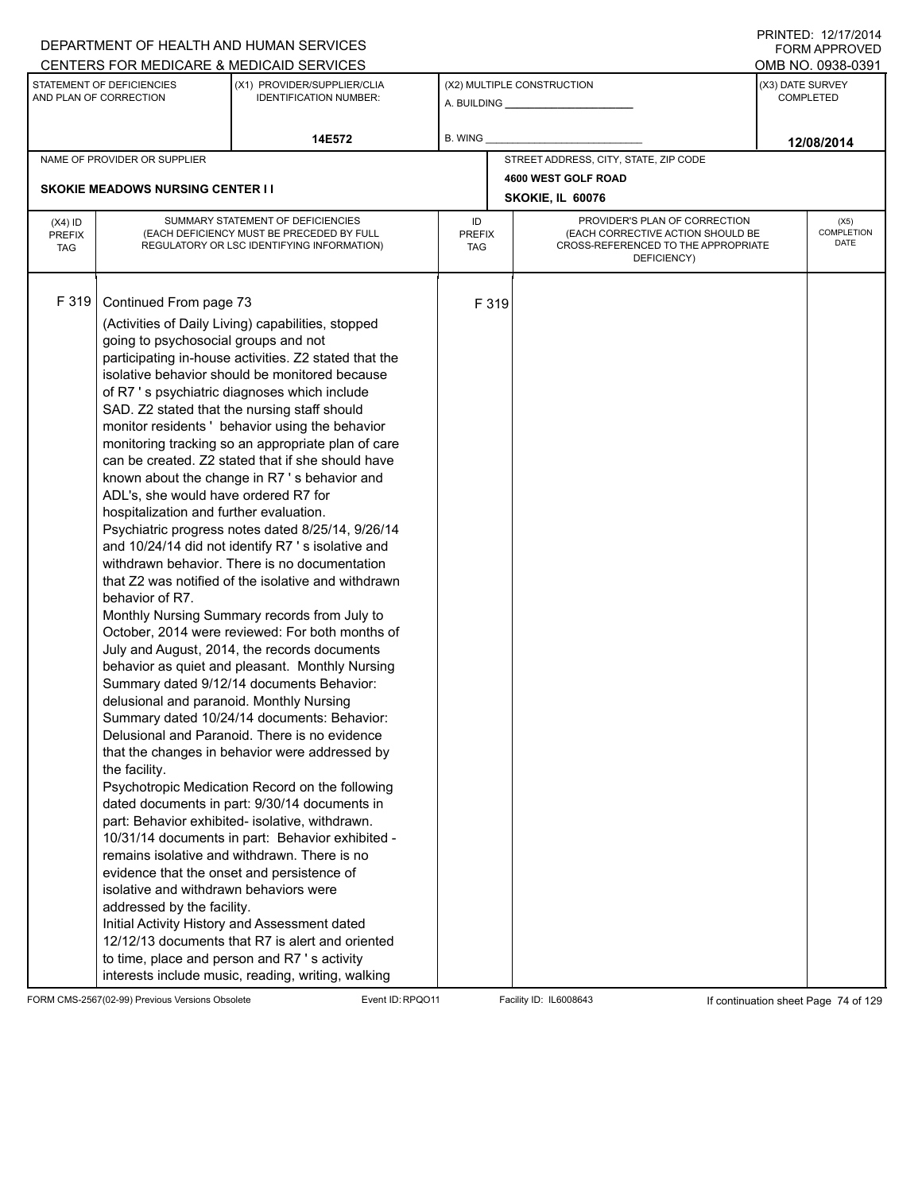DEPARTMENT OF HEALTH AND HUMAN SERVICES
CENTERS FOR MEDICARE & MEDICAID SERVICES

PRINTED: 12/17/2014
FORM APPROVED
OMB NO. 0938-0391

| STATEMENT OF DEFICIENCIES AND PLAN OF CORRECTION | (X1) PROVIDER/SUPPLIER/CLIA IDENTIFICATION NUMBER: | (X2) MULTIPLE CONSTRUCTION | (X3) DATE SURVEY COMPLETED |
|---|---|---|---|
| | 14E572 | A. BUILDING ______ B. WING ______ | 12/08/2014 |

| NAME OF PROVIDER OR SUPPLIER | STREET ADDRESS, CITY, STATE, ZIP CODE |
|---|---|
| SKOKIE MEADOWS NURSING CENTER I I | 4600 WEST GOLF ROAD SKOKIE, IL 60076 |

| (X4) ID PREFIX TAG | SUMMARY STATEMENT OF DEFICIENCIES (EACH DEFICIENCY MUST BE PRECEDED BY FULL REGULATORY OR LSC IDENTIFYING INFORMATION) | ID PREFIX TAG | PROVIDER'S PLAN OF CORRECTION (EACH CORRECTIVE ACTION SHOULD BE CROSS-REFERENCED TO THE APPROPRIATE DEFICIENCY) | (X5) COMPLETION DATE |
|---|---|---|---|---|
| F 319 | Continued From page 73 | F 319 | | |

(Activities of Daily Living) capabilities, stopped going to psychosocial groups and not participating in-house activities. Z2 stated that the isolative behavior should be monitored because of R7 ' s psychiatric diagnoses which include SAD. Z2 stated that the nursing staff should monitor residents ' behavior using the behavior monitoring tracking so an appropriate plan of care can be created. Z2 stated that if she should have known about the change in R7 ' s behavior and ADL's, she would have ordered R7 for hospitalization and further evaluation.

Psychiatric progress notes dated 8/25/14, 9/26/14 and 10/24/14 did not identify R7 ' s isolative and withdrawn behavior. There is no documentation that Z2 was notified of the isolative and withdrawn behavior of R7.

Monthly Nursing Summary records from July to October, 2014 were reviewed: For both months of July and August, 2014, the records documents behavior as quiet and pleasant. Monthly Nursing Summary dated 9/12/14 documents Behavior: delusional and paranoid. Monthly Nursing Summary dated 10/24/14 documents: Behavior: Delusional and Paranoid. There is no evidence that the changes in behavior were addressed by the facility.

Psychotropic Medication Record on the following dated documents in part: 9/30/14 documents in part: Behavior exhibited- isolative, withdrawn. 10/31/14 documents in part: Behavior exhibited - remains isolative and withdrawn. There is no evidence that the onset and persistence of isolative and withdrawn behaviors were addressed by the facility.

Initial Activity History and Assessment dated 12/12/13 documents that R7 is alert and oriented to time, place and person and R7 ' s activity interests include music, reading, writing, walking

FORM CMS-2567(02-99) Previous Versions Obsolete    Event ID: RPQO11    Facility ID: IL6008643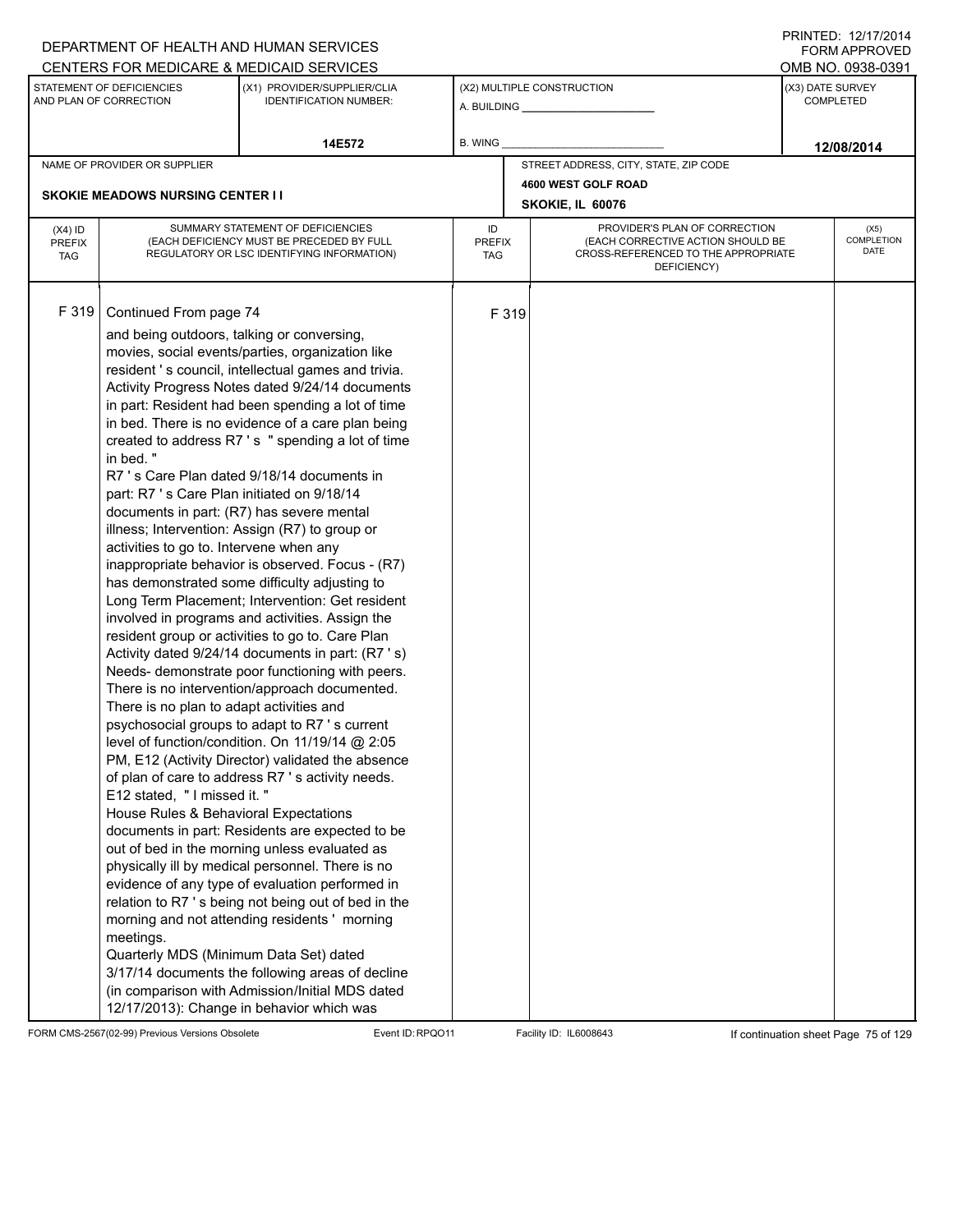DEPARTMENT OF HEALTH AND HUMAN SERVICES
CENTERS FOR MEDICARE & MEDICAID SERVICES

PRINTED: 12/17/2014
FORM APPROVED
OMB NO. 0938-0391

| STATEMENT OF DEFICIENCIES AND PLAN OF CORRECTION | (X1) PROVIDER/SUPPLIER/CLIA IDENTIFICATION NUMBER: | (X2) MULTIPLE CONSTRUCTION | (X3) DATE SURVEY COMPLETED |
|---|---|---|---|
| | 14E572 | A. BUILDING ______ B. WING ______ | 12/08/2014 |

NAME OF PROVIDER OR SUPPLIER: SKOKIE MEADOWS NURSING CENTER I I

STREET ADDRESS, CITY, STATE, ZIP CODE: 4600 WEST GOLF ROAD, SKOKIE, IL 60076

| (X4) ID PREFIX TAG | SUMMARY STATEMENT OF DEFICIENCIES (EACH DEFICIENCY MUST BE PRECEDED BY FULL REGULATORY OR LSC IDENTIFYING INFORMATION) | ID PREFIX TAG | PROVIDER'S PLAN OF CORRECTION (EACH CORRECTIVE ACTION SHOULD BE CROSS-REFERENCED TO THE APPROPRIATE DEFICIENCY) | (X5) COMPLETION DATE |
|---|---|---|---|---|
| F 319 | Continued From page 74<br>and being outdoors, talking or conversing, movies, social events/parties, organization like resident ' s council, intellectual games and trivia. Activity Progress Notes dated 9/24/14 documents in part: Resident had been spending a lot of time in bed. There is no evidence of a care plan being created to address R7 ' s " spending a lot of time in bed. "<br>R7 ' s Care Plan dated 9/18/14 documents in part: R7 ' s Care Plan initiated on 9/18/14 documents in part: (R7) has severe mental illness; Intervention: Assign (R7) to group or activities to go to. Intervene when any inappropriate behavior is observed. Focus - (R7) has demonstrated some difficulty adjusting to Long Term Placement; Intervention: Get resident involved in programs and activities. Assign the resident group or activities to go to. Care Plan Activity dated 9/24/14 documents in part: (R7 ' s) Needs- demonstrate poor functioning with peers. There is no intervention/approach documented. There is no plan to adapt activities and psychosocial groups to adapt to R7 ' s current level of function/condition. On 11/19/14 @ 2:05 PM, E12 (Activity Director) validated the absence of plan of care to address R7 ' s activity needs. E12 stated, " I missed it. "<br>House Rules & Behavioral Expectations documents in part: Residents are expected to be out of bed in the morning unless evaluated as physically ill by medical personnel. There is no evidence of any type of evaluation performed in relation to R7 ' s being not being out of bed in the morning and not attending residents ' morning meetings.<br>Quarterly MDS (Minimum Data Set) dated 3/17/14 documents the following areas of decline (in comparison with Admission/Initial MDS dated 12/17/2013): Change in behavior which was | F 319 | | |

FORM CMS-2567(02-99) Previous Versions Obsolete | Event ID: RPQO11 | Facility ID: IL6008643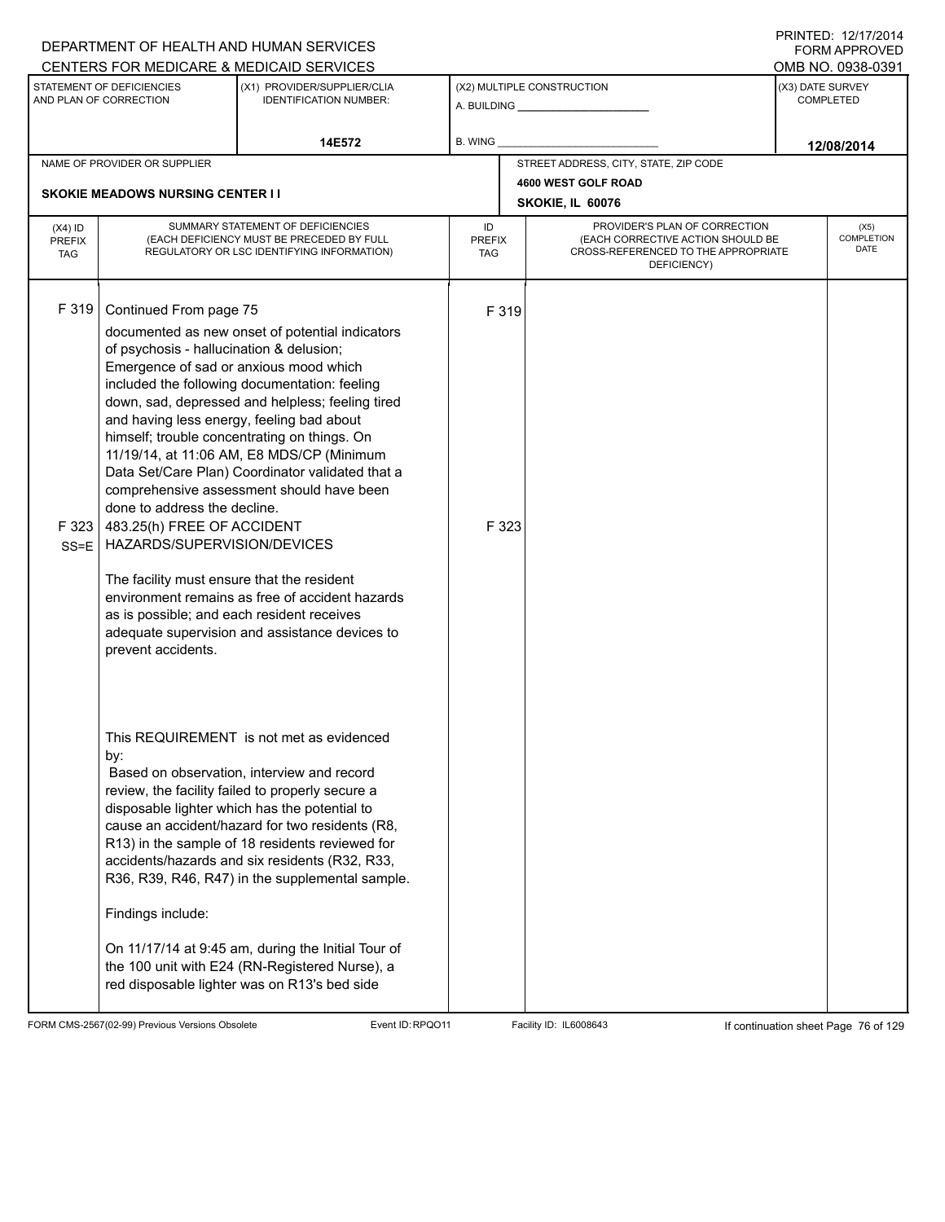DEPARTMENT OF HEALTH AND HUMAN SERVICES
CENTERS FOR MEDICARE & MEDICAID SERVICES

PRINTED: 12/17/2014
FORM APPROVED
OMB NO. 0938-0391

| STATEMENT OF DEFICIENCIES AND PLAN OF CORRECTION | (X1) PROVIDER/SUPPLIER/CLIA IDENTIFICATION NUMBER: | (X2) MULTIPLE CONSTRUCTION | (X3) DATE SURVEY COMPLETED |
|---|---|---|---|
| | 14E572 | A. BUILDING ______ B. WING ______ | 12/08/2014 |

| NAME OF PROVIDER OR SUPPLIER | STREET ADDRESS, CITY, STATE, ZIP CODE |
|---|---|
| SKOKIE MEADOWS NURSING CENTER I I | 4600 WEST GOLF ROAD SKOKIE, IL 60076 |

| (X4) ID PREFIX TAG | SUMMARY STATEMENT OF DEFICIENCIES (EACH DEFICIENCY MUST BE PRECEDED BY FULL REGULATORY OR LSC IDENTIFYING INFORMATION) | ID PREFIX TAG | PROVIDER'S PLAN OF CORRECTION (EACH CORRECTIVE ACTION SHOULD BE CROSS-REFERENCED TO THE APPROPRIATE DEFICIENCY) | (X5) COMPLETION DATE |
|---|---|---|---|---|
| F 319 | Continued From page 75<br>documented as new onset of potential indicators of psychosis - hallucination & delusion; Emergence of sad or anxious mood which included the following documentation: feeling down, sad, depressed and helpless; feeling tired and having less energy, feeling bad about himself; trouble concentrating on things. On 11/19/14, at 11:06 AM, E8 MDS/CP (Minimum Data Set/Care Plan) Coordinator validated that a comprehensive assessment should have been done to address the decline. | F 319 | | |
| F 323 SS=E | 483.25(h) FREE OF ACCIDENT HAZARDS/SUPERVISION/DEVICES<br><br>The facility must ensure that the resident environment remains as free of accident hazards as is possible; and each resident receives adequate supervision and assistance devices to prevent accidents.<br><br>This REQUIREMENT is not met as evidenced by:<br>Based on observation, interview and record review, the facility failed to properly secure a disposable lighter which has the potential to cause an accident/hazard for two residents (R8, R13) in the sample of 18 residents reviewed for accidents/hazards and six residents (R32, R33, R36, R39, R46, R47) in the supplemental sample.<br><br>Findings include:<br><br>On 11/17/14 at 9:45 am, during the Initial Tour of the 100 unit with E24 (RN-Registered Nurse), a red disposable lighter was on R13's bed side | F 323 | | |

FORM CMS-2567(02-99) Previous Versions Obsolete Event ID: RPQO11 Facility ID: IL6008643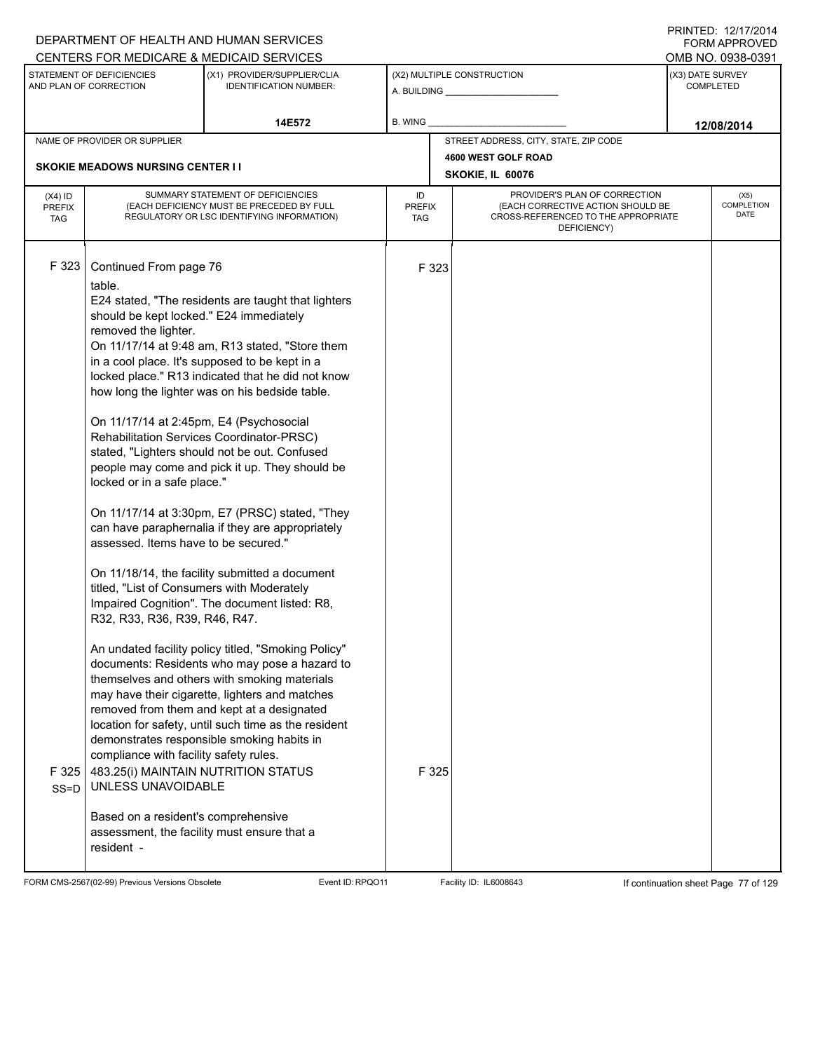DEPARTMENT OF HEALTH AND HUMAN SERVICES
CENTERS FOR MEDICARE & MEDICAID SERVICES

PRINTED: 12/17/2014
FORM APPROVED
OMB NO. 0938-0391

| STATEMENT OF DEFICIENCIES AND PLAN OF CORRECTION | (X1) PROVIDER/SUPPLIER/CLIA IDENTIFICATION NUMBER: | (X2) MULTIPLE CONSTRUCTION | (X3) DATE SURVEY COMPLETED |
|---|---|---|---|
| | 14E572 | A. BUILDING ___ B. WING ___ | 12/08/2014 |

| NAME OF PROVIDER OR SUPPLIER | STREET ADDRESS, CITY, STATE, ZIP CODE |
|---|---|
| SKOKIE MEADOWS NURSING CENTER I I | 4600 WEST GOLF ROAD SKOKIE, IL 60076 |

| (X4) ID PREFIX TAG | SUMMARY STATEMENT OF DEFICIENCIES (EACH DEFICIENCY MUST BE PRECEDED BY FULL REGULATORY OR LSC IDENTIFYING INFORMATION) | ID PREFIX TAG | PROVIDER'S PLAN OF CORRECTION (EACH CORRECTIVE ACTION SHOULD BE CROSS-REFERENCED TO THE APPROPRIATE DEFICIENCY) | (X5) COMPLETION DATE |
|---|---|---|---|---|
| F 323 | Continued From page 76<br>table.<br>E24 stated, "The residents are taught that lighters should be kept locked." E24 immediately removed the lighter.<br>On 11/17/14 at 9:48 am, R13 stated, "Store them in a cool place. It's supposed to be kept in a locked place." R13 indicated that he did not know how long the lighter was on his bedside table.<br><br>On 11/17/14 at 2:45pm, E4 (Psychosocial Rehabilitation Services Coordinator-PRSC) stated, "Lighters should not be out. Confused people may come and pick it up. They should be locked or in a safe place."<br><br>On 11/17/14 at 3:30pm, E7 (PRSC) stated, "They can have paraphernalia if they are appropriately assessed. Items have to be secured."<br><br>On 11/18/14, the facility submitted a document titled, "List of Consumers with Moderately Impaired Cognition". The document listed: R8, R32, R33, R36, R39, R46, R47.<br><br>An undated facility policy titled, "Smoking Policy" documents: Residents who may pose a hazard to themselves and others with smoking materials may have their cigarette, lighters and matches removed from them and kept at a designated location for safety, until such time as the resident demonstrates responsible smoking habits in compliance with facility safety rules. | F 323 | | |
| F 325 SS=D | 483.25(i) MAINTAIN NUTRITION STATUS UNLESS UNAVOIDABLE<br><br>Based on a resident's comprehensive assessment, the facility must ensure that a resident - | F 325 | | |

FORM CMS-2567(02-99) Previous Versions Obsolete Event ID: RPQO11 Facility ID: IL6008643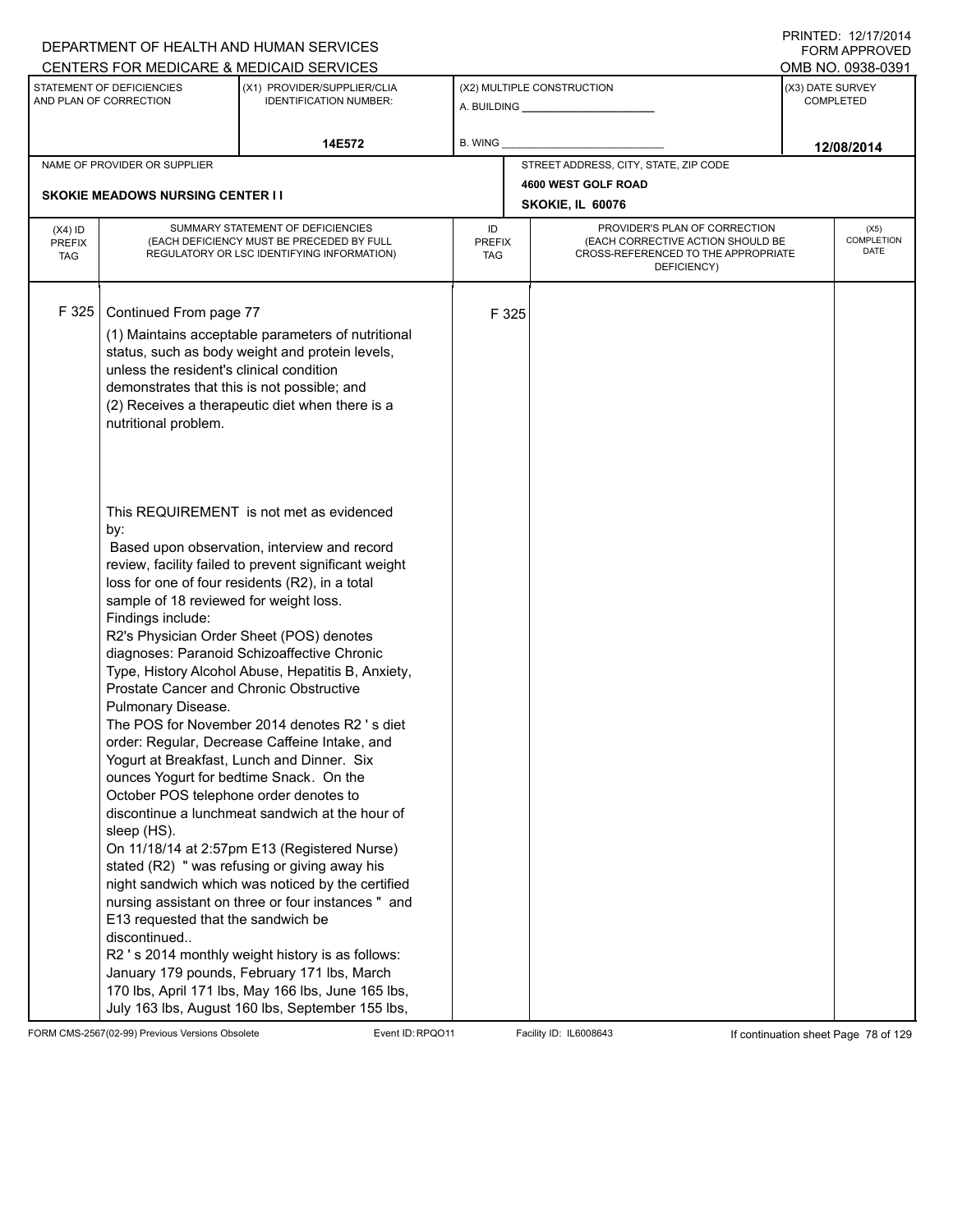DEPARTMENT OF HEALTH AND HUMAN SERVICES
CENTERS FOR MEDICARE & MEDICAID SERVICES

PRINTED: 12/17/2014
FORM APPROVED
OMB NO. 0938-0391

| STATEMENT OF DEFICIENCIES AND PLAN OF CORRECTION | (X1) PROVIDER/SUPPLIER/CLIA IDENTIFICATION NUMBER: | (X2) MULTIPLE CONSTRUCTION | (X3) DATE SURVEY COMPLETED |
|---|---|---|---|
| | 14E572 | A. BUILDING ______ B. WING ______ | 12/08/2014 |

| NAME OF PROVIDER OR SUPPLIER | STREET ADDRESS, CITY, STATE, ZIP CODE |
|---|---|
| SKOKIE MEADOWS NURSING CENTER I I | 4600 WEST GOLF ROAD SKOKIE, IL 60076 |

| (X4) ID PREFIX TAG | SUMMARY STATEMENT OF DEFICIENCIES (EACH DEFICIENCY MUST BE PRECEDED BY FULL REGULATORY OR LSC IDENTIFYING INFORMATION) | ID PREFIX TAG | PROVIDER'S PLAN OF CORRECTION (EACH CORRECTIVE ACTION SHOULD BE CROSS-REFERENCED TO THE APPROPRIATE DEFICIENCY) | (X5) COMPLETION DATE |
|---|---|---|---|---|
| F 325 | Continued From page 77<br>(1) Maintains acceptable parameters of nutritional status, such as body weight and protein levels, unless the resident's clinical condition demonstrates that this is not possible; and<br>(2) Receives a therapeutic diet when there is a nutritional problem.<br><br>This REQUIREMENT is not met as evidenced by:<br>Based upon observation, interview and record review, facility failed to prevent significant weight loss for one of four residents (R2), in a total sample of 18 reviewed for weight loss.<br>Findings include:<br>R2's Physician Order Sheet (POS) denotes diagnoses: Paranoid Schizoaffective Chronic Type, History Alcohol Abuse, Hepatitis B, Anxiety, Prostate Cancer and Chronic Obstructive Pulmonary Disease.<br>The POS for November 2014 denotes R2 ' s diet order: Regular, Decrease Caffeine Intake, and Yogurt at Breakfast, Lunch and Dinner. Six ounces Yogurt for bedtime Snack. On the October POS telephone order denotes to discontinue a lunchmeat sandwich at the hour of sleep (HS).<br>On 11/18/14 at 2:57pm E13 (Registered Nurse) stated (R2) " was refusing or giving away his night sandwich which was noticed by the certified nursing assistant on three or four instances " and E13 requested that the sandwich be discontinued..<br>R2 ' s 2014 monthly weight history is as follows: January 179 pounds, February 171 lbs, March 170 lbs, April 171 lbs, May 166 lbs, June 165 lbs, July 163 lbs, August 160 lbs, September 155 lbs, | F 325 | | |

FORM CMS-2567(02-99) Previous Versions Obsolete Event ID: RPQO11 Facility ID: IL6008643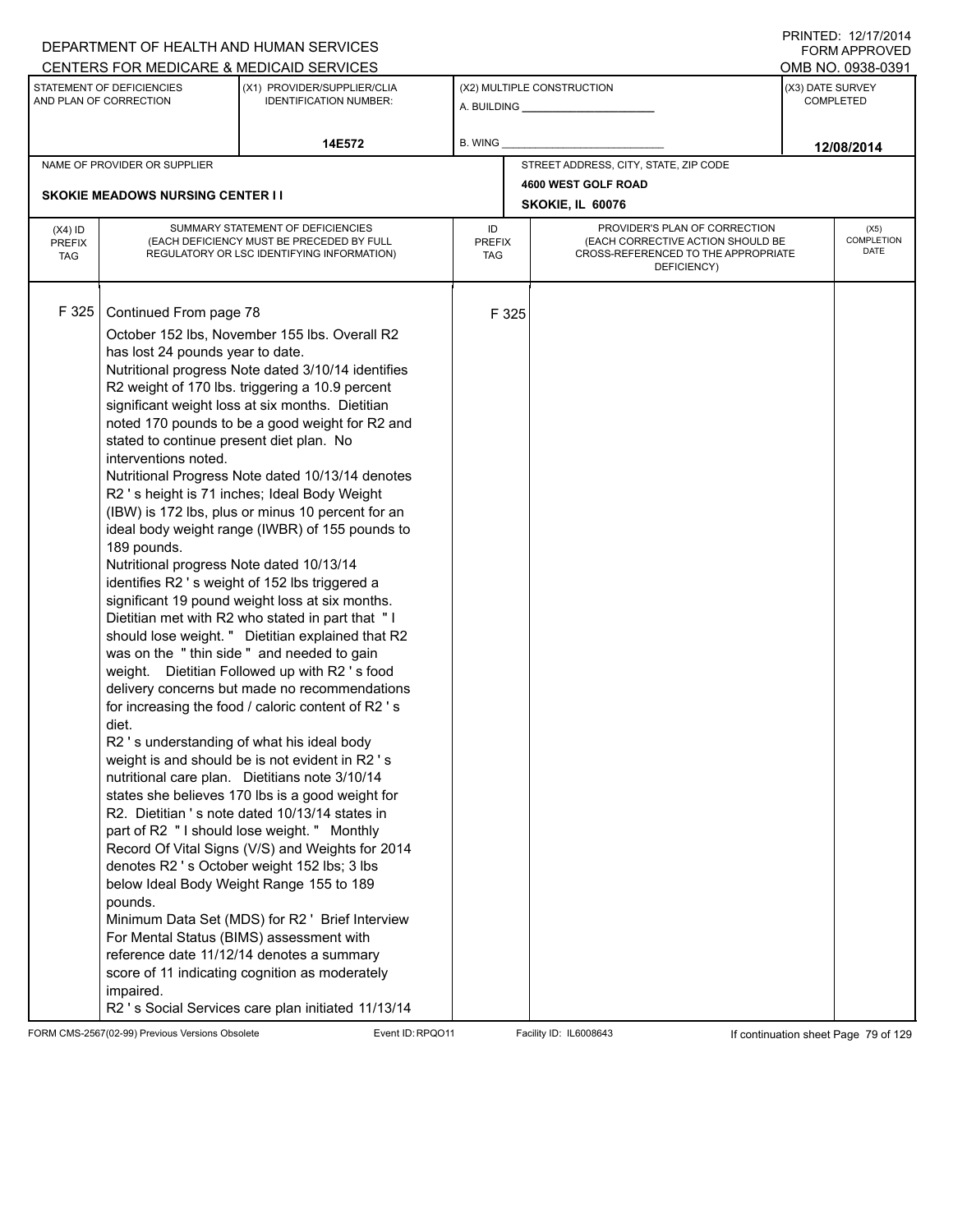DEPARTMENT OF HEALTH AND HUMAN SERVICES
CENTERS FOR MEDICARE & MEDICAID SERVICES

PRINTED: 12/17/2014
FORM APPROVED
OMB NO. 0938-0391

| STATEMENT OF DEFICIENCIES AND PLAN OF CORRECTION | (X1) PROVIDER/SUPPLIER/CLIA IDENTIFICATION NUMBER: | (X2) MULTIPLE CONSTRUCTION | (X3) DATE SURVEY COMPLETED |
|---|---|---|---|
| | 14E572 | A. BUILDING ______ B. WING ______ | 12/08/2014 |

| NAME OF PROVIDER OR SUPPLIER | STREET ADDRESS, CITY, STATE, ZIP CODE |
|---|---|
| SKOKIE MEADOWS NURSING CENTER I I | 4600 WEST GOLF ROAD SKOKIE, IL 60076 |

| (X4) ID PREFIX TAG | SUMMARY STATEMENT OF DEFICIENCIES (EACH DEFICIENCY MUST BE PRECEDED BY FULL REGULATORY OR LSC IDENTIFYING INFORMATION) | ID PREFIX TAG | PROVIDER'S PLAN OF CORRECTION (EACH CORRECTIVE ACTION SHOULD BE CROSS-REFERENCED TO THE APPROPRIATE DEFICIENCY) | (X5) COMPLETION DATE |
|---|---|---|---|---|
| F 325 | Continued From page 78 | F 325 | | |

October 152 lbs, November 155 lbs. Overall R2 has lost 24 pounds year to date.
Nutritional progress Note dated 3/10/14 identifies R2 weight of 170 lbs. triggering a 10.9 percent significant weight loss at six months. Dietitian noted 170 pounds to be a good weight for R2 and stated to continue present diet plan. No interventions noted.
Nutritional Progress Note dated 10/13/14 denotes R2 ' s height is 71 inches; Ideal Body Weight (IBW) is 172 lbs, plus or minus 10 percent for an ideal body weight range (IWBR) of 155 pounds to 189 pounds.
Nutritional progress Note dated 10/13/14 identifies R2 ' s weight of 152 lbs triggered a significant 19 pound weight loss at six months. Dietitian met with R2 who stated in part that " I should lose weight. " Dietitian explained that R2 was on the " thin side " and needed to gain weight. Dietitian Followed up with R2 ' s food delivery concerns but made no recommendations for increasing the food / caloric content of R2 ' s diet.
R2 ' s understanding of what his ideal body weight is and should be is not evident in R2 ' s nutritional care plan. Dietitians note 3/10/14 states she believes 170 lbs is a good weight for R2. Dietitian ' s note dated 10/13/14 states in part of R2 " I should lose weight. " Monthly Record Of Vital Signs (V/S) and Weights for 2014 denotes R2 ' s October weight 152 lbs; 3 lbs below Ideal Body Weight Range 155 to 189 pounds.
Minimum Data Set (MDS) for R2 ' Brief Interview For Mental Status (BIMS) assessment with reference date 11/12/14 denotes a summary score of 11 indicating cognition as moderately impaired.
R2 ' s Social Services care plan initiated 11/13/14

FORM CMS-2567(02-99) Previous Versions Obsolete Event ID: RPQO11 Facility ID: IL6008643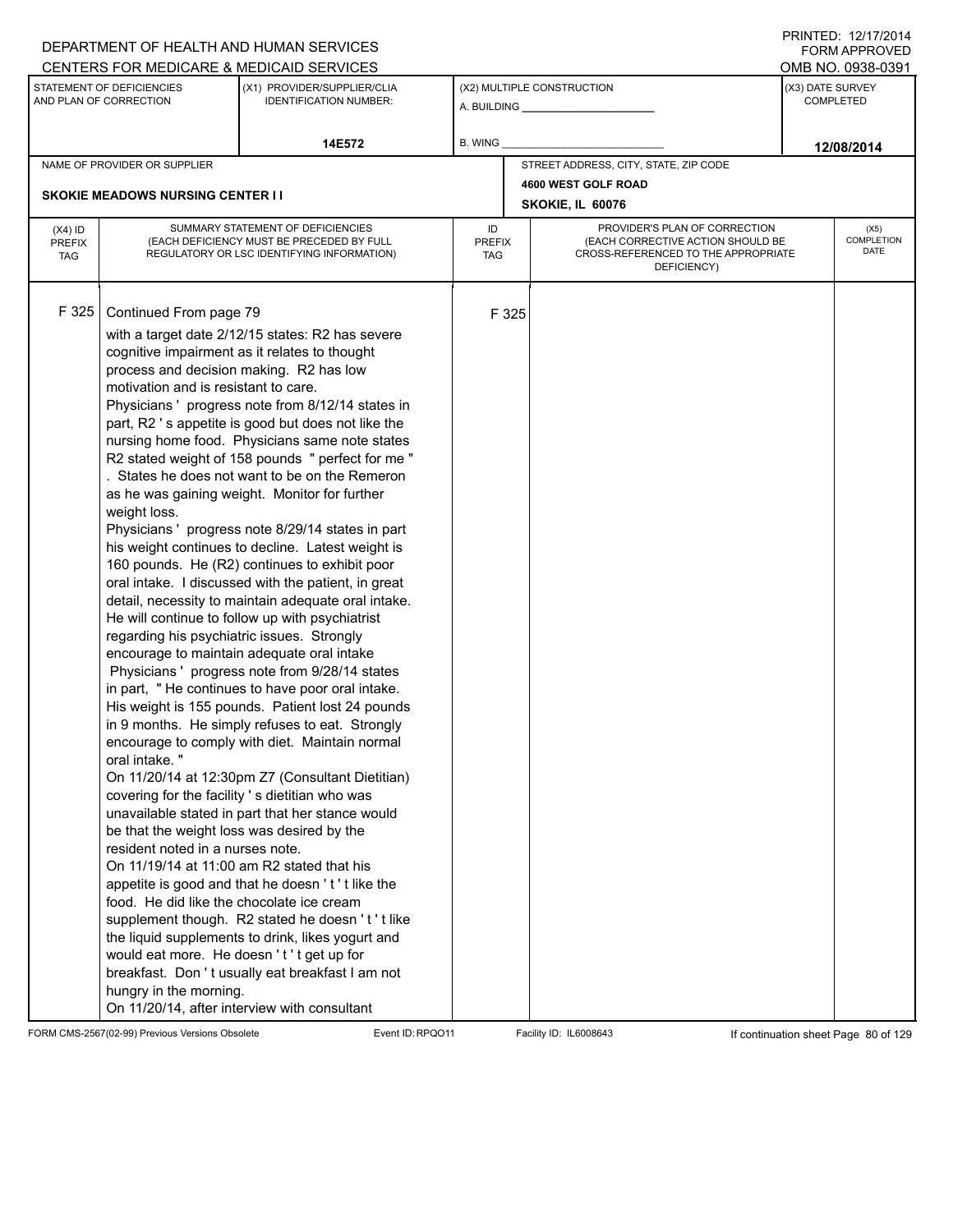DEPARTMENT OF HEALTH AND HUMAN SERVICES
CENTERS FOR MEDICARE & MEDICAID SERVICES

PRINTED: 12/17/2014
FORM APPROVED
OMB NO. 0938-0391

| STATEMENT OF DEFICIENCIES AND PLAN OF CORRECTION | (X1) PROVIDER/SUPPLIER/CLIA IDENTIFICATION NUMBER: | (X2) MULTIPLE CONSTRUCTION | (X3) DATE SURVEY COMPLETED |
|---|---|---|---|
| | 14E572 | A. BUILDING ___ B. WING ___ | 12/08/2014 |

NAME OF PROVIDER OR SUPPLIER: SKOKIE MEADOWS NURSING CENTER I I

STREET ADDRESS, CITY, STATE, ZIP CODE: 4600 WEST GOLF ROAD, SKOKIE, IL 60076

| (X4) ID PREFIX TAG | SUMMARY STATEMENT OF DEFICIENCIES (EACH DEFICIENCY MUST BE PRECEDED BY FULL REGULATORY OR LSC IDENTIFYING INFORMATION) | ID PREFIX TAG | PROVIDER'S PLAN OF CORRECTION (EACH CORRECTIVE ACTION SHOULD BE CROSS-REFERENCED TO THE APPROPRIATE DEFICIENCY) | (X5) COMPLETION DATE |
|---|---|---|---|---|
| F 325 | Continued From page 79<br>with a target date 2/12/15 states: R2 has severe cognitive impairment as it relates to thought process and decision making. R2 has low motivation and is resistant to care.<br>Physicians ' progress note from 8/12/14 states in part, R2 ' s appetite is good but does not like the nursing home food. Physicians same note states R2 stated weight of 158 pounds " perfect for me " . States he does not want to be on the Remeron as he was gaining weight. Monitor for further weight loss.<br>Physicians ' progress note 8/29/14 states in part his weight continues to decline. Latest weight is 160 pounds. He (R2) continues to exhibit poor oral intake. I discussed with the patient, in great detail, necessity to maintain adequate oral intake. He will continue to follow up with psychiatrist regarding his psychiatric issues. Strongly encourage to maintain adequate oral intake<br>Physicians ' progress note from 9/28/14 states in part, " He continues to have poor oral intake. His weight is 155 pounds. Patient lost 24 pounds in 9 months. He simply refuses to eat. Strongly encourage to comply with diet. Maintain normal oral intake. "<br>On 11/20/14 at 12:30pm Z7 (Consultant Dietitian) covering for the facility ' s dietitian who was unavailable stated in part that her stance would be that the weight loss was desired by the resident noted in a nurses note.<br>On 11/19/14 at 11:00 am R2 stated that his appetite is good and that he doesn ' t ' t like the food. He did like the chocolate ice cream supplement though. R2 stated he doesn ' t ' t like the liquid supplements to drink, likes yogurt and would eat more. He doesn ' t ' t get up for breakfast. Don ' t usually eat breakfast I am not hungry in the morning.<br>On 11/20/14, after interview with consultant | F 325 | | |

FORM CMS-2567(02-99) Previous Versions Obsolete Event ID: RPQO11 Facility ID: IL6008643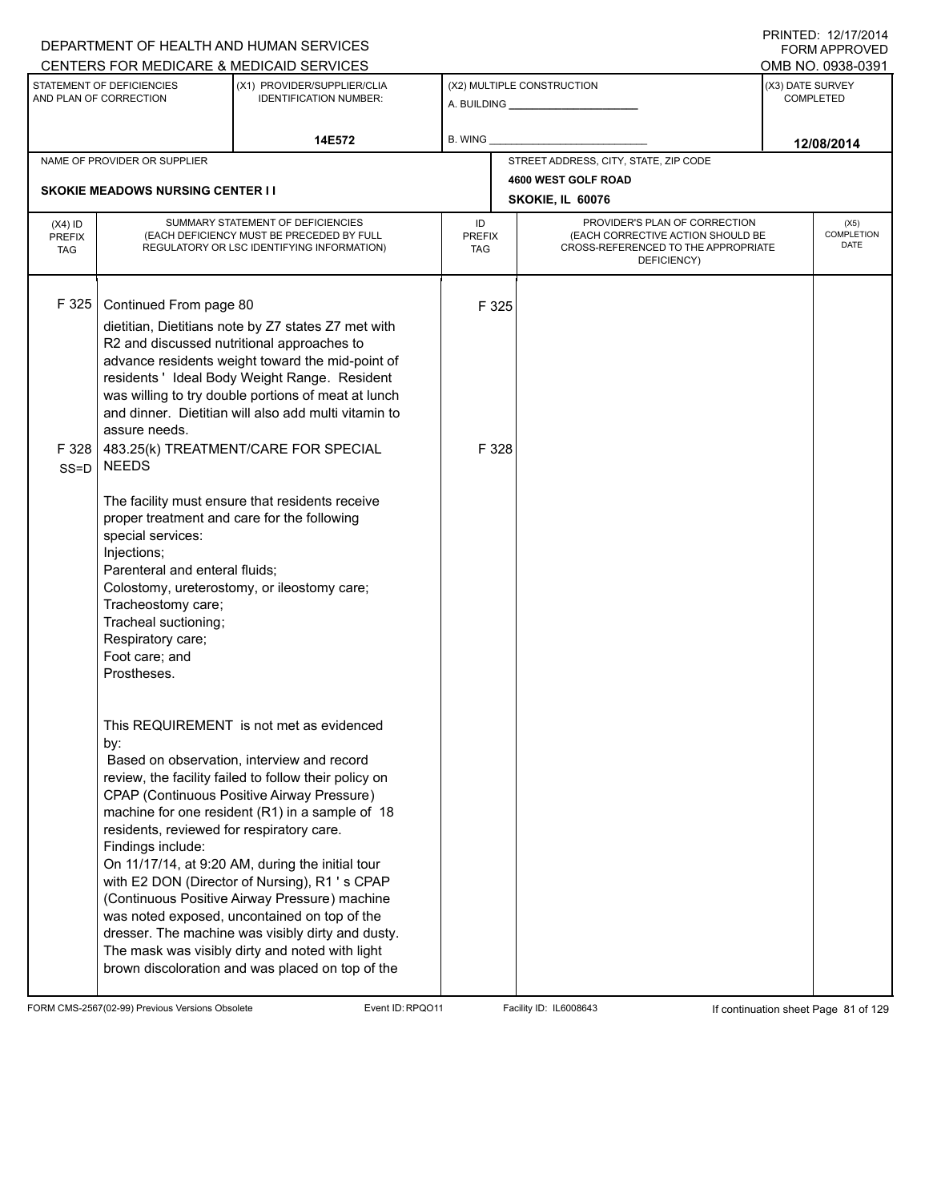DEPARTMENT OF HEALTH AND HUMAN SERVICES
CENTERS FOR MEDICARE & MEDICAID SERVICES

PRINTED: 12/17/2014
FORM APPROVED
OMB NO. 0938-0391

| STATEMENT OF DEFICIENCIES AND PLAN OF CORRECTION | (X1) PROVIDER/SUPPLIER/CLIA IDENTIFICATION NUMBER: | (X2) MULTIPLE CONSTRUCTION | (X3) DATE SURVEY COMPLETED |
|---|---|---|---|
| | 14E572 | A. BUILDING ______ B. WING ______ | 12/08/2014 |

| NAME OF PROVIDER OR SUPPLIER | STREET ADDRESS, CITY, STATE, ZIP CODE |
|---|---|
| SKOKIE MEADOWS NURSING CENTER I I | 4600 WEST GOLF ROAD SKOKIE, IL 60076 |

| (X4) ID PREFIX TAG | SUMMARY STATEMENT OF DEFICIENCIES (EACH DEFICIENCY MUST BE PRECEDED BY FULL REGULATORY OR LSC IDENTIFYING INFORMATION) | ID PREFIX TAG | PROVIDER'S PLAN OF CORRECTION (EACH CORRECTIVE ACTION SHOULD BE CROSS-REFERENCED TO THE APPROPRIATE DEFICIENCY) | (X5) COMPLETION DATE |
|---|---|---|---|---|
| F 325 | Continued From page 80<br>dietitian, Dietitians note by Z7 states Z7 met with R2 and discussed nutritional approaches to advance residents weight toward the mid-point of residents ' Ideal Body Weight Range. Resident was willing to try double portions of meat at lunch and dinner. Dietitian will also add multi vitamin to assure needs. | F 325 | | |
| F 328 SS=D | 483.25(k) TREATMENT/CARE FOR SPECIAL NEEDS<br><br>The facility must ensure that residents receive proper treatment and care for the following special services:<br>Injections;<br>Parenteral and enteral fluids;<br>Colostomy, ureterostomy, or ileostomy care;<br>Tracheostomy care;<br>Tracheal suctioning;<br>Respiratory care;<br>Foot care; and<br>Prostheses.<br><br>This REQUIREMENT is not met as evidenced by:<br>Based on observation, interview and record review, the facility failed to follow their policy on CPAP (Continuous Positive Airway Pressure) machine for one resident (R1) in a sample of 18 residents, reviewed for respiratory care.<br>Findings include:<br>On 11/17/14, at 9:20 AM, during the initial tour with E2 DON (Director of Nursing), R1 ' s CPAP (Continuous Positive Airway Pressure) machine was noted exposed, uncontained on top of the dresser. The machine was visibly dirty and dusty. The mask was visibly dirty and noted with light brown discoloration and was placed on top of the | F 328 | | |

FORM CMS-2567(02-99) Previous Versions Obsolete | Event ID: RPQO11 | Facility ID: IL6008643 | If continuation sheet Page 81 of 129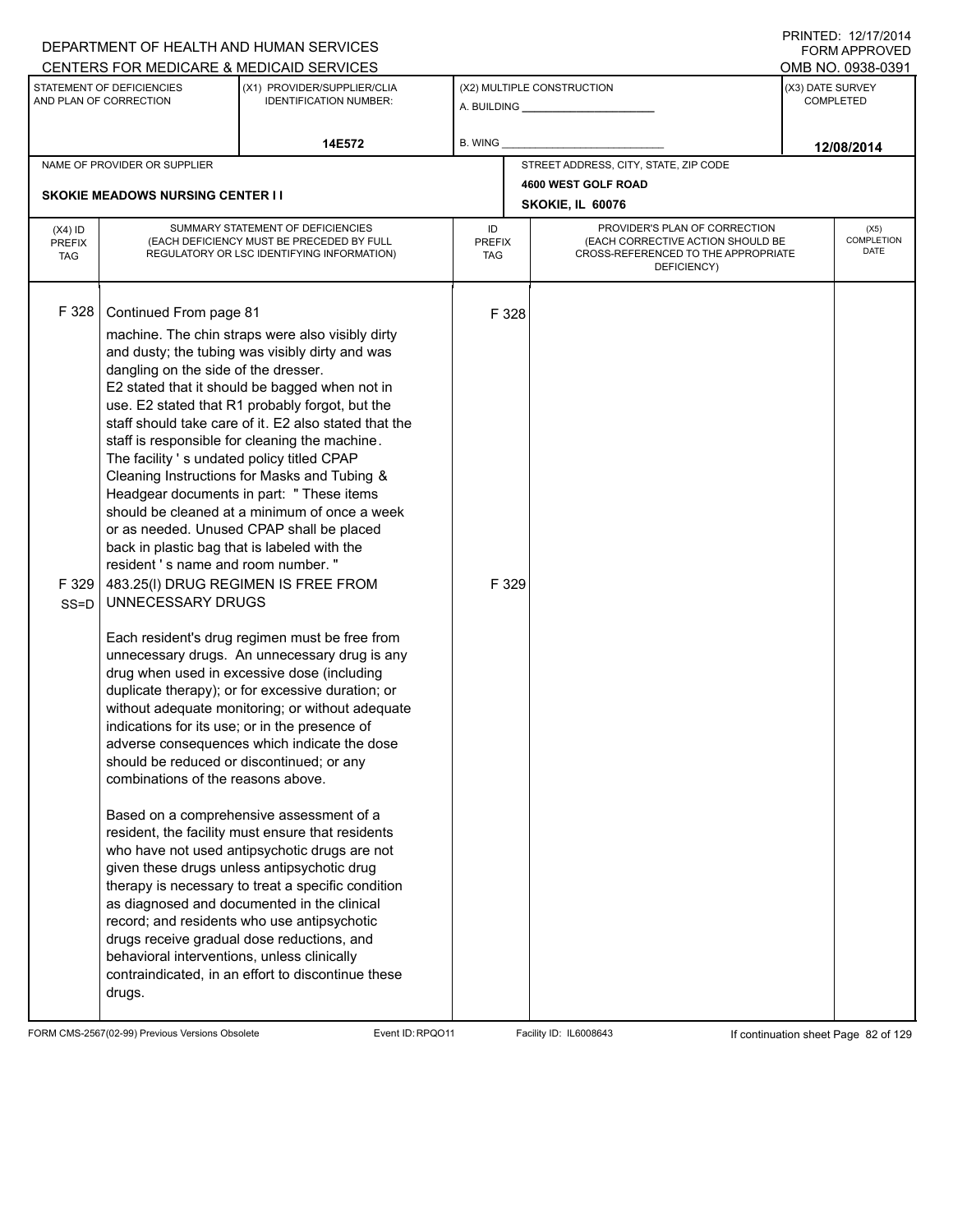DEPARTMENT OF HEALTH AND HUMAN SERVICES
CENTERS FOR MEDICARE & MEDICAID SERVICES

PRINTED: 12/17/2014
FORM APPROVED
OMB NO. 0938-0391

| STATEMENT OF DEFICIENCIES AND PLAN OF CORRECTION | (X1) PROVIDER/SUPPLIER/CLIA IDENTIFICATION NUMBER: | (X2) MULTIPLE CONSTRUCTION | (X3) DATE SURVEY COMPLETED |
|---|---|---|---|
| | 14E572 | A. BUILDING ______ B. WING ______ | 12/08/2014 |

| NAME OF PROVIDER OR SUPPLIER | STREET ADDRESS, CITY, STATE, ZIP CODE |
|---|---|
| SKOKIE MEADOWS NURSING CENTER I I | 4600 WEST GOLF ROAD SKOKIE, IL 60076 |

| (X4) ID PREFIX TAG | SUMMARY STATEMENT OF DEFICIENCIES (EACH DEFICIENCY MUST BE PRECEDED BY FULL REGULATORY OR LSC IDENTIFYING INFORMATION) | ID PREFIX TAG | PROVIDER'S PLAN OF CORRECTION (EACH CORRECTIVE ACTION SHOULD BE CROSS-REFERENCED TO THE APPROPRIATE DEFICIENCY) | (X5) COMPLETION DATE |
|---|---|---|---|---|
| F 328 | Continued From page 81<br>machine. The chin straps were also visibly dirty and dusty; the tubing was visibly dirty and was dangling on the side of the dresser.<br>E2 stated that it should be bagged when not in use. E2 stated that R1 probably forgot, but the staff should take care of it. E2 also stated that the staff is responsible for cleaning the machine.<br>The facility ' s undated policy titled CPAP Cleaning Instructions for Masks and Tubing & Headgear documents in part: " These items should be cleaned at a minimum of once a week or as needed. Unused CPAP shall be placed back in plastic bag that is labeled with the resident ' s name and room number. " | F 328 | | |
| F 329 SS=D | 483.25(l) DRUG REGIMEN IS FREE FROM UNNECESSARY DRUGS<br><br>Each resident's drug regimen must be free from unnecessary drugs. An unnecessary drug is any drug when used in excessive dose (including duplicate therapy); or for excessive duration; or without adequate monitoring; or without adequate indications for its use; or in the presence of adverse consequences which indicate the dose should be reduced or discontinued; or any combinations of the reasons above.<br><br>Based on a comprehensive assessment of a resident, the facility must ensure that residents who have not used antipsychotic drugs are not given these drugs unless antipsychotic drug therapy is necessary to treat a specific condition as diagnosed and documented in the clinical record; and residents who use antipsychotic drugs receive gradual dose reductions, and behavioral interventions, unless clinically contraindicated, in an effort to discontinue these drugs. | F 329 | | |

FORM CMS-2567(02-99) Previous Versions Obsolete Event ID: RPQO11 Facility ID: IL6008643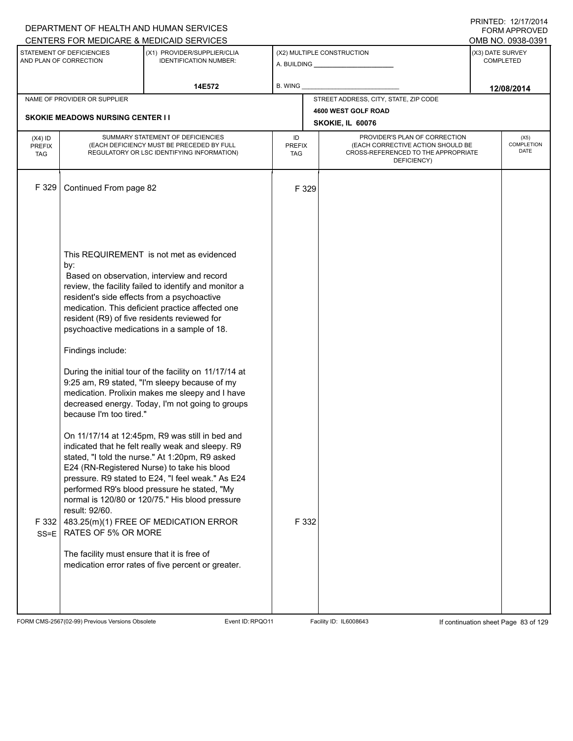DEPARTMENT OF HEALTH AND HUMAN SERVICES
CENTERS FOR MEDICARE & MEDICAID SERVICES

PRINTED: 12/17/2014
FORM APPROVED
OMB NO. 0938-0391

| STATEMENT OF DEFICIENCIES AND PLAN OF CORRECTION | (X1) PROVIDER/SUPPLIER/CLIA IDENTIFICATION NUMBER: | (X2) MULTIPLE CONSTRUCTION | (X3) DATE SURVEY COMPLETED |
|---|---|---|---|
| | 14E572 | A. BUILDING ______ B. WING ______ | 12/08/2014 |

| NAME OF PROVIDER OR SUPPLIER | STREET ADDRESS, CITY, STATE, ZIP CODE |
|---|---|
| SKOKIE MEADOWS NURSING CENTER I I | 4600 WEST GOLF ROAD SKOKIE, IL 60076 |

| (X4) ID PREFIX TAG | SUMMARY STATEMENT OF DEFICIENCIES (EACH DEFICIENCY MUST BE PRECEDED BY FULL REGULATORY OR LSC IDENTIFYING INFORMATION) | ID PREFIX TAG | PROVIDER'S PLAN OF CORRECTION (EACH CORRECTIVE ACTION SHOULD BE CROSS-REFERENCED TO THE APPROPRIATE DEFICIENCY) | (X5) COMPLETION DATE |
|---|---|---|---|---|
| F 329 | Continued From page 82 | F 329 | | |

This REQUIREMENT is not met as evidenced by:
Based on observation, interview and record review, the facility failed to identify and monitor a resident's side effects from a psychoactive medication. This deficient practice affected one resident (R9) of five residents reviewed for psychoactive medications in a sample of 18.

Findings include:

During the initial tour of the facility on 11/17/14 at 9:25 am, R9 stated, "I'm sleepy because of my medication. Prolixin makes me sleepy and I have decreased energy. Today, I'm not going to groups because I'm too tired."

On 11/17/14 at 12:45pm, R9 was still in bed and indicated that he felt really weak and sleepy. R9 stated, "I told the nurse." At 1:20pm, R9 asked E24 (RN-Registered Nurse) to take his blood pressure. R9 stated to E24, "I feel weak." As E24 performed R9's blood pressure he stated, "My normal is 120/80 or 120/75." His blood pressure result: 92/60.

| (X4) ID PREFIX TAG | SUMMARY STATEMENT OF DEFICIENCIES | ID PREFIX TAG | PROVIDER'S PLAN OF CORRECTION | (X5) COMPLETION DATE |
|---|---|---|---|---|
| F 332 SS=E | 483.25(m)(1) FREE OF MEDICATION ERROR RATES OF 5% OR MORE | F 332 | | |

The facility must ensure that it is free of medication error rates of five percent or greater.

FORM CMS-2567(02-99) Previous Versions Obsolete Event ID: RPQO11 Facility ID: IL6008643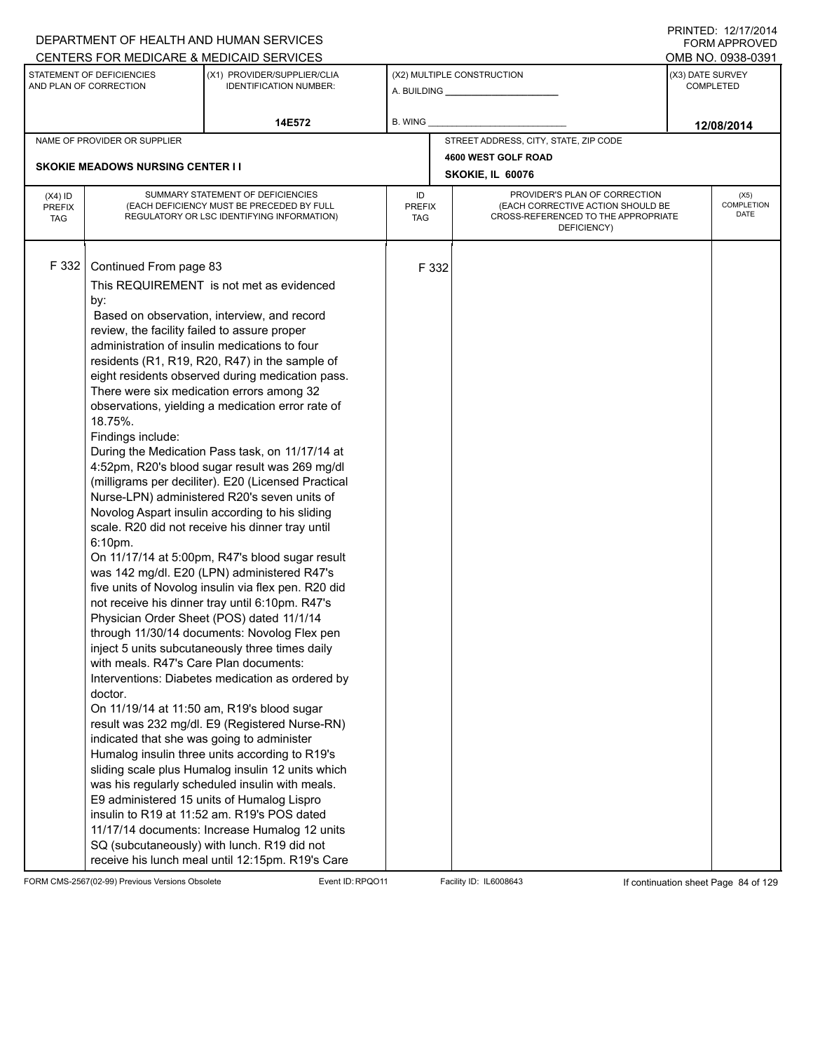DEPARTMENT OF HEALTH AND HUMAN SERVICES
CENTERS FOR MEDICARE & MEDICAID SERVICES

PRINTED: 12/17/2014
FORM APPROVED
OMB NO. 0938-0391

| STATEMENT OF DEFICIENCIES AND PLAN OF CORRECTION | (X1) PROVIDER/SUPPLIER/CLIA IDENTIFICATION NUMBER: | (X2) MULTIPLE CONSTRUCTION | (X3) DATE SURVEY COMPLETED |
|---|---|---|---|
| | 14E572 | A. BUILDING ______ B. WING ______ | 12/08/2014 |

| NAME OF PROVIDER OR SUPPLIER | STREET ADDRESS, CITY, STATE, ZIP CODE |
|---|---|
| SKOKIE MEADOWS NURSING CENTER I I | 4600 WEST GOLF ROAD SKOKIE, IL 60076 |

| (X4) ID PREFIX TAG | SUMMARY STATEMENT OF DEFICIENCIES (EACH DEFICIENCY MUST BE PRECEDED BY FULL REGULATORY OR LSC IDENTIFYING INFORMATION) | ID PREFIX TAG | PROVIDER'S PLAN OF CORRECTION (EACH CORRECTIVE ACTION SHOULD BE CROSS-REFERENCED TO THE APPROPRIATE DEFICIENCY) | (X5) COMPLETION DATE |
|---|---|---|---|---|
| F 332 | Continued From page 83 | F 332 | | |

This REQUIREMENT is not met as evidenced by:

Based on observation, interview, and record review, the facility failed to assure proper administration of insulin medications to four residents (R1, R19, R20, R47) in the sample of eight residents observed during medication pass. There were six medication errors among 32 observations, yielding a medication error rate of 18.75%.

Findings include:

During the Medication Pass task, on 11/17/14 at 4:52pm, R20's blood sugar result was 269 mg/dl (milligrams per deciliter). E20 (Licensed Practical Nurse-LPN) administered R20's seven units of Novolog Aspart insulin according to his sliding scale. R20 did not receive his dinner tray until 6:10pm.

On 11/17/14 at 5:00pm, R47's blood sugar result was 142 mg/dl. E20 (LPN) administered R47's five units of Novolog insulin via flex pen. R20 did not receive his dinner tray until 6:10pm. R47's Physician Order Sheet (POS) dated 11/1/14 through 11/30/14 documents: Novolog Flex pen inject 5 units subcutaneously three times daily with meals. R47's Care Plan documents: Interventions: Diabetes medication as ordered by doctor.

On 11/19/14 at 11:50 am, R19's blood sugar result was 232 mg/dl. E9 (Registered Nurse-RN) indicated that she was going to administer Humalog insulin three units according to R19's sliding scale plus Humalog insulin 12 units which was his regularly scheduled insulin with meals. E9 administered 15 units of Humalog Lispro insulin to R19 at 11:52 am. R19's POS dated 11/17/14 documents: Increase Humalog 12 units SQ (subcutaneously) with lunch. R19 did not receive his lunch meal until 12:15pm. R19's Care

FORM CMS-2567(02-99) Previous Versions Obsolete Event ID: RPQO11 Facility ID: IL6008643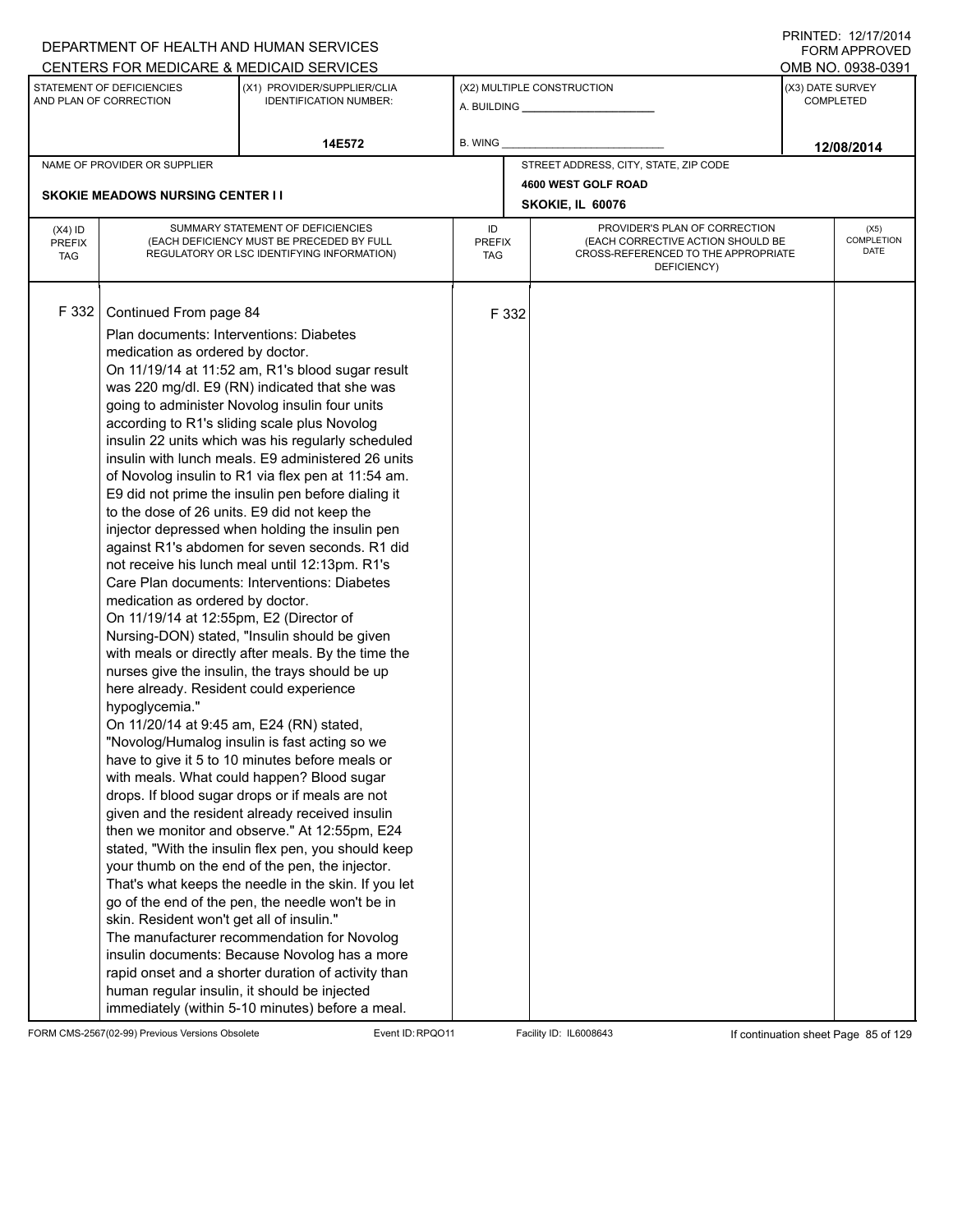DEPARTMENT OF HEALTH AND HUMAN SERVICES
CENTERS FOR MEDICARE & MEDICAID SERVICES

PRINTED: 12/17/2014
FORM APPROVED
OMB NO. 0938-0391

| STATEMENT OF DEFICIENCIES AND PLAN OF CORRECTION | (X1) PROVIDER/SUPPLIER/CLIA IDENTIFICATION NUMBER: | (X2) MULTIPLE CONSTRUCTION | (X3) DATE SURVEY COMPLETED |
|---|---|---|---|
| | 14E572 | A. BUILDING ___ B. WING ___ | 12/08/2014 |

| NAME OF PROVIDER OR SUPPLIER | STREET ADDRESS, CITY, STATE, ZIP CODE |
|---|---|
| SKOKIE MEADOWS NURSING CENTER I I | 4600 WEST GOLF ROAD SKOKIE, IL 60076 |

| (X4) ID PREFIX TAG | SUMMARY STATEMENT OF DEFICIENCIES (EACH DEFICIENCY MUST BE PRECEDED BY FULL REGULATORY OR LSC IDENTIFYING INFORMATION) | ID PREFIX TAG | PROVIDER'S PLAN OF CORRECTION (EACH CORRECTIVE ACTION SHOULD BE CROSS-REFERENCED TO THE APPROPRIATE DEFICIENCY) | (X5) COMPLETION DATE |
|---|---|---|---|---|
| F 332 | Continued From page 84 | F 332 | | |

Plan documents: Interventions: Diabetes medication as ordered by doctor.
On 11/19/14 at 11:52 am, R1's blood sugar result was 220 mg/dl. E9 (RN) indicated that she was going to administer Novolog insulin four units according to R1's sliding scale plus Novolog insulin 22 units which was his regularly scheduled insulin with lunch meals. E9 administered 26 units of Novolog insulin to R1 via flex pen at 11:54 am. E9 did not prime the insulin pen before dialing it to the dose of 26 units. E9 did not keep the injector depressed when holding the insulin pen against R1's abdomen for seven seconds. R1 did not receive his lunch meal until 12:13pm. R1's Care Plan documents: Interventions: Diabetes medication as ordered by doctor.
On 11/19/14 at 12:55pm, E2 (Director of Nursing-DON) stated, "Insulin should be given with meals or directly after meals. By the time the nurses give the insulin, the trays should be up here already. Resident could experience hypoglycemia."
On 11/20/14 at 9:45 am, E24 (RN) stated, "Novolog/Humalog insulin is fast acting so we have to give it 5 to 10 minutes before meals or with meals. What could happen? Blood sugar drops. If blood sugar drops or if meals are not given and the resident already received insulin then we monitor and observe." At 12:55pm, E24 stated, "With the insulin flex pen, you should keep your thumb on the end of the pen, the injector. That's what keeps the needle in the skin. If you let go of the end of the pen, the needle won't be in skin. Resident won't get all of insulin."
The manufacturer recommendation for Novolog insulin documents: Because Novolog has a more rapid onset and a shorter duration of activity than human regular insulin, it should be injected immediately (within 5-10 minutes) before a meal.

FORM CMS-2567(02-99) Previous Versions Obsolete Event ID: RPQO11 Facility ID: IL6008643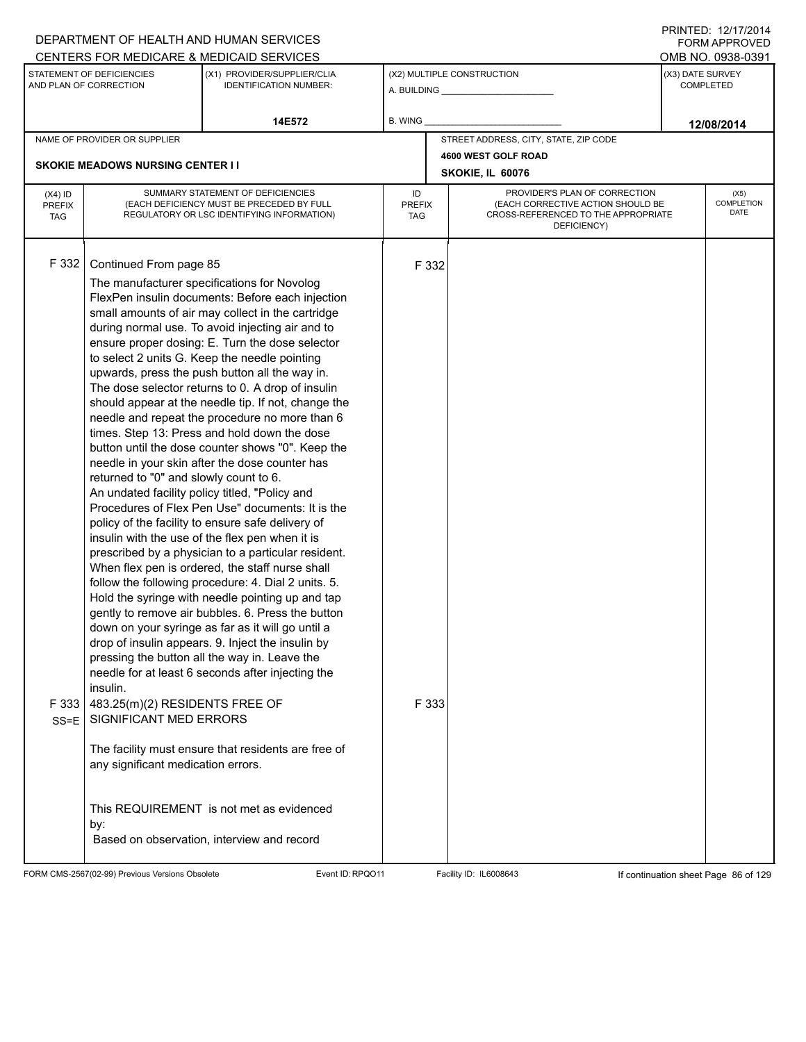DEPARTMENT OF HEALTH AND HUMAN SERVICES
CENTERS FOR MEDICARE & MEDICAID SERVICES

PRINTED: 12/17/2014
FORM APPROVED
OMB NO. 0938-0391

| STATEMENT OF DEFICIENCIES AND PLAN OF CORRECTION | (X1) PROVIDER/SUPPLIER/CLIA IDENTIFICATION NUMBER: | (X2) MULTIPLE CONSTRUCTION | (X3) DATE SURVEY COMPLETED |
|---|---|---|---|
| | 14E572 | A. BUILDING ______ B. WING ______ | 12/08/2014 |

| NAME OF PROVIDER OR SUPPLIER | STREET ADDRESS, CITY, STATE, ZIP CODE |
|---|---|
| SKOKIE MEADOWS NURSING CENTER I I | 4600 WEST GOLF ROAD SKOKIE, IL 60076 |

| (X4) ID PREFIX TAG | SUMMARY STATEMENT OF DEFICIENCIES (EACH DEFICIENCY MUST BE PRECEDED BY FULL REGULATORY OR LSC IDENTIFYING INFORMATION) | ID PREFIX TAG | PROVIDER'S PLAN OF CORRECTION (EACH CORRECTIVE ACTION SHOULD BE CROSS-REFERENCED TO THE APPROPRIATE DEFICIENCY) | (X5) COMPLETION DATE |
|---|---|---|---|---|
| F 332 | Continued From page 85<br>The manufacturer specifications for Novolog FlexPen insulin documents: Before each injection small amounts of air may collect in the cartridge during normal use. To avoid injecting air and to ensure proper dosing: E. Turn the dose selector to select 2 units G. Keep the needle pointing upwards, press the push button all the way in. The dose selector returns to 0. A drop of insulin should appear at the needle tip. If not, change the needle and repeat the procedure no more than 6 times. Step 13: Press and hold down the dose button until the dose counter shows "0". Keep the needle in your skin after the dose counter has returned to "0" and slowly count to 6.<br>An undated facility policy titled, "Policy and Procedures of Flex Pen Use" documents: It is the policy of the facility to ensure safe delivery of insulin with the use of the flex pen when it is prescribed by a physician to a particular resident. When flex pen is ordered, the staff nurse shall follow the following procedure: 4. Dial 2 units. 5. Hold the syringe with needle pointing up and tap gently to remove air bubbles. 6. Press the button down on your syringe as far as it will go until a drop of insulin appears. 9. Inject the insulin by pressing the button all the way in. Leave the needle for at least 6 seconds after injecting the insulin. | F 332 | | |
| F 333 SS=E | 483.25(m)(2) RESIDENTS FREE OF SIGNIFICANT MED ERRORS<br><br>The facility must ensure that residents are free of any significant medication errors.<br><br>This REQUIREMENT is not met as evidenced by:<br>Based on observation, interview and record | F 333 | | |

FORM CMS-2567(02-99) Previous Versions Obsolete Event ID: RPQO11 Facility ID: IL6008643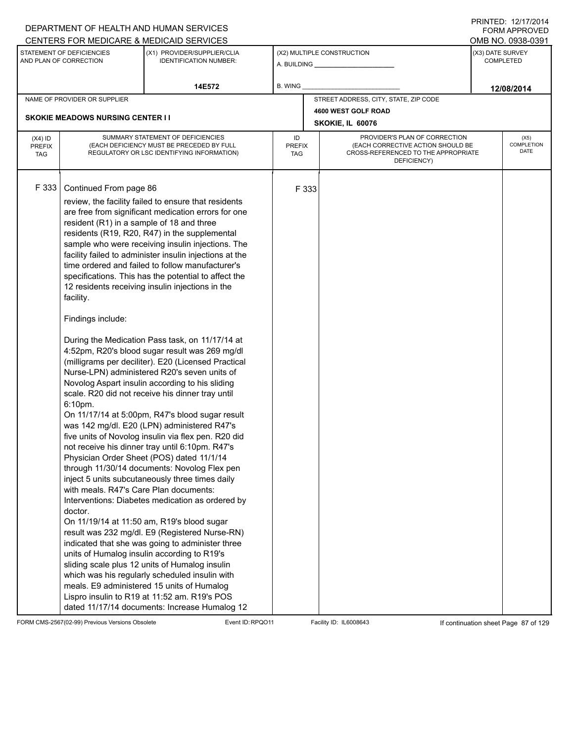DEPARTMENT OF HEALTH AND HUMAN SERVICES
CENTERS FOR MEDICARE & MEDICAID SERVICES

PRINTED: 12/17/2014
FORM APPROVED
OMB NO. 0938-0391

| STATEMENT OF DEFICIENCIES AND PLAN OF CORRECTION | (X1) PROVIDER/SUPPLIER/CLIA IDENTIFICATION NUMBER: | (X2) MULTIPLE CONSTRUCTION | (X3) DATE SURVEY COMPLETED |
|---|---|---|---|
| | 14E572 | A. BUILDING ___ B. WING ___ | 12/08/2014 |

| NAME OF PROVIDER OR SUPPLIER | STREET ADDRESS, CITY, STATE, ZIP CODE |
|---|---|
| SKOKIE MEADOWS NURSING CENTER I I | 4600 WEST GOLF ROAD SKOKIE, IL 60076 |

| (X4) ID PREFIX TAG | SUMMARY STATEMENT OF DEFICIENCIES (EACH DEFICIENCY MUST BE PRECEDED BY FULL REGULATORY OR LSC IDENTIFYING INFORMATION) | ID PREFIX TAG | PROVIDER'S PLAN OF CORRECTION (EACH CORRECTIVE ACTION SHOULD BE CROSS-REFERENCED TO THE APPROPRIATE DEFICIENCY) | (X5) COMPLETION DATE |
|---|---|---|---|---|
| F 333 | Continued From page 86 | F 333 | | |

review, the facility failed to ensure that residents are free from significant medication errors for one resident (R1) in a sample of 18 and three residents (R19, R20, R47) in the supplemental sample who were receiving insulin injections. The facility failed to administer insulin injections at the time ordered and failed to follow manufacturer's specifications. This has the potential to affect the 12 residents receiving insulin injections in the facility.

Findings include:

During the Medication Pass task, on 11/17/14 at 4:52pm, R20's blood sugar result was 269 mg/dl (milligrams per deciliter). E20 (Licensed Practical Nurse-LPN) administered R20's seven units of Novolog Aspart insulin according to his sliding scale. R20 did not receive his dinner tray until 6:10pm.
On 11/17/14 at 5:00pm, R47's blood sugar result was 142 mg/dl. E20 (LPN) administered R47's five units of Novolog insulin via flex pen. R20 did not receive his dinner tray until 6:10pm. R47's Physician Order Sheet (POS) dated 11/1/14 through 11/30/14 documents: Novolog Flex pen inject 5 units subcutaneously three times daily with meals. R47's Care Plan documents: Interventions: Diabetes medication as ordered by doctor.
On 11/19/14 at 11:50 am, R19's blood sugar result was 232 mg/dl. E9 (Registered Nurse-RN) indicated that she was going to administer three units of Humalog insulin according to R19's sliding scale plus 12 units of Humalog insulin which was his regularly scheduled insulin with meals. E9 administered 15 units of Humalog Lispro insulin to R19 at 11:52 am. R19's POS dated 11/17/14 documents: Increase Humalog 12

FORM CMS-2567(02-99) Previous Versions Obsolete Event ID: RPQO11 Facility ID: IL6008643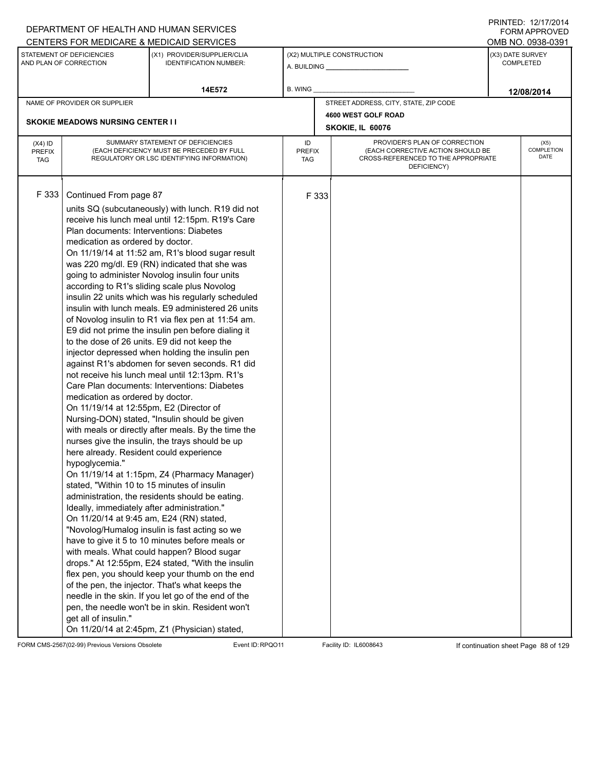DEPARTMENT OF HEALTH AND HUMAN SERVICES
CENTERS FOR MEDICARE & MEDICAID SERVICES

PRINTED: 12/17/2014
FORM APPROVED
OMB NO. 0938-0391

| STATEMENT OF DEFICIENCIES AND PLAN OF CORRECTION | (X1) PROVIDER/SUPPLIER/CLIA IDENTIFICATION NUMBER: | (X2) MULTIPLE CONSTRUCTION | (X3) DATE SURVEY COMPLETED |
|---|---|---|---|
| | 14E572 | A. BUILDING ______ B. WING ______ | 12/08/2014 |

| NAME OF PROVIDER OR SUPPLIER | STREET ADDRESS, CITY, STATE, ZIP CODE |
|---|---|
| SKOKIE MEADOWS NURSING CENTER I I | 4600 WEST GOLF ROAD SKOKIE, IL 60076 |

| (X4) ID PREFIX TAG | SUMMARY STATEMENT OF DEFICIENCIES (EACH DEFICIENCY MUST BE PRECEDED BY FULL REGULATORY OR LSC IDENTIFYING INFORMATION) | ID PREFIX TAG | PROVIDER'S PLAN OF CORRECTION (EACH CORRECTIVE ACTION SHOULD BE CROSS-REFERENCED TO THE APPROPRIATE DEFICIENCY) | (X5) COMPLETION DATE |
|---|---|---|---|---|
| F 333 | Continued From page 87<br>units SQ (subcutaneously) with lunch. R19 did not receive his lunch meal until 12:15pm. R19's Care Plan documents: Interventions: Diabetes medication as ordered by doctor.<br>On 11/19/14 at 11:52 am, R1's blood sugar result was 220 mg/dl. E9 (RN) indicated that she was going to administer Novolog insulin four units according to R1's sliding scale plus Novolog insulin 22 units which was his regularly scheduled insulin with lunch meals. E9 administered 26 units of Novolog insulin to R1 via flex pen at 11:54 am. E9 did not prime the insulin pen before dialing it to the dose of 26 units. E9 did not keep the injector depressed when holding the insulin pen against R1's abdomen for seven seconds. R1 did not receive his lunch meal until 12:13pm. R1's Care Plan documents: Interventions: Diabetes medication as ordered by doctor.<br>On 11/19/14 at 12:55pm, E2 (Director of Nursing-DON) stated, "Insulin should be given with meals or directly after meals. By the time the nurses give the insulin, the trays should be up here already. Resident could experience hypoglycemia."<br>On 11/19/14 at 1:15pm, Z4 (Pharmacy Manager) stated, "Within 10 to 15 minutes of insulin administration, the residents should be eating. Ideally, immediately after administration."<br>On 11/20/14 at 9:45 am, E24 (RN) stated, "Novolog/Humalog insulin is fast acting so we have to give it 5 to 10 minutes before meals or with meals. What could happen? Blood sugar drops." At 12:55pm, E24 stated, "With the insulin flex pen, you should keep your thumb on the end of the pen, the injector. That's what keeps the needle in the skin. If you let go of the end of the pen, the needle won't be in skin. Resident won't get all of insulin."<br>On 11/20/14 at 2:45pm, Z1 (Physician) stated, | F 333 | | |

FORM CMS-2567(02-99) Previous Versions Obsolete Event ID: RPQO11 Facility ID: IL6008643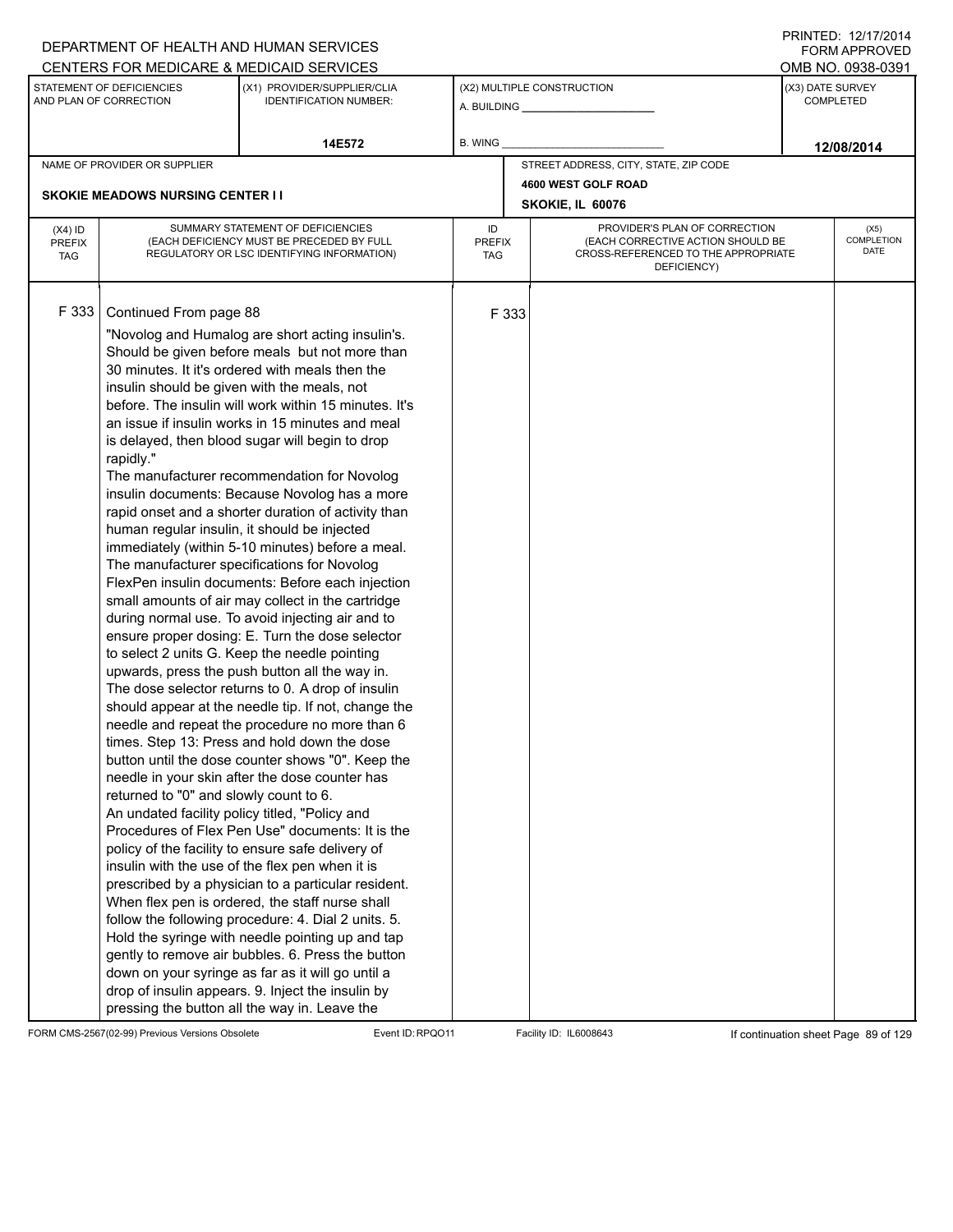DEPARTMENT OF HEALTH AND HUMAN SERVICES
CENTERS FOR MEDICARE & MEDICAID SERVICES

PRINTED: 12/17/2014
FORM APPROVED
OMB NO. 0938-0391

| STATEMENT OF DEFICIENCIES AND PLAN OF CORRECTION | (X1) PROVIDER/SUPPLIER/CLIA IDENTIFICATION NUMBER: | (X2) MULTIPLE CONSTRUCTION | (X3) DATE SURVEY COMPLETED |
|---|---|---|---|
| | 14E572 | A. BUILDING ______ B. WING ______ | 12/08/2014 |

| NAME OF PROVIDER OR SUPPLIER | STREET ADDRESS, CITY, STATE, ZIP CODE |
|---|---|
| SKOKIE MEADOWS NURSING CENTER I I | 4600 WEST GOLF ROAD SKOKIE, IL 60076 |

| (X4) ID PREFIX TAG | SUMMARY STATEMENT OF DEFICIENCIES (EACH DEFICIENCY MUST BE PRECEDED BY FULL REGULATORY OR LSC IDENTIFYING INFORMATION) | ID PREFIX TAG | PROVIDER'S PLAN OF CORRECTION (EACH CORRECTIVE ACTION SHOULD BE CROSS-REFERENCED TO THE APPROPRIATE DEFICIENCY) | (X5) COMPLETION DATE |
|---|---|---|---|---|
| F 333 | Continued From page 88 | F 333 | | |

"Novolog and Humalog are short acting insulin's. Should be given before meals but not more than 30 minutes. It it's ordered with meals then the insulin should be given with the meals, not before. The insulin will work within 15 minutes. It's an issue if insulin works in 15 minutes and meal is delayed, then blood sugar will begin to drop rapidly."

The manufacturer recommendation for Novolog insulin documents: Because Novolog has a more rapid onset and a shorter duration of activity than human regular insulin, it should be injected immediately (within 5-10 minutes) before a meal.

The manufacturer specifications for Novolog FlexPen insulin documents: Before each injection small amounts of air may collect in the cartridge during normal use. To avoid injecting air and to ensure proper dosing: E. Turn the dose selector to select 2 units G. Keep the needle pointing upwards, press the push button all the way in. The dose selector returns to 0. A drop of insulin should appear at the needle tip. If not, change the needle and repeat the procedure no more than 6 times. Step 13: Press and hold down the dose button until the dose counter shows "0". Keep the needle in your skin after the dose counter has returned to "0" and slowly count to 6.

An undated facility policy titled, "Policy and Procedures of Flex Pen Use" documents: It is the policy of the facility to ensure safe delivery of insulin with the use of the flex pen when it is prescribed by a physician to a particular resident. When flex pen is ordered, the staff nurse shall follow the following procedure: 4. Dial 2 units. 5. Hold the syringe with needle pointing up and tap gently to remove air bubbles. 6. Press the button down on your syringe as far as it will go until a drop of insulin appears. 9. Inject the insulin by pressing the button all the way in. Leave the

FORM CMS-2567(02-99) Previous Versions Obsolete Event ID: RPQO11 Facility ID: IL6008643 If continuation sheet Page 89 of 129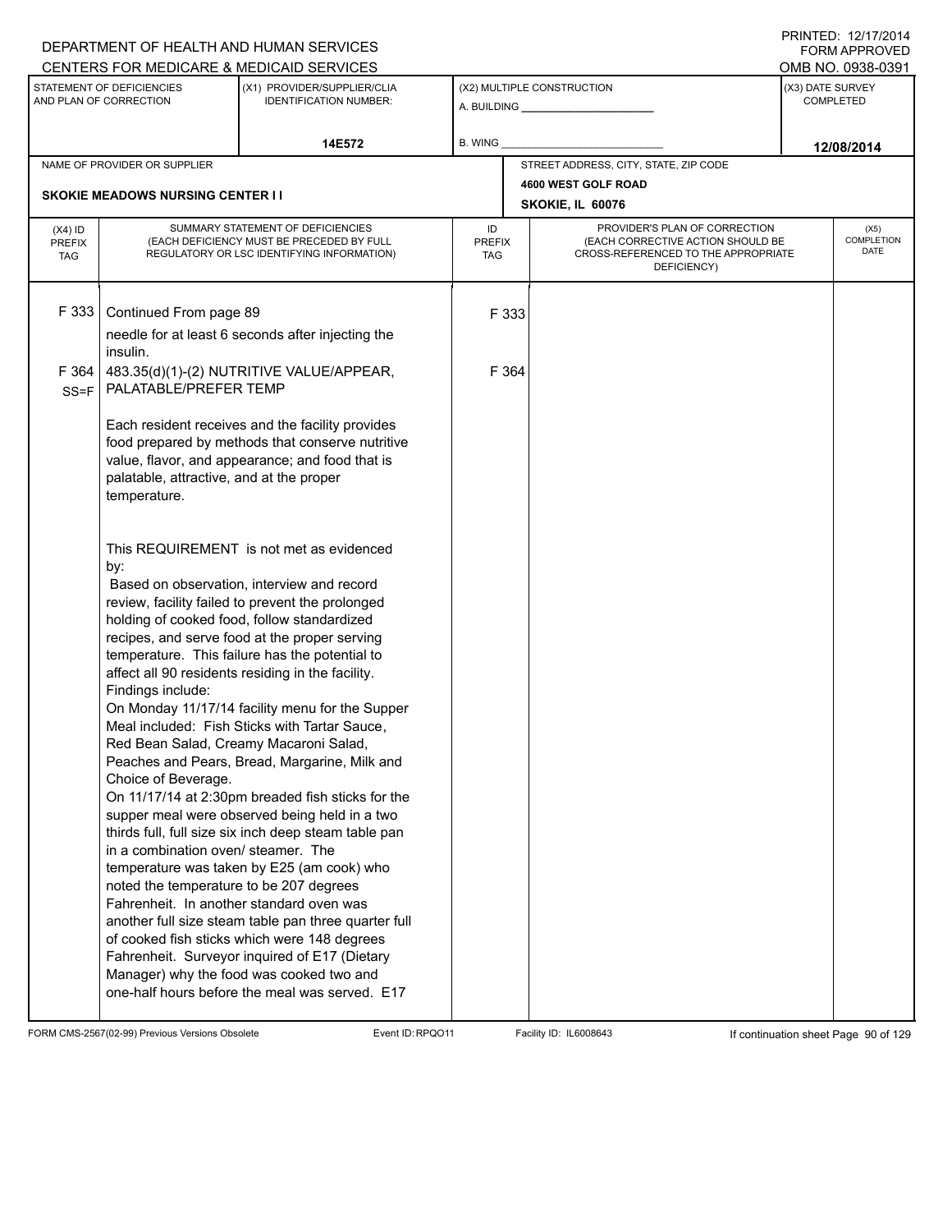DEPARTMENT OF HEALTH AND HUMAN SERVICES
CENTERS FOR MEDICARE & MEDICAID SERVICES

PRINTED: 12/17/2014
FORM APPROVED
OMB NO. 0938-0391

| STATEMENT OF DEFICIENCIES AND PLAN OF CORRECTION | (X1) PROVIDER/SUPPLIER/CLIA IDENTIFICATION NUMBER: | (X2) MULTIPLE CONSTRUCTION | (X3) DATE SURVEY COMPLETED |
|---|---|---|---|
| | 14E572 | A. BUILDING ______ B. WING ______ | 12/08/2014 |

| NAME OF PROVIDER OR SUPPLIER | STREET ADDRESS, CITY, STATE, ZIP CODE |
|---|---|
| SKOKIE MEADOWS NURSING CENTER I I | 4600 WEST GOLF ROAD SKOKIE, IL 60076 |

| (X4) ID PREFIX TAG | SUMMARY STATEMENT OF DEFICIENCIES (EACH DEFICIENCY MUST BE PRECEDED BY FULL REGULATORY OR LSC IDENTIFYING INFORMATION) | ID PREFIX TAG | PROVIDER'S PLAN OF CORRECTION (EACH CORRECTIVE ACTION SHOULD BE CROSS-REFERENCED TO THE APPROPRIATE DEFICIENCY) | (X5) COMPLETION DATE |
|---|---|---|---|---|
| F 333 | Continued From page 89<br>needle for at least 6 seconds after injecting the insulin. | F 333 | | |
| F 364 SS=F | 483.35(d)(1)-(2) NUTRITIVE VALUE/APPEAR, PALATABLE/PREFER TEMP<br><br>Each resident receives and the facility provides food prepared by methods that conserve nutritive value, flavor, and appearance; and food that is palatable, attractive, and at the proper temperature.<br><br>This REQUIREMENT is not met as evidenced by:<br>Based on observation, interview and record review, facility failed to prevent the prolonged holding of cooked food, follow standardized recipes, and serve food at the proper serving temperature. This failure has the potential to affect all 90 residents residing in the facility.<br>Findings include:<br>On Monday 11/17/14 facility menu for the Supper Meal included: Fish Sticks with Tartar Sauce, Red Bean Salad, Creamy Macaroni Salad, Peaches and Pears, Bread, Margarine, Milk and Choice of Beverage.<br>On 11/17/14 at 2:30pm breaded fish sticks for the supper meal were observed being held in a two thirds full, full size six inch deep steam table pan in a combination oven/ steamer. The temperature was taken by E25 (am cook) who noted the temperature to be 207 degrees Fahrenheit. In another standard oven was another full size steam table pan three quarter full of cooked fish sticks which were 148 degrees Fahrenheit. Surveyor inquired of E17 (Dietary Manager) why the food was cooked two and one-half hours before the meal was served. E17 | F 364 | | |

FORM CMS-2567(02-99) Previous Versions Obsolete Event ID: RPQO11 Facility ID: IL6008643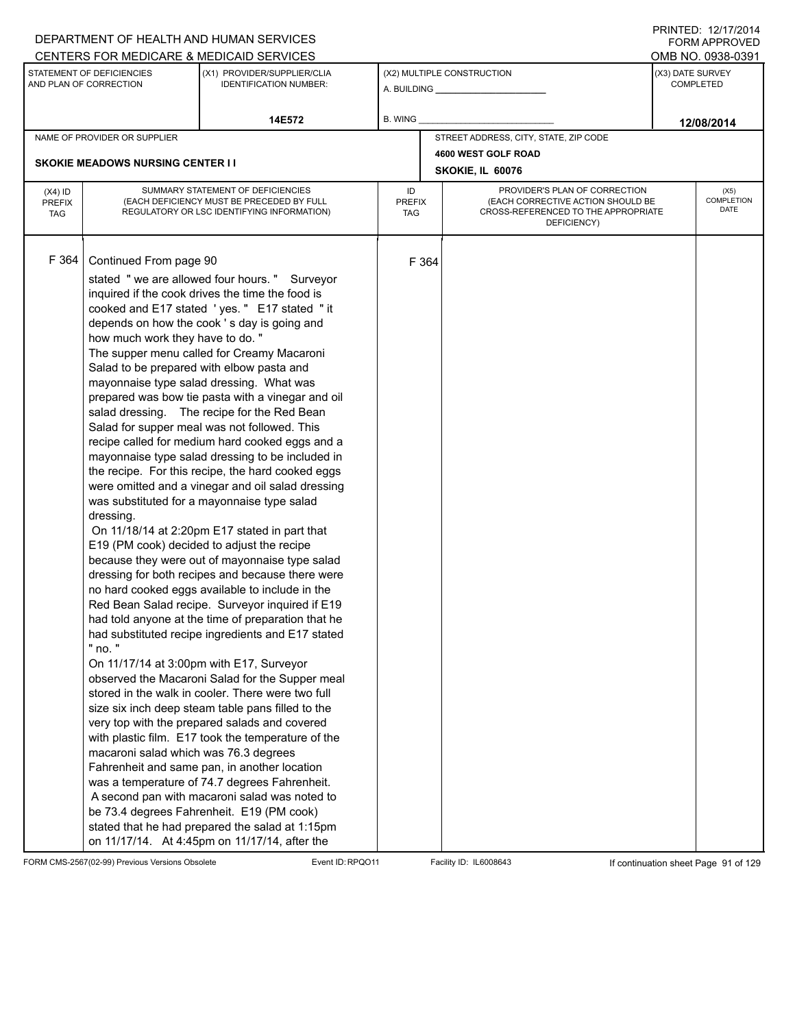DEPARTMENT OF HEALTH AND HUMAN SERVICES
CENTERS FOR MEDICARE & MEDICAID SERVICES

PRINTED: 12/17/2014
FORM APPROVED
OMB NO. 0938-0391

| STATEMENT OF DEFICIENCIES AND PLAN OF CORRECTION | (X1) PROVIDER/SUPPLIER/CLIA IDENTIFICATION NUMBER: | (X2) MULTIPLE CONSTRUCTION | (X3) DATE SURVEY COMPLETED |
|---|---|---|---|
| | 14E572 | A. BUILDING ______ B. WING ______ | 12/08/2014 |

NAME OF PROVIDER OR SUPPLIER: SKOKIE MEADOWS NURSING CENTER I I

STREET ADDRESS, CITY, STATE, ZIP CODE: 4600 WEST GOLF ROAD, SKOKIE, IL 60076

| (X4) ID PREFIX TAG | SUMMARY STATEMENT OF DEFICIENCIES (EACH DEFICIENCY MUST BE PRECEDED BY FULL REGULATORY OR LSC IDENTIFYING INFORMATION) | ID PREFIX TAG | PROVIDER'S PLAN OF CORRECTION (EACH CORRECTIVE ACTION SHOULD BE CROSS-REFERENCED TO THE APPROPRIATE DEFICIENCY) | (X5) COMPLETION DATE |
|---|---|---|---|---|
| F 364 | Continued From page 90<br>stated " we are allowed four hours. " Surveyor inquired if the cook drives the time the food is cooked and E17 stated ' yes. " E17 stated " it depends on how the cook ' s day is going and how much work they have to do. "<br>The supper menu called for Creamy Macaroni Salad to be prepared with elbow pasta and mayonnaise type salad dressing. What was prepared was bow tie pasta with a vinegar and oil salad dressing. The recipe for the Red Bean Salad for supper meal was not followed. This recipe called for medium hard cooked eggs and a mayonnaise type salad dressing to be included in the recipe. For this recipe, the hard cooked eggs were omitted and a vinegar and oil salad dressing was substituted for a mayonnaise type salad dressing.<br>On 11/18/14 at 2:20pm E17 stated in part that E19 (PM cook) decided to adjust the recipe because they were out of mayonnaise type salad dressing for both recipes and because there were no hard cooked eggs available to include in the Red Bean Salad recipe. Surveyor inquired if E19 had told anyone at the time of preparation that he had substituted recipe ingredients and E17 stated " no. "<br>On 11/17/14 at 3:00pm with E17, Surveyor observed the Macaroni Salad for the Supper meal stored in the walk in cooler. There were two full size six inch deep steam table pans filled to the very top with the prepared salads and covered with plastic film. E17 took the temperature of the macaroni salad which was 76.3 degrees Fahrenheit and same pan, in another location was a temperature of 74.7 degrees Fahrenheit. A second pan with macaroni salad was noted to be 73.4 degrees Fahrenheit. E19 (PM cook) stated that he had prepared the salad at 1:15pm on 11/17/14. At 4:45pm on 11/17/14, after the | F 364 | | |

FORM CMS-2567(02-99) Previous Versions Obsolete | Event ID: RPQO11 | Facility ID: IL6008643 | If continuation sheet Page 91 of 129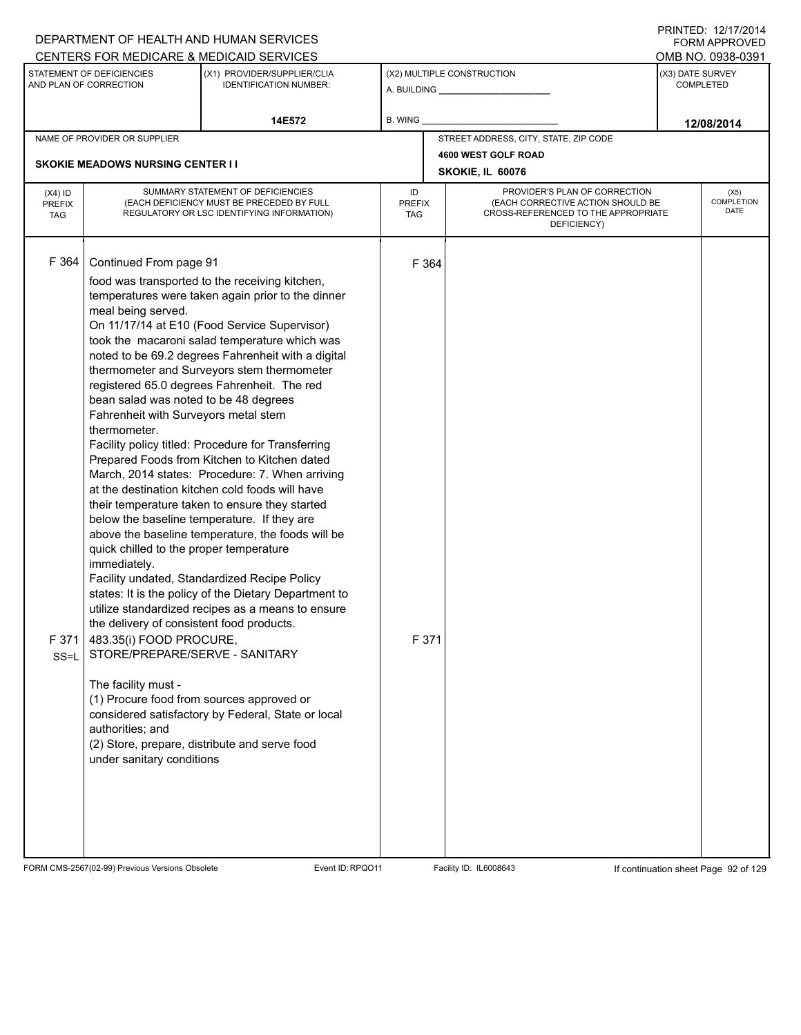DEPARTMENT OF HEALTH AND HUMAN SERVICES
CENTERS FOR MEDICARE & MEDICAID SERVICES

PRINTED: 12/17/2014
FORM APPROVED
OMB NO. 0938-0391

| STATEMENT OF DEFICIENCIES AND PLAN OF CORRECTION | (X1) PROVIDER/SUPPLIER/CLIA IDENTIFICATION NUMBER: | (X2) MULTIPLE CONSTRUCTION | (X3) DATE SURVEY COMPLETED |
|---|---|---|---|
| | 14E572 | A. BUILDING _____ B. WING _____ | 12/08/2014 |

| NAME OF PROVIDER OR SUPPLIER | STREET ADDRESS, CITY, STATE, ZIP CODE |
|---|---|
| SKOKIE MEADOWS NURSING CENTER I I | 4600 WEST GOLF ROAD SKOKIE, IL 60076 |

| (X4) ID PREFIX TAG | SUMMARY STATEMENT OF DEFICIENCIES (EACH DEFICIENCY MUST BE PRECEDED BY FULL REGULATORY OR LSC IDENTIFYING INFORMATION) | ID PREFIX TAG | PROVIDER'S PLAN OF CORRECTION (EACH CORRECTIVE ACTION SHOULD BE CROSS-REFERENCED TO THE APPROPRIATE DEFICIENCY) | (X5) COMPLETION DATE |
|---|---|---|---|---|
| F 364 | Continued From page 91<br>food was transported to the receiving kitchen, temperatures were taken again prior to the dinner meal being served.<br>On 11/17/14 at E10 (Food Service Supervisor) took the macaroni salad temperature which was noted to be 69.2 degrees Fahrenheit with a digital thermometer and Surveyors stem thermometer registered 65.0 degrees Fahrenheit. The red bean salad was noted to be 48 degrees Fahrenheit with Surveyors metal stem thermometer.<br>Facility policy titled: Procedure for Transferring Prepared Foods from Kitchen to Kitchen dated March, 2014 states: Procedure: 7. When arriving at the destination kitchen cold foods will have their temperature taken to ensure they started below the baseline temperature. If they are above the baseline temperature, the foods will be quick chilled to the proper temperature immediately.<br>Facility undated, Standardized Recipe Policy states: It is the policy of the Dietary Department to utilize standardized recipes as a means to ensure the delivery of consistent food products. | F 364 | | |
| F 371 SS=L | 483.35(i) FOOD PROCURE, STORE/PREPARE/SERVE - SANITARY<br><br>The facility must -<br>(1) Procure food from sources approved or considered satisfactory by Federal, State or local authorities; and<br>(2) Store, prepare, distribute and serve food under sanitary conditions | F 371 | | |

FORM CMS-2567(02-99) Previous Versions Obsolete Event ID: RPQO11 Facility ID: IL6008643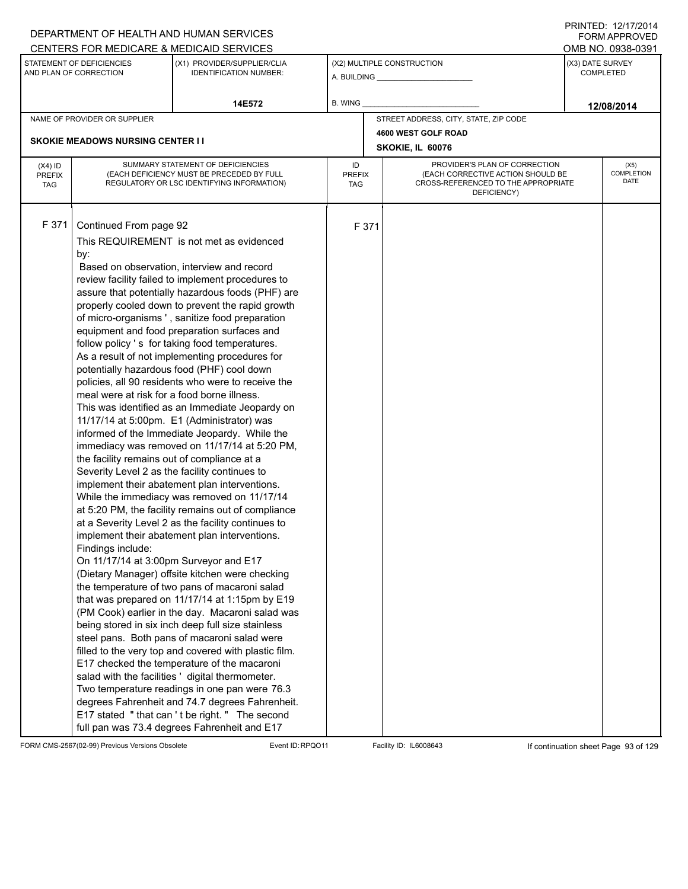DEPARTMENT OF HEALTH AND HUMAN SERVICES
CENTERS FOR MEDICARE & MEDICAID SERVICES

PRINTED: 12/17/2014
FORM APPROVED
OMB NO. 0938-0391

| STATEMENT OF DEFICIENCIES AND PLAN OF CORRECTION | (X1) PROVIDER/SUPPLIER/CLIA IDENTIFICATION NUMBER: | (X2) MULTIPLE CONSTRUCTION | (X3) DATE SURVEY COMPLETED |
|---|---|---|---|
| | 14E572 | A. BUILDING ______ B. WING ______ | 12/08/2014 |

| NAME OF PROVIDER OR SUPPLIER | STREET ADDRESS, CITY, STATE, ZIP CODE |
|---|---|
| SKOKIE MEADOWS NURSING CENTER I I | 4600 WEST GOLF ROAD SKOKIE, IL 60076 |

| (X4) ID PREFIX TAG | SUMMARY STATEMENT OF DEFICIENCIES (EACH DEFICIENCY MUST BE PRECEDED BY FULL REGULATORY OR LSC IDENTIFYING INFORMATION) | ID PREFIX TAG | PROVIDER'S PLAN OF CORRECTION (EACH CORRECTIVE ACTION SHOULD BE CROSS-REFERENCED TO THE APPROPRIATE DEFICIENCY) | (X5) COMPLETION DATE |
|---|---|---|---|---|
| F 371 | Continued From page 92 | F 371 | | |

This REQUIREMENT is not met as evidenced by:

Based on observation, interview and record review facility failed to implement procedures to assure that potentially hazardous foods (PHF) are properly cooled down to prevent the rapid growth of micro-organisms ' , sanitize food preparation equipment and food preparation surfaces and follow policy ' s for taking food temperatures.
As a result of not implementing procedures for potentially hazardous food (PHF) cool down policies, all 90 residents who were to receive the meal were at risk for a food borne illness.
This was identified as an Immediate Jeopardy on 11/17/14 at 5:00pm. E1 (Administrator) was informed of the Immediate Jeopardy. While the immediacy was removed on 11/17/14 at 5:20 PM, the facility remains out of compliance at a Severity Level 2 as the facility continues to implement their abatement plan interventions.
While the immediacy was removed on 11/17/14 at 5:20 PM, the facility remains out of compliance at a Severity Level 2 as the facility continues to implement their abatement plan interventions.
Findings include:
On 11/17/14 at 3:00pm Surveyor and E17 (Dietary Manager) offsite kitchen were checking the temperature of two pans of macaroni salad that was prepared on 11/17/14 at 1:15pm by E19 (PM Cook) earlier in the day. Macaroni salad was being stored in six inch deep full size stainless steel pans. Both pans of macaroni salad were filled to the very top and covered with plastic film. E17 checked the temperature of the macaroni salad with the facilities ' digital thermometer. Two temperature readings in one pan were 76.3 degrees Fahrenheit and 74.7 degrees Fahrenheit. E17 stated " that can ' t be right. " The second full pan was 73.4 degrees Fahrenheit and E17

FORM CMS-2567(02-99) Previous Versions Obsolete Event ID: RPQO11 Facility ID: IL6008643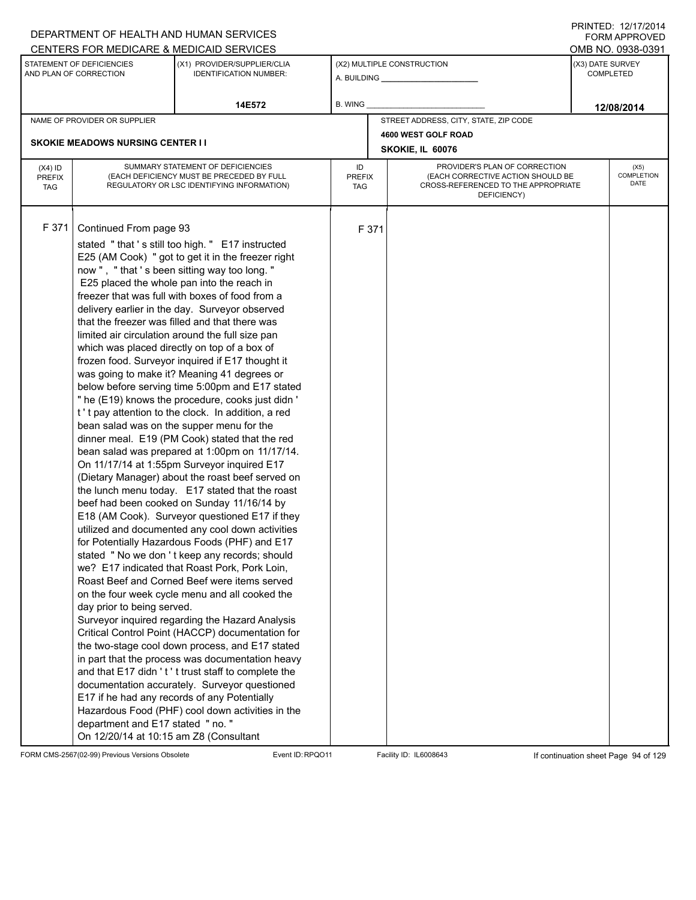DEPARTMENT OF HEALTH AND HUMAN SERVICES
CENTERS FOR MEDICARE & MEDICAID SERVICES

PRINTED: 12/17/2014
FORM APPROVED
OMB NO. 0938-0391

| STATEMENT OF DEFICIENCIES AND PLAN OF CORRECTION | (X1) PROVIDER/SUPPLIER/CLIA IDENTIFICATION NUMBER: | (X2) MULTIPLE CONSTRUCTION | (X3) DATE SURVEY COMPLETED |
|---|---|---|---|
| | 14E572 | A. BUILDING ______ B. WING ______ | 12/08/2014 |

NAME OF PROVIDER OR SUPPLIER: **SKOKIE MEADOWS NURSING CENTER I I**

STREET ADDRESS, CITY, STATE, ZIP CODE: **4600 WEST GOLF ROAD, SKOKIE, IL 60076**

| (X4) ID PREFIX TAG | SUMMARY STATEMENT OF DEFICIENCIES (EACH DEFICIENCY MUST BE PRECEDED BY FULL REGULATORY OR LSC IDENTIFYING INFORMATION) | ID PREFIX TAG | PROVIDER'S PLAN OF CORRECTION (EACH CORRECTIVE ACTION SHOULD BE CROSS-REFERENCED TO THE APPROPRIATE DEFICIENCY) | (X5) COMPLETION DATE |
|---|---|---|---|---|
| F 371 | Continued From page 93<br>stated " that ' s still too high. " E17 instructed E25 (AM Cook) " got to get it in the freezer right now " , " that ' s been sitting way too long. " E25 placed the whole pan into the reach in freezer that was full with boxes of food from a delivery earlier in the day. Surveyor observed that the freezer was filled and that there was limited air circulation around the full size pan which was placed directly on top of a box of frozen food. Surveyor inquired if E17 thought it was going to make it? Meaning 41 degrees or below before serving time 5:00pm and E17 stated " he (E19) knows the procedure, cooks just didn ' t ' t pay attention to the clock. In addition, a red bean salad was on the supper menu for the dinner meal. E19 (PM Cook) stated that the red bean salad was prepared at 1:00pm on 11/17/14. On 11/17/14 at 1:55pm Surveyor inquired E17 (Dietary Manager) about the roast beef served on the lunch menu today. E17 stated that the roast beef had been cooked on Sunday 11/16/14 by E18 (AM Cook). Surveyor questioned E17 if they utilized and documented any cool down activities for Potentially Hazardous Foods (PHF) and E17 stated " No we don ' t keep any records; should we? E17 indicated that Roast Pork, Pork Loin, Roast Beef and Corned Beef were items served on the four week cycle menu and all cooked the day prior to being served.<br>Surveyor inquired regarding the Hazard Analysis Critical Control Point (HACCP) documentation for the two-stage cool down process, and E17 stated in part that the process was documentation heavy and that E17 didn ' t ' t trust staff to complete the documentation accurately. Surveyor questioned E17 if he had any records of any Potentially Hazardous Food (PHF) cool down activities in the department and E17 stated " no. "<br>On 12/20/14 at 10:15 am Z8 (Consultant | F 371 | | |

FORM CMS-2567(02-99) Previous Versions Obsolete | Event ID: RPQO11 | Facility ID: IL6008643 | If continuation sheet Page 94 of 129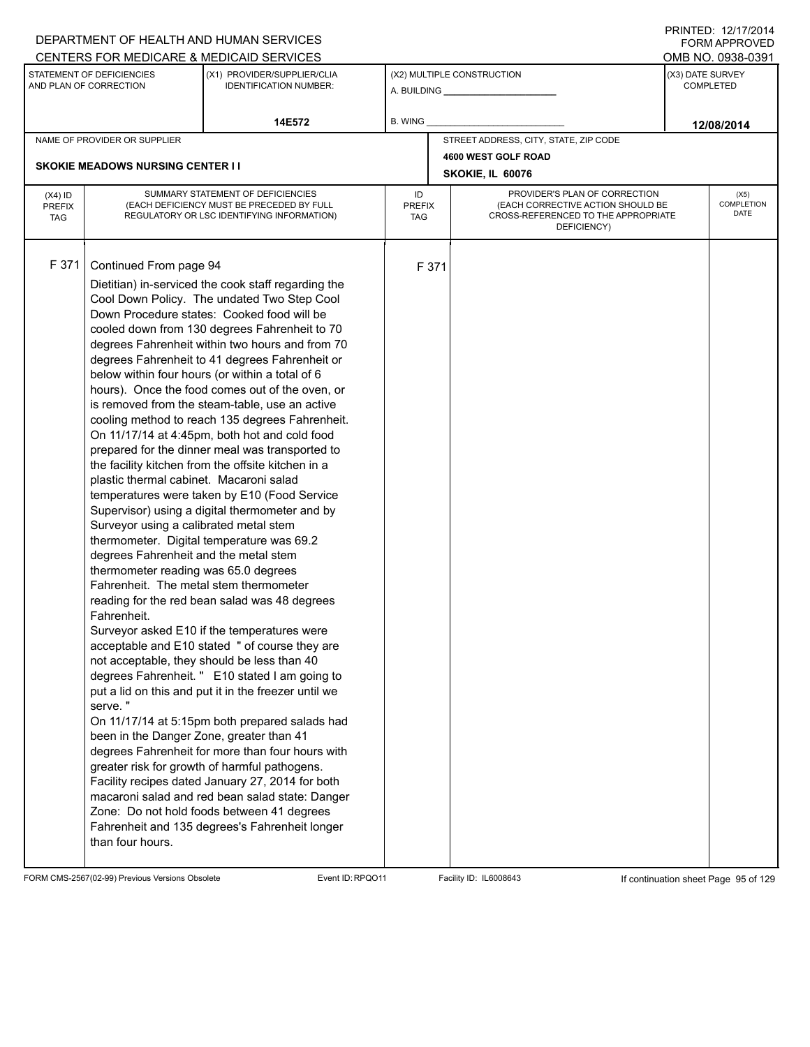DEPARTMENT OF HEALTH AND HUMAN SERVICES
CENTERS FOR MEDICARE & MEDICAID SERVICES

PRINTED: 12/17/2014
FORM APPROVED
OMB NO. 0938-0391

| STATEMENT OF DEFICIENCIES AND PLAN OF CORRECTION | (X1) PROVIDER/SUPPLIER/CLIA IDENTIFICATION NUMBER: | (X2) MULTIPLE CONSTRUCTION | (X3) DATE SURVEY COMPLETED |
|---|---|---|---|
| | 14E572 | A. BUILDING ______ B. WING ______ | 12/08/2014 |

| NAME OF PROVIDER OR SUPPLIER | STREET ADDRESS, CITY, STATE, ZIP CODE |
|---|---|
| SKOKIE MEADOWS NURSING CENTER I I | 4600 WEST GOLF ROAD SKOKIE, IL 60076 |

| (X4) ID PREFIX TAG | SUMMARY STATEMENT OF DEFICIENCIES (EACH DEFICIENCY MUST BE PRECEDED BY FULL REGULATORY OR LSC IDENTIFYING INFORMATION) | ID PREFIX TAG | PROVIDER'S PLAN OF CORRECTION (EACH CORRECTIVE ACTION SHOULD BE CROSS-REFERENCED TO THE APPROPRIATE DEFICIENCY) | (X5) COMPLETION DATE |
|---|---|---|---|---|
| F 371 | Continued From page 94 | F 371 | | |

Dietitian) in-serviced the cook staff regarding the Cool Down Policy. The undated Two Step Cool Down Procedure states: Cooked food will be cooled down from 130 degrees Fahrenheit to 70 degrees Fahrenheit within two hours and from 70 degrees Fahrenheit to 41 degrees Fahrenheit or below within four hours (or within a total of 6 hours). Once the food comes out of the oven, or is removed from the steam-table, use an active cooling method to reach 135 degrees Fahrenheit.

On 11/17/14 at 4:45pm, both hot and cold food prepared for the dinner meal was transported to the facility kitchen from the offsite kitchen in a plastic thermal cabinet. Macaroni salad temperatures were taken by E10 (Food Service Supervisor) using a digital thermometer and by Surveyor using a calibrated metal stem thermometer. Digital temperature was 69.2 degrees Fahrenheit and the metal stem thermometer reading was 65.0 degrees Fahrenheit. The metal stem thermometer reading for the red bean salad was 48 degrees Fahrenheit.

Surveyor asked E10 if the temperatures were acceptable and E10 stated " of course they are not acceptable, they should be less than 40 degrees Fahrenheit. " E10 stated I am going to put a lid on this and put it in the freezer until we serve. "

On 11/17/14 at 5:15pm both prepared salads had been in the Danger Zone, greater than 41 degrees Fahrenheit for more than four hours with greater risk for growth of harmful pathogens.

Facility recipes dated January 27, 2014 for both macaroni salad and red bean salad state: Danger Zone: Do not hold foods between 41 degrees Fahrenheit and 135 degrees's Fahrenheit longer than four hours.

FORM CMS-2567(02-99) Previous Versions Obsolete | Event ID: RPQO11 | Facility ID: IL6008643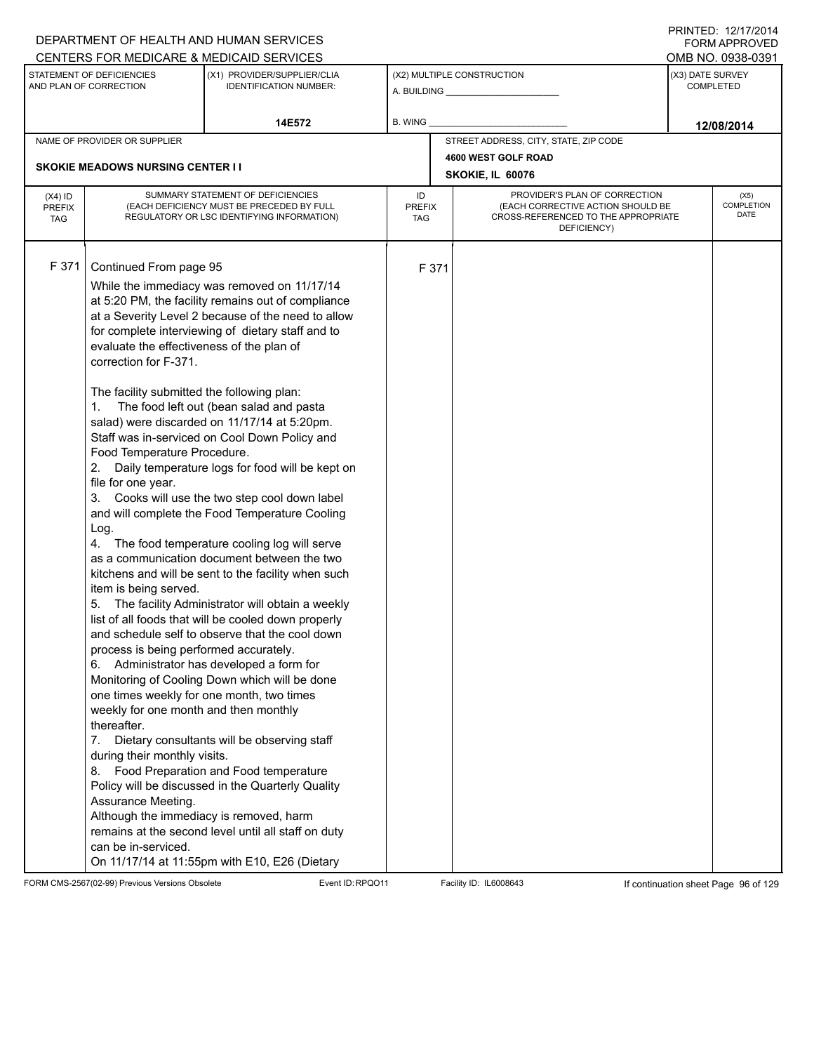DEPARTMENT OF HEALTH AND HUMAN SERVICES
CENTERS FOR MEDICARE & MEDICAID SERVICES

PRINTED: 12/17/2014
FORM APPROVED
OMB NO. 0938-0391

| STATEMENT OF DEFICIENCIES AND PLAN OF CORRECTION | (X1) PROVIDER/SUPPLIER/CLIA IDENTIFICATION NUMBER: | (X2) MULTIPLE CONSTRUCTION | (X3) DATE SURVEY COMPLETED |
|---|---|---|---|
| | 14E572 | A. BUILDING ______ B. WING ______ | 12/08/2014 |

| NAME OF PROVIDER OR SUPPLIER | STREET ADDRESS, CITY, STATE, ZIP CODE |
|---|---|
| SKOKIE MEADOWS NURSING CENTER I I | 4600 WEST GOLF ROAD SKOKIE, IL 60076 |

| (X4) ID PREFIX TAG | SUMMARY STATEMENT OF DEFICIENCIES (EACH DEFICIENCY MUST BE PRECEDED BY FULL REGULATORY OR LSC IDENTIFYING INFORMATION) | ID PREFIX TAG | PROVIDER'S PLAN OF CORRECTION (EACH CORRECTIVE ACTION SHOULD BE CROSS-REFERENCED TO THE APPROPRIATE DEFICIENCY) | (X5) COMPLETION DATE |
|---|---|---|---|---|
| F 371 | Continued From page 95 | F 371 | | |

While the immediacy was removed on 11/17/14 at 5:20 PM, the facility remains out of compliance at a Severity Level 2 because of the need to allow for complete interviewing of dietary staff and to evaluate the effectiveness of the plan of correction for F-371.

The facility submitted the following plan:

1. The food left out (bean salad and pasta salad) were discarded on 11/17/14 at 5:20pm. Staff was in-serviced on Cool Down Policy and Food Temperature Procedure.
2. Daily temperature logs for food will be kept on file for one year.
3. Cooks will use the two step cool down label and will complete the Food Temperature Cooling Log.
4. The food temperature cooling log will serve as a communication document between the two kitchens and will be sent to the facility when such item is being served.
5. The facility Administrator will obtain a weekly list of all foods that will be cooled down properly and schedule self to observe that the cool down process is being performed accurately.
6. Administrator has developed a form for Monitoring of Cooling Down which will be done one times weekly for one month, two times weekly for one month and then monthly thereafter.
7. Dietary consultants will be observing staff during their monthly visits.
8. Food Preparation and Food temperature Policy will be discussed in the Quarterly Quality Assurance Meeting.

Although the immediacy is removed, harm remains at the second level until all staff on duty can be in-serviced.

On 11/17/14 at 11:55pm with E10, E26 (Dietary

FORM CMS-2567(02-99) Previous Versions Obsolete Event ID: RPQO11 Facility ID: IL6008643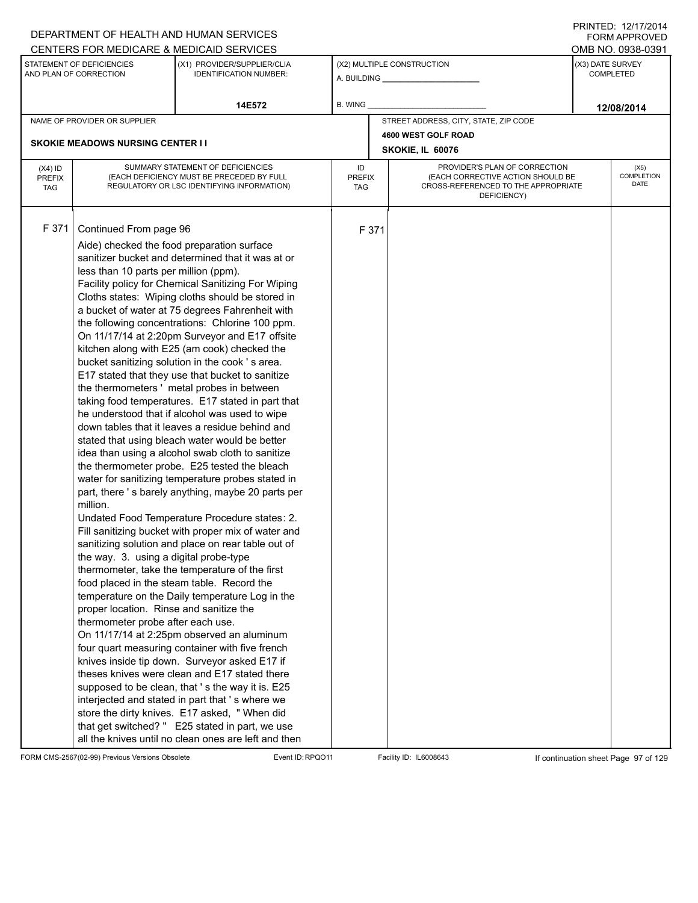DEPARTMENT OF HEALTH AND HUMAN SERVICES
CENTERS FOR MEDICARE & MEDICAID SERVICES

PRINTED: 12/17/2014
FORM APPROVED
OMB NO. 0938-0391

| STATEMENT OF DEFICIENCIES AND PLAN OF CORRECTION | (X1) PROVIDER/SUPPLIER/CLIA IDENTIFICATION NUMBER: | (X2) MULTIPLE CONSTRUCTION | (X3) DATE SURVEY COMPLETED |
|---|---|---|---|
| | 14E572 | A. BUILDING ______ B. WING ______ | 12/08/2014 |

| NAME OF PROVIDER OR SUPPLIER | STREET ADDRESS, CITY, STATE, ZIP CODE |
|---|---|
| SKOKIE MEADOWS NURSING CENTER I I | 4600 WEST GOLF ROAD SKOKIE, IL 60076 |

| (X4) ID PREFIX TAG | SUMMARY STATEMENT OF DEFICIENCIES (EACH DEFICIENCY MUST BE PRECEDED BY FULL REGULATORY OR LSC IDENTIFYING INFORMATION) | ID PREFIX TAG | PROVIDER'S PLAN OF CORRECTION (EACH CORRECTIVE ACTION SHOULD BE CROSS-REFERENCED TO THE APPROPRIATE DEFICIENCY) | (X5) COMPLETION DATE |
|---|---|---|---|---|
| F 371 | Continued From page 96<br>Aide) checked the food preparation surface sanitizer bucket and determined that it was at or less than 10 parts per million (ppm).<br>Facility policy for Chemical Sanitizing For Wiping Cloths states: Wiping cloths should be stored in a bucket of water at 75 degrees Fahrenheit with the following concentrations: Chlorine 100 ppm.<br>On 11/17/14 at 2:20pm Surveyor and E17 offsite kitchen along with E25 (am cook) checked the bucket sanitizing solution in the cook ' s area. E17 stated that they use that bucket to sanitize the thermometers ' metal probes in between taking food temperatures. E17 stated in part that he understood that if alcohol was used to wipe down tables that it leaves a residue behind and stated that using bleach water would be better idea than using a alcohol swab cloth to sanitize the thermometer probe. E25 tested the bleach water for sanitizing temperature probes stated in part, there ' s barely anything, maybe 20 parts per million.<br>Undated Food Temperature Procedure states: 2. Fill sanitizing bucket with proper mix of water and sanitizing solution and place on rear table out of the way. 3. using a digital probe-type thermometer, take the temperature of the first food placed in the steam table. Record the temperature on the Daily temperature Log in the proper location. Rinse and sanitize the thermometer probe after each use.<br>On 11/17/14 at 2:25pm observed an aluminum four quart measuring container with five french knives inside tip down. Surveyor asked E17 if theses knives were clean and E17 stated there supposed to be clean, that ' s the way it is. E25 interjected and stated in part that ' s where we store the dirty knives. E17 asked, " When did that get switched? " E25 stated in part, we use all the knives until no clean ones are left and then | F 371 | | |

FORM CMS-2567(02-99) Previous Versions Obsolete Event ID: RPQO11 Facility ID: IL6008643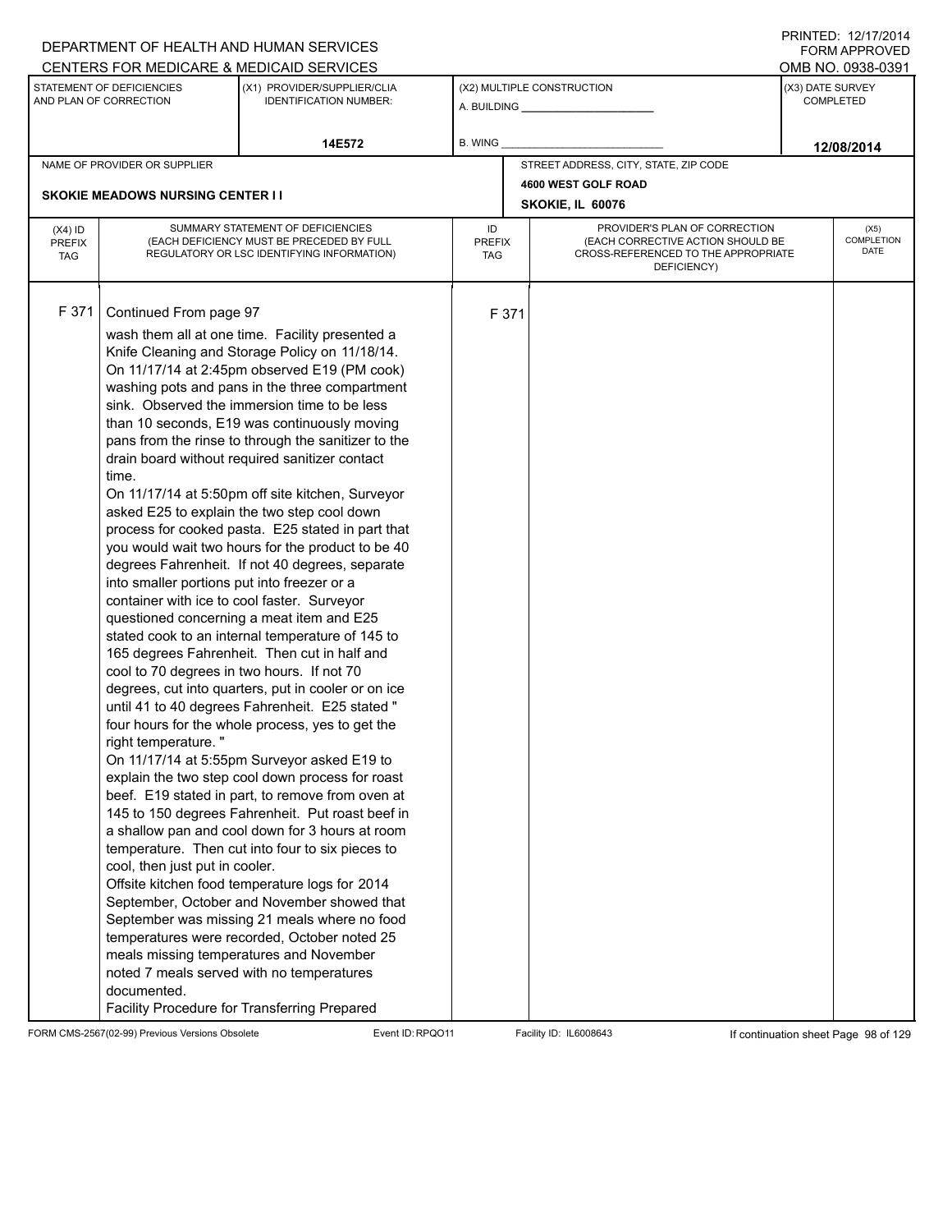DEPARTMENT OF HEALTH AND HUMAN SERVICES
CENTERS FOR MEDICARE & MEDICAID SERVICES

PRINTED: 12/17/2014
FORM APPROVED
OMB NO. 0938-0391

| STATEMENT OF DEFICIENCIES AND PLAN OF CORRECTION | (X1) PROVIDER/SUPPLIER/CLIA IDENTIFICATION NUMBER: | (X2) MULTIPLE CONSTRUCTION | (X3) DATE SURVEY COMPLETED |
|---|---|---|---|
| | 14E572 | A. BUILDING ___ B. WING ___ | 12/08/2014 |

NAME OF PROVIDER OR SUPPLIER: SKOKIE MEADOWS NURSING CENTER I I

STREET ADDRESS, CITY, STATE, ZIP CODE: 4600 WEST GOLF ROAD, SKOKIE, IL 60076

| (X4) ID PREFIX TAG | SUMMARY STATEMENT OF DEFICIENCIES (EACH DEFICIENCY MUST BE PRECEDED BY FULL REGULATORY OR LSC IDENTIFYING INFORMATION) | ID PREFIX TAG | PROVIDER'S PLAN OF CORRECTION (EACH CORRECTIVE ACTION SHOULD BE CROSS-REFERENCED TO THE APPROPRIATE DEFICIENCY) | (X5) COMPLETION DATE |
|---|---|---|---|---|
| F 371 | Continued From page 97<br>wash them all at one time. Facility presented a Knife Cleaning and Storage Policy on 11/18/14.<br>On 11/17/14 at 2:45pm observed E19 (PM cook) washing pots and pans in the three compartment sink. Observed the immersion time to be less than 10 seconds, E19 was continuously moving pans from the rinse to through the sanitizer to the drain board without required sanitizer contact time.<br>On 11/17/14 at 5:50pm off site kitchen, Surveyor asked E25 to explain the two step cool down process for cooked pasta. E25 stated in part that you would wait two hours for the product to be 40 degrees Fahrenheit. If not 40 degrees, separate into smaller portions put into freezer or a container with ice to cool faster. Surveyor questioned concerning a meat item and E25 stated cook to an internal temperature of 145 to 165 degrees Fahrenheit. Then cut in half and cool to 70 degrees in two hours. If not 70 degrees, cut into quarters, put in cooler or on ice until 41 to 40 degrees Fahrenheit. E25 stated " four hours for the whole process, yes to get the right temperature. "<br>On 11/17/14 at 5:55pm Surveyor asked E19 to explain the two step cool down process for roast beef. E19 stated in part, to remove from oven at 145 to 150 degrees Fahrenheit. Put roast beef in a shallow pan and cool down for 3 hours at room temperature. Then cut into four to six pieces to cool, then just put in cooler.<br>Offsite kitchen food temperature logs for 2014 September, October and November showed that September was missing 21 meals where no food temperatures were recorded, October noted 25 meals missing temperatures and November noted 7 meals served with no temperatures documented.<br>Facility Procedure for Transferring Prepared | F 371 | | |

FORM CMS-2567(02-99) Previous Versions Obsolete | Event ID: RPQO11 | Facility ID: IL6008643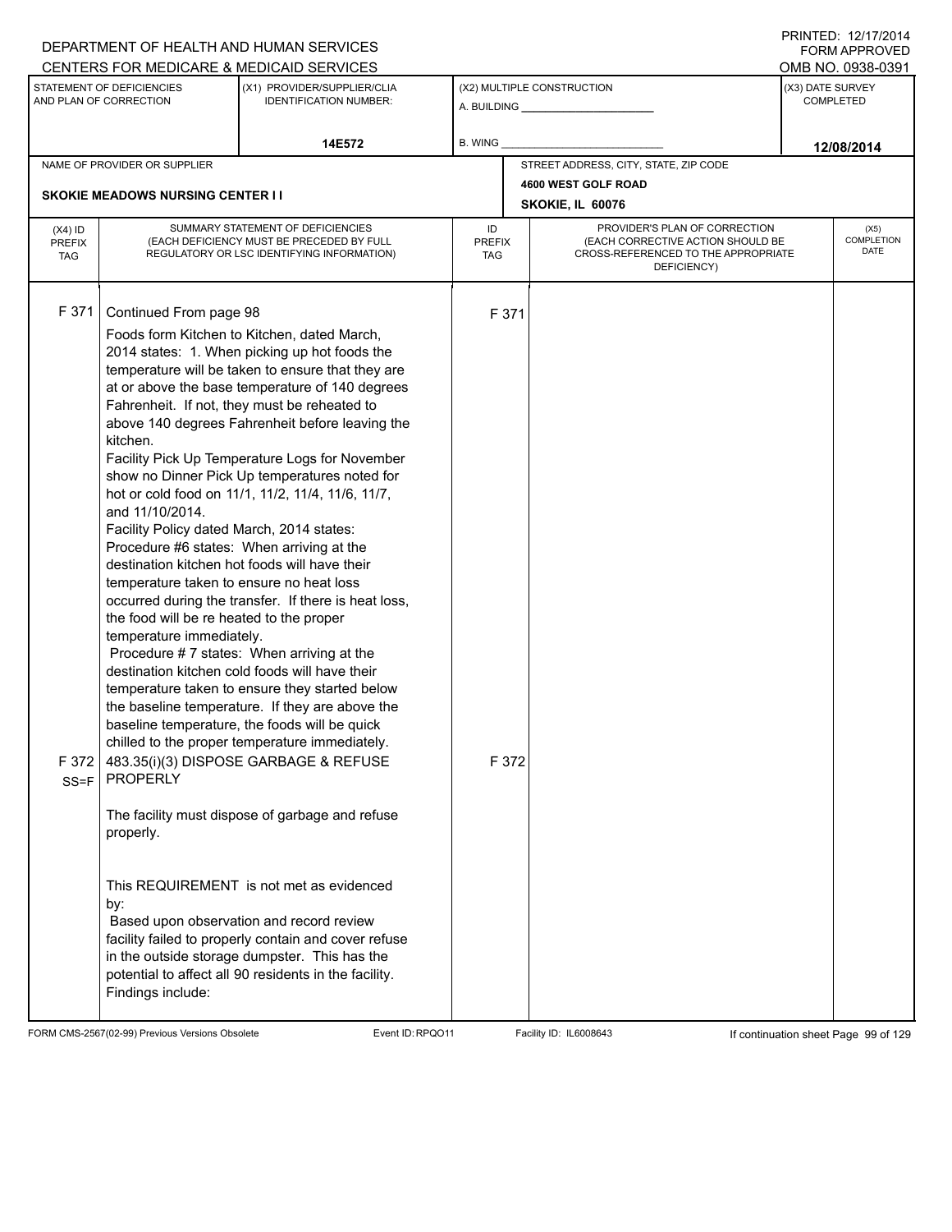DEPARTMENT OF HEALTH AND HUMAN SERVICES
CENTERS FOR MEDICARE & MEDICAID SERVICES

PRINTED: 12/17/2014
FORM APPROVED
OMB NO. 0938-0391

| STATEMENT OF DEFICIENCIES AND PLAN OF CORRECTION | (X1) PROVIDER/SUPPLIER/CLIA IDENTIFICATION NUMBER: | (X2) MULTIPLE CONSTRUCTION | (X3) DATE SURVEY COMPLETED |
|---|---|---|---|
| | 14E572 | A. BUILDING ____ B. WING ____ | 12/08/2014 |

| NAME OF PROVIDER OR SUPPLIER | STREET ADDRESS, CITY, STATE, ZIP CODE |
|---|---|
| SKOKIE MEADOWS NURSING CENTER I I | 4600 WEST GOLF ROAD SKOKIE, IL 60076 |

| (X4) ID PREFIX TAG | SUMMARY STATEMENT OF DEFICIENCIES (EACH DEFICIENCY MUST BE PRECEDED BY FULL REGULATORY OR LSC IDENTIFYING INFORMATION) | ID PREFIX TAG | PROVIDER'S PLAN OF CORRECTION (EACH CORRECTIVE ACTION SHOULD BE CROSS-REFERENCED TO THE APPROPRIATE DEFICIENCY) | (X5) COMPLETION DATE |
|---|---|---|---|---|
| F 371 | Continued From page 98<br>Foods form Kitchen to Kitchen, dated March, 2014 states: 1. When picking up hot foods the temperature will be taken to ensure that they are at or above the base temperature of 140 degrees Fahrenheit. If not, they must be reheated to above 140 degrees Fahrenheit before leaving the kitchen.<br>Facility Pick Up Temperature Logs for November show no Dinner Pick Up temperatures noted for hot or cold food on 11/1, 11/2, 11/4, 11/6, 11/7, and 11/10/2014.<br>Facility Policy dated March, 2014 states:<br>Procedure #6 states: When arriving at the destination kitchen hot foods will have their temperature taken to ensure no heat loss occurred during the transfer. If there is heat loss, the food will be re heated to the proper temperature immediately.<br>Procedure # 7 states: When arriving at the destination kitchen cold foods will have their temperature taken to ensure they started below the baseline temperature. If they are above the baseline temperature, the foods will be quick chilled to the proper temperature immediately. | F 371 | | |
| F 372 SS=F | 483.35(i)(3) DISPOSE GARBAGE & REFUSE PROPERLY<br><br>The facility must dispose of garbage and refuse properly.<br><br>This REQUIREMENT is not met as evidenced by:<br>Based upon observation and record review facility failed to properly contain and cover refuse in the outside storage dumpster. This has the potential to affect all 90 residents in the facility.<br>Findings include: | F 372 | | |

FORM CMS-2567(02-99) Previous Versions Obsolete | Event ID: RPQO11 | Facility ID: IL6008643 | If continuation sheet Page 99 of 129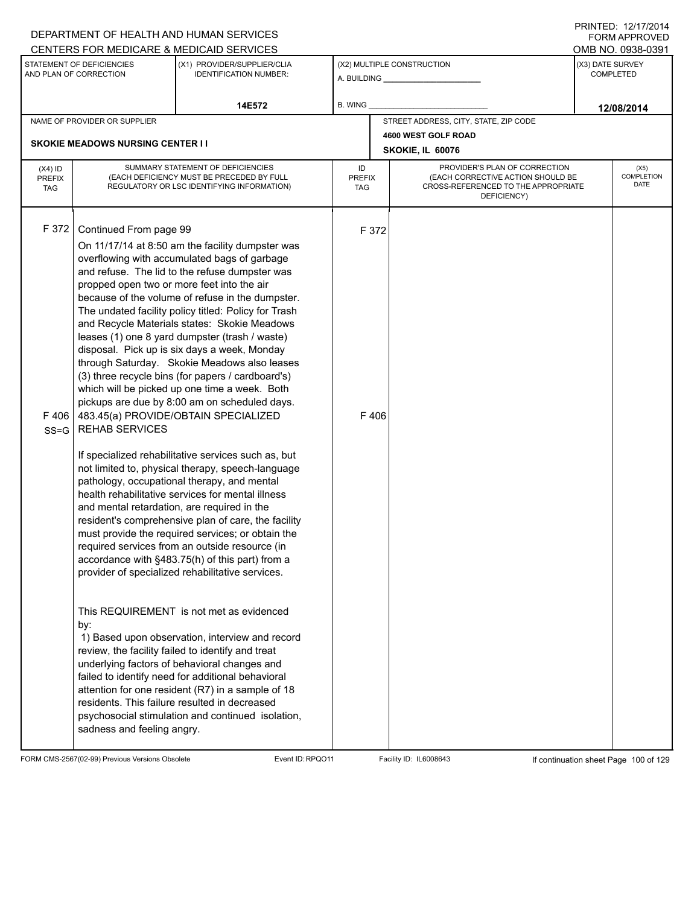DEPARTMENT OF HEALTH AND HUMAN SERVICES
CENTERS FOR MEDICARE & MEDICAID SERVICES

PRINTED: 12/17/2014
FORM APPROVED
OMB NO. 0938-0391

| STATEMENT OF DEFICIENCIES AND PLAN OF CORRECTION | (X1) PROVIDER/SUPPLIER/CLIA IDENTIFICATION NUMBER: | (X2) MULTIPLE CONSTRUCTION | (X3) DATE SURVEY COMPLETED |
|---|---|---|---|
| | 14E572 | A. BUILDING ______ B. WING ______ | 12/08/2014 |

| NAME OF PROVIDER OR SUPPLIER | STREET ADDRESS, CITY, STATE, ZIP CODE |
|---|---|
| SKOKIE MEADOWS NURSING CENTER I I | 4600 WEST GOLF ROAD SKOKIE, IL 60076 |

| (X4) ID PREFIX TAG | SUMMARY STATEMENT OF DEFICIENCIES (EACH DEFICIENCY MUST BE PRECEDED BY FULL REGULATORY OR LSC IDENTIFYING INFORMATION) | ID PREFIX TAG | PROVIDER'S PLAN OF CORRECTION (EACH CORRECTIVE ACTION SHOULD BE CROSS-REFERENCED TO THE APPROPRIATE DEFICIENCY) | (X5) COMPLETION DATE |
|---|---|---|---|---|
| F 372 | Continued From page 99<br><br>On 11/17/14 at 8:50 am the facility dumpster was overflowing with accumulated bags of garbage and refuse. The lid to the refuse dumpster was propped open two or more feet into the air because of the volume of refuse in the dumpster. The undated facility policy titled: Policy for Trash and Recycle Materials states: Skokie Meadows leases (1) one 8 yard dumpster (trash / waste) disposal. Pick up is six days a week, Monday through Saturday. Skokie Meadows also leases (3) three recycle bins (for papers / cardboard's) which will be picked up one time a week. Both pickups are due by 8:00 am on scheduled days. | F 372 | | |
| F 406 SS=G | 483.45(a) PROVIDE/OBTAIN SPECIALIZED REHAB SERVICES<br><br>If specialized rehabilitative services such as, but not limited to, physical therapy, speech-language pathology, occupational therapy, and mental health rehabilitative services for mental illness and mental retardation, are required in the resident's comprehensive plan of care, the facility must provide the required services; or obtain the required services from an outside resource (in accordance with §483.75(h) of this part) from a provider of specialized rehabilitative services.<br><br>This REQUIREMENT is not met as evidenced by:<br>1) Based upon observation, interview and record review, the facility failed to identify and treat underlying factors of behavioral changes and failed to identify need for additional behavioral attention for one resident (R7) in a sample of 18 residents. This failure resulted in decreased psychosocial stimulation and continued isolation, sadness and feeling angry. | F 406 | | |

FORM CMS-2567(02-99) Previous Versions Obsolete Event ID: RPQO11 Facility ID: IL6008643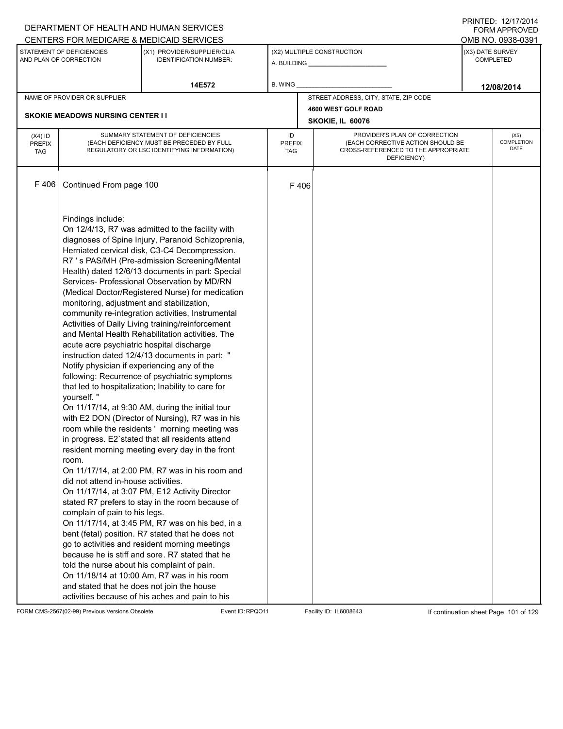DEPARTMENT OF HEALTH AND HUMAN SERVICES
CENTERS FOR MEDICARE & MEDICAID SERVICES

PRINTED: 12/17/2014
FORM APPROVED
OMB NO. 0938-0391

| STATEMENT OF DEFICIENCIES AND PLAN OF CORRECTION | (X1) PROVIDER/SUPPLIER/CLIA IDENTIFICATION NUMBER: | (X2) MULTIPLE CONSTRUCTION | (X3) DATE SURVEY COMPLETED |
|---|---|---|---|
| | 14E572 | A. BUILDING ______ B. WING ______ | 12/08/2014 |

| NAME OF PROVIDER OR SUPPLIER | STREET ADDRESS, CITY, STATE, ZIP CODE |
|---|---|
| SKOKIE MEADOWS NURSING CENTER I I | 4600 WEST GOLF ROAD SKOKIE, IL 60076 |

| (X4) ID PREFIX TAG | SUMMARY STATEMENT OF DEFICIENCIES (EACH DEFICIENCY MUST BE PRECEDED BY FULL REGULATORY OR LSC IDENTIFYING INFORMATION) | ID PREFIX TAG | PROVIDER'S PLAN OF CORRECTION (EACH CORRECTIVE ACTION SHOULD BE CROSS-REFERENCED TO THE APPROPRIATE DEFICIENCY) | (X5) COMPLETION DATE |
|---|---|---|---|---|
| F 406 | Continued From page 100 | F 406 | | |

Findings include:
On 12/4/13, R7 was admitted to the facility with diagnoses of Spine Injury, Paranoid Schizoprenia, Herniated cervical disk, C3-C4 Decompression. R7 ' s PAS/MH (Pre-admission Screening/Mental Health) dated 12/6/13 documents in part: Special Services- Professional Observation by MD/RN (Medical Doctor/Registered Nurse) for medication monitoring, adjustment and stabilization, community re-integration activities, Instrumental Activities of Daily Living training/reinforcement and Mental Health Rehabilitation activities. The acute acre psychiatric hospital discharge instruction dated 12/4/13 documents in part: " Notify physician if experiencing any of the following: Recurrence of psychiatric symptoms that led to hospitalization; Inability to care for yourself. "
On 11/17/14, at 9:30 AM, during the initial tour with E2 DON (Director of Nursing), R7 was in his room while the residents ' morning meeting was in progress. E2`stated that all residents attend resident morning meeting every day in the front room.
On 11/17/14, at 2:00 PM, R7 was in his room and did not attend in-house activities.
On 11/17/14, at 3:07 PM, E12 Activity Director stated R7 prefers to stay in the room because of complain of pain to his legs.
On 11/17/14, at 3:45 PM, R7 was on his bed, in a bent (fetal) position. R7 stated that he does not go to activities and resident morning meetings because he is stiff and sore. R7 stated that he told the nurse about his complaint of pain.
On 11/18/14 at 10:00 Am, R7 was in his room and stated that he does not join the house activities because of his aches and pain to his

FORM CMS-2567(02-99) Previous Versions Obsolete Event ID: RPQO11 Facility ID: IL6008643 If continuation sheet Page 101 of 129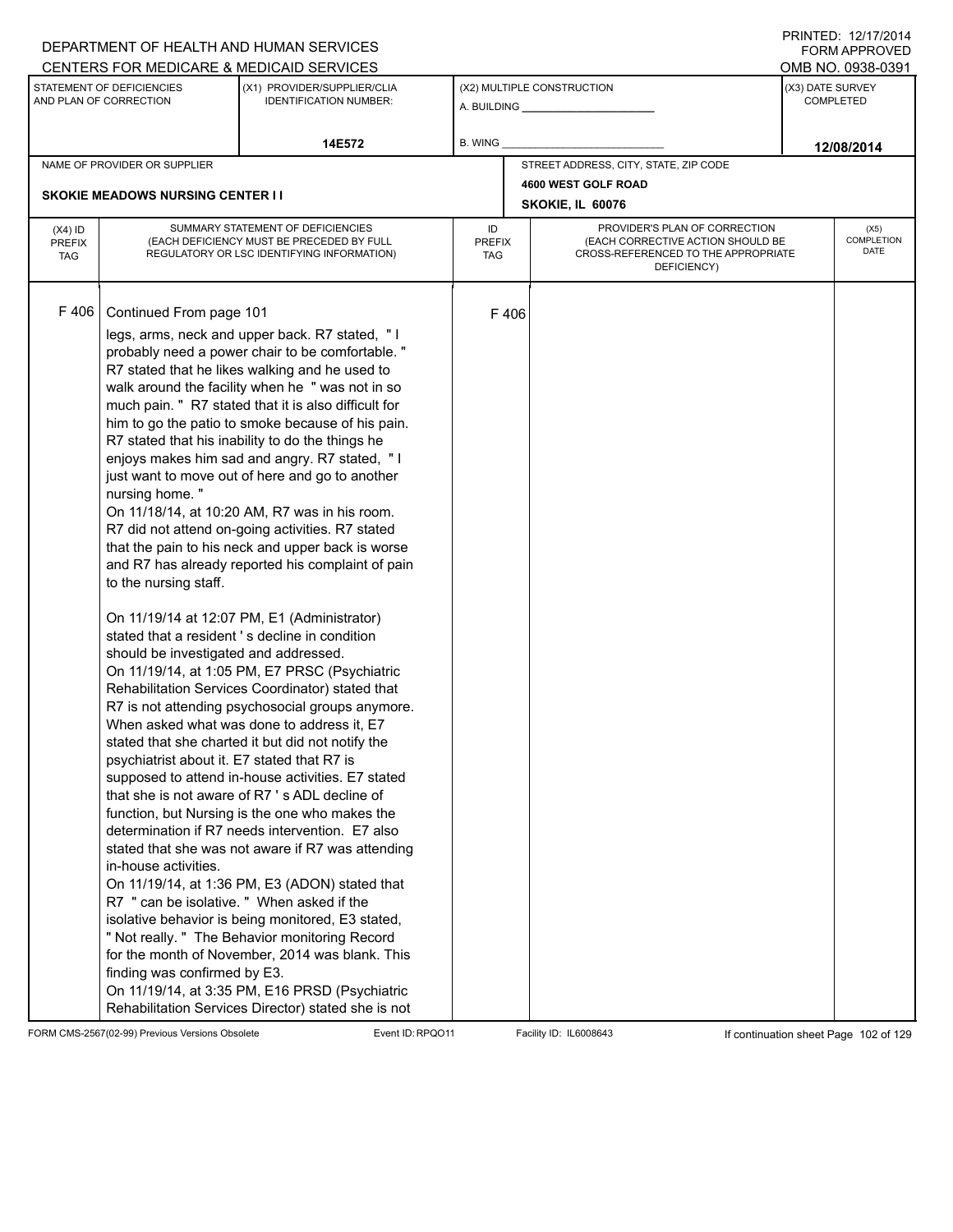DEPARTMENT OF HEALTH AND HUMAN SERVICES
CENTERS FOR MEDICARE & MEDICAID SERVICES

PRINTED: 12/17/2014
FORM APPROVED
OMB NO. 0938-0391

| STATEMENT OF DEFICIENCIES AND PLAN OF CORRECTION | (X1) PROVIDER/SUPPLIER/CLIA IDENTIFICATION NUMBER: | (X2) MULTIPLE CONSTRUCTION | (X3) DATE SURVEY COMPLETED |
|---|---|---|---|
| | 14E572 | A. BUILDING _______ B. WING _______ | 12/08/2014 |

NAME OF PROVIDER OR SUPPLIER: SKOKIE MEADOWS NURSING CENTER I I

STREET ADDRESS, CITY, STATE, ZIP CODE: 4600 WEST GOLF ROAD, SKOKIE, IL 60076

| (X4) ID PREFIX TAG | SUMMARY STATEMENT OF DEFICIENCIES (EACH DEFICIENCY MUST BE PRECEDED BY FULL REGULATORY OR LSC IDENTIFYING INFORMATION) | ID PREFIX TAG | PROVIDER'S PLAN OF CORRECTION (EACH CORRECTIVE ACTION SHOULD BE CROSS-REFERENCED TO THE APPROPRIATE DEFICIENCY) | (X5) COMPLETION DATE |
|---|---|---|---|---|
| F 406 | Continued From page 101<br>legs, arms, neck and upper back. R7 stated, " I probably need a power chair to be comfortable. " R7 stated that he likes walking and he used to walk around the facility when he " was not in so much pain. " R7 stated that it is also difficult for him to go the patio to smoke because of his pain. R7 stated that his inability to do the things he enjoys makes him sad and angry. R7 stated, " I just want to move out of here and go to another nursing home. "<br>On 11/18/14, at 10:20 AM, R7 was in his room. R7 did not attend on-going activities. R7 stated that the pain to his neck and upper back is worse and R7 has already reported his complaint of pain to the nursing staff.<br><br>On 11/19/14 at 12:07 PM, E1 (Administrator) stated that a resident ' s decline in condition should be investigated and addressed.<br>On 11/19/14, at 1:05 PM, E7 PRSC (Psychiatric Rehabilitation Services Coordinator) stated that R7 is not attending psychosocial groups anymore. When asked what was done to address it, E7 stated that she charted it but did not notify the psychiatrist about it. E7 stated that R7 is supposed to attend in-house activities. E7 stated that she is not aware of R7 ' s ADL decline of function, but Nursing is the one who makes the determination if R7 needs intervention. E7 also stated that she was not aware if R7 was attending in-house activities.<br>On 11/19/14, at 1:36 PM, E3 (ADON) stated that R7 " can be isolative. " When asked if the isolative behavior is being monitored, E3 stated, " Not really. " The Behavior monitoring Record for the month of November, 2014 was blank. This finding was confirmed by E3.<br>On 11/19/14, at 3:35 PM, E16 PRSD (Psychiatric Rehabilitation Services Director) stated she is not | F 406 | | |

FORM CMS-2567(02-99) Previous Versions Obsolete    Event ID: RPQO11    Facility ID: IL6008643    If continuation sheet Page 102 of 129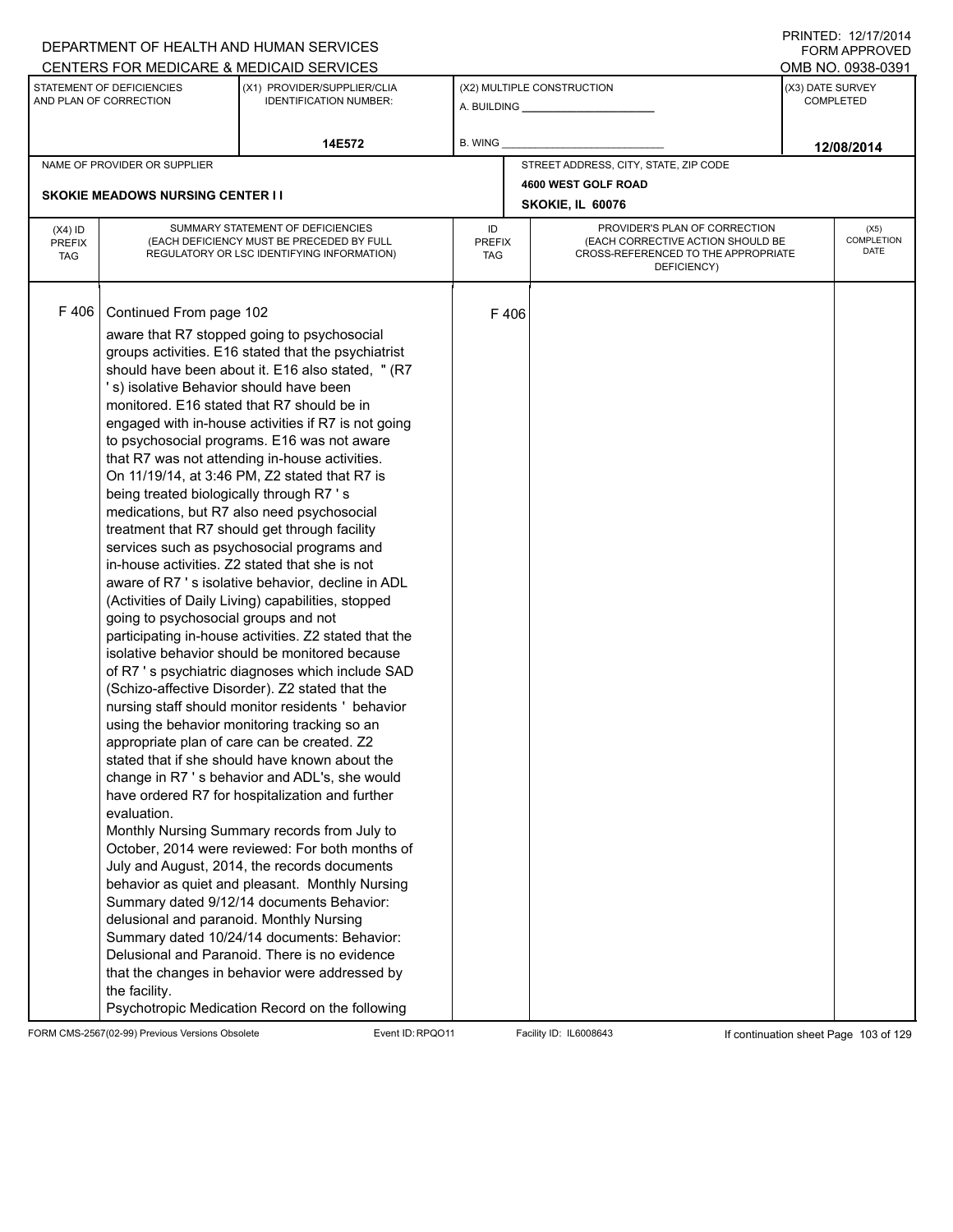DEPARTMENT OF HEALTH AND HUMAN SERVICES
CENTERS FOR MEDICARE & MEDICAID SERVICES

PRINTED: 12/17/2014
FORM APPROVED
OMB NO. 0938-0391

| STATEMENT OF DEFICIENCIES AND PLAN OF CORRECTION | (X1) PROVIDER/SUPPLIER/CLIA IDENTIFICATION NUMBER: | (X2) MULTIPLE CONSTRUCTION A. BUILDING ______ B. WING ______ | (X3) DATE SURVEY COMPLETED |
|---|---|---|---|
| | 14E572 | | 12/08/2014 |

| NAME OF PROVIDER OR SUPPLIER | STREET ADDRESS, CITY, STATE, ZIP CODE |
|---|---|
| SKOKIE MEADOWS NURSING CENTER I I | 4600 WEST GOLF ROAD SKOKIE, IL 60076 |

| (X4) ID PREFIX TAG | SUMMARY STATEMENT OF DEFICIENCIES (EACH DEFICIENCY MUST BE PRECEDED BY FULL REGULATORY OR LSC IDENTIFYING INFORMATION) | ID PREFIX TAG | PROVIDER'S PLAN OF CORRECTION (EACH CORRECTIVE ACTION SHOULD BE CROSS-REFERENCED TO THE APPROPRIATE DEFICIENCY) | (X5) COMPLETION DATE |
|---|---|---|---|---|
| F 406 | Continued From page 102 | F 406 | | |

aware that R7 stopped going to psychosocial groups activities. E16 stated that the psychiatrist should have been about it. E16 also stated, " (R7 ' s) isolative Behavior should have been monitored. E16 stated that R7 should be in engaged with in-house activities if R7 is not going to psychosocial programs. E16 was not aware that R7 was not attending in-house activities.
On 11/19/14, at 3:46 PM, Z2 stated that R7 is being treated biologically through R7 ' s medications, but R7 also need psychosocial treatment that R7 should get through facility services such as psychosocial programs and in-house activities. Z2 stated that she is not aware of R7 ' s isolative behavior, decline in ADL (Activities of Daily Living) capabilities, stopped going to psychosocial groups and not participating in-house activities. Z2 stated that the isolative behavior should be monitored because of R7 ' s psychiatric diagnoses which include SAD (Schizo-affective Disorder). Z2 stated that the nursing staff should monitor residents ' behavior using the behavior monitoring tracking so an appropriate plan of care can be created. Z2 stated that if she should have known about the change in R7 ' s behavior and ADL's, she would have ordered R7 for hospitalization and further evaluation.
Monthly Nursing Summary records from July to October, 2014 were reviewed: For both months of July and August, 2014, the records documents behavior as quiet and pleasant. Monthly Nursing Summary dated 9/12/14 documents Behavior: delusional and paranoid. Monthly Nursing Summary dated 10/24/14 documents: Behavior: Delusional and Paranoid. There is no evidence that the changes in behavior were addressed by the facility.
Psychotropic Medication Record on the following

FORM CMS-2567(02-99) Previous Versions Obsolete Event ID: RPQO11 Facility ID: IL6008643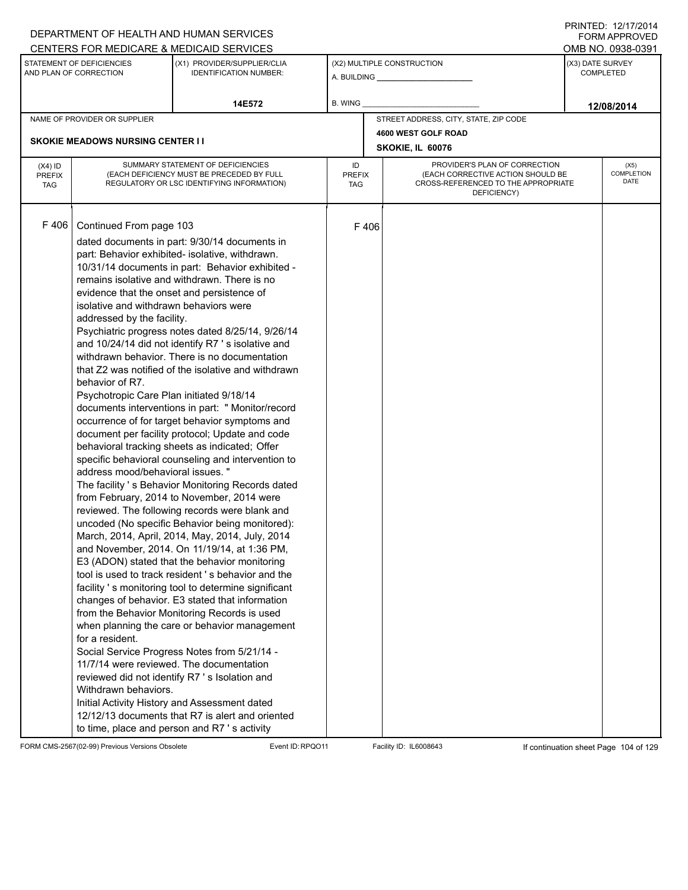DEPARTMENT OF HEALTH AND HUMAN SERVICES
CENTERS FOR MEDICARE & MEDICAID SERVICES

PRINTED: 12/17/2014
FORM APPROVED
OMB NO. 0938-0391

| STATEMENT OF DEFICIENCIES AND PLAN OF CORRECTION | (X1) PROVIDER/SUPPLIER/CLIA IDENTIFICATION NUMBER: | (X2) MULTIPLE CONSTRUCTION | (X3) DATE SURVEY COMPLETED |
|---|---|---|---|
| | 14E572 | A. BUILDING ______ B. WING ______ | 12/08/2014 |

| NAME OF PROVIDER OR SUPPLIER | STREET ADDRESS, CITY, STATE, ZIP CODE |
|---|---|
| SKOKIE MEADOWS NURSING CENTER I I | 4600 WEST GOLF ROAD SKOKIE, IL 60076 |

| (X4) ID PREFIX TAG | SUMMARY STATEMENT OF DEFICIENCIES (EACH DEFICIENCY MUST BE PRECEDED BY FULL REGULATORY OR LSC IDENTIFYING INFORMATION) | ID PREFIX TAG | PROVIDER'S PLAN OF CORRECTION (EACH CORRECTIVE ACTION SHOULD BE CROSS-REFERENCED TO THE APPROPRIATE DEFICIENCY) | (X5) COMPLETION DATE |
|---|---|---|---|---|
| F 406 | Continued From page 103 | F 406 | | |

dated documents in part: 9/30/14 documents in part: Behavior exhibited- isolative, withdrawn. 10/31/14 documents in part: Behavior exhibited - remains isolative and withdrawn. There is no evidence that the onset and persistence of isolative and withdrawn behaviors were addressed by the facility.
Psychiatric progress notes dated 8/25/14, 9/26/14 and 10/24/14 did not identify R7 ' s isolative and withdrawn behavior. There is no documentation that Z2 was notified of the isolative and withdrawn behavior of R7.
Psychotropic Care Plan initiated 9/18/14 documents interventions in part: " Monitor/record occurrence of for target behavior symptoms and document per facility protocol; Update and code behavioral tracking sheets as indicated; Offer specific behavioral counseling and intervention to address mood/behavioral issues. "
The facility ' s Behavior Monitoring Records dated from February, 2014 to November, 2014 were reviewed. The following records were blank and uncoded (No specific Behavior being monitored): March, 2014, April, 2014, May, 2014, July, 2014 and November, 2014. On 11/19/14, at 1:36 PM, E3 (ADON) stated that the behavior monitoring tool is used to track resident ' s behavior and the facility ' s monitoring tool to determine significant changes of behavior. E3 stated that information from the Behavior Monitoring Records is used when planning the care or behavior management for a resident.
Social Service Progress Notes from 5/21/14 - 11/7/14 were reviewed. The documentation reviewed did not identify R7 ' s Isolation and Withdrawn behaviors.
Initial Activity History and Assessment dated 12/12/13 documents that R7 is alert and oriented to time, place and person and R7 ' s activity

FORM CMS-2567(02-99) Previous Versions Obsolete Event ID: RPQO11 Facility ID: IL6008643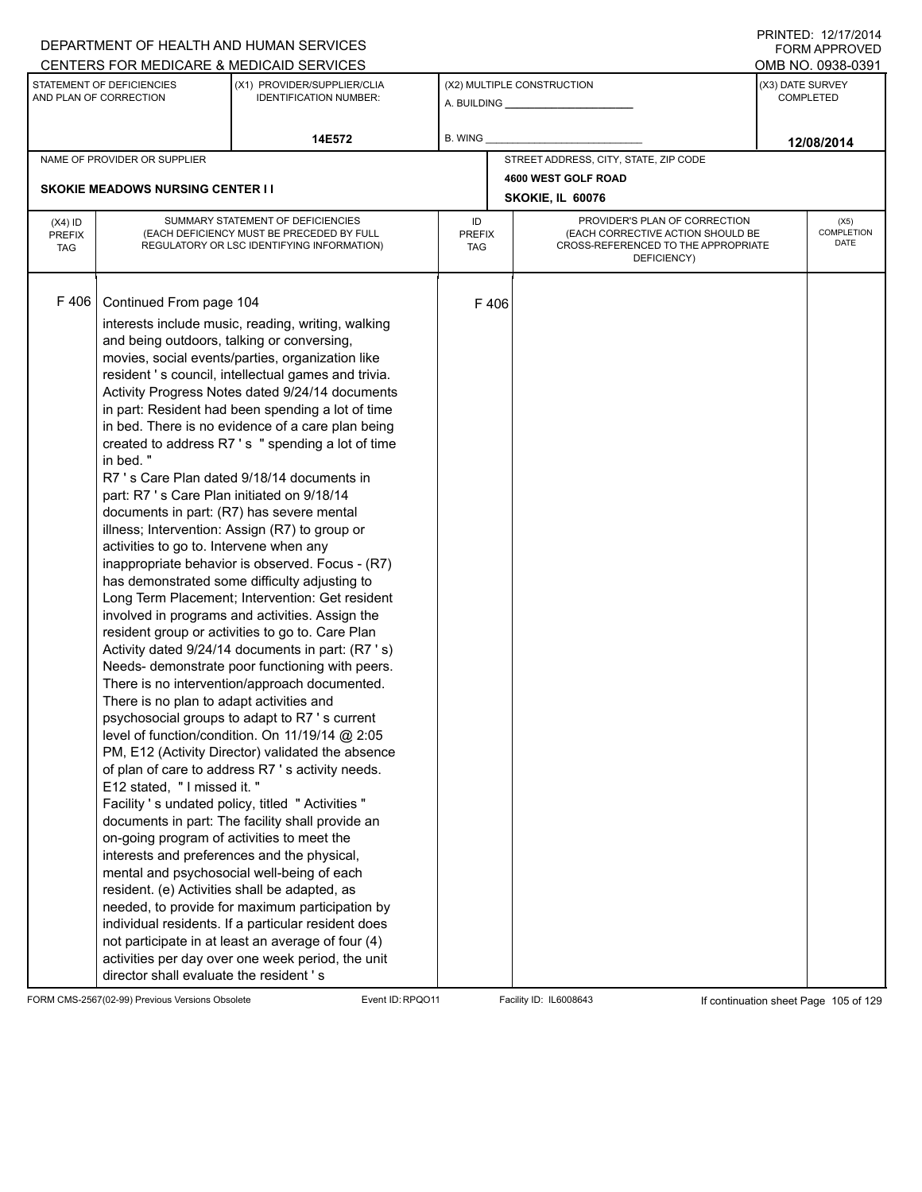DEPARTMENT OF HEALTH AND HUMAN SERVICES
CENTERS FOR MEDICARE & MEDICAID SERVICES

PRINTED: 12/17/2014
FORM APPROVED
OMB NO. 0938-0391

| STATEMENT OF DEFICIENCIES AND PLAN OF CORRECTION | (X1) PROVIDER/SUPPLIER/CLIA IDENTIFICATION NUMBER: | (X2) MULTIPLE CONSTRUCTION | (X3) DATE SURVEY COMPLETED |
|---|---|---|---|
| | 14E572 | A. BUILDING ______ B. WING ______ | 12/08/2014 |

| NAME OF PROVIDER OR SUPPLIER | STREET ADDRESS, CITY, STATE, ZIP CODE |
|---|---|
| SKOKIE MEADOWS NURSING CENTER I I | 4600 WEST GOLF ROAD SKOKIE, IL 60076 |

| (X4) ID PREFIX TAG | SUMMARY STATEMENT OF DEFICIENCIES (EACH DEFICIENCY MUST BE PRECEDED BY FULL REGULATORY OR LSC IDENTIFYING INFORMATION) | ID PREFIX TAG | PROVIDER'S PLAN OF CORRECTION (EACH CORRECTIVE ACTION SHOULD BE CROSS-REFERENCED TO THE APPROPRIATE DEFICIENCY) | (X5) COMPLETION DATE |
|---|---|---|---|---|
| F 406 | Continued From page 104<br>interests include music, reading, writing, walking and being outdoors, talking or conversing, movies, social events/parties, organization like resident ' s council, intellectual games and trivia. Activity Progress Notes dated 9/24/14 documents in part: Resident had been spending a lot of time in bed. There is no evidence of a care plan being created to address R7 ' s " spending a lot of time in bed. "<br>R7 ' s Care Plan dated 9/18/14 documents in part: R7 ' s Care Plan initiated on 9/18/14 documents in part: (R7) has severe mental illness; Intervention: Assign (R7) to group or activities to go to. Intervene when any inappropriate behavior is observed. Focus - (R7) has demonstrated some difficulty adjusting to Long Term Placement; Intervention: Get resident involved in programs and activities. Assign the resident group or activities to go to. Care Plan Activity dated 9/24/14 documents in part: (R7 ' s) Needs- demonstrate poor functioning with peers. There is no intervention/approach documented. There is no plan to adapt activities and psychosocial groups to adapt to R7 ' s current level of function/condition. On 11/19/14 @ 2:05 PM, E12 (Activity Director) validated the absence of plan of care to address R7 ' s activity needs. E12 stated, " I missed it. "<br>Facility ' s undated policy, titled " Activities " documents in part: The facility shall provide an on-going program of activities to meet the interests and preferences and the physical, mental and psychosocial well-being of each resident. (e) Activities shall be adapted, as needed, to provide for maximum participation by individual residents. If a particular resident does not participate in at least an average of four (4) activities per day over one week period, the unit director shall evaluate the resident ' s | F 406 | | |

FORM CMS-2567(02-99) Previous Versions Obsolete Event ID: RPQO11 Facility ID: IL6008643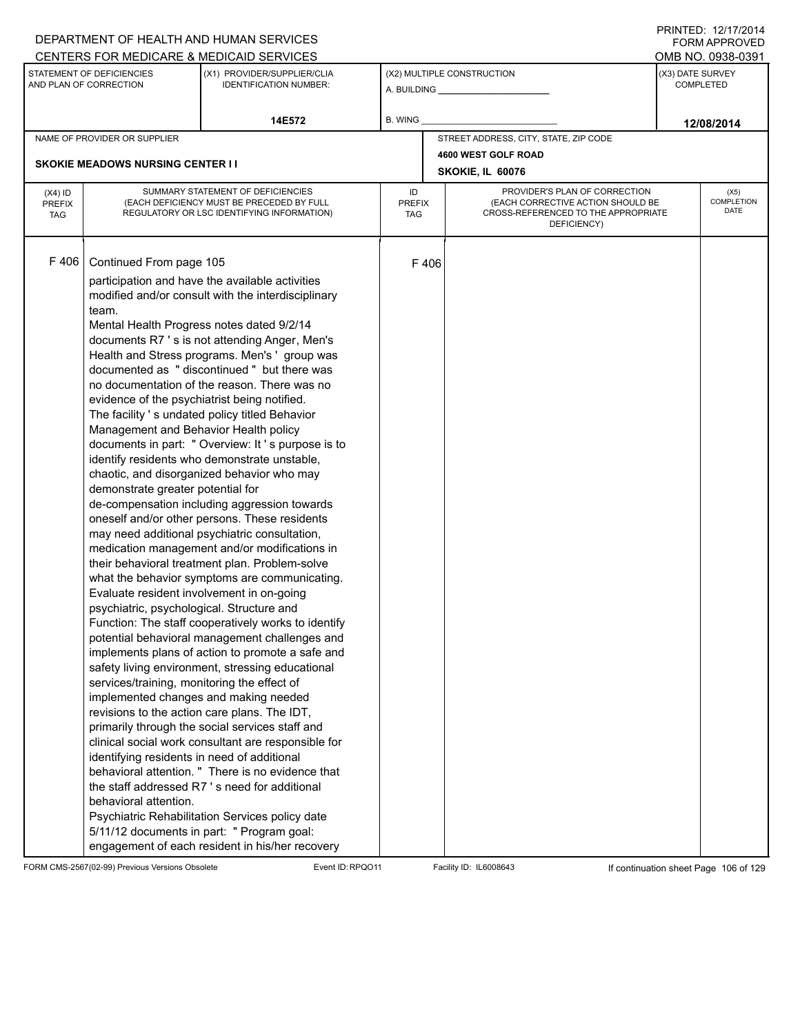DEPARTMENT OF HEALTH AND HUMAN SERVICES
CENTERS FOR MEDICARE & MEDICAID SERVICES

PRINTED: 12/17/2014
FORM APPROVED
OMB NO. 0938-0391

| STATEMENT OF DEFICIENCIES AND PLAN OF CORRECTION | (X1) PROVIDER/SUPPLIER/CLIA IDENTIFICATION NUMBER: | (X2) MULTIPLE CONSTRUCTION | (X3) DATE SURVEY COMPLETED |
|---|---|---|---|
| | 14E572 | A. BUILDING ______ B. WING ______ | 12/08/2014 |

NAME OF PROVIDER OR SUPPLIER: SKOKIE MEADOWS NURSING CENTER I I

STREET ADDRESS, CITY, STATE, ZIP CODE: 4600 WEST GOLF ROAD, SKOKIE, IL 60076

| (X4) ID PREFIX TAG | SUMMARY STATEMENT OF DEFICIENCIES (EACH DEFICIENCY MUST BE PRECEDED BY FULL REGULATORY OR LSC IDENTIFYING INFORMATION) | ID PREFIX TAG | PROVIDER'S PLAN OF CORRECTION (EACH CORRECTIVE ACTION SHOULD BE CROSS-REFERENCED TO THE APPROPRIATE DEFICIENCY) | (X5) COMPLETION DATE |
|---|---|---|---|---|
| F 406 | Continued From page 105<br>participation and have the available activities modified and/or consult with the interdisciplinary team.<br>Mental Health Progress notes dated 9/2/14 documents R7 ' s is not attending Anger, Men's Health and Stress programs. Men's ' group was documented as " discontinued " but there was no documentation of the reason. There was no evidence of the psychiatrist being notified.<br>The facility ' s undated policy titled Behavior Management and Behavior Health policy documents in part: " Overview: It ' s purpose is to identify residents who demonstrate unstable, chaotic, and disorganized behavior who may demonstrate greater potential for de-compensation including aggression towards oneself and/or other persons. These residents may need additional psychiatric consultation, medication management and/or modifications in their behavioral treatment plan. Problem-solve what the behavior symptoms are communicating. Evaluate resident involvement in on-going psychiatric, psychological. Structure and Function: The staff cooperatively works to identify potential behavioral management challenges and implements plans of action to promote a safe and safety living environment, stressing educational services/training, monitoring the effect of implemented changes and making needed revisions to the action care plans. The IDT, primarily through the social services staff and clinical social work consultant are responsible for identifying residents in need of additional behavioral attention. " There is no evidence that the staff addressed R7 ' s need for additional behavioral attention.<br>Psychiatric Rehabilitation Services policy date 5/11/12 documents in part: " Program goal: engagement of each resident in his/her recovery | F 406 | | |

FORM CMS-2567(02-99) Previous Versions Obsolete Event ID: RPQO11 Facility ID: IL6008643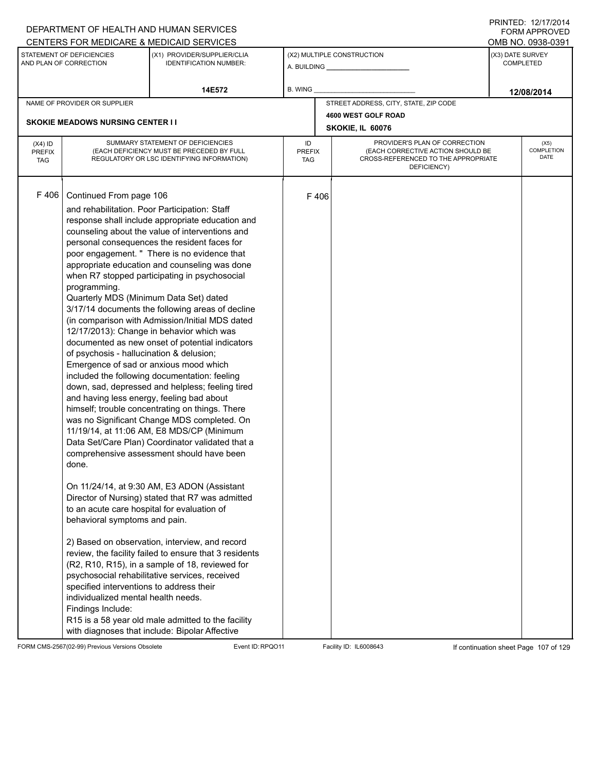DEPARTMENT OF HEALTH AND HUMAN SERVICES
CENTERS FOR MEDICARE & MEDICAID SERVICES

PRINTED: 12/17/2014
FORM APPROVED
OMB NO. 0938-0391

| STATEMENT OF DEFICIENCIES AND PLAN OF CORRECTION | (X1) PROVIDER/SUPPLIER/CLIA IDENTIFICATION NUMBER: | (X2) MULTIPLE CONSTRUCTION | (X3) DATE SURVEY COMPLETED |
|---|---|---|---|
| | 14E572 | A. BUILDING ______ B. WING ______ | 12/08/2014 |

NAME OF PROVIDER OR SUPPLIER: SKOKIE MEADOWS NURSING CENTER I I

STREET ADDRESS, CITY, STATE, ZIP CODE: 4600 WEST GOLF ROAD, SKOKIE, IL 60076

| (X4) ID PREFIX TAG | SUMMARY STATEMENT OF DEFICIENCIES (EACH DEFICIENCY MUST BE PRECEDED BY FULL REGULATORY OR LSC IDENTIFYING INFORMATION) | ID PREFIX TAG | PROVIDER'S PLAN OF CORRECTION (EACH CORRECTIVE ACTION SHOULD BE CROSS-REFERENCED TO THE APPROPRIATE DEFICIENCY) | (X5) COMPLETION DATE |
|---|---|---|---|---|
| F 406 | Continued From page 106 | F 406 | | |

and rehabilitation. Poor Participation: Staff response shall include appropriate education and counseling about the value of interventions and personal consequences the resident faces for poor engagement. " There is no evidence that appropriate education and counseling was done when R7 stopped participating in psychosocial programming.

Quarterly MDS (Minimum Data Set) dated 3/17/14 documents the following areas of decline (in comparison with Admission/Initial MDS dated 12/17/2013): Change in behavior which was documented as new onset of potential indicators of psychosis - hallucination & delusion; Emergence of sad or anxious mood which included the following documentation: feeling down, sad, depressed and helpless; feeling tired and having less energy, feeling bad about himself; trouble concentrating on things. There was no Significant Change MDS completed. On 11/19/14, at 11:06 AM, E8 MDS/CP (Minimum Data Set/Care Plan) Coordinator validated that a comprehensive assessment should have been done.

On 11/24/14, at 9:30 AM, E3 ADON (Assistant Director of Nursing) stated that R7 was admitted to an acute care hospital for evaluation of behavioral symptoms and pain.

2) Based on observation, interview, and record review, the facility failed to ensure that 3 residents (R2, R10, R15), in a sample of 18, reviewed for psychosocial rehabilitative services, received specified interventions to address their individualized mental health needs.

Findings Include:

R15 is a 58 year old male admitted to the facility with diagnoses that include: Bipolar Affective

FORM CMS-2567(02-99) Previous Versions Obsolete | Event ID: RPQO11 | Facility ID: IL6008643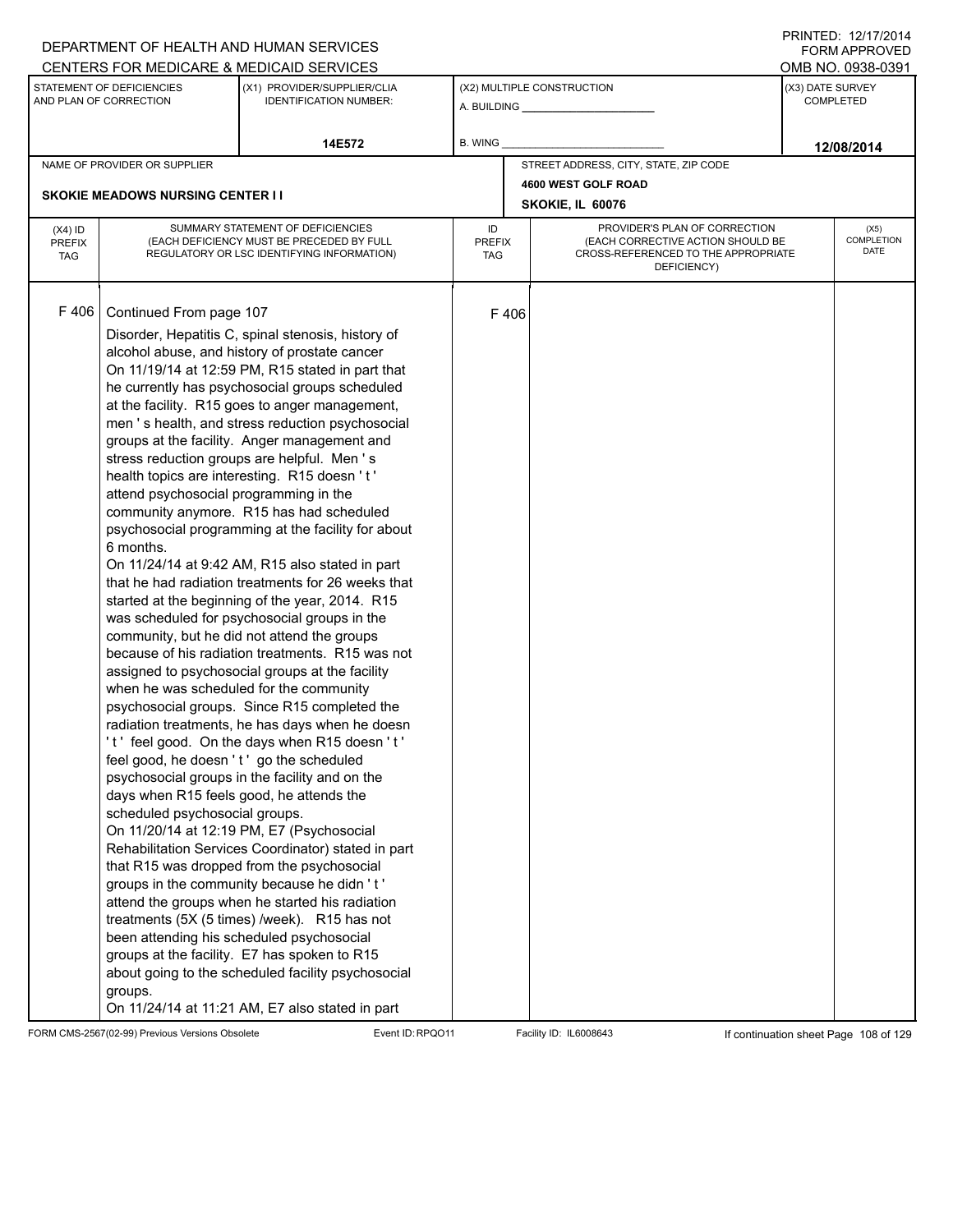DEPARTMENT OF HEALTH AND HUMAN SERVICES
CENTERS FOR MEDICARE & MEDICAID SERVICES

PRINTED: 12/17/2014
FORM APPROVED
OMB NO. 0938-0391

| STATEMENT OF DEFICIENCIES AND PLAN OF CORRECTION | (X1) PROVIDER/SUPPLIER/CLIA IDENTIFICATION NUMBER: | (X2) MULTIPLE CONSTRUCTION | (X3) DATE SURVEY COMPLETED |
|---|---|---|---|
| | 14E572 | A. BUILDING ______ B. WING ______ | 12/08/2014 |

| NAME OF PROVIDER OR SUPPLIER | STREET ADDRESS, CITY, STATE, ZIP CODE |
|---|---|
| SKOKIE MEADOWS NURSING CENTER I I | 4600 WEST GOLF ROAD SKOKIE, IL 60076 |

| (X4) ID PREFIX TAG | SUMMARY STATEMENT OF DEFICIENCIES (EACH DEFICIENCY MUST BE PRECEDED BY FULL REGULATORY OR LSC IDENTIFYING INFORMATION) | ID PREFIX TAG | PROVIDER'S PLAN OF CORRECTION (EACH CORRECTIVE ACTION SHOULD BE CROSS-REFERENCED TO THE APPROPRIATE DEFICIENCY) | (X5) COMPLETION DATE |
|---|---|---|---|---|
| F 406 | Continued From page 107 | F 406 | | |

Disorder, Hepatitis C, spinal stenosis, history of alcohol abuse, and history of prostate cancer

On 11/19/14 at 12:59 PM, R15 stated in part that he currently has psychosocial groups scheduled at the facility. R15 goes to anger management, men ' s health, and stress reduction psychosocial groups at the facility. Anger management and stress reduction groups are helpful. Men ' s health topics are interesting. R15 doesn ' t ' attend psychosocial programming in the community anymore. R15 has had scheduled psychosocial programming at the facility for about 6 months.

On 11/24/14 at 9:42 AM, R15 also stated in part that he had radiation treatments for 26 weeks that started at the beginning of the year, 2014. R15 was scheduled for psychosocial groups in the community, but he did not attend the groups because of his radiation treatments. R15 was not assigned to psychosocial groups at the facility when he was scheduled for the community psychosocial groups. Since R15 completed the radiation treatments, he has days when he doesn ' t ' feel good. On the days when R15 doesn ' t ' feel good, he doesn ' t ' go the scheduled psychosocial groups in the facility and on the days when R15 feels good, he attends the scheduled psychosocial groups.

On 11/20/14 at 12:19 PM, E7 (Psychosocial Rehabilitation Services Coordinator) stated in part that R15 was dropped from the psychosocial groups in the community because he didn ' t ' attend the groups when he started his radiation treatments (5X (5 times) /week). R15 has not been attending his scheduled psychosocial groups at the facility. E7 has spoken to R15 about going to the scheduled facility psychosocial groups.

On 11/24/14 at 11:21 AM, E7 also stated in part

FORM CMS-2567(02-99) Previous Versions Obsolete Event ID: RPQO11 Facility ID: IL6008643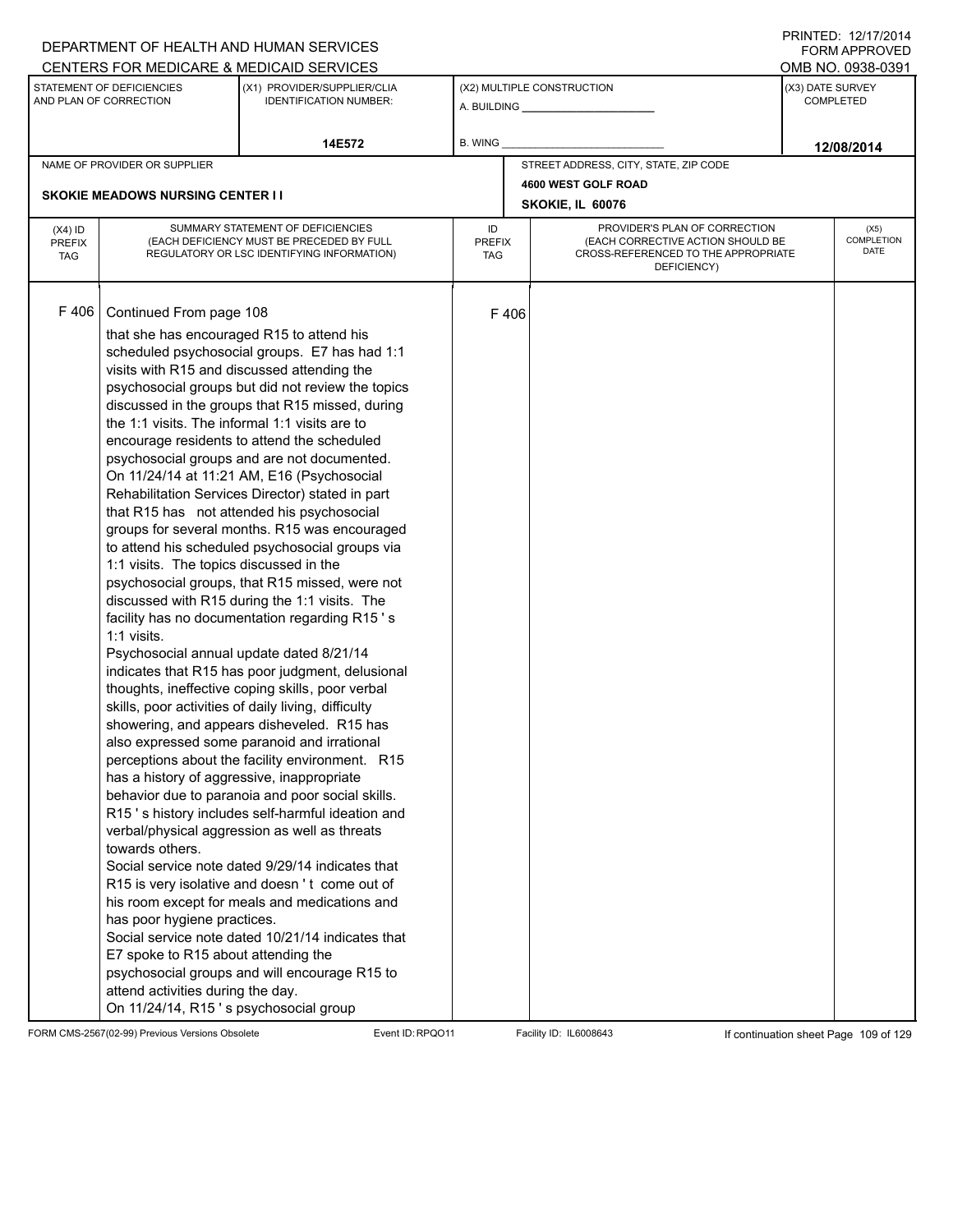DEPARTMENT OF HEALTH AND HUMAN SERVICES
CENTERS FOR MEDICARE & MEDICAID SERVICES

PRINTED: 12/17/2014
FORM APPROVED
OMB NO. 0938-0391

| STATEMENT OF DEFICIENCIES AND PLAN OF CORRECTION | (X1) PROVIDER/SUPPLIER/CLIA IDENTIFICATION NUMBER: | (X2) MULTIPLE CONSTRUCTION | (X3) DATE SURVEY COMPLETED |
|---|---|---|---|
| | 14E572 | A. BUILDING ______ B. WING ______ | 12/08/2014 |

| NAME OF PROVIDER OR SUPPLIER | STREET ADDRESS, CITY, STATE, ZIP CODE |
|---|---|
| SKOKIE MEADOWS NURSING CENTER I I | 4600 WEST GOLF ROAD SKOKIE, IL 60076 |

| (X4) ID PREFIX TAG | SUMMARY STATEMENT OF DEFICIENCIES (EACH DEFICIENCY MUST BE PRECEDED BY FULL REGULATORY OR LSC IDENTIFYING INFORMATION) | ID PREFIX TAG | PROVIDER'S PLAN OF CORRECTION (EACH CORRECTIVE ACTION SHOULD BE CROSS-REFERENCED TO THE APPROPRIATE DEFICIENCY) | (X5) COMPLETION DATE |
|---|---|---|---|---|
| F 406 | Continued From page 108<br>that she has encouraged R15 to attend his scheduled psychosocial groups. E7 has had 1:1 visits with R15 and discussed attending the psychosocial groups but did not review the topics discussed in the groups that R15 missed, during the 1:1 visits. The informal 1:1 visits are to encourage residents to attend the scheduled psychosocial groups and are not documented.<br>On 11/24/14 at 11:21 AM, E16 (Psychosocial Rehabilitation Services Director) stated in part that R15 has not attended his psychosocial groups for several months. R15 was encouraged to attend his scheduled psychosocial groups via 1:1 visits. The topics discussed in the psychosocial groups, that R15 missed, were not discussed with R15 during the 1:1 visits. The facility has no documentation regarding R15 ' s 1:1 visits.<br>Psychosocial annual update dated 8/21/14 indicates that R15 has poor judgment, delusional thoughts, ineffective coping skills, poor verbal skills, poor activities of daily living, difficulty showering, and appears disheveled. R15 has also expressed some paranoid and irrational perceptions about the facility environment. R15 has a history of aggressive, inappropriate behavior due to paranoia and poor social skills. R15 ' s history includes self-harmful ideation and verbal/physical aggression as well as threats towards others.<br>Social service note dated 9/29/14 indicates that R15 is very isolative and doesn ' t come out of his room except for meals and medications and has poor hygiene practices.<br>Social service note dated 10/21/14 indicates that E7 spoke to R15 about attending the psychosocial groups and will encourage R15 to attend activities during the day.<br>On 11/24/14, R15 ' s psychosocial group | F 406 | | |

FORM CMS-2567(02-99) Previous Versions Obsolete Event ID: RPQO11 Facility ID: IL6008643 If continuation sheet Page 109 of 129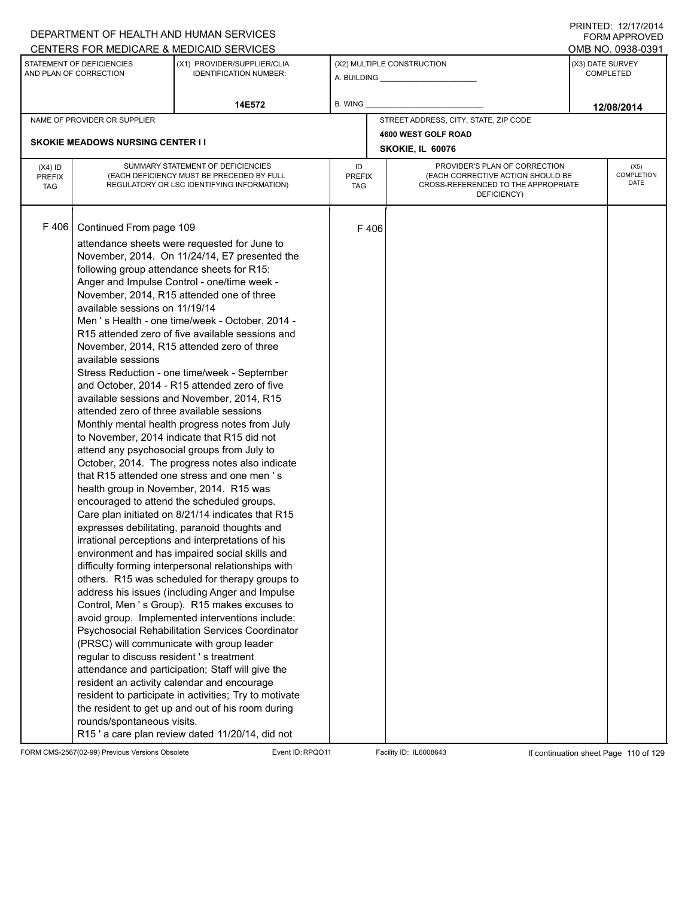DEPARTMENT OF HEALTH AND HUMAN SERVICES
CENTERS FOR MEDICARE & MEDICAID SERVICES

PRINTED: 12/17/2014
FORM APPROVED
OMB NO. 0938-0391

| STATEMENT OF DEFICIENCIES AND PLAN OF CORRECTION | (X1) PROVIDER/SUPPLIER/CLIA IDENTIFICATION NUMBER: | (X2) MULTIPLE CONSTRUCTION | (X3) DATE SURVEY COMPLETED |
|---|---|---|---|
| | 14E572 | A. BUILDING ___ B. WING ___ | 12/08/2014 |

NAME OF PROVIDER OR SUPPLIER: SKOKIE MEADOWS NURSING CENTER I I

STREET ADDRESS, CITY, STATE, ZIP CODE: 4600 WEST GOLF ROAD, SKOKIE, IL 60076

| (X4) ID PREFIX TAG | SUMMARY STATEMENT OF DEFICIENCIES (EACH DEFICIENCY MUST BE PRECEDED BY FULL REGULATORY OR LSC IDENTIFYING INFORMATION) | ID PREFIX TAG | PROVIDER'S PLAN OF CORRECTION (EACH CORRECTIVE ACTION SHOULD BE CROSS-REFERENCED TO THE APPROPRIATE DEFICIENCY) | (X5) COMPLETION DATE |
|---|---|---|---|---|
| F 406 | Continued From page 109<br>attendance sheets were requested for June to November, 2014. On 11/24/14, E7 presented the following group attendance sheets for R15:<br>Anger and Impulse Control - one/time week - November, 2014, R15 attended one of three available sessions on 11/19/14<br>Men ' s Health - one time/week - October, 2014 - R15 attended zero of five available sessions and November, 2014, R15 attended zero of three available sessions<br>Stress Reduction - one time/week - September and October, 2014 - R15 attended zero of five available sessions and November, 2014, R15 attended zero of three available sessions<br>Monthly mental health progress notes from July to November, 2014 indicate that R15 did not attend any psychosocial groups from July to October, 2014. The progress notes also indicate that R15 attended one stress and one men ' s health group in November, 2014. R15 was encouraged to attend the scheduled groups.<br>Care plan initiated on 8/21/14 indicates that R15 expresses debilitating, paranoid thoughts and irrational perceptions and interpretations of his environment and has impaired social skills and difficulty forming interpersonal relationships with others. R15 was scheduled for therapy groups to address his issues (including Anger and Impulse Control, Men ' s Group). R15 makes excuses to avoid group. Implemented interventions include: Psychosocial Rehabilitation Services Coordinator (PRSC) will communicate with group leader regular to discuss resident ' s treatment attendance and participation; Staff will give the resident an activity calendar and encourage resident to participate in activities; Try to motivate the resident to get up and out of his room during rounds/spontaneous visits.<br>R15 ' a care plan review dated 11/20/14, did not | F 406 | | |

FORM CMS-2567(02-99) Previous Versions Obsolete Event ID: RPQO11 Facility ID: IL6008643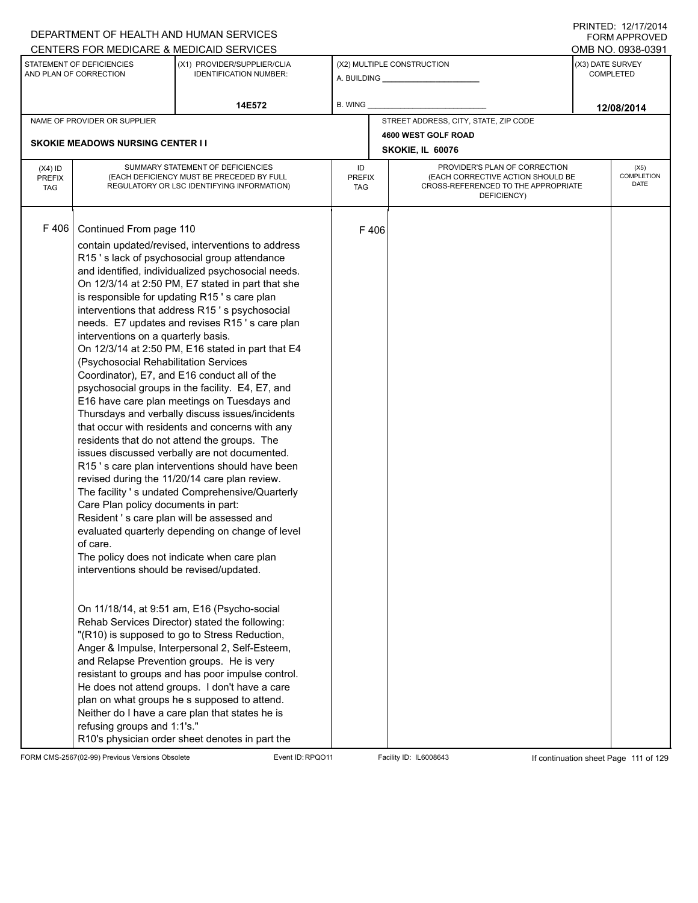DEPARTMENT OF HEALTH AND HUMAN SERVICES
CENTERS FOR MEDICARE & MEDICAID SERVICES

PRINTED: 12/17/2014
FORM APPROVED
OMB NO. 0938-0391

| STATEMENT OF DEFICIENCIES AND PLAN OF CORRECTION | (X1) PROVIDER/SUPPLIER/CLIA IDENTIFICATION NUMBER: | (X2) MULTIPLE CONSTRUCTION | (X3) DATE SURVEY COMPLETED |
|---|---|---|---|
| | 14E572 | A. BUILDING ______ B. WING ______ | 12/08/2014 |

| NAME OF PROVIDER OR SUPPLIER | STREET ADDRESS, CITY, STATE, ZIP CODE |
|---|---|
| SKOKIE MEADOWS NURSING CENTER I I | 4600 WEST GOLF ROAD SKOKIE, IL 60076 |

| (X4) ID PREFIX TAG | SUMMARY STATEMENT OF DEFICIENCIES (EACH DEFICIENCY MUST BE PRECEDED BY FULL REGULATORY OR LSC IDENTIFYING INFORMATION) | ID PREFIX TAG | PROVIDER'S PLAN OF CORRECTION (EACH CORRECTIVE ACTION SHOULD BE CROSS-REFERENCED TO THE APPROPRIATE DEFICIENCY) | (X5) COMPLETION DATE |
|---|---|---|---|---|
| F 406 | Continued From page 110 | F 406 | | |

contain updated/revised, interventions to address R15 ' s lack of psychosocial group attendance and identified, individualized psychosocial needs.
On 12/3/14 at 2:50 PM, E7 stated in part that she is responsible for updating R15 ' s care plan interventions that address R15 ' s psychosocial needs. E7 updates and revises R15 ' s care plan interventions on a quarterly basis.
On 12/3/14 at 2:50 PM, E16 stated in part that E4 (Psychosocial Rehabilitation Services Coordinator), E7, and E16 conduct all of the psychosocial groups in the facility. E4, E7, and E16 have care plan meetings on Tuesdays and Thursdays and verbally discuss issues/incidents that occur with residents and concerns with any residents that do not attend the groups. The issues discussed verbally are not documented.
R15 ' s care plan interventions should have been revised during the 11/20/14 care plan review.
The facility ' s undated Comprehensive/Quarterly Care Plan policy documents in part:
Resident ' s care plan will be assessed and evaluated quarterly depending on change of level of care.
The policy does not indicate when care plan interventions should be revised/updated.

On 11/18/14, at 9:51 am, E16 (Psycho-social Rehab Services Director) stated the following:
"(R10) is supposed to go to Stress Reduction, Anger & Impulse, Interpersonal 2, Self-Esteem, and Relapse Prevention groups. He is very resistant to groups and has poor impulse control. He does not attend groups. I don't have a care plan on what groups he s supposed to attend. Neither do I have a care plan that states he is refusing groups and 1:1's."
R10's physician order sheet denotes in part the

FORM CMS-2567(02-99) Previous Versions Obsolete Event ID: RPQO11 Facility ID: IL6008643 If continuation sheet Page 111 of 129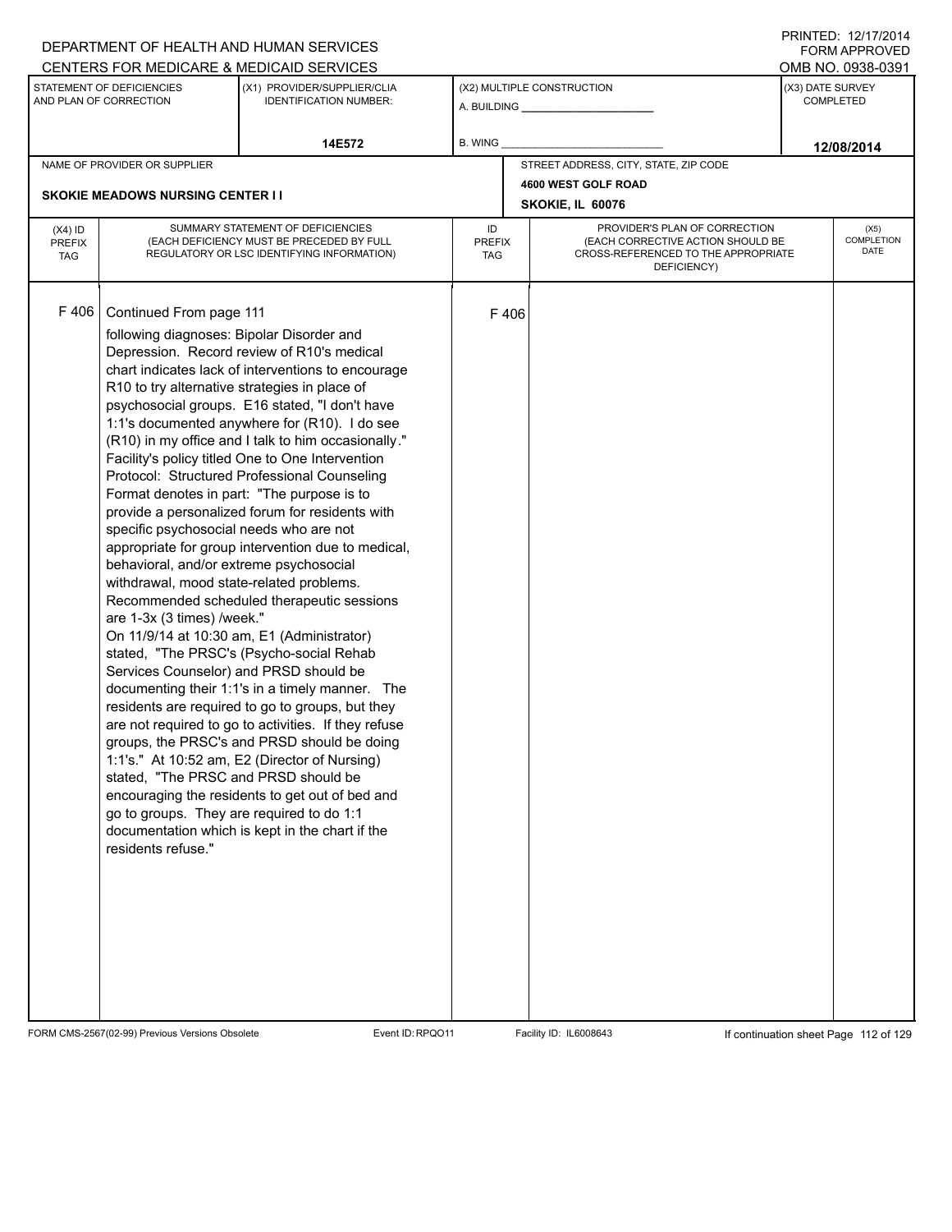DEPARTMENT OF HEALTH AND HUMAN SERVICES
CENTERS FOR MEDICARE & MEDICAID SERVICES

PRINTED: 12/17/2014
FORM APPROVED
OMB NO. 0938-0391

| STATEMENT OF DEFICIENCIES AND PLAN OF CORRECTION | (X1) PROVIDER/SUPPLIER/CLIA IDENTIFICATION NUMBER: | (X2) MULTIPLE CONSTRUCTION | (X3) DATE SURVEY COMPLETED |
|---|---|---|---|
| | 14E572 | A. BUILDING ___ B. WING ___ | 12/08/2014 |

| NAME OF PROVIDER OR SUPPLIER | STREET ADDRESS, CITY, STATE, ZIP CODE |
|---|---|
| SKOKIE MEADOWS NURSING CENTER I I | 4600 WEST GOLF ROAD SKOKIE, IL 60076 |

| (X4) ID PREFIX TAG | SUMMARY STATEMENT OF DEFICIENCIES (EACH DEFICIENCY MUST BE PRECEDED BY FULL REGULATORY OR LSC IDENTIFYING INFORMATION) | ID PREFIX TAG | PROVIDER'S PLAN OF CORRECTION (EACH CORRECTIVE ACTION SHOULD BE CROSS-REFERENCED TO THE APPROPRIATE DEFICIENCY) | (X5) COMPLETION DATE |
|---|---|---|---|---|
| F 406 | Continued From page 111 following diagnoses: Bipolar Disorder and Depression. Record review of R10's medical chart indicates lack of interventions to encourage R10 to try alternative strategies in place of psychosocial groups. E16 stated, "I don't have 1:1's documented anywhere for (R10). I do see (R10) in my office and I talk to him occasionally." Facility's policy titled One to One Intervention Protocol: Structured Professional Counseling Format denotes in part: "The purpose is to provide a personalized forum for residents with specific psychosocial needs who are not appropriate for group intervention due to medical, behavioral, and/or extreme psychosocial withdrawal, mood state-related problems. Recommended scheduled therapeutic sessions are 1-3x (3 times) /week."<br>On 11/9/14 at 10:30 am, E1 (Administrator) stated, "The PRSC's (Psycho-social Rehab Services Counselor) and PRSD should be documenting their 1:1's in a timely manner. The residents are required to go to groups, but they are not required to go to activities. If they refuse groups, the PRSC's and PRSD should be doing 1:1's." At 10:52 am, E2 (Director of Nursing) stated, "The PRSC and PRSD should be encouraging the residents to get out of bed and go to groups. They are required to do 1:1 documentation which is kept in the chart if the residents refuse." | F 406 | | |

FORM CMS-2567(02-99) Previous Versions Obsolete Event ID: RPQO11 Facility ID: IL6008643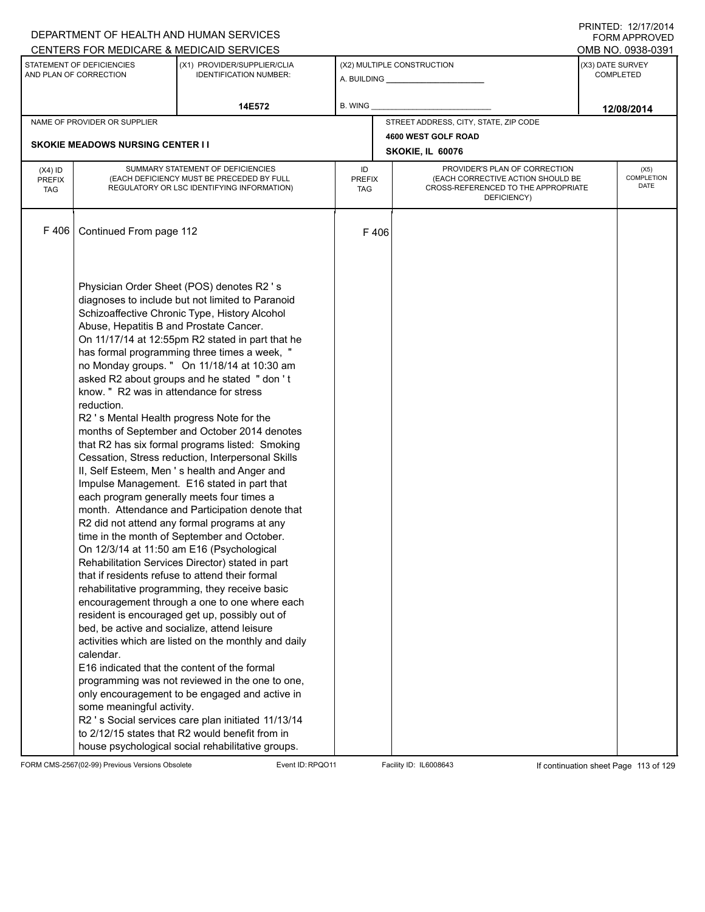| (X4) ID PREFIX TAG | SUMMARY STATEMENT OF DEFICIENCIES (EACH DEFICIENCY MUST BE PRECEDED BY FULL REGULATORY OR LSC IDENTIFYING INFORMATION) | ID PREFIX TAG | PROVIDER'S PLAN OF CORRECTION (EACH CORRECTIVE ACTION SHOULD BE CROSS-REFERENCED TO THE APPROPRIATE DEFICIENCY) | (X5) COMPLETION DATE |
|---|---|---|---|---|
| F 406 | Continued From page 112 | F 406 | | |

Physician Order Sheet (POS) denotes R2 ' s diagnoses to include but not limited to Paranoid Schizoaffective Chronic Type, History Alcohol Abuse, Hepatitis B and Prostate Cancer.

On 11/17/14 at 12:55pm R2 stated in part that he has formal programming three times a week, " no Monday groups. " On 11/18/14 at 10:30 am asked R2 about groups and he stated " don ' t know. " R2 was in attendance for stress reduction.

R2 ' s Mental Health progress Note for the months of September and October 2014 denotes that R2 has six formal programs listed: Smoking Cessation, Stress reduction, Interpersonal Skills II, Self Esteem, Men ' s health and Anger and Impulse Management. E16 stated in part that each program generally meets four times a month. Attendance and Participation denote that R2 did not attend any formal programs at any time in the month of September and October.

On 12/3/14 at 11:50 am E16 (Psychological Rehabilitation Services Director) stated in part that if residents refuse to attend their formal rehabilitative programming, they receive basic encouragement through a one to one where each resident is encouraged get up, possibly out of bed, be active and socialize, attend leisure activities which are listed on the monthly and daily calendar.

E16 indicated that the content of the formal programming was not reviewed in the one to one, only encouragement to be engaged and active in some meaningful activity.

R2 ' s Social services care plan initiated 11/13/14 to 2/12/15 states that R2 would benefit from in house psychological social rehabilitative groups.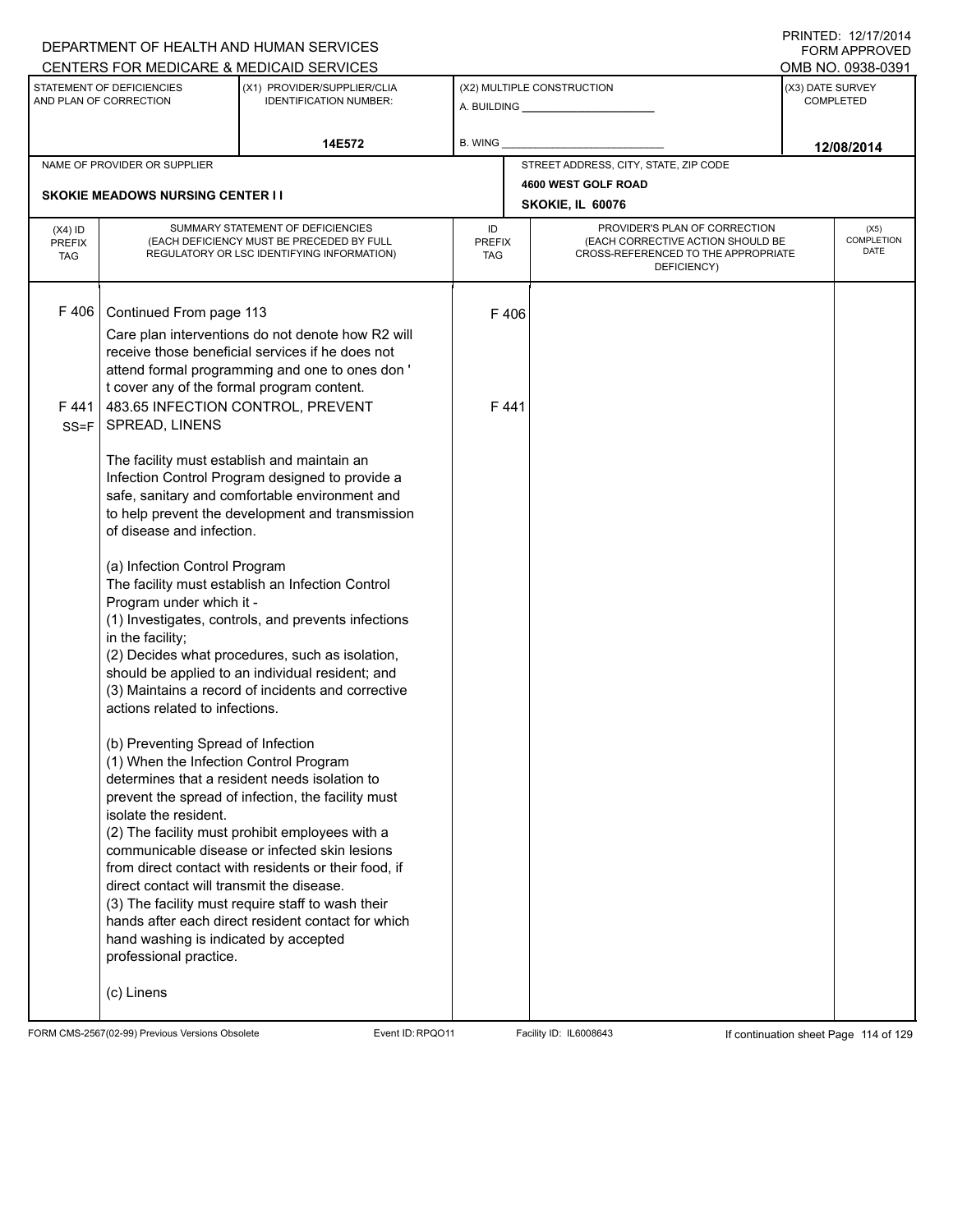DEPARTMENT OF HEALTH AND HUMAN SERVICES
CENTERS FOR MEDICARE & MEDICAID SERVICES

PRINTED: 12/17/2014
FORM APPROVED
OMB NO. 0938-0391

| STATEMENT OF DEFICIENCIES AND PLAN OF CORRECTION | (X1) PROVIDER/SUPPLIER/CLIA IDENTIFICATION NUMBER: | (X2) MULTIPLE CONSTRUCTION | (X3) DATE SURVEY COMPLETED |
|---|---|---|---|
| | 14E572 | A. BUILDING ______ B. WING ______ | 12/08/2014 |

| NAME OF PROVIDER OR SUPPLIER | STREET ADDRESS, CITY, STATE, ZIP CODE |
|---|---|
| SKOKIE MEADOWS NURSING CENTER I I | 4600 WEST GOLF ROAD SKOKIE, IL 60076 |

| (X4) ID PREFIX TAG | SUMMARY STATEMENT OF DEFICIENCIES (EACH DEFICIENCY MUST BE PRECEDED BY FULL REGULATORY OR LSC IDENTIFYING INFORMATION) | ID PREFIX TAG | PROVIDER'S PLAN OF CORRECTION (EACH CORRECTIVE ACTION SHOULD BE CROSS-REFERENCED TO THE APPROPRIATE DEFICIENCY) | (X5) COMPLETION DATE |
|---|---|---|---|---|
| F 406 | Continued From page 113<br>Care plan interventions do not denote how R2 will receive those beneficial services if he does not attend formal programming and one to ones don ' t cover any of the formal program content. | F 406 | | |
| F 441 SS=F | 483.65 INFECTION CONTROL, PREVENT SPREAD, LINENS<br><br>The facility must establish and maintain an Infection Control Program designed to provide a safe, sanitary and comfortable environment and to help prevent the development and transmission of disease and infection.<br><br>(a) Infection Control Program<br>The facility must establish an Infection Control Program under which it -<br>(1) Investigates, controls, and prevents infections in the facility;<br>(2) Decides what procedures, such as isolation, should be applied to an individual resident; and<br>(3) Maintains a record of incidents and corrective actions related to infections.<br><br>(b) Preventing Spread of Infection<br>(1) When the Infection Control Program determines that a resident needs isolation to prevent the spread of infection, the facility must isolate the resident.<br>(2) The facility must prohibit employees with a communicable disease or infected skin lesions from direct contact with residents or their food, if direct contact will transmit the disease.<br>(3) The facility must require staff to wash their hands after each direct resident contact for which hand washing is indicated by accepted professional practice.<br><br>(c) Linens | F 441 | | |

FORM CMS-2567(02-99) Previous Versions Obsolete Event ID: RPQO11 Facility ID: IL6008643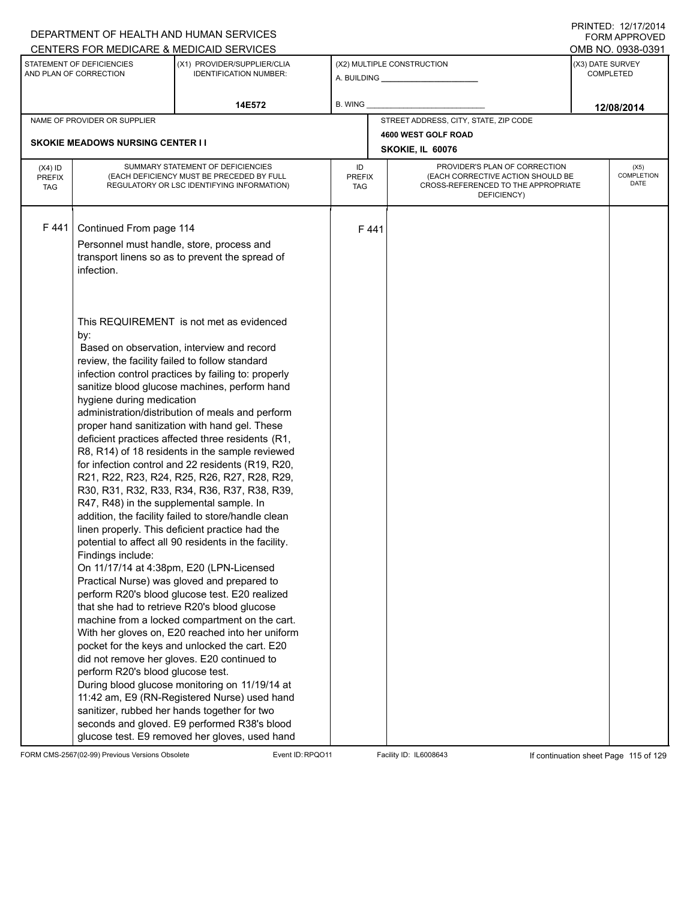DEPARTMENT OF HEALTH AND HUMAN SERVICES
CENTERS FOR MEDICARE & MEDICAID SERVICES

PRINTED: 12/17/2014
FORM APPROVED
OMB NO. 0938-0391

| STATEMENT OF DEFICIENCIES AND PLAN OF CORRECTION | (X1) PROVIDER/SUPPLIER/CLIA IDENTIFICATION NUMBER: | (X2) MULTIPLE CONSTRUCTION | (X3) DATE SURVEY COMPLETED |
|---|---|---|---|
| | 14E572 | A. BUILDING ______ B. WING ______ | 12/08/2014 |

| NAME OF PROVIDER OR SUPPLIER | STREET ADDRESS, CITY, STATE, ZIP CODE |
|---|---|
| SKOKIE MEADOWS NURSING CENTER I I | 4600 WEST GOLF ROAD SKOKIE, IL 60076 |

| (X4) ID PREFIX TAG | SUMMARY STATEMENT OF DEFICIENCIES (EACH DEFICIENCY MUST BE PRECEDED BY FULL REGULATORY OR LSC IDENTIFYING INFORMATION) | ID PREFIX TAG | PROVIDER'S PLAN OF CORRECTION (EACH CORRECTIVE ACTION SHOULD BE CROSS-REFERENCED TO THE APPROPRIATE DEFICIENCY) | (X5) COMPLETION DATE |
|---|---|---|---|---|
| F 441 | Continued From page 114 | F 441 | | |

Personnel must handle, store, process and transport linens so as to prevent the spread of infection.

This REQUIREMENT is not met as evidenced by:

Based on observation, interview and record review, the facility failed to follow standard infection control practices by failing to: properly sanitize blood glucose machines, perform hand hygiene during medication administration/distribution of meals and perform proper hand sanitization with hand gel. These deficient practices affected three residents (R1, R8, R14) of 18 residents in the sample reviewed for infection control and 22 residents (R19, R20, R21, R22, R23, R24, R25, R26, R27, R28, R29, R30, R31, R32, R33, R34, R36, R37, R38, R39, R47, R48) in the supplemental sample. In addition, the facility failed to store/handle clean linen properly. This deficient practice had the potential to affect all 90 residents in the facility.

Findings include:

On 11/17/14 at 4:38pm, E20 (LPN-Licensed Practical Nurse) was gloved and prepared to perform R20's blood glucose test. E20 realized that she had to retrieve R20's blood glucose machine from a locked compartment on the cart. With her gloves on, E20 reached into her uniform pocket for the keys and unlocked the cart. E20 did not remove her gloves. E20 continued to perform R20's blood glucose test.

During blood glucose monitoring on 11/19/14 at 11:42 am, E9 (RN-Registered Nurse) used hand sanitizer, rubbed her hands together for two seconds and gloved. E9 performed R38's blood glucose test. E9 removed her gloves, used hand

FORM CMS-2567(02-99) Previous Versions Obsolete Event ID: RPQO11 Facility ID: IL6008643 If continuation sheet Page 115 of 129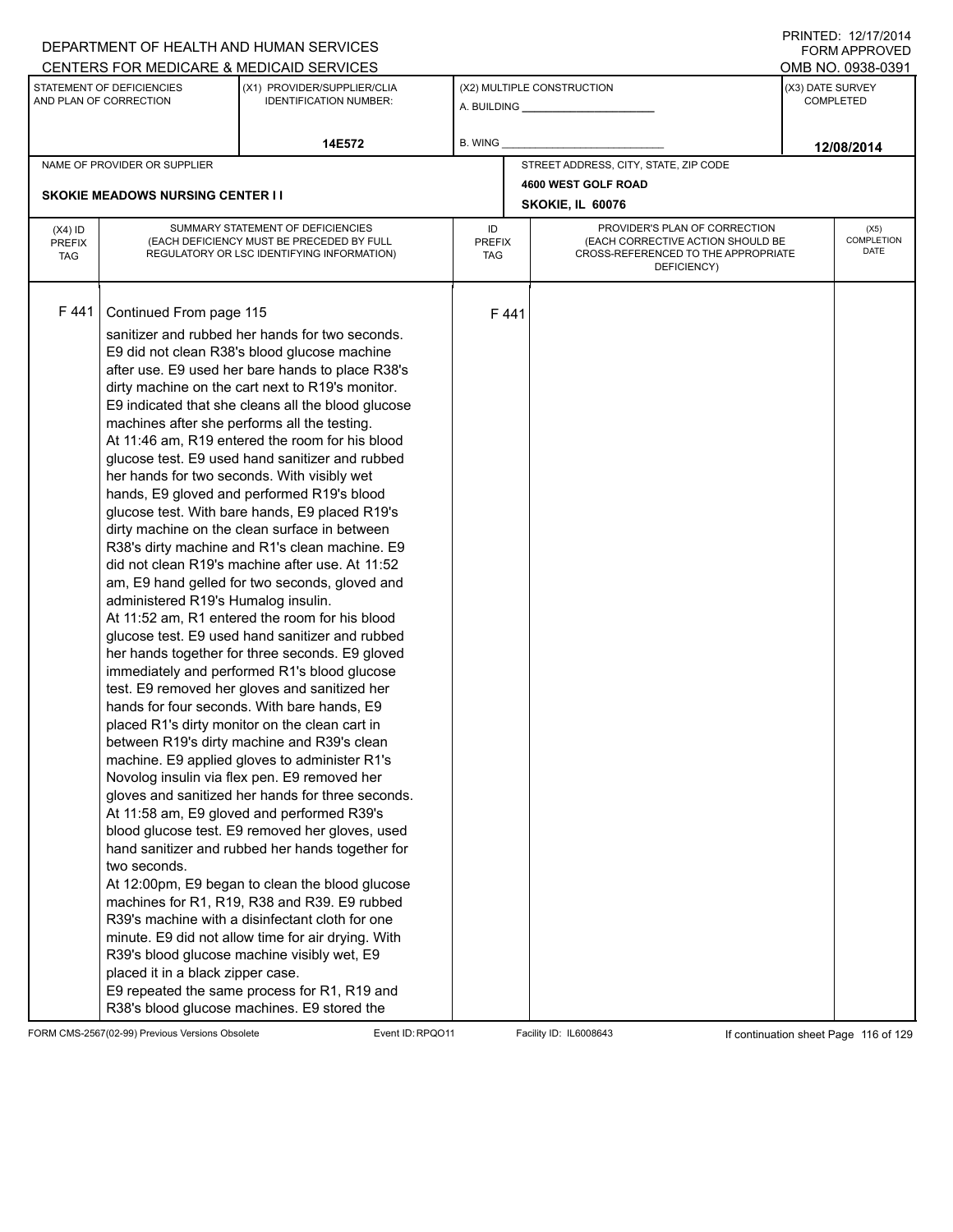DEPARTMENT OF HEALTH AND HUMAN SERVICES
CENTERS FOR MEDICARE & MEDICAID SERVICES

PRINTED: 12/17/2014
FORM APPROVED
OMB NO. 0938-0391

| STATEMENT OF DEFICIENCIES AND PLAN OF CORRECTION | (X1) PROVIDER/SUPPLIER/CLIA IDENTIFICATION NUMBER: | (X2) MULTIPLE CONSTRUCTION | (X3) DATE SURVEY COMPLETED |
|---|---|---|---|
| | 14E572 | A. BUILDING ______ B. WING ______ | 12/08/2014 |

| NAME OF PROVIDER OR SUPPLIER | STREET ADDRESS, CITY, STATE, ZIP CODE |
|---|---|
| SKOKIE MEADOWS NURSING CENTER I I | 4600 WEST GOLF ROAD SKOKIE, IL 60076 |

| (X4) ID PREFIX TAG | SUMMARY STATEMENT OF DEFICIENCIES (EACH DEFICIENCY MUST BE PRECEDED BY FULL REGULATORY OR LSC IDENTIFYING INFORMATION) | ID PREFIX TAG | PROVIDER'S PLAN OF CORRECTION (EACH CORRECTIVE ACTION SHOULD BE CROSS-REFERENCED TO THE APPROPRIATE DEFICIENCY) | (X5) COMPLETION DATE |
|---|---|---|---|---|
| F 441 | Continued From page 115 | F 441 | | |

sanitizer and rubbed her hands for two seconds. E9 did not clean R38's blood glucose machine after use. E9 used her bare hands to place R38's dirty machine on the cart next to R19's monitor. E9 indicated that she cleans all the blood glucose machines after she performs all the testing.

At 11:46 am, R19 entered the room for his blood glucose test. E9 used hand sanitizer and rubbed her hands for two seconds. With visibly wet hands, E9 gloved and performed R19's blood glucose test. With bare hands, E9 placed R19's dirty machine on the clean surface in between R38's dirty machine and R1's clean machine. E9 did not clean R19's machine after use. At 11:52 am, E9 hand gelled for two seconds, gloved and administered R19's Humalog insulin.

At 11:52 am, R1 entered the room for his blood glucose test. E9 used hand sanitizer and rubbed her hands together for three seconds. E9 gloved immediately and performed R1's blood glucose test. E9 removed her gloves and sanitized her hands for four seconds. With bare hands, E9 placed R1's dirty monitor on the clean cart in between R19's dirty machine and R39's clean machine. E9 applied gloves to administer R1's Novolog insulin via flex pen. E9 removed her gloves and sanitized her hands for three seconds.

At 11:58 am, E9 gloved and performed R39's blood glucose test. E9 removed her gloves, used hand sanitizer and rubbed her hands together for two seconds.

At 12:00pm, E9 began to clean the blood glucose machines for R1, R19, R38 and R39. E9 rubbed R39's machine with a disinfectant cloth for one minute. E9 did not allow time for air drying. With R39's blood glucose machine visibly wet, E9 placed it in a black zipper case.

E9 repeated the same process for R1, R19 and R38's blood glucose machines. E9 stored the

FORM CMS-2567(02-99) Previous Versions Obsolete Event ID: RPQO11 Facility ID: IL6008643 If continuation sheet Page 116 of 129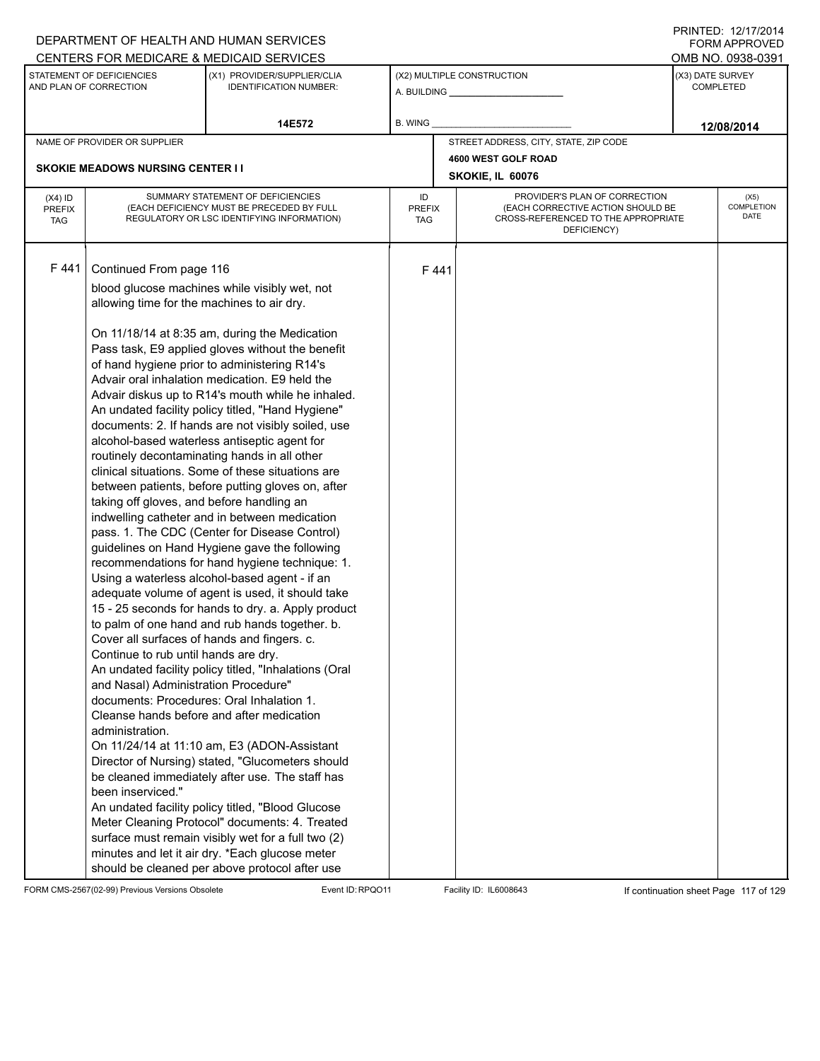DEPARTMENT OF HEALTH AND HUMAN SERVICES
CENTERS FOR MEDICARE & MEDICAID SERVICES

PRINTED: 12/17/2014
FORM APPROVED
OMB NO. 0938-0391

| STATEMENT OF DEFICIENCIES AND PLAN OF CORRECTION | (X1) PROVIDER/SUPPLIER/CLIA IDENTIFICATION NUMBER: | (X2) MULTIPLE CONSTRUCTION | (X3) DATE SURVEY COMPLETED |
|---|---|---|---|
| | 14E572 | A. BUILDING ___ B. WING ___ | 12/08/2014 |

| NAME OF PROVIDER OR SUPPLIER | STREET ADDRESS, CITY, STATE, ZIP CODE |
|---|---|
| SKOKIE MEADOWS NURSING CENTER I I | 4600 WEST GOLF ROAD SKOKIE, IL 60076 |

| (X4) ID PREFIX TAG | SUMMARY STATEMENT OF DEFICIENCIES (EACH DEFICIENCY MUST BE PRECEDED BY FULL REGULATORY OR LSC IDENTIFYING INFORMATION) | ID PREFIX TAG | PROVIDER'S PLAN OF CORRECTION (EACH CORRECTIVE ACTION SHOULD BE CROSS-REFERENCED TO THE APPROPRIATE DEFICIENCY) | (X5) COMPLETION DATE |
|---|---|---|---|---|
| F 441 | Continued From page 116 | F 441 | | |

blood glucose machines while visibly wet, not allowing time for the machines to air dry.

On 11/18/14 at 8:35 am, during the Medication Pass task, E9 applied gloves without the benefit of hand hygiene prior to administering R14's Advair oral inhalation medication. E9 held the Advair diskus up to R14's mouth while he inhaled.
An undated facility policy titled, "Hand Hygiene" documents: 2. If hands are not visibly soiled, use alcohol-based waterless antiseptic agent for routinely decontaminating hands in all other clinical situations. Some of these situations are between patients, before putting gloves on, after taking off gloves, and before handling an indwelling catheter and in between medication pass. 1. The CDC (Center for Disease Control) guidelines on Hand Hygiene gave the following recommendations for hand hygiene technique: 1. Using a waterless alcohol-based agent - if an adequate volume of agent is used, it should take 15 - 25 seconds for hands to dry. a. Apply product to palm of one hand and rub hands together. b. Cover all surfaces of hands and fingers. c. Continue to rub until hands are dry.
An undated facility policy titled, "Inhalations (Oral and Nasal) Administration Procedure" documents: Procedures: Oral Inhalation 1. Cleanse hands before and after medication administration.
On 11/24/14 at 11:10 am, E3 (ADON-Assistant Director of Nursing) stated, "Glucometers should be cleaned immediately after use. The staff has been inserviced."
An undated facility policy titled, "Blood Glucose Meter Cleaning Protocol" documents: 4. Treated surface must remain visibly wet for a full two (2) minutes and let it air dry. *Each glucose meter should be cleaned per above protocol after use

FORM CMS-2567(02-99) Previous Versions Obsolete | Event ID: RPQO11 | Facility ID: IL6008643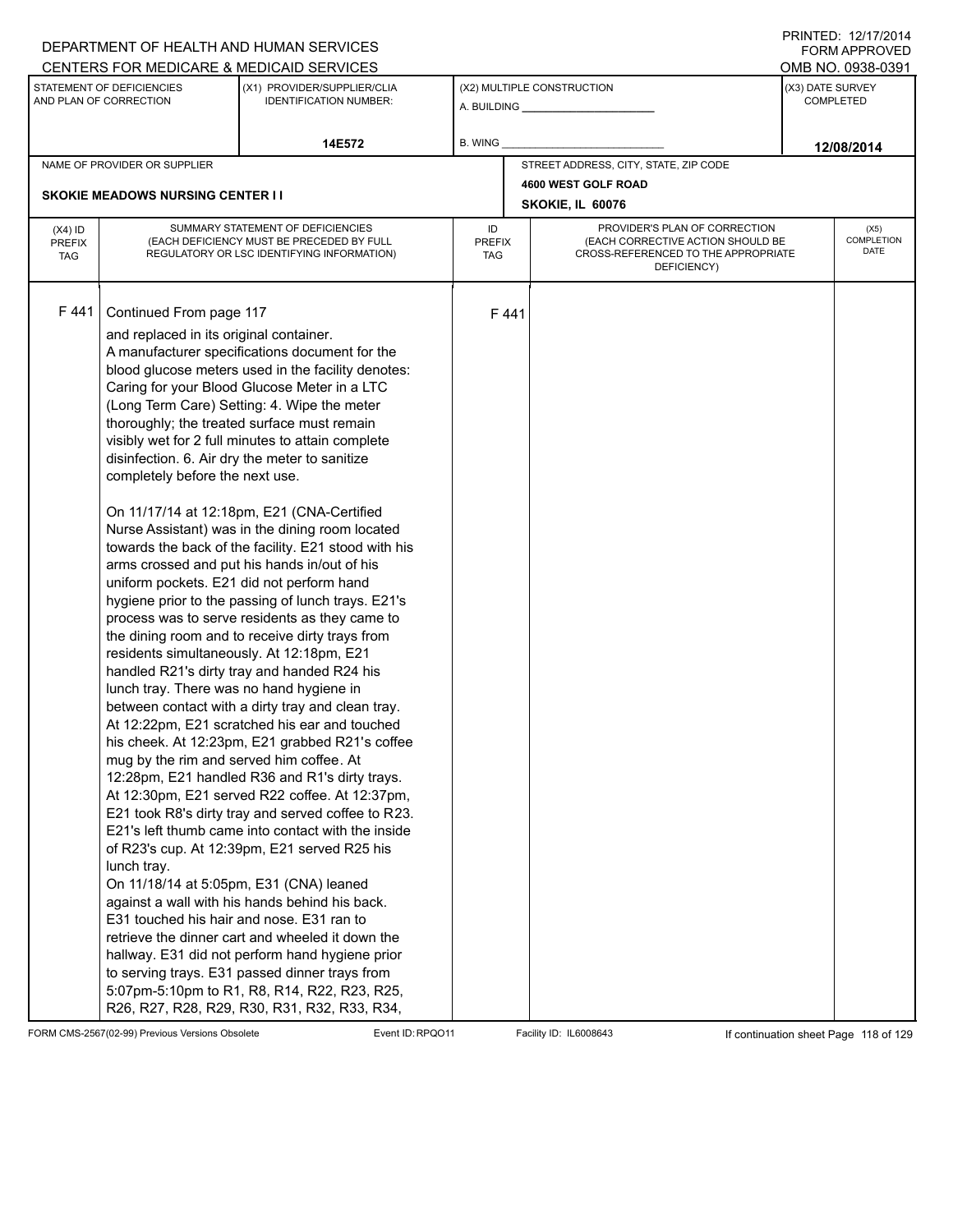DEPARTMENT OF HEALTH AND HUMAN SERVICES
CENTERS FOR MEDICARE & MEDICAID SERVICES

PRINTED: 12/17/2014
FORM APPROVED
OMB NO. 0938-0391

| STATEMENT OF DEFICIENCIES AND PLAN OF CORRECTION | (X1) PROVIDER/SUPPLIER/CLIA IDENTIFICATION NUMBER: | (X2) MULTIPLE CONSTRUCTION | (X3) DATE SURVEY COMPLETED |
|---|---|---|---|
| | 14E572 | A. BUILDING ___ B. WING ___ | 12/08/2014 |

| NAME OF PROVIDER OR SUPPLIER | STREET ADDRESS, CITY, STATE, ZIP CODE |
|---|---|
| SKOKIE MEADOWS NURSING CENTER I I | 4600 WEST GOLF ROAD SKOKIE, IL 60076 |

| (X4) ID PREFIX TAG | SUMMARY STATEMENT OF DEFICIENCIES (EACH DEFICIENCY MUST BE PRECEDED BY FULL REGULATORY OR LSC IDENTIFYING INFORMATION) | ID PREFIX TAG | PROVIDER'S PLAN OF CORRECTION (EACH CORRECTIVE ACTION SHOULD BE CROSS-REFERENCED TO THE APPROPRIATE DEFICIENCY) | (X5) COMPLETION DATE |
|---|---|---|---|---|
| F 441 | Continued From page 117 | F 441 | | |

and replaced in its original container.

A manufacturer specifications document for the blood glucose meters used in the facility denotes: Caring for your Blood Glucose Meter in a LTC (Long Term Care) Setting: 4. Wipe the meter thoroughly; the treated surface must remain visibly wet for 2 full minutes to attain complete disinfection. 6. Air dry the meter to sanitize completely before the next use.

On 11/17/14 at 12:18pm, E21 (CNA-Certified Nurse Assistant) was in the dining room located towards the back of the facility. E21 stood with his arms crossed and put his hands in/out of his uniform pockets. E21 did not perform hand hygiene prior to the passing of lunch trays. E21's process was to serve residents as they came to the dining room and to receive dirty trays from residents simultaneously. At 12:18pm, E21 handled R21's dirty tray and handed R24 his lunch tray. There was no hand hygiene in between contact with a dirty tray and clean tray. At 12:22pm, E21 scratched his ear and touched his cheek. At 12:23pm, E21 grabbed R21's coffee mug by the rim and served him coffee. At 12:28pm, E21 handled R36 and R1's dirty trays. At 12:30pm, E21 served R22 coffee. At 12:37pm, E21 took R8's dirty tray and served coffee to R23. E21's left thumb came into contact with the inside of R23's cup. At 12:39pm, E21 served R25 his lunch tray.

On 11/18/14 at 5:05pm, E31 (CNA) leaned against a wall with his hands behind his back. E31 touched his hair and nose. E31 ran to retrieve the dinner cart and wheeled it down the hallway. E31 did not perform hand hygiene prior to serving trays. E31 passed dinner trays from 5:07pm-5:10pm to R1, R8, R14, R22, R23, R25, R26, R27, R28, R29, R30, R31, R32, R33, R34,

FORM CMS-2567(02-99) Previous Versions Obsolete Event ID: RPQO11 Facility ID: IL6008643 If continuation sheet Page 118 of 129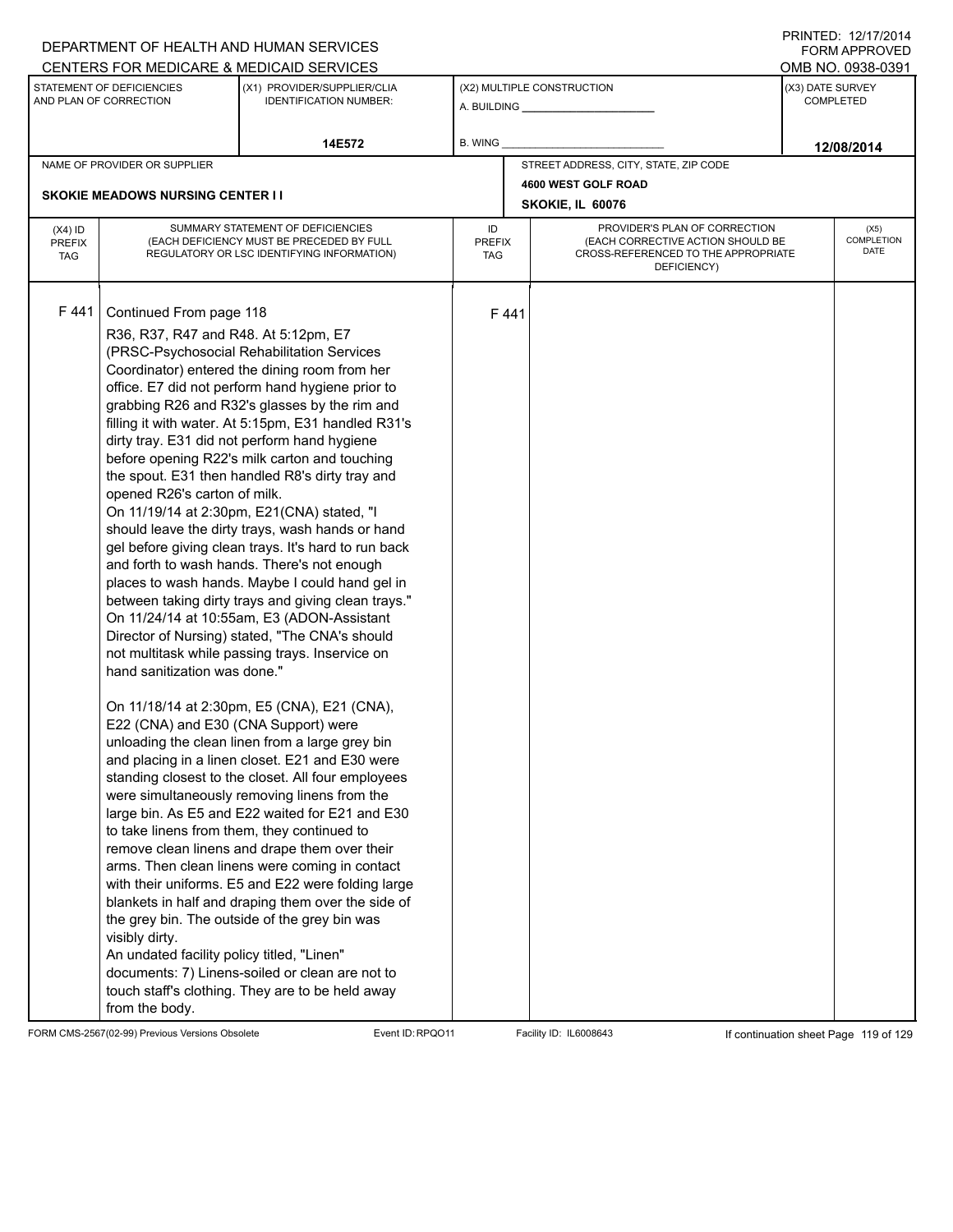DEPARTMENT OF HEALTH AND HUMAN SERVICES
CENTERS FOR MEDICARE & MEDICAID SERVICES

PRINTED: 12/17/2014
FORM APPROVED
OMB NO. 0938-0391

| STATEMENT OF DEFICIENCIES AND PLAN OF CORRECTION | (X1) PROVIDER/SUPPLIER/CLIA IDENTIFICATION NUMBER: | (X2) MULTIPLE CONSTRUCTION | (X3) DATE SURVEY COMPLETED |
|---|---|---|---|
| | 14E572 | A. BUILDING ______ B. WING ______ | 12/08/2014 |

| NAME OF PROVIDER OR SUPPLIER | STREET ADDRESS, CITY, STATE, ZIP CODE |
|---|---|
| SKOKIE MEADOWS NURSING CENTER I I | 4600 WEST GOLF ROAD SKOKIE, IL 60076 |

| (X4) ID PREFIX TAG | SUMMARY STATEMENT OF DEFICIENCIES (EACH DEFICIENCY MUST BE PRECEDED BY FULL REGULATORY OR LSC IDENTIFYING INFORMATION) | ID PREFIX TAG | PROVIDER'S PLAN OF CORRECTION (EACH CORRECTIVE ACTION SHOULD BE CROSS-REFERENCED TO THE APPROPRIATE DEFICIENCY) | (X5) COMPLETION DATE |
|---|---|---|---|---|
| F 441 | Continued From page 118 | F 441 | | |

R36, R37, R47 and R48. At 5:12pm, E7 (PRSC-Psychosocial Rehabilitation Services Coordinator) entered the dining room from her office. E7 did not perform hand hygiene prior to grabbing R26 and R32's glasses by the rim and filling it with water. At 5:15pm, E31 handled R31's dirty tray. E31 did not perform hand hygiene before opening R22's milk carton and touching the spout. E31 then handled R8's dirty tray and opened R26's carton of milk.
On 11/19/14 at 2:30pm, E21(CNA) stated, "I should leave the dirty trays, wash hands or hand gel before giving clean trays. It's hard to run back and forth to wash hands. There's not enough places to wash hands. Maybe I could hand gel in between taking dirty trays and giving clean trays."
On 11/24/14 at 10:55am, E3 (ADON-Assistant Director of Nursing) stated, "The CNA's should not multitask while passing trays. Inservice on hand sanitization was done."

On 11/18/14 at 2:30pm, E5 (CNA), E21 (CNA), E22 (CNA) and E30 (CNA Support) were unloading the clean linen from a large grey bin and placing in a linen closet. E21 and E30 were standing closest to the closet. All four employees were simultaneously removing linens from the large bin. As E5 and E22 waited for E21 and E30 to take linens from them, they continued to remove clean linens and drape them over their arms. Then clean linens were coming in contact with their uniforms. E5 and E22 were folding large blankets in half and draping them over the side of the grey bin. The outside of the grey bin was visibly dirty.
An undated facility policy titled, "Linen" documents: 7) Linens-soiled or clean are not to touch staff's clothing. They are to be held away from the body.

FORM CMS-2567(02-99) Previous Versions Obsolete Event ID: RPQO11 Facility ID: IL6008643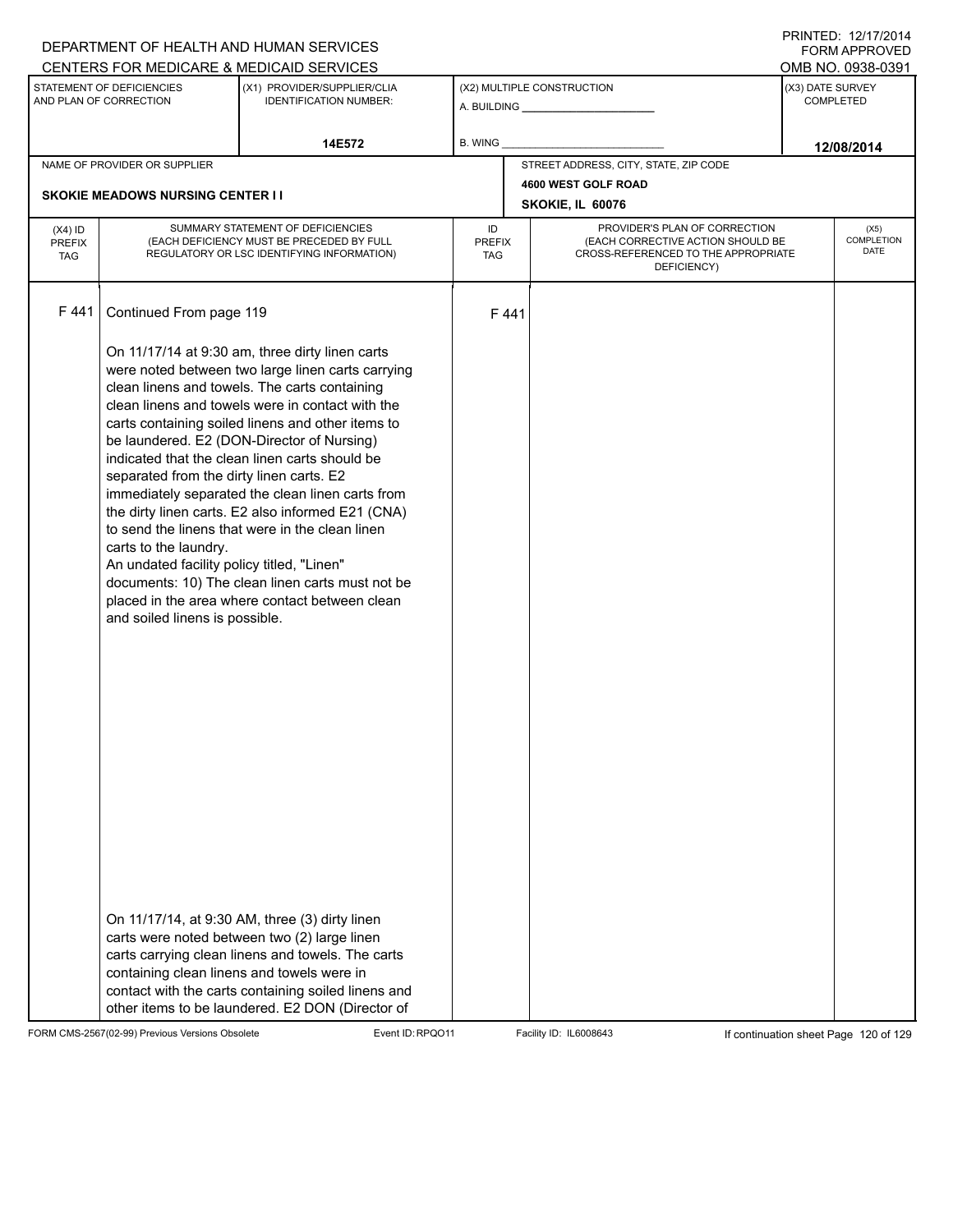DEPARTMENT OF HEALTH AND HUMAN SERVICES
CENTERS FOR MEDICARE & MEDICAID SERVICES

PRINTED: 12/17/2014
FORM APPROVED
OMB NO. 0938-0391

| STATEMENT OF DEFICIENCIES AND PLAN OF CORRECTION | (X1) PROVIDER/SUPPLIER/CLIA IDENTIFICATION NUMBER: | (X2) MULTIPLE CONSTRUCTION | (X3) DATE SURVEY COMPLETED |
|---|---|---|---|
| | 14E572 | A. BUILDING ______ B. WING ______ | 12/08/2014 |

| NAME OF PROVIDER OR SUPPLIER | STREET ADDRESS, CITY, STATE, ZIP CODE |
|---|---|
| SKOKIE MEADOWS NURSING CENTER I I | 4600 WEST GOLF ROAD SKOKIE, IL 60076 |

| (X4) ID PREFIX TAG | SUMMARY STATEMENT OF DEFICIENCIES (EACH DEFICIENCY MUST BE PRECEDED BY FULL REGULATORY OR LSC IDENTIFYING INFORMATION) | ID PREFIX TAG | PROVIDER'S PLAN OF CORRECTION (EACH CORRECTIVE ACTION SHOULD BE CROSS-REFERENCED TO THE APPROPRIATE DEFICIENCY) | (X5) COMPLETION DATE |
|---|---|---|---|---|
| F 441 | Continued From page 119<br><br>On 11/17/14 at 9:30 am, three dirty linen carts were noted between two large linen carts carrying clean linens and towels. The carts containing clean linens and towels were in contact with the carts containing soiled linens and other items to be laundered. E2 (DON-Director of Nursing) indicated that the clean linen carts should be separated from the dirty linen carts. E2 immediately separated the clean linen carts from the dirty linen carts. E2 also informed E21 (CNA) to send the linens that were in the clean linen carts to the laundry.<br>An undated facility policy titled, "Linen" documents: 10) The clean linen carts must not be placed in the area where contact between clean and soiled linens is possible.<br><br>On 11/17/14, at 9:30 AM, three (3) dirty linen carts were noted between two (2) large linen carts carrying clean linens and towels. The carts containing clean linens and towels were in contact with the carts containing soiled linens and other items to be laundered. E2 DON (Director of | F 441 | | |

FORM CMS-2567(02-99) Previous Versions Obsolete Event ID: RPQO11 Facility ID: IL6008643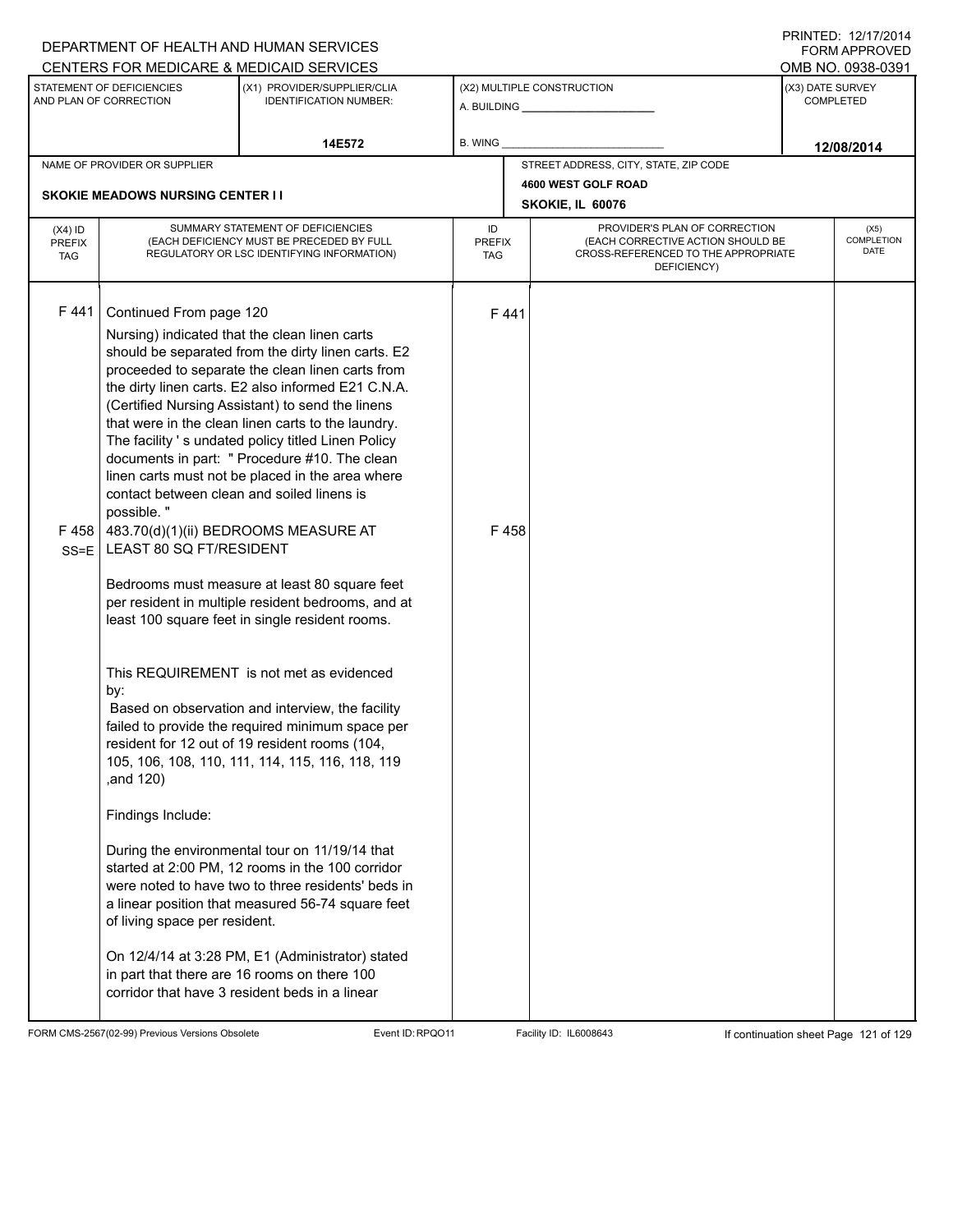DEPARTMENT OF HEALTH AND HUMAN SERVICES
CENTERS FOR MEDICARE & MEDICAID SERVICES

PRINTED: 12/17/2014
FORM APPROVED
OMB NO. 0938-0391

| STATEMENT OF DEFICIENCIES AND PLAN OF CORRECTION | (X1) PROVIDER/SUPPLIER/CLIA IDENTIFICATION NUMBER: | (X2) MULTIPLE CONSTRUCTION | (X3) DATE SURVEY COMPLETED |
|---|---|---|---|
| | 14E572 | A. BUILDING ______ B. WING ______ | 12/08/2014 |

| NAME OF PROVIDER OR SUPPLIER | STREET ADDRESS, CITY, STATE, ZIP CODE |
|---|---|
| SKOKIE MEADOWS NURSING CENTER I I | 4600 WEST GOLF ROAD SKOKIE, IL 60076 |

| (X4) ID PREFIX TAG | SUMMARY STATEMENT OF DEFICIENCIES (EACH DEFICIENCY MUST BE PRECEDED BY FULL REGULATORY OR LSC IDENTIFYING INFORMATION) | ID PREFIX TAG | PROVIDER'S PLAN OF CORRECTION (EACH CORRECTIVE ACTION SHOULD BE CROSS-REFERENCED TO THE APPROPRIATE DEFICIENCY) | (X5) COMPLETION DATE |
|---|---|---|---|---|
| F 441 | Continued From page 120<br>Nursing) indicated that the clean linen carts should be separated from the dirty linen carts. E2 proceeded to separate the clean linen carts from the dirty linen carts. E2 also informed E21 C.N.A. (Certified Nursing Assistant) to send the linens that were in the clean linen carts to the laundry. The facility ' s undated policy titled Linen Policy documents in part: " Procedure #10. The clean linen carts must not be placed in the area where contact between clean and soiled linens is possible. " | F 441 | | |
| F 458 SS=E | 483.70(d)(1)(ii) BEDROOMS MEASURE AT LEAST 80 SQ FT/RESIDENT<br><br>Bedrooms must measure at least 80 square feet per resident in multiple resident bedrooms, and at least 100 square feet in single resident rooms.<br><br>This REQUIREMENT is not met as evidenced by:<br>Based on observation and interview, the facility failed to provide the required minimum space per resident for 12 out of 19 resident rooms (104, 105, 106, 108, 110, 111, 114, 115, 116, 118, 119 ,and 120)<br><br>Findings Include:<br><br>During the environmental tour on 11/19/14 that started at 2:00 PM, 12 rooms in the 100 corridor were noted to have two to three residents' beds in a linear position that measured 56-74 square feet of living space per resident.<br><br>On 12/4/14 at 3:28 PM, E1 (Administrator) stated in part that there are 16 rooms on there 100 corridor that have 3 resident beds in a linear | F 458 | | |

FORM CMS-2567(02-99) Previous Versions Obsolete Event ID: RPQO11 Facility ID: IL6008643 If continuation sheet Page 121 of 129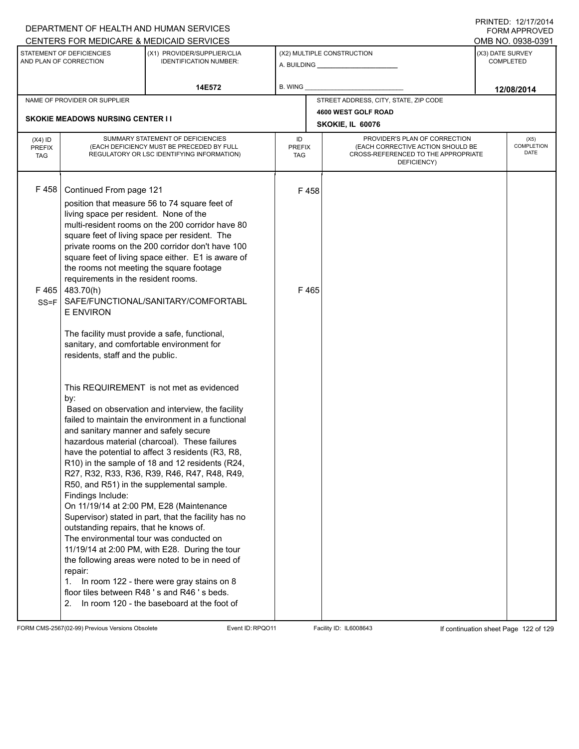DEPARTMENT OF HEALTH AND HUMAN SERVICES
CENTERS FOR MEDICARE & MEDICAID SERVICES

PRINTED: 12/17/2014
FORM APPROVED
OMB NO. 0938-0391

| STATEMENT OF DEFICIENCIES AND PLAN OF CORRECTION | (X1) PROVIDER/SUPPLIER/CLIA IDENTIFICATION NUMBER: | (X2) MULTIPLE CONSTRUCTION | (X3) DATE SURVEY COMPLETED |
|---|---|---|---|
| | 14E572 | A. BUILDING ______ B. WING ______ | 12/08/2014 |

| NAME OF PROVIDER OR SUPPLIER | STREET ADDRESS, CITY, STATE, ZIP CODE |
|---|---|
| SKOKIE MEADOWS NURSING CENTER I I | 4600 WEST GOLF ROAD SKOKIE, IL 60076 |

| (X4) ID PREFIX TAG | SUMMARY STATEMENT OF DEFICIENCIES (EACH DEFICIENCY MUST BE PRECEDED BY FULL REGULATORY OR LSC IDENTIFYING INFORMATION) | ID PREFIX TAG | PROVIDER'S PLAN OF CORRECTION (EACH CORRECTIVE ACTION SHOULD BE CROSS-REFERENCED TO THE APPROPRIATE DEFICIENCY) | (X5) COMPLETION DATE |
|---|---|---|---|---|
| F 458 | Continued From page 121<br>position that measure 56 to 74 square feet of living space per resident. None of the multi-resident rooms on the 200 corridor have 80 square feet of living space per resident. The private rooms on the 200 corridor don't have 100 square feet of living space either. E1 is aware of the rooms not meeting the square footage requirements in the resident rooms. | F 458 | | |
| F 465 SS=F | 483.70(h) SAFE/FUNCTIONAL/SANITARY/COMFORTABLE ENVIRON<br><br>The facility must provide a safe, functional, sanitary, and comfortable environment for residents, staff and the public.<br><br>This REQUIREMENT is not met as evidenced by:<br>Based on observation and interview, the facility failed to maintain the environment in a functional and sanitary manner and safely secure hazardous material (charcoal). These failures have the potential to affect 3 residents (R3, R8, R10) in the sample of 18 and 12 residents (R24, R27, R32, R33, R36, R39, R46, R47, R48, R49, R50, and R51) in the supplemental sample.<br>Findings Include:<br>On 11/19/14 at 2:00 PM, E28 (Maintenance Supervisor) stated in part, that the facility has no outstanding repairs, that he knows of.<br>The environmental tour was conducted on 11/19/14 at 2:00 PM, with E28. During the tour the following areas were noted to be in need of repair:<br>1. In room 122 - there were gray stains on 8 floor tiles between R48 ' s and R46 ' s beds.<br>2. In room 120 - the baseboard at the foot of | F 465 | | |

FORM CMS-2567(02-99) Previous Versions Obsolete Event ID: RPQO11 Facility ID: IL6008643 If continuation sheet Page 122 of 129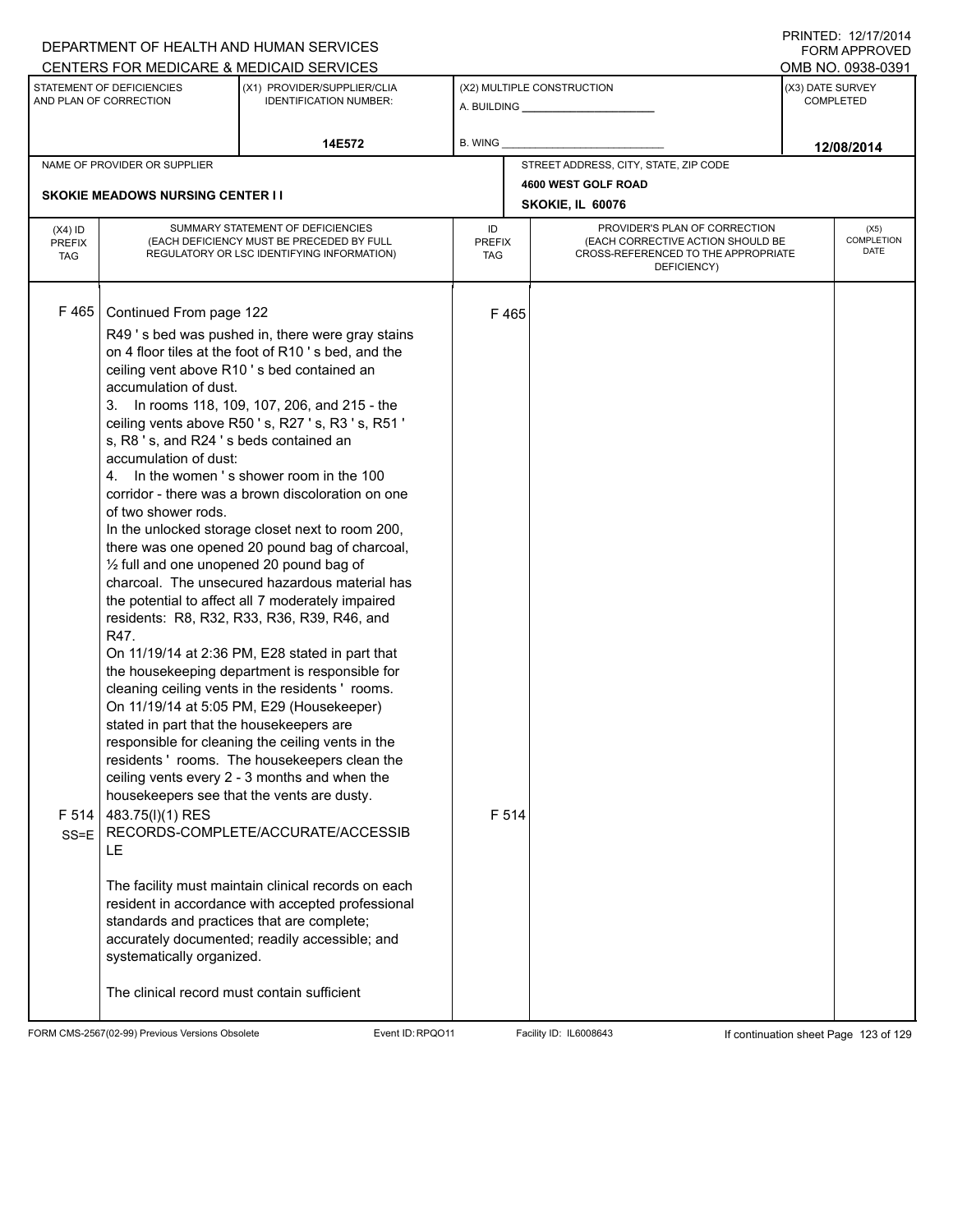DEPARTMENT OF HEALTH AND HUMAN SERVICES
CENTERS FOR MEDICARE & MEDICAID SERVICES

PRINTED: 12/17/2014
FORM APPROVED
OMB NO. 0938-0391

| STATEMENT OF DEFICIENCIES AND PLAN OF CORRECTION | (X1) PROVIDER/SUPPLIER/CLIA IDENTIFICATION NUMBER: | (X2) MULTIPLE CONSTRUCTION | (X3) DATE SURVEY COMPLETED |
|---|---|---|---|
| | 14E572 | A. BUILDING ______ B. WING ______ | 12/08/2014 |

NAME OF PROVIDER OR SUPPLIER: SKOKIE MEADOWS NURSING CENTER I I

STREET ADDRESS, CITY, STATE, ZIP CODE: 4600 WEST GOLF ROAD, SKOKIE, IL 60076

| (X4) ID PREFIX TAG | SUMMARY STATEMENT OF DEFICIENCIES (EACH DEFICIENCY MUST BE PRECEDED BY FULL REGULATORY OR LSC IDENTIFYING INFORMATION) | ID PREFIX TAG | PROVIDER'S PLAN OF CORRECTION (EACH CORRECTIVE ACTION SHOULD BE CROSS-REFERENCED TO THE APPROPRIATE DEFICIENCY) | (X5) COMPLETION DATE |
|---|---|---|---|---|
| F 465 | Continued From page 122<br>R49 ' s bed was pushed in, there were gray stains on 4 floor tiles at the foot of R10 ' s bed, and the ceiling vent above R10 ' s bed contained an accumulation of dust.<br>3. In rooms 118, 109, 107, 206, and 215 - the ceiling vents above R50 ' s, R27 ' s, R3 ' s, R51 ' s, R8 ' s, and R24 ' s beds contained an accumulation of dust:<br>4. In the women ' s shower room in the 100 corridor - there was a brown discoloration on one of two shower rods.<br>In the unlocked storage closet next to room 200, there was one opened 20 pound bag of charcoal, ½ full and one unopened 20 pound bag of charcoal. The unsecured hazardous material has the potential to affect all 7 moderately impaired residents: R8, R32, R33, R36, R39, R46, and R47.<br>On 11/19/14 at 2:36 PM, E28 stated in part that the housekeeping department is responsible for cleaning ceiling vents in the residents ' rooms.<br>On 11/19/14 at 5:05 PM, E29 (Housekeeper) stated in part that the housekeepers are responsible for cleaning the ceiling vents in the residents ' rooms. The housekeepers clean the ceiling vents every 2 - 3 months and when the housekeepers see that the vents are dusty. | F 465 | | |
| F 514 SS=E | 483.75(l)(1) RES RECORDS-COMPLETE/ACCURATE/ACCESSIBLE<br><br>The facility must maintain clinical records on each resident in accordance with accepted professional standards and practices that are complete; accurately documented; readily accessible; and systematically organized.<br><br>The clinical record must contain sufficient | F 514 | | |

FORM CMS-2567(02-99) Previous Versions Obsolete | Event ID: RPQO11 | Facility ID: IL6008643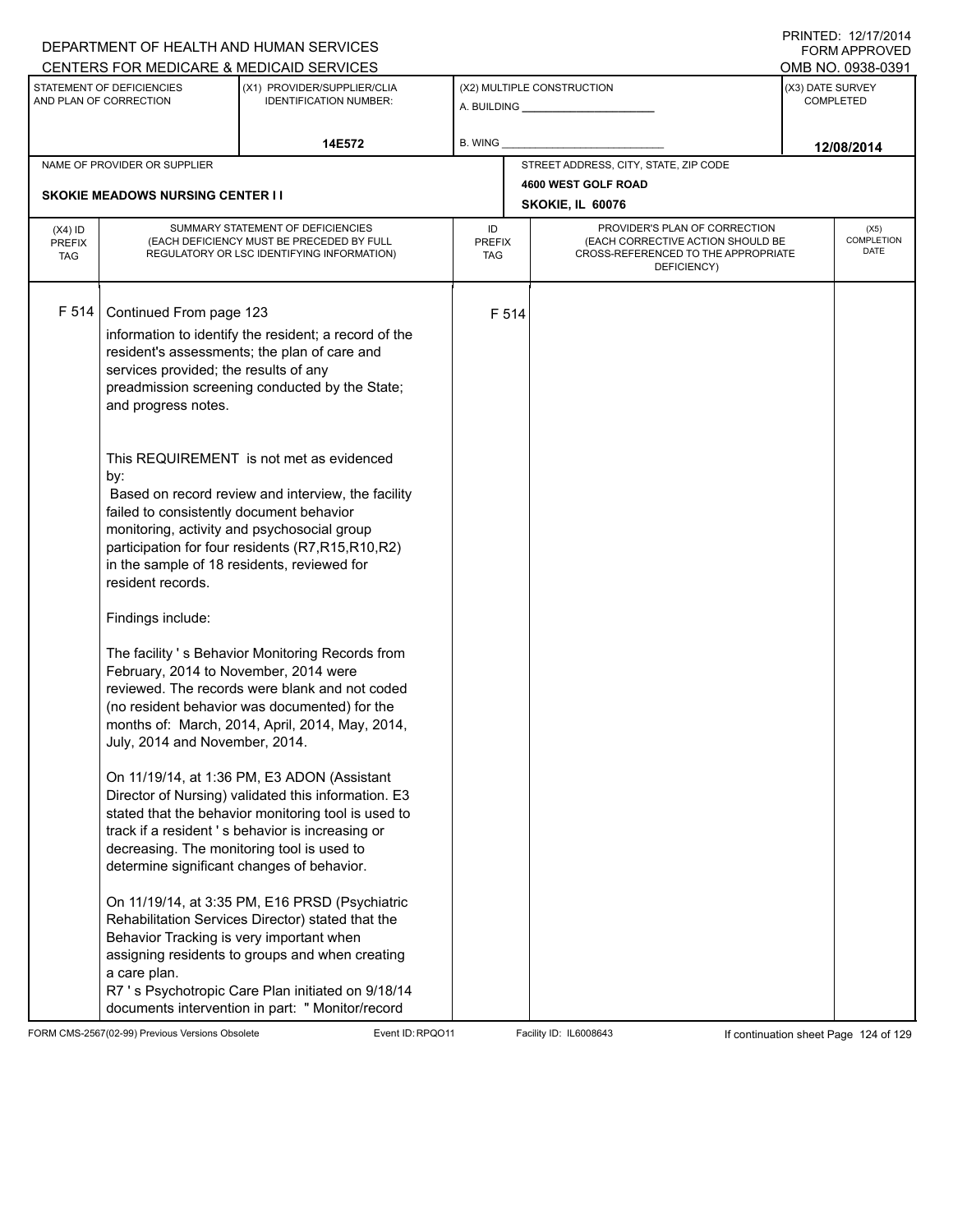DEPARTMENT OF HEALTH AND HUMAN SERVICES
CENTERS FOR MEDICARE & MEDICAID SERVICES

PRINTED: 12/17/2014
FORM APPROVED
OMB NO. 0938-0391

| STATEMENT OF DEFICIENCIES AND PLAN OF CORRECTION | (X1) PROVIDER/SUPPLIER/CLIA IDENTIFICATION NUMBER: | (X2) MULTIPLE CONSTRUCTION | (X3) DATE SURVEY COMPLETED |
|---|---|---|---|
| | 14E572 | A. BUILDING ___ B. WING ___ | 12/08/2014 |

NAME OF PROVIDER OR SUPPLIER: SKOKIE MEADOWS NURSING CENTER I I

STREET ADDRESS, CITY, STATE, ZIP CODE: 4600 WEST GOLF ROAD, SKOKIE, IL 60076

| (X4) ID PREFIX TAG | SUMMARY STATEMENT OF DEFICIENCIES (EACH DEFICIENCY MUST BE PRECEDED BY FULL REGULATORY OR LSC IDENTIFYING INFORMATION) | ID PREFIX TAG | PROVIDER'S PLAN OF CORRECTION (EACH CORRECTIVE ACTION SHOULD BE CROSS-REFERENCED TO THE APPROPRIATE DEFICIENCY) | (X5) COMPLETION DATE |
|---|---|---|---|---|
| F 514 | Continued From page 123 | F 514 | | |

information to identify the resident; a record of the resident's assessments; the plan of care and services provided; the results of any preadmission screening conducted by the State; and progress notes.

This REQUIREMENT is not met as evidenced by:
Based on record review and interview, the facility failed to consistently document behavior monitoring, activity and psychosocial group participation for four residents (R7,R15,R10,R2) in the sample of 18 residents, reviewed for resident records.

Findings include:

The facility ' s Behavior Monitoring Records from February, 2014 to November, 2014 were reviewed. The records were blank and not coded (no resident behavior was documented) for the months of: March, 2014, April, 2014, May, 2014, July, 2014 and November, 2014.

On 11/19/14, at 1:36 PM, E3 ADON (Assistant Director of Nursing) validated this information. E3 stated that the behavior monitoring tool is used to track if a resident ' s behavior is increasing or decreasing. The monitoring tool is used to determine significant changes of behavior.

On 11/19/14, at 3:35 PM, E16 PRSD (Psychiatric Rehabilitation Services Director) stated that the Behavior Tracking is very important when assigning residents to groups and when creating a care plan.
R7 ' s Psychotropic Care Plan initiated on 9/18/14 documents intervention in part: " Monitor/record

FORM CMS-2567(02-99) Previous Versions Obsolete | Event ID: RPQO11 | Facility ID: IL6008643 | If continuation sheet Page 124 of 129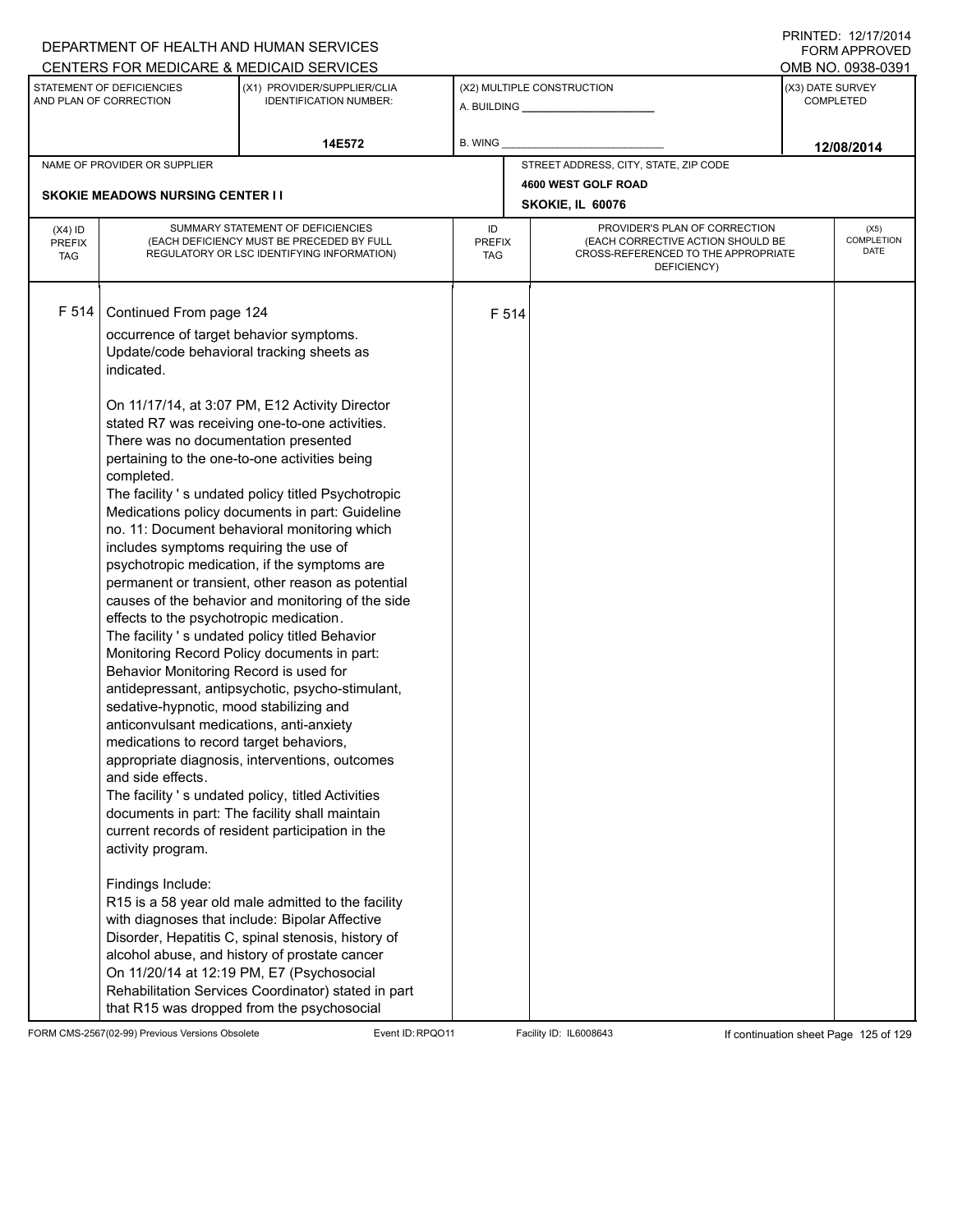DEPARTMENT OF HEALTH AND HUMAN SERVICES
CENTERS FOR MEDICARE & MEDICAID SERVICES

PRINTED: 12/17/2014
FORM APPROVED
OMB NO. 0938-0391

| STATEMENT OF DEFICIENCIES AND PLAN OF CORRECTION | (X1) PROVIDER/SUPPLIER/CLIA IDENTIFICATION NUMBER: | (X2) MULTIPLE CONSTRUCTION | (X3) DATE SURVEY COMPLETED |
|---|---|---|---|
| | 14E572 | A. BUILDING ______ B. WING ______ | 12/08/2014 |

| NAME OF PROVIDER OR SUPPLIER | STREET ADDRESS, CITY, STATE, ZIP CODE |
|---|---|
| SKOKIE MEADOWS NURSING CENTER I I | 4600 WEST GOLF ROAD SKOKIE, IL 60076 |

| (X4) ID PREFIX TAG | SUMMARY STATEMENT OF DEFICIENCIES (EACH DEFICIENCY MUST BE PRECEDED BY FULL REGULATORY OR LSC IDENTIFYING INFORMATION) | ID PREFIX TAG | PROVIDER'S PLAN OF CORRECTION (EACH CORRECTIVE ACTION SHOULD BE CROSS-REFERENCED TO THE APPROPRIATE DEFICIENCY) | (X5) COMPLETION DATE |
|---|---|---|---|---|
| F 514 | Continued From page 124 | F 514 | | |

occurrence of target behavior symptoms. Update/code behavioral tracking sheets as indicated.

On 11/17/14, at 3:07 PM, E12 Activity Director stated R7 was receiving one-to-one activities. There was no documentation presented pertaining to the one-to-one activities being completed.
The facility ' s undated policy titled Psychotropic Medications policy documents in part: Guideline no. 11: Document behavioral monitoring which includes symptoms requiring the use of psychotropic medication, if the symptoms are permanent or transient, other reason as potential causes of the behavior and monitoring of the side effects to the psychotropic medication.
The facility ' s undated policy titled Behavior Monitoring Record Policy documents in part: Behavior Monitoring Record is used for antidepressant, antipsychotic, psycho-stimulant, sedative-hypnotic, mood stabilizing and anticonvulsant medications, anti-anxiety medications to record target behaviors, appropriate diagnosis, interventions, outcomes and side effects.
The facility ' s undated policy, titled Activities documents in part: The facility shall maintain current records of resident participation in the activity program.

Findings Include:
R15 is a 58 year old male admitted to the facility with diagnoses that include: Bipolar Affective Disorder, Hepatitis C, spinal stenosis, history of alcohol abuse, and history of prostate cancer
On 11/20/14 at 12:19 PM, E7 (Psychosocial Rehabilitation Services Coordinator) stated in part that R15 was dropped from the psychosocial

FORM CMS-2567(02-99) Previous Versions Obsolete Event ID: RPQO11 Facility ID: IL6008643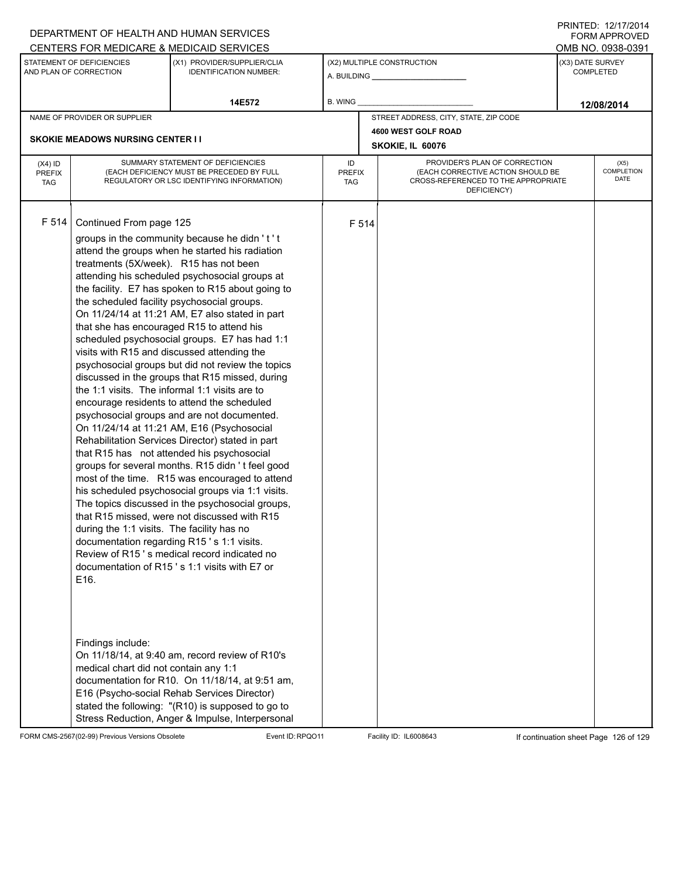DEPARTMENT OF HEALTH AND HUMAN SERVICES
CENTERS FOR MEDICARE & MEDICAID SERVICES

PRINTED: 12/17/2014
FORM APPROVED
OMB NO. 0938-0391

| STATEMENT OF DEFICIENCIES AND PLAN OF CORRECTION | (X1) PROVIDER/SUPPLIER/CLIA IDENTIFICATION NUMBER: | (X2) MULTIPLE CONSTRUCTION | (X3) DATE SURVEY COMPLETED |
|---|---|---|---|
| | 14E572 | A. BUILDING ______ B. WING ______ | 12/08/2014 |

NAME OF PROVIDER OR SUPPLIER: SKOKIE MEADOWS NURSING CENTER I I

STREET ADDRESS, CITY, STATE, ZIP CODE: 4600 WEST GOLF ROAD, SKOKIE, IL 60076

| (X4) ID PREFIX TAG | SUMMARY STATEMENT OF DEFICIENCIES (EACH DEFICIENCY MUST BE PRECEDED BY FULL REGULATORY OR LSC IDENTIFYING INFORMATION) | ID PREFIX TAG | PROVIDER'S PLAN OF CORRECTION (EACH CORRECTIVE ACTION SHOULD BE CROSS-REFERENCED TO THE APPROPRIATE DEFICIENCY) | (X5) COMPLETION DATE |
|---|---|---|---|---|
| F 514 | Continued From page 125<br>groups in the community because he didn ' t ' t attend the groups when he started his radiation treatments (5X/week). R15 has not been attending his scheduled psychosocial groups at the facility. E7 has spoken to R15 about going to the scheduled facility psychosocial groups.<br>On 11/24/14 at 11:21 AM, E7 also stated in part that she has encouraged R15 to attend his scheduled psychosocial groups. E7 has had 1:1 visits with R15 and discussed attending the psychosocial groups but did not review the topics discussed in the groups that R15 missed, during the 1:1 visits. The informal 1:1 visits are to encourage residents to attend the scheduled psychosocial groups and are not documented.<br>On 11/24/14 at 11:21 AM, E16 (Psychosocial Rehabilitation Services Director) stated in part that R15 has not attended his psychosocial groups for several months. R15 didn ' t feel good most of the time. R15 was encouraged to attend his scheduled psychosocial groups via 1:1 visits. The topics discussed in the psychosocial groups, that R15 missed, were not discussed with R15 during the 1:1 visits. The facility has no documentation regarding R15 ' s 1:1 visits.<br>Review of R15 ' s medical record indicated no documentation of R15 ' s 1:1 visits with E7 or E16.<br><br>Findings include:<br>On 11/18/14, at 9:40 am, record review of R10's medical chart did not contain any 1:1 documentation for R10. On 11/18/14, at 9:51 am, E16 (Psycho-social Rehab Services Director) stated the following: "(R10) is supposed to go to Stress Reduction, Anger & Impulse, Interpersonal | F 514 | | |

FORM CMS-2567(02-99) Previous Versions Obsolete | Event ID: RPQO11 | Facility ID: IL6008643 | If continuation sheet Page 126 of 129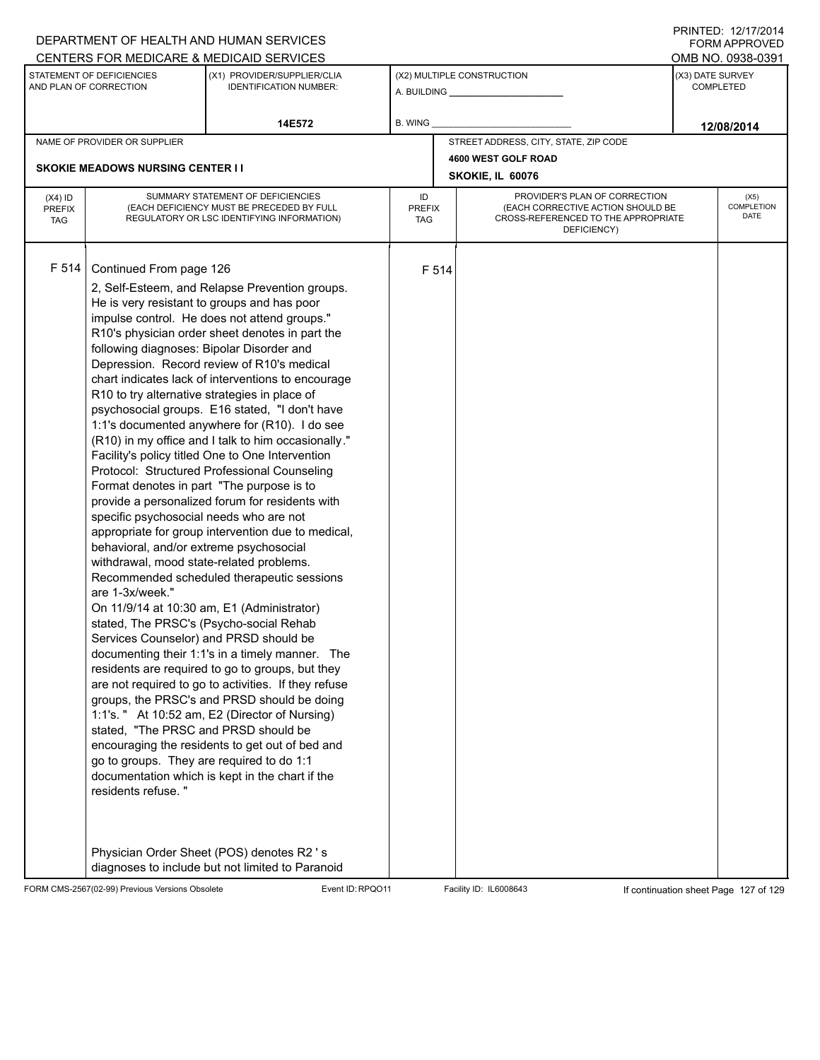DEPARTMENT OF HEALTH AND HUMAN SERVICES
CENTERS FOR MEDICARE & MEDICAID SERVICES

PRINTED: 12/17/2014
FORM APPROVED
OMB NO. 0938-0391

| STATEMENT OF DEFICIENCIES AND PLAN OF CORRECTION | (X1) PROVIDER/SUPPLIER/CLIA IDENTIFICATION NUMBER: | (X2) MULTIPLE CONSTRUCTION | (X3) DATE SURVEY COMPLETED |
|---|---|---|---|
| | 14E572 | A. BUILDING ______ B. WING ______ | 12/08/2014 |

| NAME OF PROVIDER OR SUPPLIER | STREET ADDRESS, CITY, STATE, ZIP CODE |
|---|---|
| SKOKIE MEADOWS NURSING CENTER I I | 4600 WEST GOLF ROAD SKOKIE, IL 60076 |

| (X4) ID PREFIX TAG | SUMMARY STATEMENT OF DEFICIENCIES (EACH DEFICIENCY MUST BE PRECEDED BY FULL REGULATORY OR LSC IDENTIFYING INFORMATION) | ID PREFIX TAG | PROVIDER'S PLAN OF CORRECTION (EACH CORRECTIVE ACTION SHOULD BE CROSS-REFERENCED TO THE APPROPRIATE DEFICIENCY) | (X5) COMPLETION DATE |
|---|---|---|---|---|
| F 514 | Continued From page 126<br>2, Self-Esteem, and Relapse Prevention groups. He is very resistant to groups and has poor impulse control. He does not attend groups."<br>R10's physician order sheet denotes in part the following diagnoses: Bipolar Disorder and Depression. Record review of R10's medical chart indicates lack of interventions to encourage R10 to try alternative strategies in place of psychosocial groups. E16 stated, "I don't have 1:1's documented anywhere for (R10). I do see (R10) in my office and I talk to him occasionally."<br>Facility's policy titled One to One Intervention Protocol: Structured Professional Counseling Format denotes in part "The purpose is to provide a personalized forum for residents with specific psychosocial needs who are not appropriate for group intervention due to medical, behavioral, and/or extreme psychosocial withdrawal, mood state-related problems. Recommended scheduled therapeutic sessions are 1-3x/week."<br>On 11/9/14 at 10:30 am, E1 (Administrator) stated, The PRSC's (Psycho-social Rehab Services Counselor) and PRSD should be documenting their 1:1's in a timely manner. The residents are required to go to groups, but they are not required to go to activities. If they refuse groups, the PRSC's and PRSD should be doing 1:1's. " At 10:52 am, E2 (Director of Nursing) stated, "The PRSC and PRSD should be encouraging the residents to get out of bed and go to groups. They are required to do 1:1 documentation which is kept in the chart if the residents refuse. "<br><br>Physician Order Sheet (POS) denotes R2 ' s diagnoses to include but not limited to Paranoid | F 514 | | |

FORM CMS-2567(02-99) Previous Versions Obsolete Event ID: RPQO11 Facility ID: IL6008643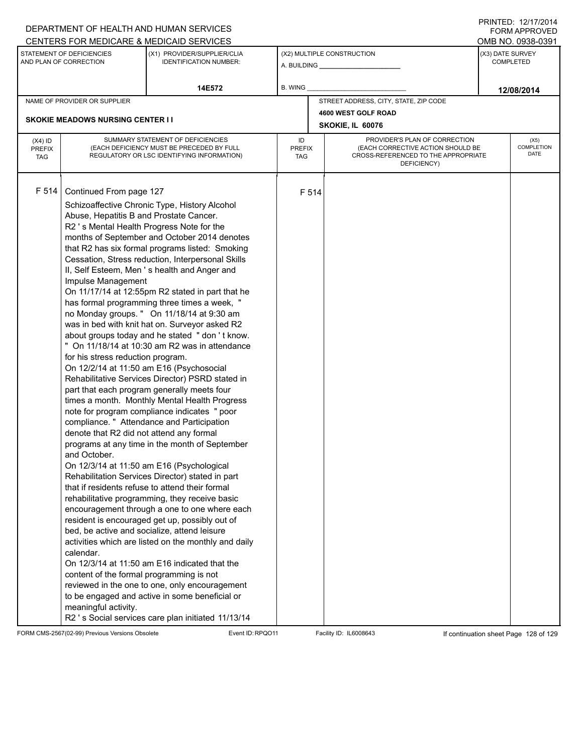DEPARTMENT OF HEALTH AND HUMAN SERVICES
CENTERS FOR MEDICARE & MEDICAID SERVICES

PRINTED: 12/17/2014
FORM APPROVED
OMB NO. 0938-0391

| STATEMENT OF DEFICIENCIES AND PLAN OF CORRECTION | (X1) PROVIDER/SUPPLIER/CLIA IDENTIFICATION NUMBER: | (X2) MULTIPLE CONSTRUCTION | (X3) DATE SURVEY COMPLETED |
|---|---|---|---|
| | 14E572 | A. BUILDING ______ B. WING ______ | 12/08/2014 |

NAME OF PROVIDER OR SUPPLIER: SKOKIE MEADOWS NURSING CENTER I I

STREET ADDRESS, CITY, STATE, ZIP CODE: 4600 WEST GOLF ROAD, SKOKIE, IL 60076

| (X4) ID PREFIX TAG | SUMMARY STATEMENT OF DEFICIENCIES (EACH DEFICIENCY MUST BE PRECEDED BY FULL REGULATORY OR LSC IDENTIFYING INFORMATION) | ID PREFIX TAG | PROVIDER'S PLAN OF CORRECTION (EACH CORRECTIVE ACTION SHOULD BE CROSS-REFERENCED TO THE APPROPRIATE DEFICIENCY) | (X5) COMPLETION DATE |
|---|---|---|---|---|
| F 514 | Continued From page 127<br>Schizoaffective Chronic Type, History Alcohol Abuse, Hepatitis B and Prostate Cancer.<br>R2 ' s Mental Health Progress Note for the months of September and October 2014 denotes that R2 has six formal programs listed: Smoking Cessation, Stress reduction, Interpersonal Skills II, Self Esteem, Men ' s health and Anger and Impulse Management<br>On 11/17/14 at 12:55pm R2 stated in part that he has formal programming three times a week, " no Monday groups. " On 11/18/14 at 9:30 am was in bed with knit hat on. Surveyor asked R2 about groups today and he stated " don ' t know. " On 11/18/14 at 10:30 am R2 was in attendance for his stress reduction program.<br>On 12/2/14 at 11:50 am E16 (Psychosocial Rehabilitative Services Director) PSRD stated in part that each program generally meets four times a month. Monthly Mental Health Progress note for program compliance indicates " poor compliance. " Attendance and Participation denote that R2 did not attend any formal programs at any time in the month of September and October.<br>On 12/3/14 at 11:50 am E16 (Psychological Rehabilitation Services Director) stated in part that if residents refuse to attend their formal rehabilitative programming, they receive basic encouragement through a one to one where each resident is encouraged get up, possibly out of bed, be active and socialize, attend leisure activities which are listed on the monthly and daily calendar.<br>On 12/3/14 at 11:50 am E16 indicated that the content of the formal programming is not reviewed in the one to one, only encouragement to be engaged and active in some beneficial or meaningful activity.<br>R2 ' s Social services care plan initiated 11/13/14 | F 514 | | |

FORM CMS-2567(02-99) Previous Versions Obsolete Event ID: RPQO11 Facility ID: IL6008643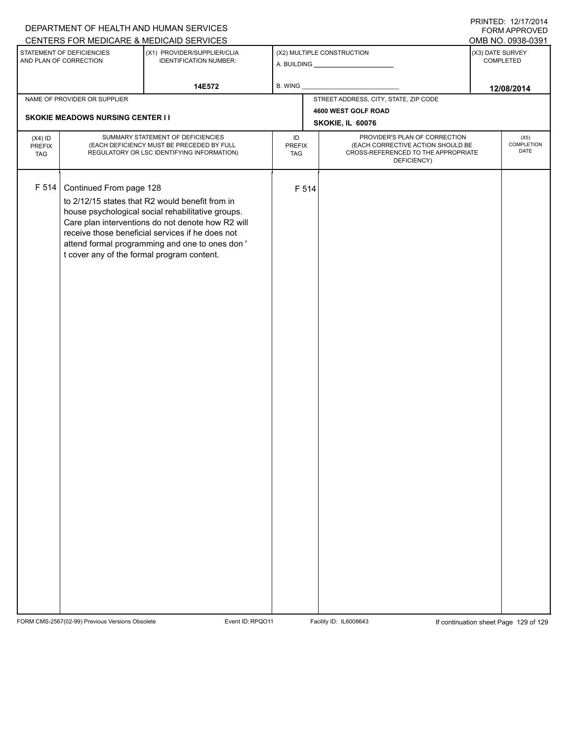DEPARTMENT OF HEALTH AND HUMAN SERVICES
CENTERS FOR MEDICARE & MEDICAID SERVICES

PRINTED: 12/17/2014
FORM APPROVED
OMB NO. 0938-0391

| STATEMENT OF DEFICIENCIES AND PLAN OF CORRECTION | (X1) PROVIDER/SUPPLIER/CLIA IDENTIFICATION NUMBER: | (X2) MULTIPLE CONSTRUCTION | (X3) DATE SURVEY COMPLETED |
|---|---|---|---|
| | 14E572 | A. BUILDING _______ B. WING _______ | 12/08/2014 |

NAME OF PROVIDER OR SUPPLIER: **SKOKIE MEADOWS NURSING CENTER I I**

STREET ADDRESS, CITY, STATE, ZIP CODE: **4600 WEST GOLF ROAD, SKOKIE, IL 60076**

| (X4) ID PREFIX TAG | SUMMARY STATEMENT OF DEFICIENCIES (EACH DEFICIENCY MUST BE PRECEDED BY FULL REGULATORY OR LSC IDENTIFYING INFORMATION) | ID PREFIX TAG | PROVIDER'S PLAN OF CORRECTION (EACH CORRECTIVE ACTION SHOULD BE CROSS-REFERENCED TO THE APPROPRIATE DEFICIENCY) | (X5) COMPLETION DATE |
|---|---|---|---|---|
| F 514 | Continued From page 128<br>to 2/12/15 states that R2 would benefit from in house psychological social rehabilitative groups. Care plan interventions do not denote how R2 will receive those beneficial services if he does not attend formal programming and one to ones don ' t cover any of the formal program content. | F 514 | | |

FORM CMS-2567(02-99) Previous Versions Obsolete | Event ID: RPQO11 | Facility ID: IL6008643 | If continuation sheet Page 129 of 129